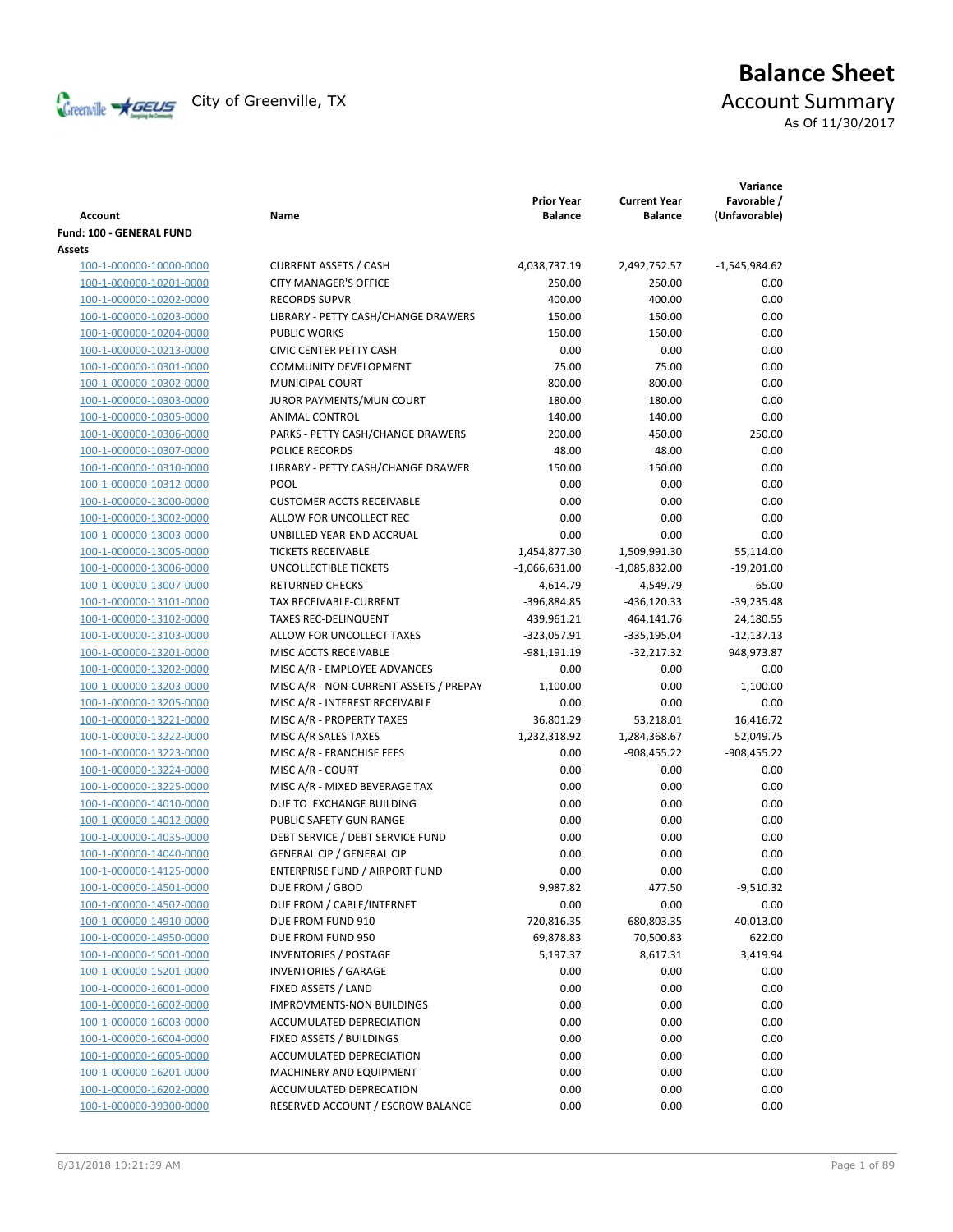City of Greenville, TX

# Balance Sheet

## Account Summary

As Of 11/30/2017

| Account | Name | Prior Year Balance | Current Year Balance | Variance Favorable / (Unfavorable) |
|---|---|---|---|---|
| **Fund: 100 - GENERAL FUND** | | | | |
| **Assets** | | | | |
| 100-1-000000-10000-0000 | CURRENT ASSETS / CASH | 4,038,737.19 | 2,492,752.57 | -1,545,984.62 |
| 100-1-000000-10201-0000 | CITY MANAGER'S OFFICE | 250.00 | 250.00 | 0.00 |
| 100-1-000000-10202-0000 | RECORDS SUPVR | 400.00 | 400.00 | 0.00 |
| 100-1-000000-10203-0000 | LIBRARY - PETTY CASH/CHANGE DRAWERS | 150.00 | 150.00 | 0.00 |
| 100-1-000000-10204-0000 | PUBLIC WORKS | 150.00 | 150.00 | 0.00 |
| 100-1-000000-10213-0000 | CIVIC CENTER PETTY CASH | 0.00 | 0.00 | 0.00 |
| 100-1-000000-10301-0000 | COMMUNITY DEVELOPMENT | 75.00 | 75.00 | 0.00 |
| 100-1-000000-10302-0000 | MUNICIPAL COURT | 800.00 | 800.00 | 0.00 |
| 100-1-000000-10303-0000 | JUROR PAYMENTS/MUN COURT | 180.00 | 180.00 | 0.00 |
| 100-1-000000-10305-0000 | ANIMAL CONTROL | 140.00 | 140.00 | 0.00 |
| 100-1-000000-10306-0000 | PARKS - PETTY CASH/CHANGE DRAWERS | 200.00 | 450.00 | 250.00 |
| 100-1-000000-10307-0000 | POLICE RECORDS | 48.00 | 48.00 | 0.00 |
| 100-1-000000-10310-0000 | LIBRARY - PETTY CASH/CHANGE DRAWER | 150.00 | 150.00 | 0.00 |
| 100-1-000000-10312-0000 | POOL | 0.00 | 0.00 | 0.00 |
| 100-1-000000-13000-0000 | CUSTOMER ACCTS RECEIVABLE | 0.00 | 0.00 | 0.00 |
| 100-1-000000-13002-0000 | ALLOW FOR UNCOLLECT REC | 0.00 | 0.00 | 0.00 |
| 100-1-000000-13003-0000 | UNBILLED YEAR-END ACCRUAL | 0.00 | 0.00 | 0.00 |
| 100-1-000000-13005-0000 | TICKETS RECEIVABLE | 1,454,877.30 | 1,509,991.30 | 55,114.00 |
| 100-1-000000-13006-0000 | UNCOLLECTIBLE TICKETS | -1,066,631.00 | -1,085,832.00 | -19,201.00 |
| 100-1-000000-13007-0000 | RETURNED CHECKS | 4,614.79 | 4,549.79 | -65.00 |
| 100-1-000000-13101-0000 | TAX RECEIVABLE-CURRENT | -396,884.85 | -436,120.33 | -39,235.48 |
| 100-1-000000-13102-0000 | TAXES REC-DELINQUENT | 439,961.21 | 464,141.76 | 24,180.55 |
| 100-1-000000-13103-0000 | ALLOW FOR UNCOLLECT TAXES | -323,057.91 | -335,195.04 | -12,137.13 |
| 100-1-000000-13201-0000 | MISC ACCTS RECEIVABLE | -981,191.19 | -32,217.32 | 948,973.87 |
| 100-1-000000-13202-0000 | MISC A/R - EMPLOYEE ADVANCES | 0.00 | 0.00 | 0.00 |
| 100-1-000000-13203-0000 | MISC A/R - NON-CURRENT ASSETS / PREPAY | 1,100.00 | 0.00 | -1,100.00 |
| 100-1-000000-13205-0000 | MISC A/R - INTEREST RECEIVABLE | 0.00 | 0.00 | 0.00 |
| 100-1-000000-13221-0000 | MISC A/R - PROPERTY TAXES | 36,801.29 | 53,218.01 | 16,416.72 |
| 100-1-000000-13222-0000 | MISC A/R SALES TAXES | 1,232,318.92 | 1,284,368.67 | 52,049.75 |
| 100-1-000000-13223-0000 | MISC A/R - FRANCHISE FEES | 0.00 | -908,455.22 | -908,455.22 |
| 100-1-000000-13224-0000 | MISC A/R - COURT | 0.00 | 0.00 | 0.00 |
| 100-1-000000-13225-0000 | MISC A/R - MIXED BEVERAGE TAX | 0.00 | 0.00 | 0.00 |
| 100-1-000000-14010-0000 | DUE TO EXCHANGE BUILDING | 0.00 | 0.00 | 0.00 |
| 100-1-000000-14012-0000 | PUBLIC SAFETY GUN RANGE | 0.00 | 0.00 | 0.00 |
| 100-1-000000-14035-0000 | DEBT SERVICE / DEBT SERVICE FUND | 0.00 | 0.00 | 0.00 |
| 100-1-000000-14040-0000 | GENERAL CIP / GENERAL CIP | 0.00 | 0.00 | 0.00 |
| 100-1-000000-14125-0000 | ENTERPRISE FUND / AIRPORT FUND | 0.00 | 0.00 | 0.00 |
| 100-1-000000-14501-0000 | DUE FROM / GBOD | 9,987.82 | 477.50 | -9,510.32 |
| 100-1-000000-14502-0000 | DUE FROM / CABLE/INTERNET | 0.00 | 0.00 | 0.00 |
| 100-1-000000-14910-0000 | DUE FROM FUND 910 | 720,816.35 | 680,803.35 | -40,013.00 |
| 100-1-000000-14950-0000 | DUE FROM FUND 950 | 69,878.83 | 70,500.83 | 622.00 |
| 100-1-000000-15001-0000 | INVENTORIES / POSTAGE | 5,197.37 | 8,617.31 | 3,419.94 |
| 100-1-000000-15201-0000 | INVENTORIES / GARAGE | 0.00 | 0.00 | 0.00 |
| 100-1-000000-16001-0000 | FIXED ASSETS / LAND | 0.00 | 0.00 | 0.00 |
| 100-1-000000-16002-0000 | IMPROVMENTS-NON BUILDINGS | 0.00 | 0.00 | 0.00 |
| 100-1-000000-16003-0000 | ACCUMULATED DEPRECIATION | 0.00 | 0.00 | 0.00 |
| 100-1-000000-16004-0000 | FIXED ASSETS / BUILDINGS | 0.00 | 0.00 | 0.00 |
| 100-1-000000-16005-0000 | ACCUMULATED DEPRECIATION | 0.00 | 0.00 | 0.00 |
| 100-1-000000-16201-0000 | MACHINERY AND EQUIPMENT | 0.00 | 0.00 | 0.00 |
| 100-1-000000-16202-0000 | ACCUMULATED DEPRECATION | 0.00 | 0.00 | 0.00 |
| 100-1-000000-39300-0000 | RESERVED ACCOUNT / ESCROW BALANCE | 0.00 | 0.00 | 0.00 |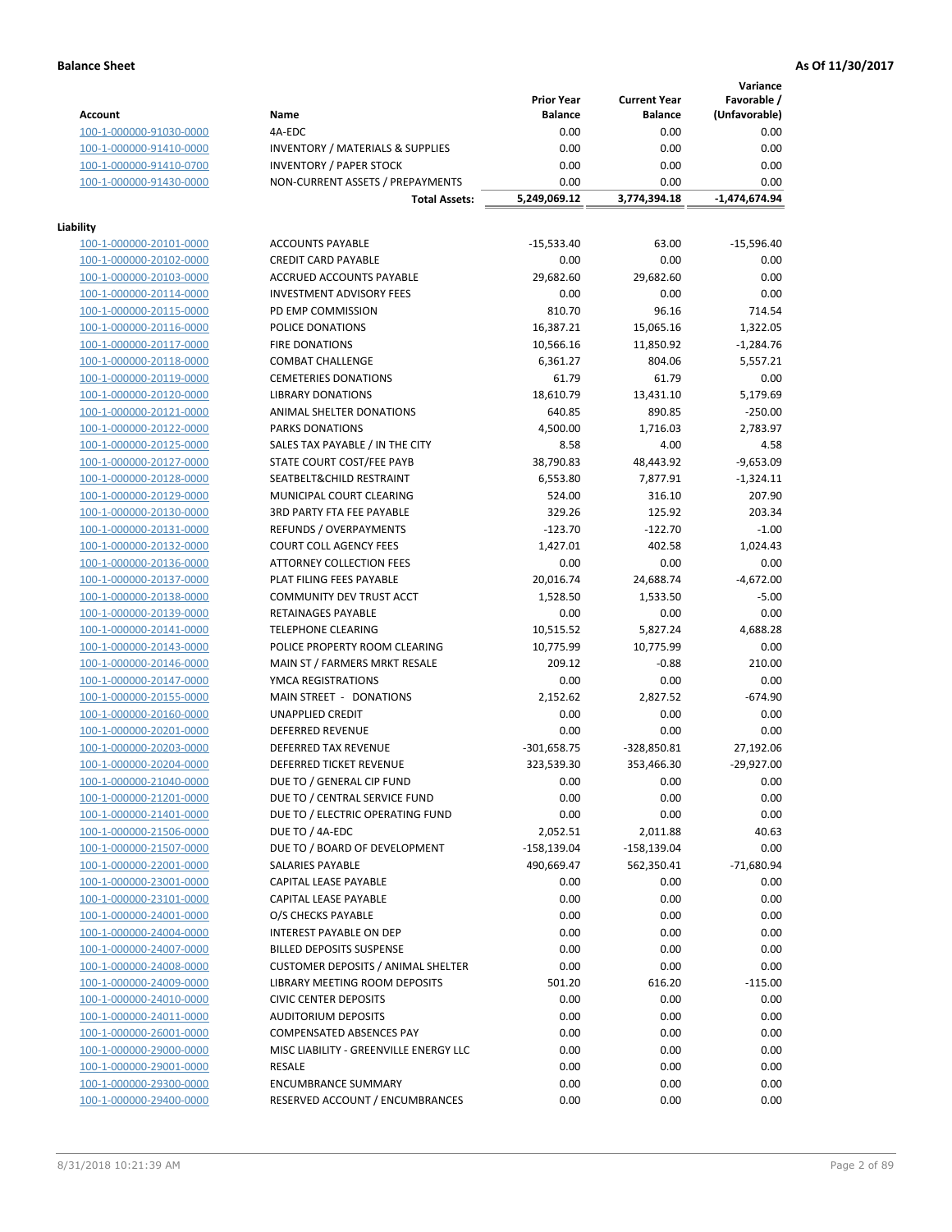**Balance Sheet** **As Of 11/30/2017**

| Account | Name | Prior Year Balance | Current Year Balance | Variance Favorable / (Unfavorable) |
|---|---|---|---|---|
| 100-1-000000-91030-0000 | 4A-EDC | 0.00 | 0.00 | 0.00 |
| 100-1-000000-91410-0000 | INVENTORY / MATERIALS & SUPPLIES | 0.00 | 0.00 | 0.00 |
| 100-1-000000-91410-0700 | INVENTORY / PAPER STOCK | 0.00 | 0.00 | 0.00 |
| 100-1-000000-91430-0000 | NON-CURRENT ASSETS / PREPAYMENTS | 0.00 | 0.00 | 0.00 |
| | **Total Assets:** | **5,249,069.12** | **3,774,394.18** | **-1,474,674.94** |

**Liability**

| Account | Name | Prior Year Balance | Current Year Balance | Variance Favorable / (Unfavorable) |
|---|---|---|---|---|
| 100-1-000000-20101-0000 | ACCOUNTS PAYABLE | -15,533.40 | 63.00 | -15,596.40 |
| 100-1-000000-20102-0000 | CREDIT CARD PAYABLE | 0.00 | 0.00 | 0.00 |
| 100-1-000000-20103-0000 | ACCRUED ACCOUNTS PAYABLE | 29,682.60 | 29,682.60 | 0.00 |
| 100-1-000000-20114-0000 | INVESTMENT ADVISORY FEES | 0.00 | 0.00 | 0.00 |
| 100-1-000000-20115-0000 | PD EMP COMMISSION | 810.70 | 96.16 | 714.54 |
| 100-1-000000-20116-0000 | POLICE DONATIONS | 16,387.21 | 15,065.16 | 1,322.05 |
| 100-1-000000-20117-0000 | FIRE DONATIONS | 10,566.16 | 11,850.92 | -1,284.76 |
| 100-1-000000-20118-0000 | COMBAT CHALLENGE | 6,361.27 | 804.06 | 5,557.21 |
| 100-1-000000-20119-0000 | CEMETERIES DONATIONS | 61.79 | 61.79 | 0.00 |
| 100-1-000000-20120-0000 | LIBRARY DONATIONS | 18,610.79 | 13,431.10 | 5,179.69 |
| 100-1-000000-20121-0000 | ANIMAL SHELTER DONATIONS | 640.85 | 890.85 | -250.00 |
| 100-1-000000-20122-0000 | PARKS DONATIONS | 4,500.00 | 1,716.03 | 2,783.97 |
| 100-1-000000-20125-0000 | SALES TAX PAYABLE / IN THE CITY | 8.58 | 4.00 | 4.58 |
| 100-1-000000-20127-0000 | STATE COURT COST/FEE PAYB | 38,790.83 | 48,443.92 | -9,653.09 |
| 100-1-000000-20128-0000 | SEATBELT&CHILD RESTRAINT | 6,553.80 | 7,877.91 | -1,324.11 |
| 100-1-000000-20129-0000 | MUNICIPAL COURT CLEARING | 524.00 | 316.10 | 207.90 |
| 100-1-000000-20130-0000 | 3RD PARTY FTA FEE PAYABLE | 329.26 | 125.92 | 203.34 |
| 100-1-000000-20131-0000 | REFUNDS / OVERPAYMENTS | -123.70 | -122.70 | -1.00 |
| 100-1-000000-20132-0000 | COURT COLL AGENCY FEES | 1,427.01 | 402.58 | 1,024.43 |
| 100-1-000000-20136-0000 | ATTORNEY COLLECTION FEES | 0.00 | 0.00 | 0.00 |
| 100-1-000000-20137-0000 | PLAT FILING FEES PAYABLE | 20,016.74 | 24,688.74 | -4,672.00 |
| 100-1-000000-20138-0000 | COMMUNITY DEV TRUST ACCT | 1,528.50 | 1,533.50 | -5.00 |
| 100-1-000000-20139-0000 | RETAINAGES PAYABLE | 0.00 | 0.00 | 0.00 |
| 100-1-000000-20141-0000 | TELEPHONE CLEARING | 10,515.52 | 5,827.24 | 4,688.28 |
| 100-1-000000-20143-0000 | POLICE PROPERTY ROOM CLEARING | 10,775.99 | 10,775.99 | 0.00 |
| 100-1-000000-20146-0000 | MAIN ST / FARMERS MRKT RESALE | 209.12 | -0.88 | 210.00 |
| 100-1-000000-20147-0000 | YMCA REGISTRATIONS | 0.00 | 0.00 | 0.00 |
| 100-1-000000-20155-0000 | MAIN STREET - DONATIONS | 2,152.62 | 2,827.52 | -674.90 |
| 100-1-000000-20160-0000 | UNAPPLIED CREDIT | 0.00 | 0.00 | 0.00 |
| 100-1-000000-20201-0000 | DEFERRED REVENUE | 0.00 | 0.00 | 0.00 |
| 100-1-000000-20203-0000 | DEFERRED TAX REVENUE | -301,658.75 | -328,850.81 | 27,192.06 |
| 100-1-000000-20204-0000 | DEFERRED TICKET REVENUE | 323,539.30 | 353,466.30 | -29,927.00 |
| 100-1-000000-21040-0000 | DUE TO / GENERAL CIP FUND | 0.00 | 0.00 | 0.00 |
| 100-1-000000-21201-0000 | DUE TO / CENTRAL SERVICE FUND | 0.00 | 0.00 | 0.00 |
| 100-1-000000-21401-0000 | DUE TO / ELECTRIC OPERATING FUND | 0.00 | 0.00 | 0.00 |
| 100-1-000000-21506-0000 | DUE TO / 4A-EDC | 2,052.51 | 2,011.88 | 40.63 |
| 100-1-000000-21507-0000 | DUE TO / BOARD OF DEVELOPMENT | -158,139.04 | -158,139.04 | 0.00 |
| 100-1-000000-22001-0000 | SALARIES PAYABLE | 490,669.47 | 562,350.41 | -71,680.94 |
| 100-1-000000-23001-0000 | CAPITAL LEASE PAYABLE | 0.00 | 0.00 | 0.00 |
| 100-1-000000-23101-0000 | CAPITAL LEASE PAYABLE | 0.00 | 0.00 | 0.00 |
| 100-1-000000-24001-0000 | O/S CHECKS PAYABLE | 0.00 | 0.00 | 0.00 |
| 100-1-000000-24004-0000 | INTEREST PAYABLE ON DEP | 0.00 | 0.00 | 0.00 |
| 100-1-000000-24007-0000 | BILLED DEPOSITS SUSPENSE | 0.00 | 0.00 | 0.00 |
| 100-1-000000-24008-0000 | CUSTOMER DEPOSITS / ANIMAL SHELTER | 0.00 | 0.00 | 0.00 |
| 100-1-000000-24009-0000 | LIBRARY MEETING ROOM DEPOSITS | 501.20 | 616.20 | -115.00 |
| 100-1-000000-24010-0000 | CIVIC CENTER DEPOSITS | 0.00 | 0.00 | 0.00 |
| 100-1-000000-24011-0000 | AUDITORIUM DEPOSITS | 0.00 | 0.00 | 0.00 |
| 100-1-000000-26001-0000 | COMPENSATED ABSENCES PAY | 0.00 | 0.00 | 0.00 |
| 100-1-000000-29000-0000 | MISC LIABILITY - GREENVILLE ENERGY LLC | 0.00 | 0.00 | 0.00 |
| 100-1-000000-29001-0000 | RESALE | 0.00 | 0.00 | 0.00 |
| 100-1-000000-29300-0000 | ENCUMBRANCE SUMMARY | 0.00 | 0.00 | 0.00 |
| 100-1-000000-29400-0000 | RESERVED ACCOUNT / ENCUMBRANCES | 0.00 | 0.00 | 0.00 |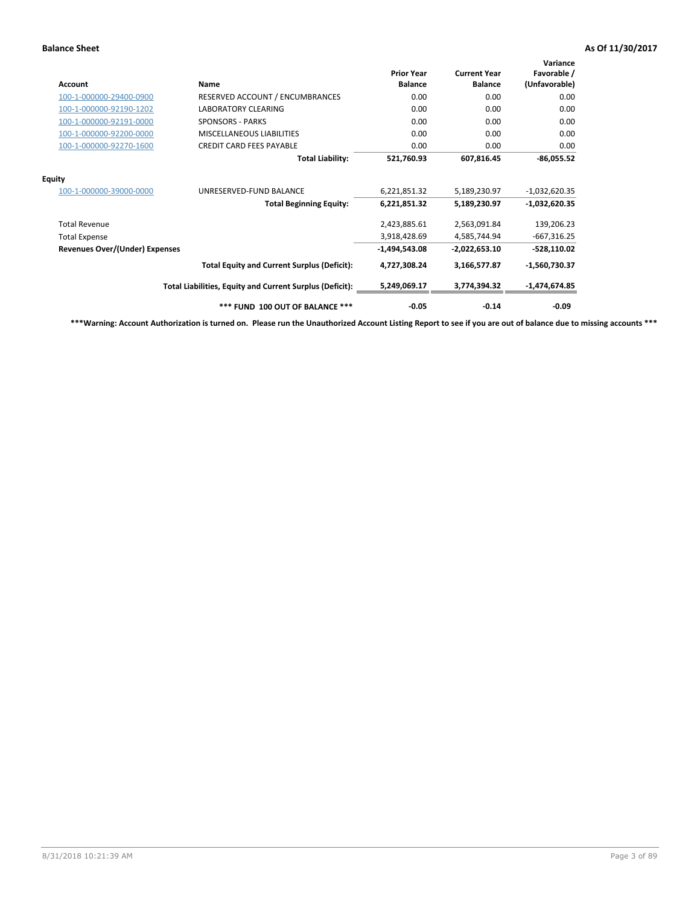**Balance Sheet** — As Of 11/30/2017

| Account | Name | Prior Year Balance | Current Year Balance | Variance Favorable / (Unfavorable) |
|---|---|---|---|---|
| 100-1-000000-29400-0900 | RESERVED ACCOUNT / ENCUMBRANCES | 0.00 | 0.00 | 0.00 |
| 100-1-000000-92190-1202 | LABORATORY CLEARING | 0.00 | 0.00 | 0.00 |
| 100-1-000000-92191-0000 | SPONSORS - PARKS | 0.00 | 0.00 | 0.00 |
| 100-1-000000-92200-0000 | MISCELLANEOUS LIABILITIES | 0.00 | 0.00 | 0.00 |
| 100-1-000000-92270-1600 | CREDIT CARD FEES PAYABLE | 0.00 | 0.00 | 0.00 |
| | **Total Liability:** | **521,760.93** | **607,816.45** | **-86,055.52** |
| **Equity** | | | | |
| 100-1-000000-39000-0000 | UNRESERVED-FUND BALANCE | 6,221,851.32 | 5,189,230.97 | -1,032,620.35 |
| | **Total Beginning Equity:** | **6,221,851.32** | **5,189,230.97** | **-1,032,620.35** |
| Total Revenue | | 2,423,885.61 | 2,563,091.84 | 139,206.23 |
| Total Expense | | 3,918,428.69 | 4,585,744.94 | -667,316.25 |
| **Revenues Over/(Under) Expenses** | | **-1,494,543.08** | **-2,022,653.10** | **-528,110.02** |
| | **Total Equity and Current Surplus (Deficit):** | **4,727,308.24** | **3,166,577.87** | **-1,560,730.37** |
| | **Total Liabilities, Equity and Current Surplus (Deficit):** | **5,249,069.17** | **3,774,394.32** | **-1,474,674.85** |
| | **\*\*\* FUND 100 OUT OF BALANCE \*\*\*** | **-0.05** | **-0.14** | **-0.09** |

**\*\*\*Warning: Account Authorization is turned on. Please run the Unauthorized Account Listing Report to see if you are out of balance due to missing accounts \*\*\***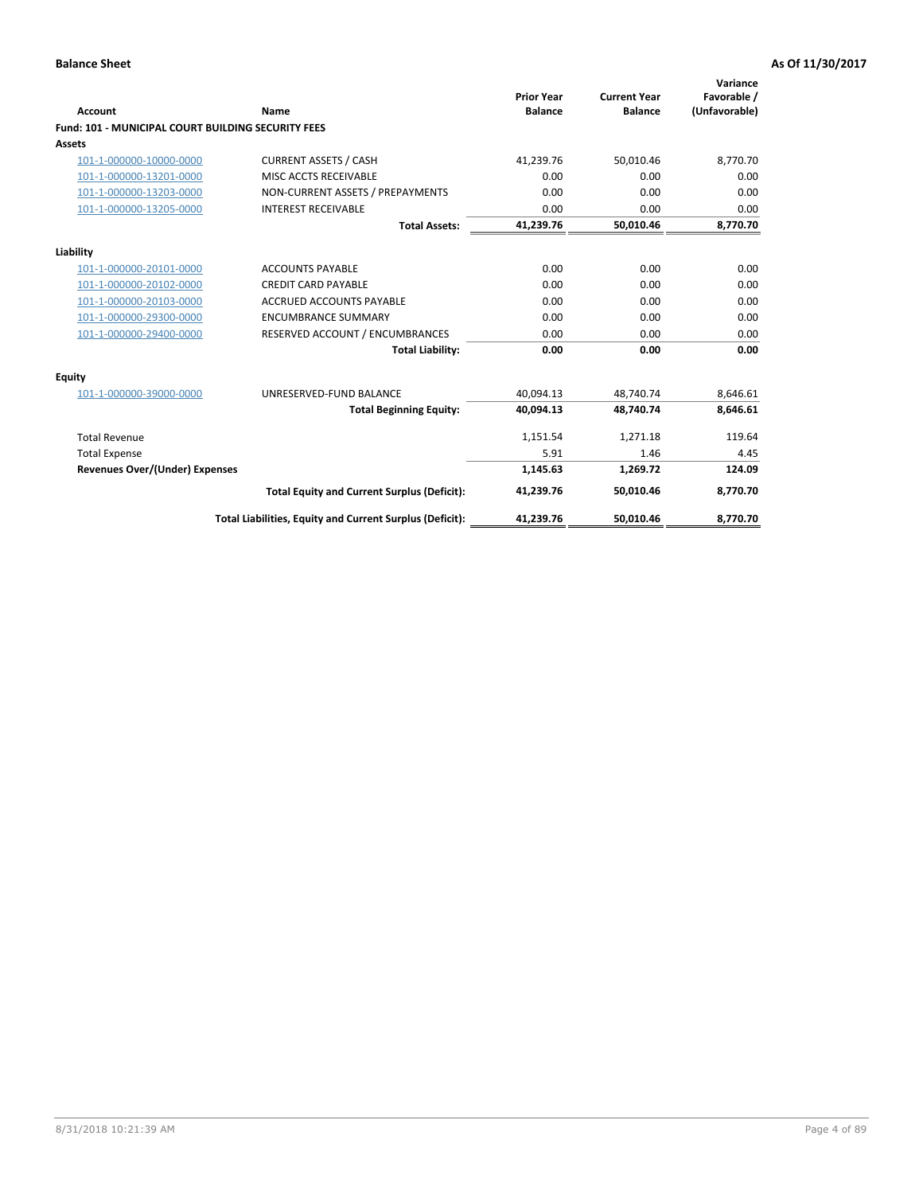**Balance Sheet** **As Of 11/30/2017**

| Account | Name | Prior Year Balance | Current Year Balance | Variance Favorable / (Unfavorable) |
|---|---|---|---|---|
| **Fund: 101 - MUNICIPAL COURT BUILDING SECURITY FEES** | | | | |
| **Assets** | | | | |
| 101-1-000000-10000-0000 | CURRENT ASSETS / CASH | 41,239.76 | 50,010.46 | 8,770.70 |
| 101-1-000000-13201-0000 | MISC ACCTS RECEIVABLE | 0.00 | 0.00 | 0.00 |
| 101-1-000000-13203-0000 | NON-CURRENT ASSETS / PREPAYMENTS | 0.00 | 0.00 | 0.00 |
| 101-1-000000-13205-0000 | INTEREST RECEIVABLE | 0.00 | 0.00 | 0.00 |
| | **Total Assets:** | **41,239.76** | **50,010.46** | **8,770.70** |
| **Liability** | | | | |
| 101-1-000000-20101-0000 | ACCOUNTS PAYABLE | 0.00 | 0.00 | 0.00 |
| 101-1-000000-20102-0000 | CREDIT CARD PAYABLE | 0.00 | 0.00 | 0.00 |
| 101-1-000000-20103-0000 | ACCRUED ACCOUNTS PAYABLE | 0.00 | 0.00 | 0.00 |
| 101-1-000000-29300-0000 | ENCUMBRANCE SUMMARY | 0.00 | 0.00 | 0.00 |
| 101-1-000000-29400-0000 | RESERVED ACCOUNT / ENCUMBRANCES | 0.00 | 0.00 | 0.00 |
| | **Total Liability:** | **0.00** | **0.00** | **0.00** |
| **Equity** | | | | |
| 101-1-000000-39000-0000 | UNRESERVED-FUND BALANCE | 40,094.13 | 48,740.74 | 8,646.61 |
| | **Total Beginning Equity:** | **40,094.13** | **48,740.74** | **8,646.61** |
| Total Revenue | | 1,151.54 | 1,271.18 | 119.64 |
| Total Expense | | 5.91 | 1.46 | 4.45 |
| **Revenues Over/(Under) Expenses** | | **1,145.63** | **1,269.72** | **124.09** |
| | **Total Equity and Current Surplus (Deficit):** | **41,239.76** | **50,010.46** | **8,770.70** |
| | **Total Liabilities, Equity and Current Surplus (Deficit):** | **41,239.76** | **50,010.46** | **8,770.70** |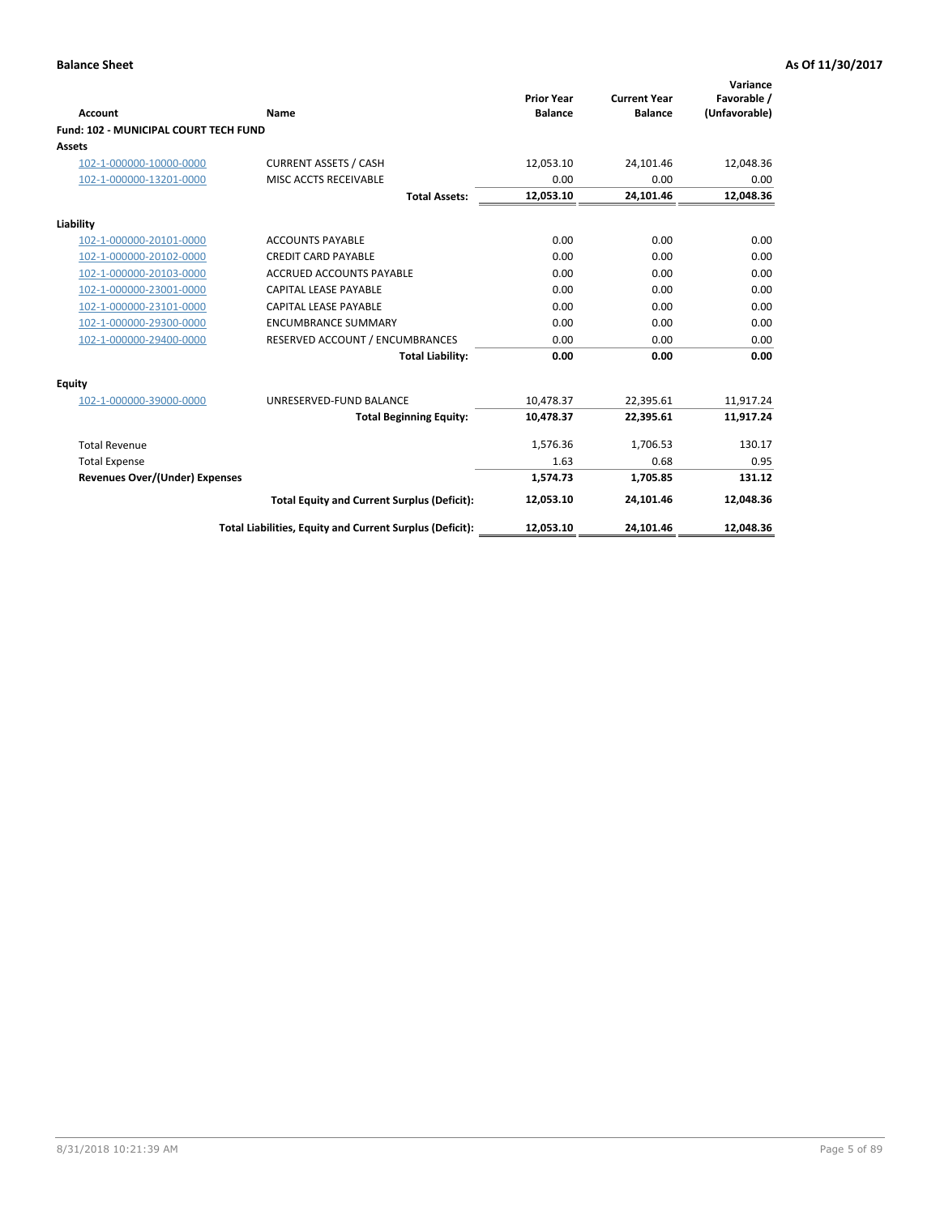**Balance Sheet** | **As Of 11/30/2017**

| Account | Name | Prior Year Balance | Current Year Balance | Variance Favorable / (Unfavorable) |
|---|---|---|---|---|
| **Fund: 102 - MUNICIPAL COURT TECH FUND** | | | | |
| **Assets** | | | | |
| 102-1-000000-10000-0000 | CURRENT ASSETS / CASH | 12,053.10 | 24,101.46 | 12,048.36 |
| 102-1-000000-13201-0000 | MISC ACCTS RECEIVABLE | 0.00 | 0.00 | 0.00 |
| | **Total Assets:** | **12,053.10** | **24,101.46** | **12,048.36** |
| **Liability** | | | | |
| 102-1-000000-20101-0000 | ACCOUNTS PAYABLE | 0.00 | 0.00 | 0.00 |
| 102-1-000000-20102-0000 | CREDIT CARD PAYABLE | 0.00 | 0.00 | 0.00 |
| 102-1-000000-20103-0000 | ACCRUED ACCOUNTS PAYABLE | 0.00 | 0.00 | 0.00 |
| 102-1-000000-23001-0000 | CAPITAL LEASE PAYABLE | 0.00 | 0.00 | 0.00 |
| 102-1-000000-23101-0000 | CAPITAL LEASE PAYABLE | 0.00 | 0.00 | 0.00 |
| 102-1-000000-29300-0000 | ENCUMBRANCE SUMMARY | 0.00 | 0.00 | 0.00 |
| 102-1-000000-29400-0000 | RESERVED ACCOUNT / ENCUMBRANCES | 0.00 | 0.00 | 0.00 |
| | **Total Liability:** | **0.00** | **0.00** | **0.00** |
| **Equity** | | | | |
| 102-1-000000-39000-0000 | UNRESERVED-FUND BALANCE | 10,478.37 | 22,395.61 | 11,917.24 |
| | **Total Beginning Equity:** | **10,478.37** | **22,395.61** | **11,917.24** |
| Total Revenue | | 1,576.36 | 1,706.53 | 130.17 |
| Total Expense | | 1.63 | 0.68 | 0.95 |
| **Revenues Over/(Under) Expenses** | | **1,574.73** | **1,705.85** | **131.12** |
| | **Total Equity and Current Surplus (Deficit):** | **12,053.10** | **24,101.46** | **12,048.36** |
| | **Total Liabilities, Equity and Current Surplus (Deficit):** | **12,053.10** | **24,101.46** | **12,048.36** |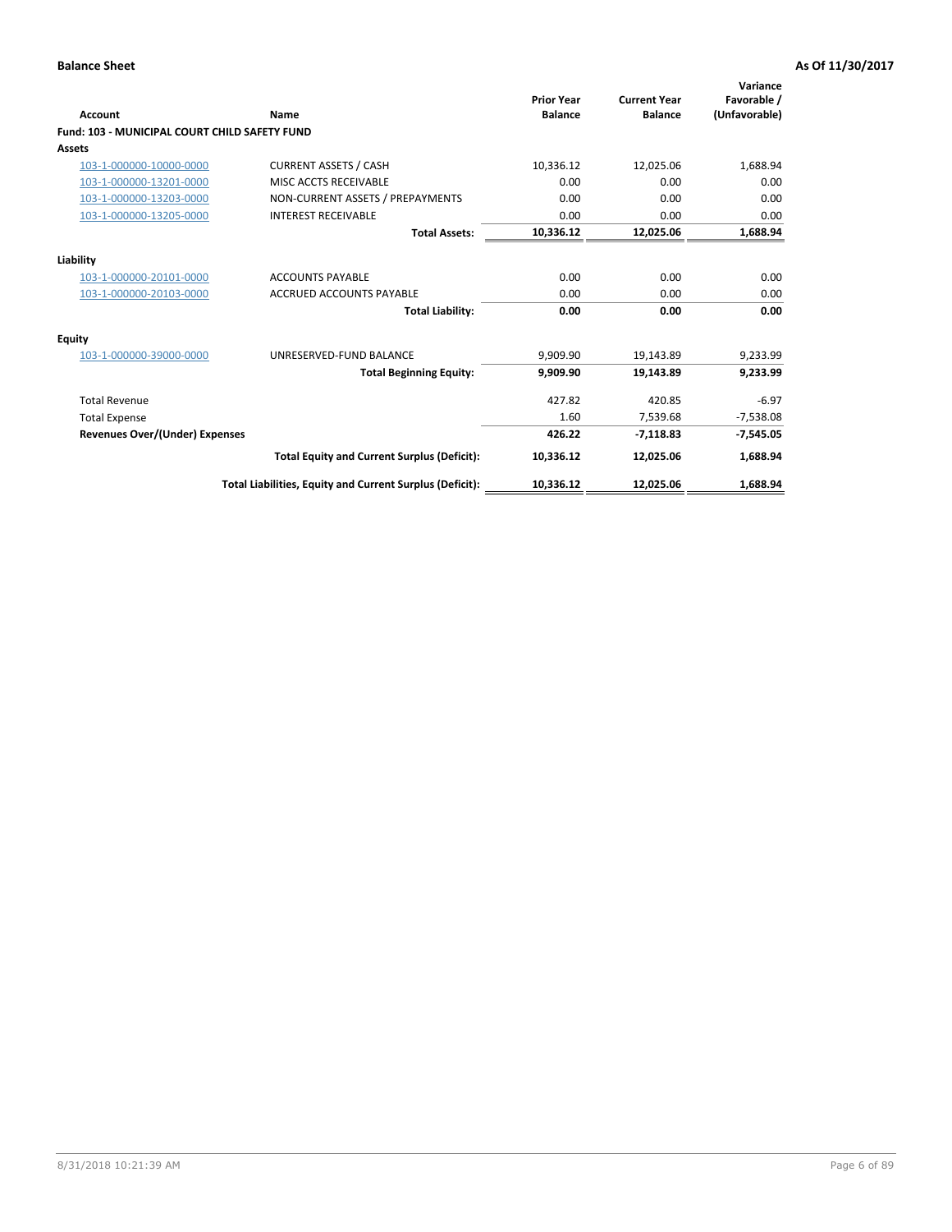**Balance Sheet** **As Of 11/30/2017**

| Account | Name | Prior Year Balance | Current Year Balance | Variance Favorable / (Unfavorable) |
|---|---|---|---|---|
| **Fund: 103 - MUNICIPAL COURT CHILD SAFETY FUND** | | | | |
| **Assets** | | | | |
| 103-1-000000-10000-0000 | CURRENT ASSETS / CASH | 10,336.12 | 12,025.06 | 1,688.94 |
| 103-1-000000-13201-0000 | MISC ACCTS RECEIVABLE | 0.00 | 0.00 | 0.00 |
| 103-1-000000-13203-0000 | NON-CURRENT ASSETS / PREPAYMENTS | 0.00 | 0.00 | 0.00 |
| 103-1-000000-13205-0000 | INTEREST RECEIVABLE | 0.00 | 0.00 | 0.00 |
| | **Total Assets:** | **10,336.12** | **12,025.06** | **1,688.94** |
| **Liability** | | | | |
| 103-1-000000-20101-0000 | ACCOUNTS PAYABLE | 0.00 | 0.00 | 0.00 |
| 103-1-000000-20103-0000 | ACCRUED ACCOUNTS PAYABLE | 0.00 | 0.00 | 0.00 |
| | **Total Liability:** | **0.00** | **0.00** | **0.00** |
| **Equity** | | | | |
| 103-1-000000-39000-0000 | UNRESERVED-FUND BALANCE | 9,909.90 | 19,143.89 | 9,233.99 |
| | **Total Beginning Equity:** | **9,909.90** | **19,143.89** | **9,233.99** |
| Total Revenue | | 427.82 | 420.85 | -6.97 |
| Total Expense | | 1.60 | 7,539.68 | -7,538.08 |
| **Revenues Over/(Under) Expenses** | | **426.22** | **-7,118.83** | **-7,545.05** |
| | **Total Equity and Current Surplus (Deficit):** | **10,336.12** | **12,025.06** | **1,688.94** |
| | **Total Liabilities, Equity and Current Surplus (Deficit):** | **10,336.12** | **12,025.06** | **1,688.94** |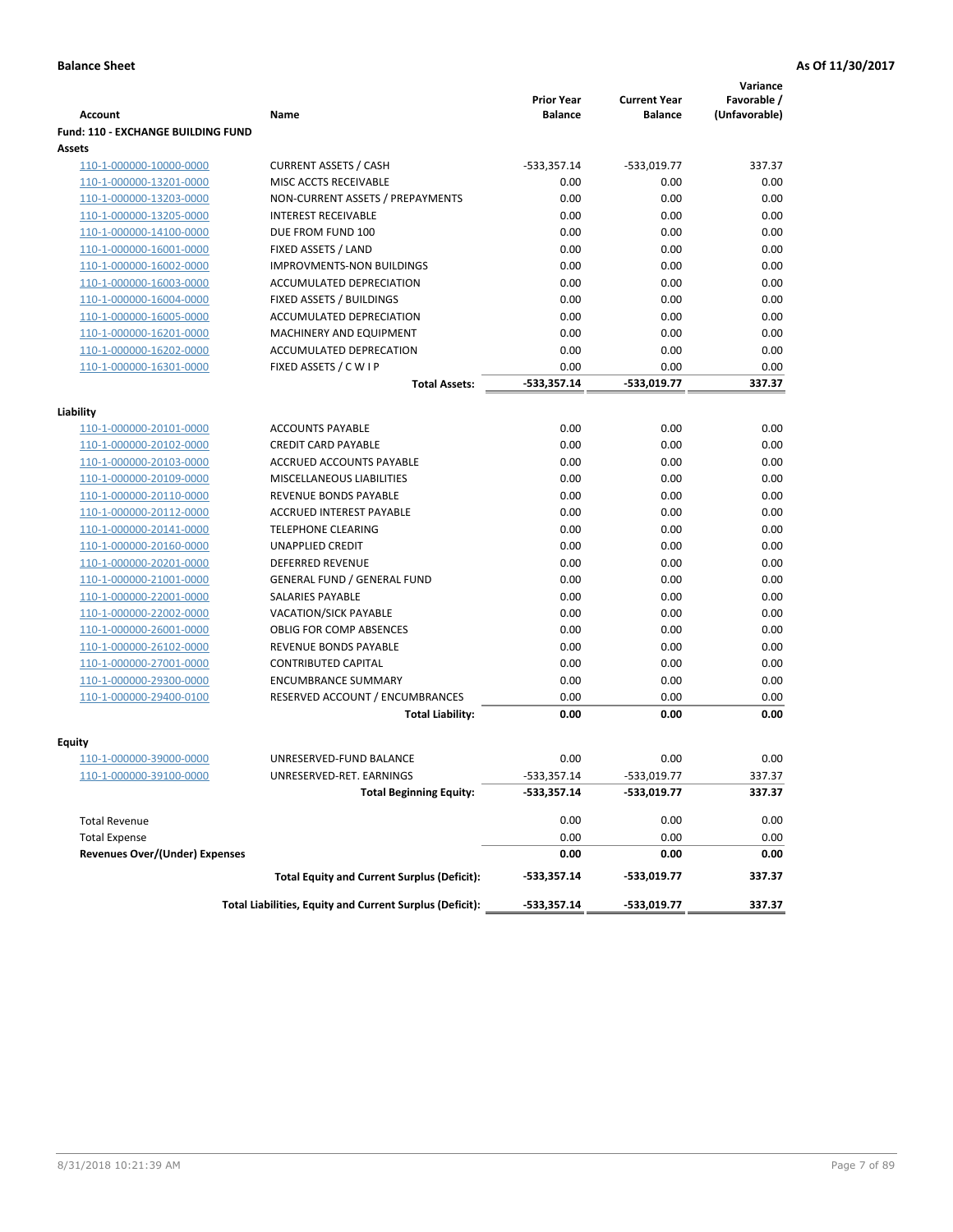**Balance Sheet** **As Of 11/30/2017**

| Account | Name | Prior Year Balance | Current Year Balance | Variance Favorable / (Unfavorable) |
|---|---|---|---|---|
| **Fund: 110 - EXCHANGE BUILDING FUND** | | | | |
| **Assets** | | | | |
| 110-1-000000-10000-0000 | CURRENT ASSETS / CASH | -533,357.14 | -533,019.77 | 337.37 |
| 110-1-000000-13201-0000 | MISC ACCTS RECEIVABLE | 0.00 | 0.00 | 0.00 |
| 110-1-000000-13203-0000 | NON-CURRENT ASSETS / PREPAYMENTS | 0.00 | 0.00 | 0.00 |
| 110-1-000000-13205-0000 | INTEREST RECEIVABLE | 0.00 | 0.00 | 0.00 |
| 110-1-000000-14100-0000 | DUE FROM FUND 100 | 0.00 | 0.00 | 0.00 |
| 110-1-000000-16001-0000 | FIXED ASSETS / LAND | 0.00 | 0.00 | 0.00 |
| 110-1-000000-16002-0000 | IMPROVMENTS-NON BUILDINGS | 0.00 | 0.00 | 0.00 |
| 110-1-000000-16003-0000 | ACCUMULATED DEPRECIATION | 0.00 | 0.00 | 0.00 |
| 110-1-000000-16004-0000 | FIXED ASSETS / BUILDINGS | 0.00 | 0.00 | 0.00 |
| 110-1-000000-16005-0000 | ACCUMULATED DEPRECIATION | 0.00 | 0.00 | 0.00 |
| 110-1-000000-16201-0000 | MACHINERY AND EQUIPMENT | 0.00 | 0.00 | 0.00 |
| 110-1-000000-16202-0000 | ACCUMULATED DEPRECATION | 0.00 | 0.00 | 0.00 |
| 110-1-000000-16301-0000 | FIXED ASSETS / C W I P | 0.00 | 0.00 | 0.00 |
| | **Total Assets:** | **-533,357.14** | **-533,019.77** | **337.37** |
| **Liability** | | | | |
| 110-1-000000-20101-0000 | ACCOUNTS PAYABLE | 0.00 | 0.00 | 0.00 |
| 110-1-000000-20102-0000 | CREDIT CARD PAYABLE | 0.00 | 0.00 | 0.00 |
| 110-1-000000-20103-0000 | ACCRUED ACCOUNTS PAYABLE | 0.00 | 0.00 | 0.00 |
| 110-1-000000-20109-0000 | MISCELLANEOUS LIABILITIES | 0.00 | 0.00 | 0.00 |
| 110-1-000000-20110-0000 | REVENUE BONDS PAYABLE | 0.00 | 0.00 | 0.00 |
| 110-1-000000-20112-0000 | ACCRUED INTEREST PAYABLE | 0.00 | 0.00 | 0.00 |
| 110-1-000000-20141-0000 | TELEPHONE CLEARING | 0.00 | 0.00 | 0.00 |
| 110-1-000000-20160-0000 | UNAPPLIED CREDIT | 0.00 | 0.00 | 0.00 |
| 110-1-000000-20201-0000 | DEFERRED REVENUE | 0.00 | 0.00 | 0.00 |
| 110-1-000000-21001-0000 | GENERAL FUND / GENERAL FUND | 0.00 | 0.00 | 0.00 |
| 110-1-000000-22001-0000 | SALARIES PAYABLE | 0.00 | 0.00 | 0.00 |
| 110-1-000000-22002-0000 | VACATION/SICK PAYABLE | 0.00 | 0.00 | 0.00 |
| 110-1-000000-26001-0000 | OBLIG FOR COMP ABSENCES | 0.00 | 0.00 | 0.00 |
| 110-1-000000-26102-0000 | REVENUE BONDS PAYABLE | 0.00 | 0.00 | 0.00 |
| 110-1-000000-27001-0000 | CONTRIBUTED CAPITAL | 0.00 | 0.00 | 0.00 |
| 110-1-000000-29300-0000 | ENCUMBRANCE SUMMARY | 0.00 | 0.00 | 0.00 |
| 110-1-000000-29400-0100 | RESERVED ACCOUNT / ENCUMBRANCES | 0.00 | 0.00 | 0.00 |
| | **Total Liability:** | **0.00** | **0.00** | **0.00** |
| **Equity** | | | | |
| 110-1-000000-39000-0000 | UNRESERVED-FUND BALANCE | 0.00 | 0.00 | 0.00 |
| 110-1-000000-39100-0000 | UNRESERVED-RET. EARNINGS | -533,357.14 | -533,019.77 | 337.37 |
| | **Total Beginning Equity:** | **-533,357.14** | **-533,019.77** | **337.37** |
| Total Revenue | | 0.00 | 0.00 | 0.00 |
| Total Expense | | 0.00 | 0.00 | 0.00 |
| **Revenues Over/(Under) Expenses** | | **0.00** | **0.00** | **0.00** |
| | **Total Equity and Current Surplus (Deficit):** | **-533,357.14** | **-533,019.77** | **337.37** |
| | **Total Liabilities, Equity and Current Surplus (Deficit):** | **-533,357.14** | **-533,019.77** | **337.37** |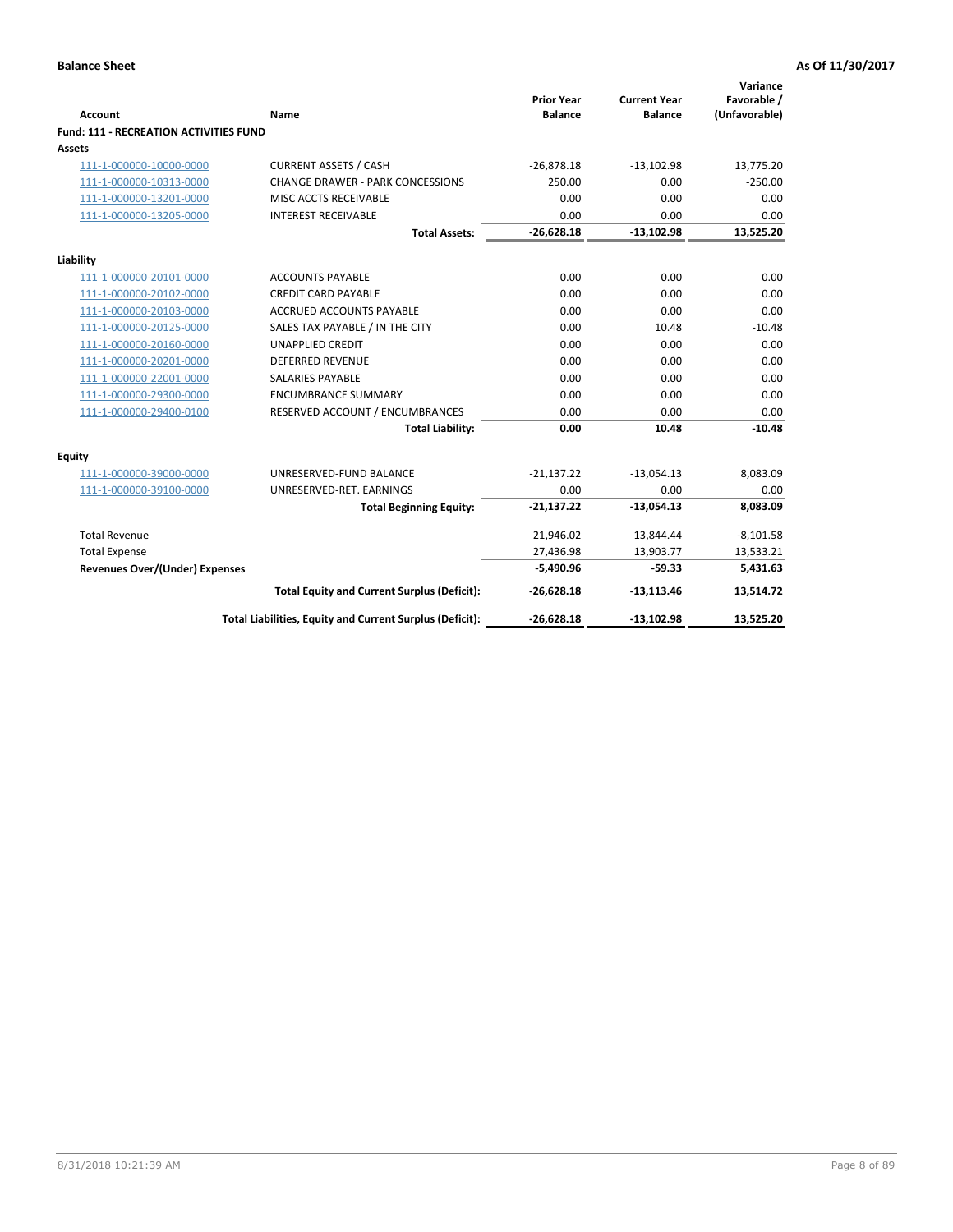**Balance Sheet** **As Of 11/30/2017**

| Account | Name | Prior Year Balance | Current Year Balance | Variance Favorable / (Unfavorable) |
|---|---|---|---|---|
| **Fund: 111 - RECREATION ACTIVITIES FUND** | | | | |
| **Assets** | | | | |
| 111-1-000000-10000-0000 | CURRENT ASSETS / CASH | -26,878.18 | -13,102.98 | 13,775.20 |
| 111-1-000000-10313-0000 | CHANGE DRAWER - PARK CONCESSIONS | 250.00 | 0.00 | -250.00 |
| 111-1-000000-13201-0000 | MISC ACCTS RECEIVABLE | 0.00 | 0.00 | 0.00 |
| 111-1-000000-13205-0000 | INTEREST RECEIVABLE | 0.00 | 0.00 | 0.00 |
| | **Total Assets:** | **-26,628.18** | **-13,102.98** | **13,525.20** |
| **Liability** | | | | |
| 111-1-000000-20101-0000 | ACCOUNTS PAYABLE | 0.00 | 0.00 | 0.00 |
| 111-1-000000-20102-0000 | CREDIT CARD PAYABLE | 0.00 | 0.00 | 0.00 |
| 111-1-000000-20103-0000 | ACCRUED ACCOUNTS PAYABLE | 0.00 | 0.00 | 0.00 |
| 111-1-000000-20125-0000 | SALES TAX PAYABLE / IN THE CITY | 0.00 | 10.48 | -10.48 |
| 111-1-000000-20160-0000 | UNAPPLIED CREDIT | 0.00 | 0.00 | 0.00 |
| 111-1-000000-20201-0000 | DEFERRED REVENUE | 0.00 | 0.00 | 0.00 |
| 111-1-000000-22001-0000 | SALARIES PAYABLE | 0.00 | 0.00 | 0.00 |
| 111-1-000000-29300-0000 | ENCUMBRANCE SUMMARY | 0.00 | 0.00 | 0.00 |
| 111-1-000000-29400-0100 | RESERVED ACCOUNT / ENCUMBRANCES | 0.00 | 0.00 | 0.00 |
| | **Total Liability:** | **0.00** | **10.48** | **-10.48** |
| **Equity** | | | | |
| 111-1-000000-39000-0000 | UNRESERVED-FUND BALANCE | -21,137.22 | -13,054.13 | 8,083.09 |
| 111-1-000000-39100-0000 | UNRESERVED-RET. EARNINGS | 0.00 | 0.00 | 0.00 |
| | **Total Beginning Equity:** | **-21,137.22** | **-13,054.13** | **8,083.09** |
| Total Revenue | | 21,946.02 | 13,844.44 | -8,101.58 |
| Total Expense | | 27,436.98 | 13,903.77 | 13,533.21 |
| **Revenues Over/(Under) Expenses** | | **-5,490.96** | **-59.33** | **5,431.63** |
| | **Total Equity and Current Surplus (Deficit):** | **-26,628.18** | **-13,113.46** | **13,514.72** |
| | **Total Liabilities, Equity and Current Surplus (Deficit):** | **-26,628.18** | **-13,102.98** | **13,525.20** |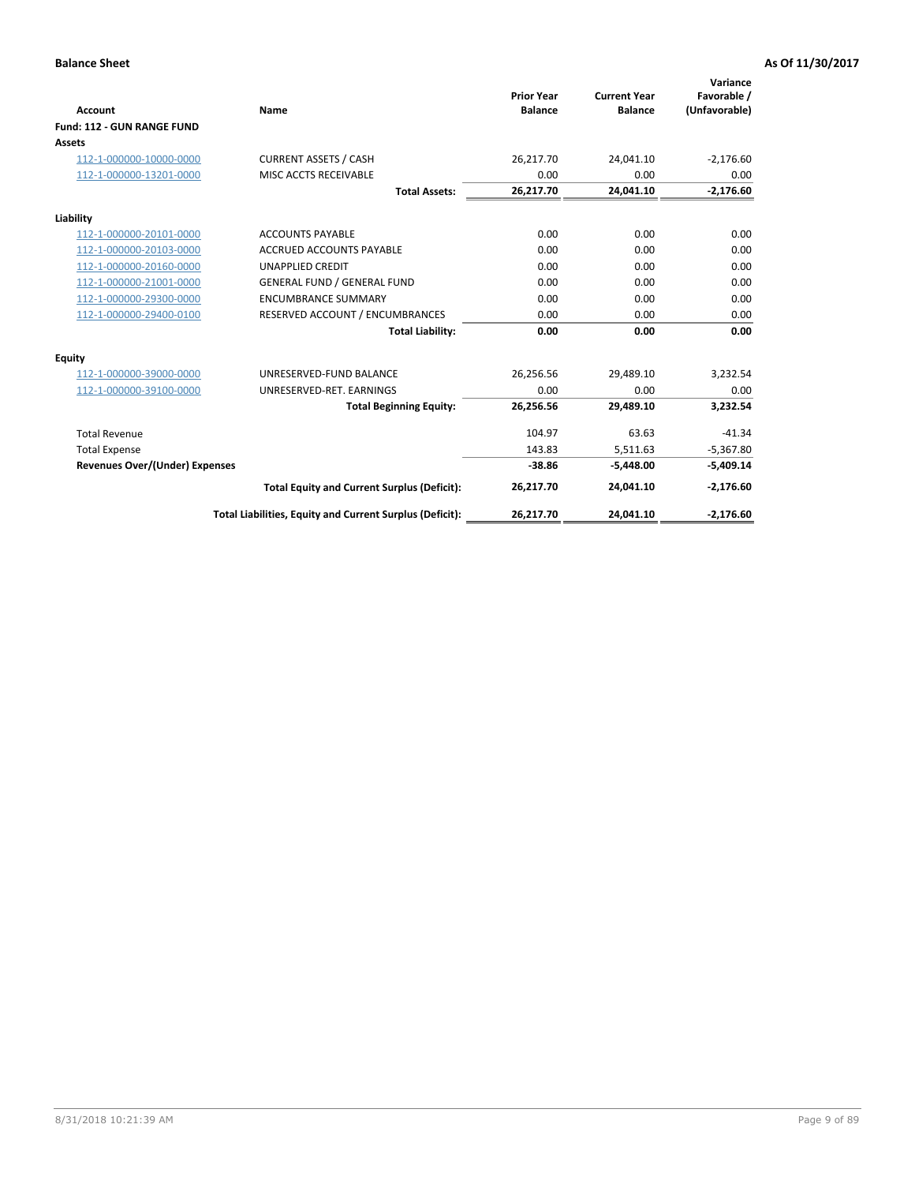**Balance Sheet** — As Of 11/30/2017

| Account | Name | Prior Year Balance | Current Year Balance | Variance Favorable / (Unfavorable) |
|---|---|---|---|---|
| **Fund: 112 - GUN RANGE FUND** | | | | |
| **Assets** | | | | |
| 112-1-000000-10000-0000 | CURRENT ASSETS / CASH | 26,217.70 | 24,041.10 | -2,176.60 |
| 112-1-000000-13201-0000 | MISC ACCTS RECEIVABLE | 0.00 | 0.00 | 0.00 |
| | **Total Assets:** | **26,217.70** | **24,041.10** | **-2,176.60** |
| **Liability** | | | | |
| 112-1-000000-20101-0000 | ACCOUNTS PAYABLE | 0.00 | 0.00 | 0.00 |
| 112-1-000000-20103-0000 | ACCRUED ACCOUNTS PAYABLE | 0.00 | 0.00 | 0.00 |
| 112-1-000000-20160-0000 | UNAPPLIED CREDIT | 0.00 | 0.00 | 0.00 |
| 112-1-000000-21001-0000 | GENERAL FUND / GENERAL FUND | 0.00 | 0.00 | 0.00 |
| 112-1-000000-29300-0000 | ENCUMBRANCE SUMMARY | 0.00 | 0.00 | 0.00 |
| 112-1-000000-29400-0100 | RESERVED ACCOUNT / ENCUMBRANCES | 0.00 | 0.00 | 0.00 |
| | **Total Liability:** | **0.00** | **0.00** | **0.00** |
| **Equity** | | | | |
| 112-1-000000-39000-0000 | UNRESERVED-FUND BALANCE | 26,256.56 | 29,489.10 | 3,232.54 |
| 112-1-000000-39100-0000 | UNRESERVED-RET. EARNINGS | 0.00 | 0.00 | 0.00 |
| | **Total Beginning Equity:** | **26,256.56** | **29,489.10** | **3,232.54** |
| Total Revenue | | 104.97 | 63.63 | -41.34 |
| Total Expense | | 143.83 | 5,511.63 | -5,367.80 |
| **Revenues Over/(Under) Expenses** | | **-38.86** | **-5,448.00** | **-5,409.14** |
| | **Total Equity and Current Surplus (Deficit):** | **26,217.70** | **24,041.10** | **-2,176.60** |
| | **Total Liabilities, Equity and Current Surplus (Deficit):** | **26,217.70** | **24,041.10** | **-2,176.60** |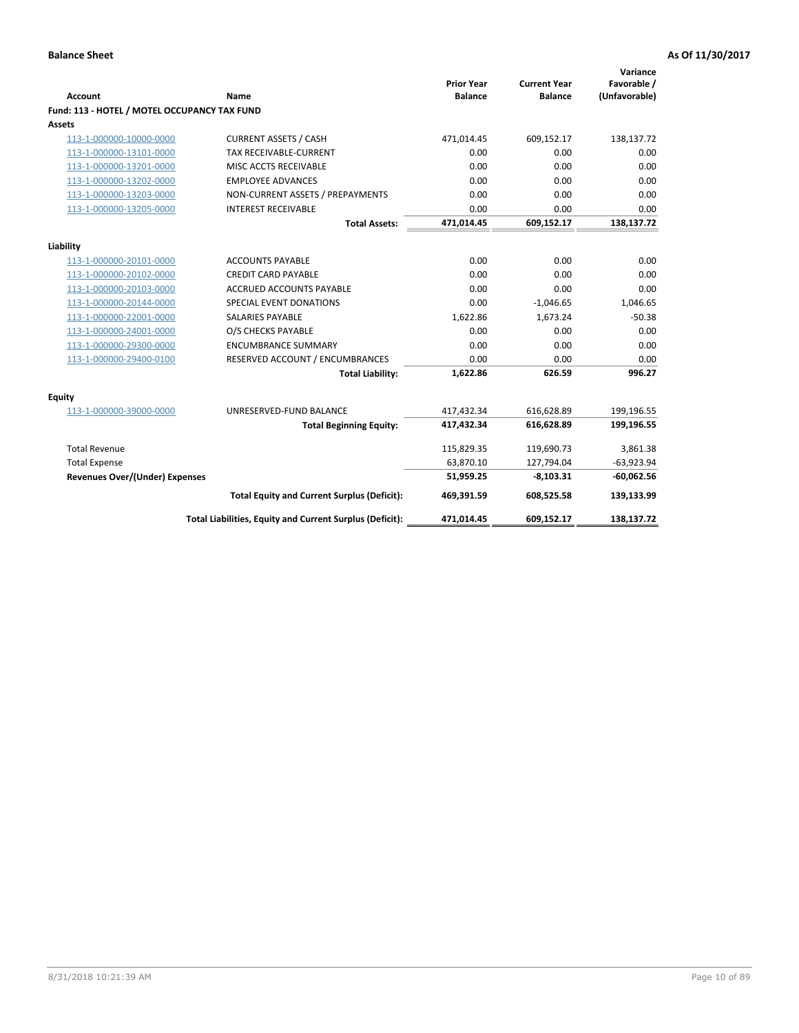**Balance Sheet** — **As Of 11/30/2017**

| Account | Name | Prior Year Balance | Current Year Balance | Variance Favorable / (Unfavorable) |
|---|---|---|---|---|
| **Fund: 113 - HOTEL / MOTEL OCCUPANCY TAX FUND** | | | | |
| **Assets** | | | | |
| 113-1-000000-10000-0000 | CURRENT ASSETS / CASH | 471,014.45 | 609,152.17 | 138,137.72 |
| 113-1-000000-13101-0000 | TAX RECEIVABLE-CURRENT | 0.00 | 0.00 | 0.00 |
| 113-1-000000-13201-0000 | MISC ACCTS RECEIVABLE | 0.00 | 0.00 | 0.00 |
| 113-1-000000-13202-0000 | EMPLOYEE ADVANCES | 0.00 | 0.00 | 0.00 |
| 113-1-000000-13203-0000 | NON-CURRENT ASSETS / PREPAYMENTS | 0.00 | 0.00 | 0.00 |
| 113-1-000000-13205-0000 | INTEREST RECEIVABLE | 0.00 | 0.00 | 0.00 |
| | **Total Assets:** | **471,014.45** | **609,152.17** | **138,137.72** |
| **Liability** | | | | |
| 113-1-000000-20101-0000 | ACCOUNTS PAYABLE | 0.00 | 0.00 | 0.00 |
| 113-1-000000-20102-0000 | CREDIT CARD PAYABLE | 0.00 | 0.00 | 0.00 |
| 113-1-000000-20103-0000 | ACCRUED ACCOUNTS PAYABLE | 0.00 | 0.00 | 0.00 |
| 113-1-000000-20144-0000 | SPECIAL EVENT DONATIONS | 0.00 | -1,046.65 | 1,046.65 |
| 113-1-000000-22001-0000 | SALARIES PAYABLE | 1,622.86 | 1,673.24 | -50.38 |
| 113-1-000000-24001-0000 | O/S CHECKS PAYABLE | 0.00 | 0.00 | 0.00 |
| 113-1-000000-29300-0000 | ENCUMBRANCE SUMMARY | 0.00 | 0.00 | 0.00 |
| 113-1-000000-29400-0100 | RESERVED ACCOUNT / ENCUMBRANCES | 0.00 | 0.00 | 0.00 |
| | **Total Liability:** | **1,622.86** | **626.59** | **996.27** |
| **Equity** | | | | |
| 113-1-000000-39000-0000 | UNRESERVED-FUND BALANCE | 417,432.34 | 616,628.89 | 199,196.55 |
| | **Total Beginning Equity:** | **417,432.34** | **616,628.89** | **199,196.55** |
| Total Revenue | | 115,829.35 | 119,690.73 | 3,861.38 |
| Total Expense | | 63,870.10 | 127,794.04 | -63,923.94 |
| **Revenues Over/(Under) Expenses** | | **51,959.25** | **-8,103.31** | **-60,062.56** |
| | **Total Equity and Current Surplus (Deficit):** | **469,391.59** | **608,525.58** | **139,133.99** |
| | **Total Liabilities, Equity and Current Surplus (Deficit):** | **471,014.45** | **609,152.17** | **138,137.72** |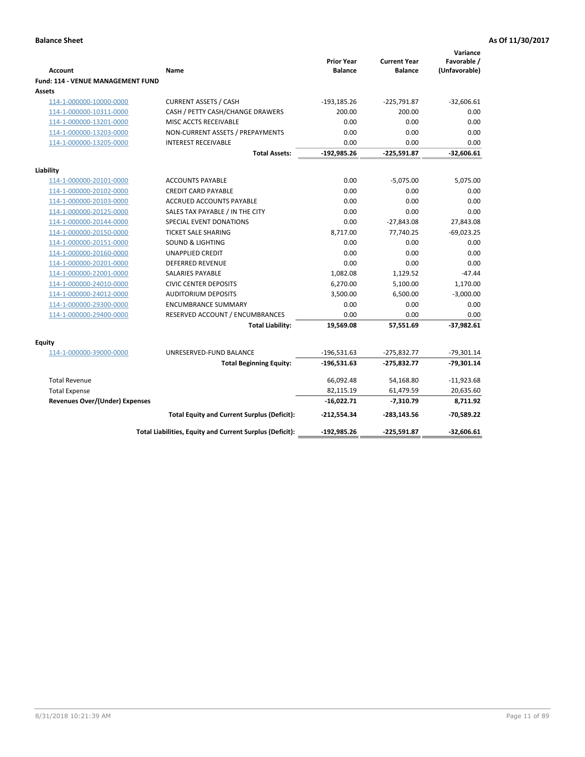**Balance Sheet** **As Of 11/30/2017**

| Account | Name | Prior Year Balance | Current Year Balance | Variance Favorable / (Unfavorable) |
|---|---|---|---|---|
| **Fund: 114 - VENUE MANAGEMENT FUND** | | | | |
| **Assets** | | | | |
| 114-1-000000-10000-0000 | CURRENT ASSETS / CASH | -193,185.26 | -225,791.87 | -32,606.61 |
| 114-1-000000-10311-0000 | CASH / PETTY CASH/CHANGE DRAWERS | 200.00 | 200.00 | 0.00 |
| 114-1-000000-13201-0000 | MISC ACCTS RECEIVABLE | 0.00 | 0.00 | 0.00 |
| 114-1-000000-13203-0000 | NON-CURRENT ASSETS / PREPAYMENTS | 0.00 | 0.00 | 0.00 |
| 114-1-000000-13205-0000 | INTEREST RECEIVABLE | 0.00 | 0.00 | 0.00 |
| | **Total Assets:** | **-192,985.26** | **-225,591.87** | **-32,606.61** |
| **Liability** | | | | |
| 114-1-000000-20101-0000 | ACCOUNTS PAYABLE | 0.00 | -5,075.00 | 5,075.00 |
| 114-1-000000-20102-0000 | CREDIT CARD PAYABLE | 0.00 | 0.00 | 0.00 |
| 114-1-000000-20103-0000 | ACCRUED ACCOUNTS PAYABLE | 0.00 | 0.00 | 0.00 |
| 114-1-000000-20125-0000 | SALES TAX PAYABLE / IN THE CITY | 0.00 | 0.00 | 0.00 |
| 114-1-000000-20144-0000 | SPECIAL EVENT DONATIONS | 0.00 | -27,843.08 | 27,843.08 |
| 114-1-000000-20150-0000 | TICKET SALE SHARING | 8,717.00 | 77,740.25 | -69,023.25 |
| 114-1-000000-20151-0000 | SOUND & LIGHTING | 0.00 | 0.00 | 0.00 |
| 114-1-000000-20160-0000 | UNAPPLIED CREDIT | 0.00 | 0.00 | 0.00 |
| 114-1-000000-20201-0000 | DEFERRED REVENUE | 0.00 | 0.00 | 0.00 |
| 114-1-000000-22001-0000 | SALARIES PAYABLE | 1,082.08 | 1,129.52 | -47.44 |
| 114-1-000000-24010-0000 | CIVIC CENTER DEPOSITS | 6,270.00 | 5,100.00 | 1,170.00 |
| 114-1-000000-24012-0000 | AUDITORIUM DEPOSITS | 3,500.00 | 6,500.00 | -3,000.00 |
| 114-1-000000-29300-0000 | ENCUMBRANCE SUMMARY | 0.00 | 0.00 | 0.00 |
| 114-1-000000-29400-0000 | RESERVED ACCOUNT / ENCUMBRANCES | 0.00 | 0.00 | 0.00 |
| | **Total Liability:** | **19,569.08** | **57,551.69** | **-37,982.61** |
| **Equity** | | | | |
| 114-1-000000-39000-0000 | UNRESERVED-FUND BALANCE | -196,531.63 | -275,832.77 | -79,301.14 |
| | **Total Beginning Equity:** | **-196,531.63** | **-275,832.77** | **-79,301.14** |
| Total Revenue | | 66,092.48 | 54,168.80 | -11,923.68 |
| Total Expense | | 82,115.19 | 61,479.59 | 20,635.60 |
| **Revenues Over/(Under) Expenses** | | **-16,022.71** | **-7,310.79** | **8,711.92** |
| | **Total Equity and Current Surplus (Deficit):** | **-212,554.34** | **-283,143.56** | **-70,589.22** |
| | **Total Liabilities, Equity and Current Surplus (Deficit):** | **-192,985.26** | **-225,591.87** | **-32,606.61** |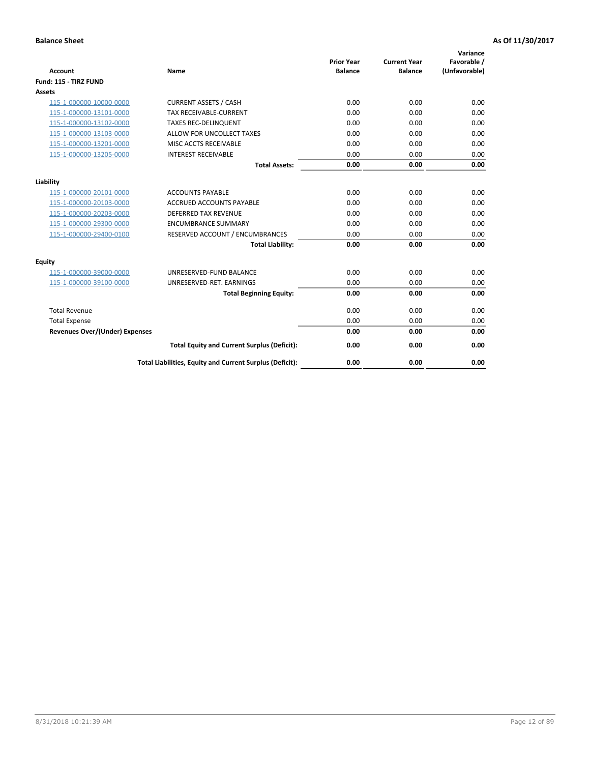**Balance Sheet** **As Of 11/30/2017**

| Account | Name | Prior Year Balance | Current Year Balance | Variance Favorable / (Unfavorable) |
|---|---|---|---|---|
| **Fund: 115 - TIRZ FUND** | | | | |
| **Assets** | | | | |
| 115-1-000000-10000-0000 | CURRENT ASSETS / CASH | 0.00 | 0.00 | 0.00 |
| 115-1-000000-13101-0000 | TAX RECEIVABLE-CURRENT | 0.00 | 0.00 | 0.00 |
| 115-1-000000-13102-0000 | TAXES REC-DELINQUENT | 0.00 | 0.00 | 0.00 |
| 115-1-000000-13103-0000 | ALLOW FOR UNCOLLECT TAXES | 0.00 | 0.00 | 0.00 |
| 115-1-000000-13201-0000 | MISC ACCTS RECEIVABLE | 0.00 | 0.00 | 0.00 |
| 115-1-000000-13205-0000 | INTEREST RECEIVABLE | 0.00 | 0.00 | 0.00 |
| | **Total Assets:** | **0.00** | **0.00** | **0.00** |
| **Liability** | | | | |
| 115-1-000000-20101-0000 | ACCOUNTS PAYABLE | 0.00 | 0.00 | 0.00 |
| 115-1-000000-20103-0000 | ACCRUED ACCOUNTS PAYABLE | 0.00 | 0.00 | 0.00 |
| 115-1-000000-20203-0000 | DEFERRED TAX REVENUE | 0.00 | 0.00 | 0.00 |
| 115-1-000000-29300-0000 | ENCUMBRANCE SUMMARY | 0.00 | 0.00 | 0.00 |
| 115-1-000000-29400-0100 | RESERVED ACCOUNT / ENCUMBRANCES | 0.00 | 0.00 | 0.00 |
| | **Total Liability:** | **0.00** | **0.00** | **0.00** |
| **Equity** | | | | |
| 115-1-000000-39000-0000 | UNRESERVED-FUND BALANCE | 0.00 | 0.00 | 0.00 |
| 115-1-000000-39100-0000 | UNRESERVED-RET. EARNINGS | 0.00 | 0.00 | 0.00 |
| | **Total Beginning Equity:** | **0.00** | **0.00** | **0.00** |
| Total Revenue | | 0.00 | 0.00 | 0.00 |
| Total Expense | | 0.00 | 0.00 | 0.00 |
| **Revenues Over/(Under) Expenses** | | **0.00** | **0.00** | **0.00** |
| | **Total Equity and Current Surplus (Deficit):** | **0.00** | **0.00** | **0.00** |
| | **Total Liabilities, Equity and Current Surplus (Deficit):** | **0.00** | **0.00** | **0.00** |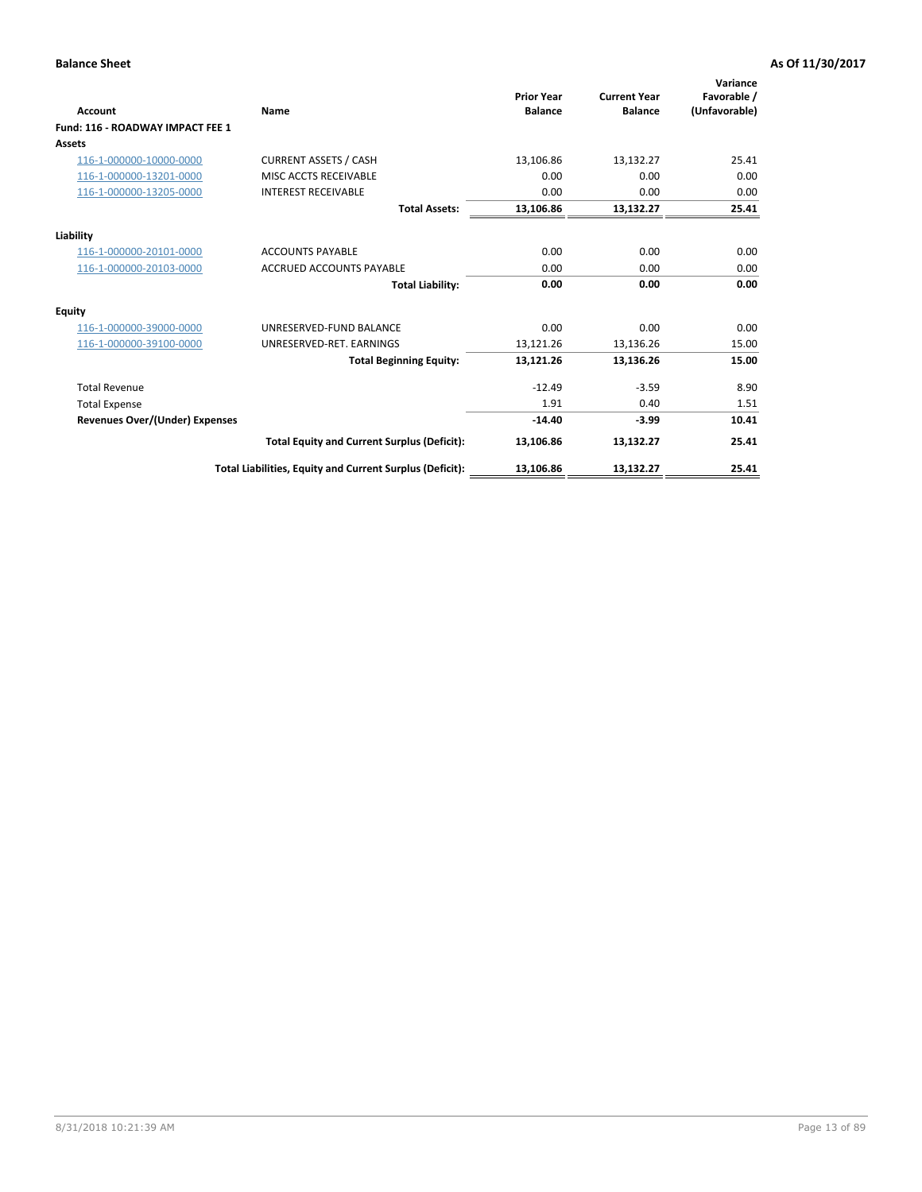**Balance Sheet** — As Of 11/30/2017

| Account | Name | Prior Year Balance | Current Year Balance | Variance Favorable / (Unfavorable) |
|---|---|---|---|---|
| **Fund: 116 - ROADWAY IMPACT FEE 1** | | | | |
| **Assets** | | | | |
| 116-1-000000-10000-0000 | CURRENT ASSETS / CASH | 13,106.86 | 13,132.27 | 25.41 |
| 116-1-000000-13201-0000 | MISC ACCTS RECEIVABLE | 0.00 | 0.00 | 0.00 |
| 116-1-000000-13205-0000 | INTEREST RECEIVABLE | 0.00 | 0.00 | 0.00 |
| | **Total Assets:** | **13,106.86** | **13,132.27** | **25.41** |
| **Liability** | | | | |
| 116-1-000000-20101-0000 | ACCOUNTS PAYABLE | 0.00 | 0.00 | 0.00 |
| 116-1-000000-20103-0000 | ACCRUED ACCOUNTS PAYABLE | 0.00 | 0.00 | 0.00 |
| | **Total Liability:** | **0.00** | **0.00** | **0.00** |
| **Equity** | | | | |
| 116-1-000000-39000-0000 | UNRESERVED-FUND BALANCE | 0.00 | 0.00 | 0.00 |
| 116-1-000000-39100-0000 | UNRESERVED-RET. EARNINGS | 13,121.26 | 13,136.26 | 15.00 |
| | **Total Beginning Equity:** | **13,121.26** | **13,136.26** | **15.00** |
| Total Revenue | | -12.49 | -3.59 | 8.90 |
| Total Expense | | 1.91 | 0.40 | 1.51 |
| **Revenues Over/(Under) Expenses** | | **-14.40** | **-3.99** | **10.41** |
| | **Total Equity and Current Surplus (Deficit):** | **13,106.86** | **13,132.27** | **25.41** |
| | **Total Liabilities, Equity and Current Surplus (Deficit):** | **13,106.86** | **13,132.27** | **25.41** |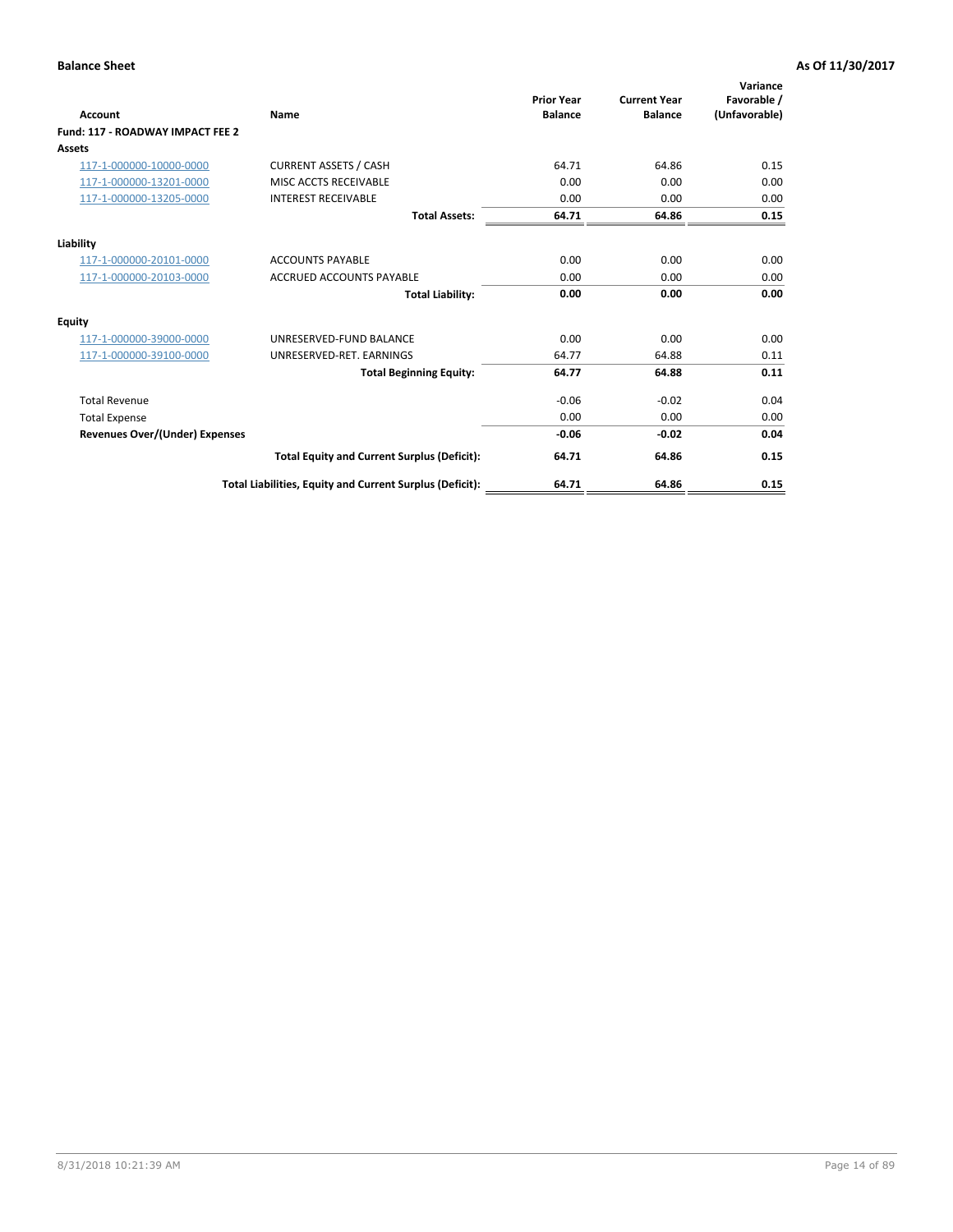**Balance Sheet** **As Of 11/30/2017**

| Account | Name | Prior Year Balance | Current Year Balance | Variance Favorable / (Unfavorable) |
|---|---|---|---|---|
| **Fund: 117 - ROADWAY IMPACT FEE 2** | | | | |
| **Assets** | | | | |
| 117-1-000000-10000-0000 | CURRENT ASSETS / CASH | 64.71 | 64.86 | 0.15 |
| 117-1-000000-13201-0000 | MISC ACCTS RECEIVABLE | 0.00 | 0.00 | 0.00 |
| 117-1-000000-13205-0000 | INTEREST RECEIVABLE | 0.00 | 0.00 | 0.00 |
| | **Total Assets:** | **64.71** | **64.86** | **0.15** |
| **Liability** | | | | |
| 117-1-000000-20101-0000 | ACCOUNTS PAYABLE | 0.00 | 0.00 | 0.00 |
| 117-1-000000-20103-0000 | ACCRUED ACCOUNTS PAYABLE | 0.00 | 0.00 | 0.00 |
| | **Total Liability:** | **0.00** | **0.00** | **0.00** |
| **Equity** | | | | |
| 117-1-000000-39000-0000 | UNRESERVED-FUND BALANCE | 0.00 | 0.00 | 0.00 |
| 117-1-000000-39100-0000 | UNRESERVED-RET. EARNINGS | 64.77 | 64.88 | 0.11 |
| | **Total Beginning Equity:** | **64.77** | **64.88** | **0.11** |
| Total Revenue | | -0.06 | -0.02 | 0.04 |
| Total Expense | | 0.00 | 0.00 | 0.00 |
| **Revenues Over/(Under) Expenses** | | **-0.06** | **-0.02** | **0.04** |
| | **Total Equity and Current Surplus (Deficit):** | **64.71** | **64.86** | **0.15** |
| | **Total Liabilities, Equity and Current Surplus (Deficit):** | **64.71** | **64.86** | **0.15** |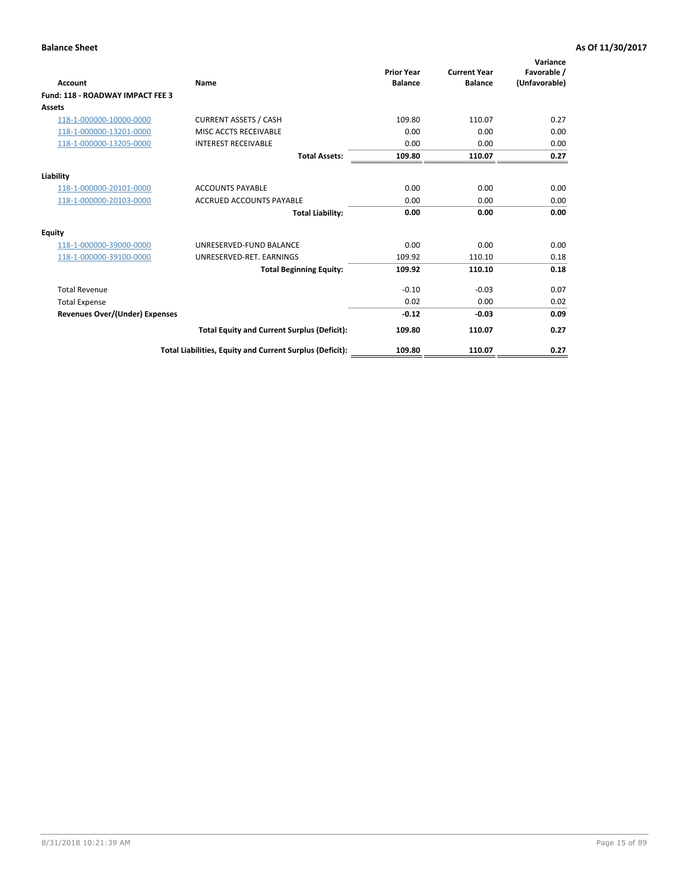**Balance Sheet** **As Of 11/30/2017**

| Account | Name | Prior Year Balance | Current Year Balance | Variance Favorable / (Unfavorable) |
|---|---|---|---|---|
| **Fund: 118 - ROADWAY IMPACT FEE 3** | | | | |
| **Assets** | | | | |
| 118-1-000000-10000-0000 | CURRENT ASSETS / CASH | 109.80 | 110.07 | 0.27 |
| 118-1-000000-13201-0000 | MISC ACCTS RECEIVABLE | 0.00 | 0.00 | 0.00 |
| 118-1-000000-13205-0000 | INTEREST RECEIVABLE | 0.00 | 0.00 | 0.00 |
| | **Total Assets:** | **109.80** | **110.07** | **0.27** |
| **Liability** | | | | |
| 118-1-000000-20101-0000 | ACCOUNTS PAYABLE | 0.00 | 0.00 | 0.00 |
| 118-1-000000-20103-0000 | ACCRUED ACCOUNTS PAYABLE | 0.00 | 0.00 | 0.00 |
| | **Total Liability:** | **0.00** | **0.00** | **0.00** |
| **Equity** | | | | |
| 118-1-000000-39000-0000 | UNRESERVED-FUND BALANCE | 0.00 | 0.00 | 0.00 |
| 118-1-000000-39100-0000 | UNRESERVED-RET. EARNINGS | 109.92 | 110.10 | 0.18 |
| | **Total Beginning Equity:** | **109.92** | **110.10** | **0.18** |
| Total Revenue | | -0.10 | -0.03 | 0.07 |
| Total Expense | | 0.02 | 0.00 | 0.02 |
| **Revenues Over/(Under) Expenses** | | **-0.12** | **-0.03** | **0.09** |
| | **Total Equity and Current Surplus (Deficit):** | **109.80** | **110.07** | **0.27** |
| | **Total Liabilities, Equity and Current Surplus (Deficit):** | **109.80** | **110.07** | **0.27** |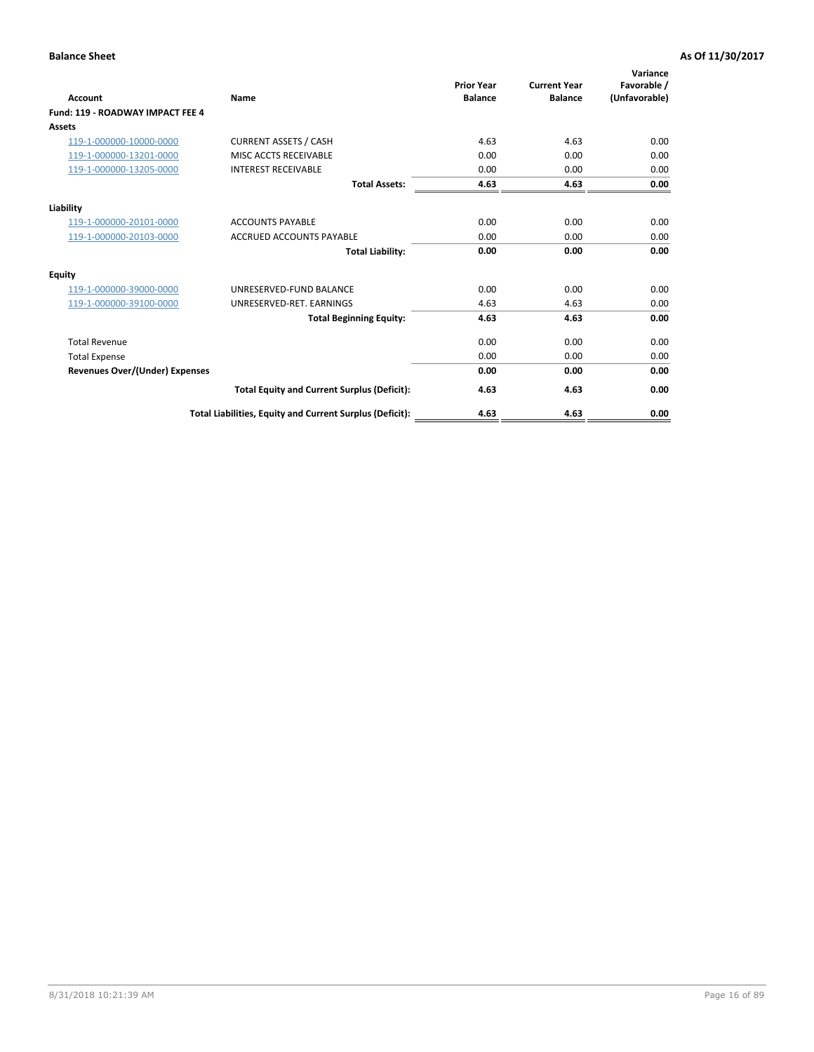**Balance Sheet** **As Of 11/30/2017**

| Account | Name | Prior Year Balance | Current Year Balance | Variance Favorable / (Unfavorable) |
|---|---|---|---|---|
| **Fund: 119 - ROADWAY IMPACT FEE 4** | | | | |
| **Assets** | | | | |
| 119-1-000000-10000-0000 | CURRENT ASSETS / CASH | 4.63 | 4.63 | 0.00 |
| 119-1-000000-13201-0000 | MISC ACCTS RECEIVABLE | 0.00 | 0.00 | 0.00 |
| 119-1-000000-13205-0000 | INTEREST RECEIVABLE | 0.00 | 0.00 | 0.00 |
| | **Total Assets:** | **4.63** | **4.63** | **0.00** |
| **Liability** | | | | |
| 119-1-000000-20101-0000 | ACCOUNTS PAYABLE | 0.00 | 0.00 | 0.00 |
| 119-1-000000-20103-0000 | ACCRUED ACCOUNTS PAYABLE | 0.00 | 0.00 | 0.00 |
| | **Total Liability:** | **0.00** | **0.00** | **0.00** |
| **Equity** | | | | |
| 119-1-000000-39000-0000 | UNRESERVED-FUND BALANCE | 0.00 | 0.00 | 0.00 |
| 119-1-000000-39100-0000 | UNRESERVED-RET. EARNINGS | 4.63 | 4.63 | 0.00 |
| | **Total Beginning Equity:** | **4.63** | **4.63** | **0.00** |
| Total Revenue | | 0.00 | 0.00 | 0.00 |
| Total Expense | | 0.00 | 0.00 | 0.00 |
| **Revenues Over/(Under) Expenses** | | **0.00** | **0.00** | **0.00** |
| | **Total Equity and Current Surplus (Deficit):** | **4.63** | **4.63** | **0.00** |
| | **Total Liabilities, Equity and Current Surplus (Deficit):** | **4.63** | **4.63** | **0.00** |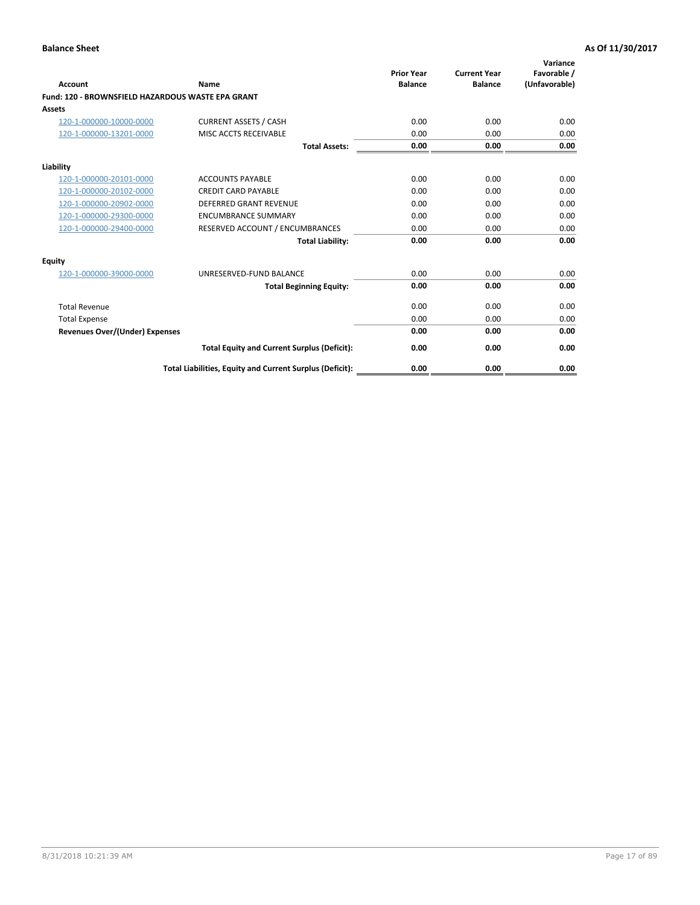**Balance Sheet** **As Of 11/30/2017**

| Account | Name | Prior Year Balance | Current Year Balance | Variance Favorable / (Unfavorable) |
|---|---|---|---|---|
| **Fund: 120 - BROWNSFIELD HAZARDOUS WASTE EPA GRANT** | | | | |
| **Assets** | | | | |
| 120-1-000000-10000-0000 | CURRENT ASSETS / CASH | 0.00 | 0.00 | 0.00 |
| 120-1-000000-13201-0000 | MISC ACCTS RECEIVABLE | 0.00 | 0.00 | 0.00 |
| | **Total Assets:** | **0.00** | **0.00** | **0.00** |
| **Liability** | | | | |
| 120-1-000000-20101-0000 | ACCOUNTS PAYABLE | 0.00 | 0.00 | 0.00 |
| 120-1-000000-20102-0000 | CREDIT CARD PAYABLE | 0.00 | 0.00 | 0.00 |
| 120-1-000000-20902-0000 | DEFERRED GRANT REVENUE | 0.00 | 0.00 | 0.00 |
| 120-1-000000-29300-0000 | ENCUMBRANCE SUMMARY | 0.00 | 0.00 | 0.00 |
| 120-1-000000-29400-0000 | RESERVED ACCOUNT / ENCUMBRANCES | 0.00 | 0.00 | 0.00 |
| | **Total Liability:** | **0.00** | **0.00** | **0.00** |
| **Equity** | | | | |
| 120-1-000000-39000-0000 | UNRESERVED-FUND BALANCE | 0.00 | 0.00 | 0.00 |
| | **Total Beginning Equity:** | **0.00** | **0.00** | **0.00** |
| Total Revenue | | 0.00 | 0.00 | 0.00 |
| Total Expense | | 0.00 | 0.00 | 0.00 |
| **Revenues Over/(Under) Expenses** | | **0.00** | **0.00** | **0.00** |
| | **Total Equity and Current Surplus (Deficit):** | **0.00** | **0.00** | **0.00** |
| | **Total Liabilities, Equity and Current Surplus (Deficit):** | **0.00** | **0.00** | **0.00** |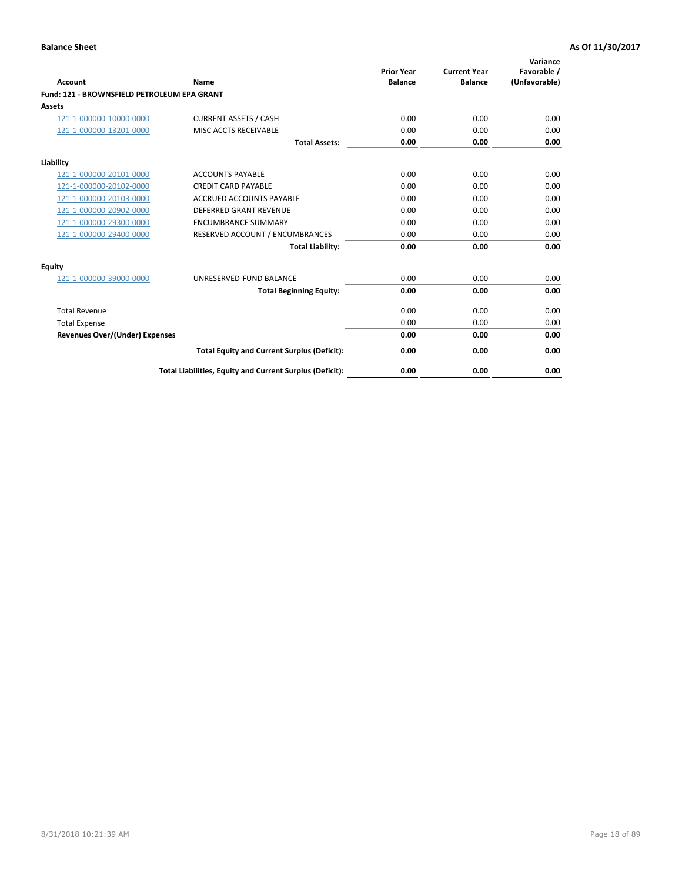**Balance Sheet** — **As Of 11/30/2017**

| Account | Name | Prior Year Balance | Current Year Balance | Variance Favorable / (Unfavorable) |
|---|---|---|---|---|
| **Fund: 121 - BROWNSFIELD PETROLEUM EPA GRANT** | | | | |
| **Assets** | | | | |
| 121-1-000000-10000-0000 | CURRENT ASSETS / CASH | 0.00 | 0.00 | 0.00 |
| 121-1-000000-13201-0000 | MISC ACCTS RECEIVABLE | 0.00 | 0.00 | 0.00 |
| | **Total Assets:** | **0.00** | **0.00** | **0.00** |
| **Liability** | | | | |
| 121-1-000000-20101-0000 | ACCOUNTS PAYABLE | 0.00 | 0.00 | 0.00 |
| 121-1-000000-20102-0000 | CREDIT CARD PAYABLE | 0.00 | 0.00 | 0.00 |
| 121-1-000000-20103-0000 | ACCRUED ACCOUNTS PAYABLE | 0.00 | 0.00 | 0.00 |
| 121-1-000000-20902-0000 | DEFERRED GRANT REVENUE | 0.00 | 0.00 | 0.00 |
| 121-1-000000-29300-0000 | ENCUMBRANCE SUMMARY | 0.00 | 0.00 | 0.00 |
| 121-1-000000-29400-0000 | RESERVED ACCOUNT / ENCUMBRANCES | 0.00 | 0.00 | 0.00 |
| | **Total Liability:** | **0.00** | **0.00** | **0.00** |
| **Equity** | | | | |
| 121-1-000000-39000-0000 | UNRESERVED-FUND BALANCE | 0.00 | 0.00 | 0.00 |
| | **Total Beginning Equity:** | **0.00** | **0.00** | **0.00** |
| Total Revenue | | 0.00 | 0.00 | 0.00 |
| Total Expense | | 0.00 | 0.00 | 0.00 |
| **Revenues Over/(Under) Expenses** | | **0.00** | **0.00** | **0.00** |
| | **Total Equity and Current Surplus (Deficit):** | **0.00** | **0.00** | **0.00** |
| | **Total Liabilities, Equity and Current Surplus (Deficit):** | **0.00** | **0.00** | **0.00** |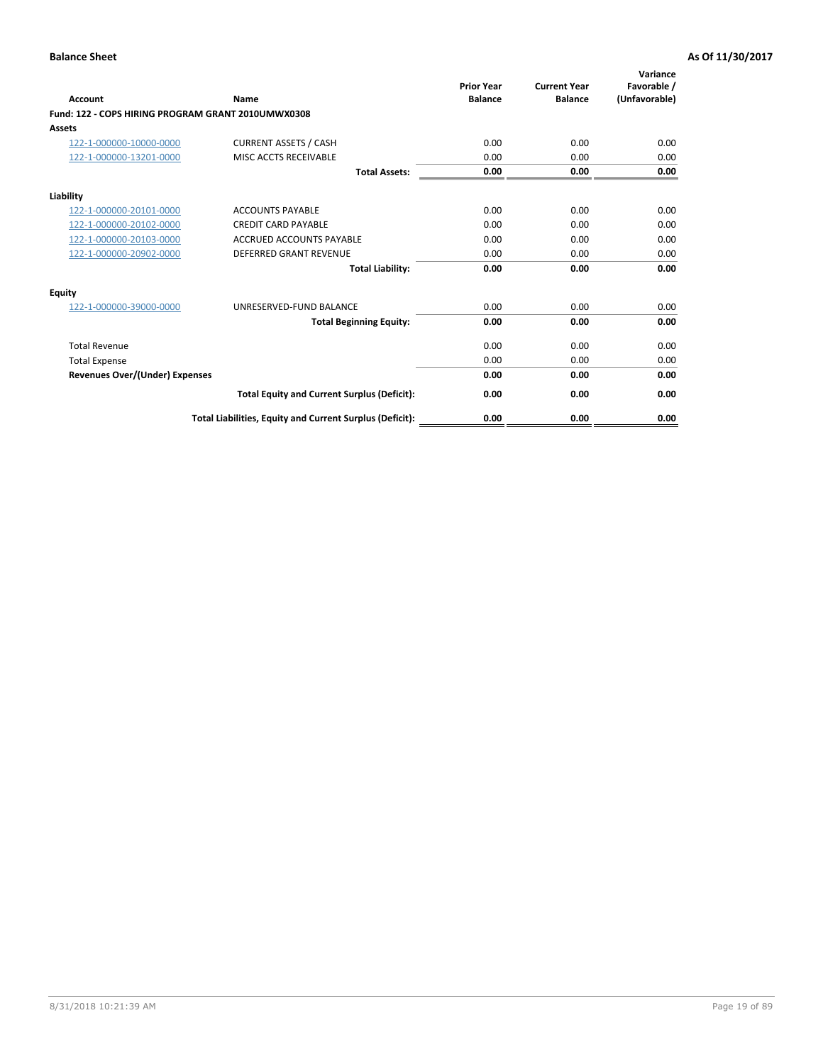**Balance Sheet** **As Of 11/30/2017**

| Account | Name | Prior Year Balance | Current Year Balance | Variance Favorable / (Unfavorable) |
|---|---|---|---|---|
| **Fund: 122 - COPS HIRING PROGRAM GRANT 2010UMWX0308** | | | | |
| **Assets** | | | | |
| 122-1-000000-10000-0000 | CURRENT ASSETS / CASH | 0.00 | 0.00 | 0.00 |
| 122-1-000000-13201-0000 | MISC ACCTS RECEIVABLE | 0.00 | 0.00 | 0.00 |
| | **Total Assets:** | **0.00** | **0.00** | **0.00** |
| **Liability** | | | | |
| 122-1-000000-20101-0000 | ACCOUNTS PAYABLE | 0.00 | 0.00 | 0.00 |
| 122-1-000000-20102-0000 | CREDIT CARD PAYABLE | 0.00 | 0.00 | 0.00 |
| 122-1-000000-20103-0000 | ACCRUED ACCOUNTS PAYABLE | 0.00 | 0.00 | 0.00 |
| 122-1-000000-20902-0000 | DEFERRED GRANT REVENUE | 0.00 | 0.00 | 0.00 |
| | **Total Liability:** | **0.00** | **0.00** | **0.00** |
| **Equity** | | | | |
| 122-1-000000-39000-0000 | UNRESERVED-FUND BALANCE | 0.00 | 0.00 | 0.00 |
| | **Total Beginning Equity:** | **0.00** | **0.00** | **0.00** |
| Total Revenue | | 0.00 | 0.00 | 0.00 |
| Total Expense | | 0.00 | 0.00 | 0.00 |
| **Revenues Over/(Under) Expenses** | | **0.00** | **0.00** | **0.00** |
| | **Total Equity and Current Surplus (Deficit):** | **0.00** | **0.00** | **0.00** |
| | **Total Liabilities, Equity and Current Surplus (Deficit):** | **0.00** | **0.00** | **0.00** |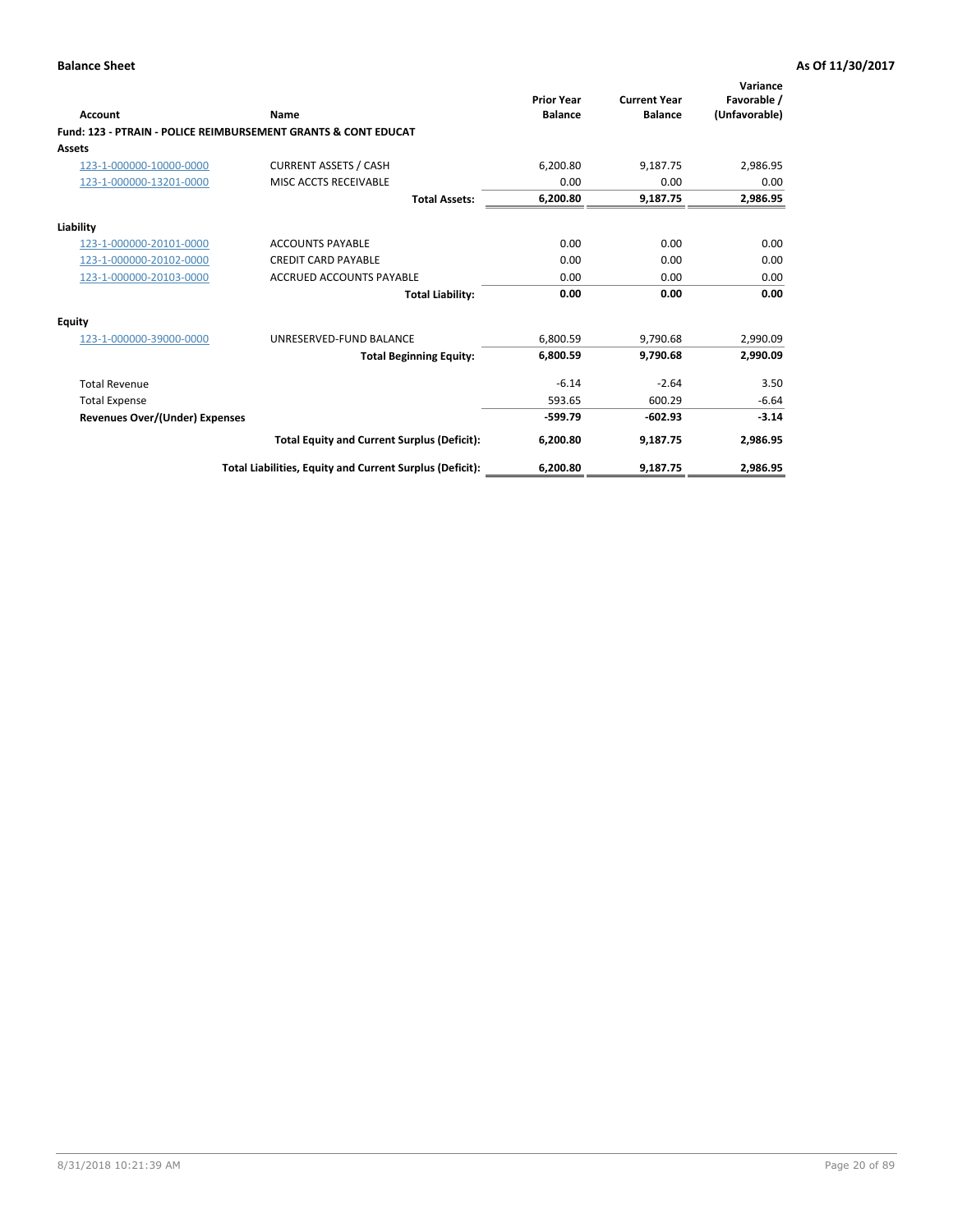**Balance Sheet** — As Of 11/30/2017

| Account | Name | Prior Year Balance | Current Year Balance | Variance Favorable / (Unfavorable) |
|---|---|---|---|---|
| **Fund: 123 - PTRAIN - POLICE REIMBURSEMENT GRANTS & CONT EDUCAT** | | | | |
| **Assets** | | | | |
| 123-1-000000-10000-0000 | CURRENT ASSETS / CASH | 6,200.80 | 9,187.75 | 2,986.95 |
| 123-1-000000-13201-0000 | MISC ACCTS RECEIVABLE | 0.00 | 0.00 | 0.00 |
| | **Total Assets:** | **6,200.80** | **9,187.75** | **2,986.95** |
| **Liability** | | | | |
| 123-1-000000-20101-0000 | ACCOUNTS PAYABLE | 0.00 | 0.00 | 0.00 |
| 123-1-000000-20102-0000 | CREDIT CARD PAYABLE | 0.00 | 0.00 | 0.00 |
| 123-1-000000-20103-0000 | ACCRUED ACCOUNTS PAYABLE | 0.00 | 0.00 | 0.00 |
| | **Total Liability:** | **0.00** | **0.00** | **0.00** |
| **Equity** | | | | |
| 123-1-000000-39000-0000 | UNRESERVED-FUND BALANCE | 6,800.59 | 9,790.68 | 2,990.09 |
| | **Total Beginning Equity:** | **6,800.59** | **9,790.68** | **2,990.09** |
| Total Revenue | | -6.14 | -2.64 | 3.50 |
| Total Expense | | 593.65 | 600.29 | -6.64 |
| **Revenues Over/(Under) Expenses** | | **-599.79** | **-602.93** | **-3.14** |
| | **Total Equity and Current Surplus (Deficit):** | **6,200.80** | **9,187.75** | **2,986.95** |
| | **Total Liabilities, Equity and Current Surplus (Deficit):** | **6,200.80** | **9,187.75** | **2,986.95** |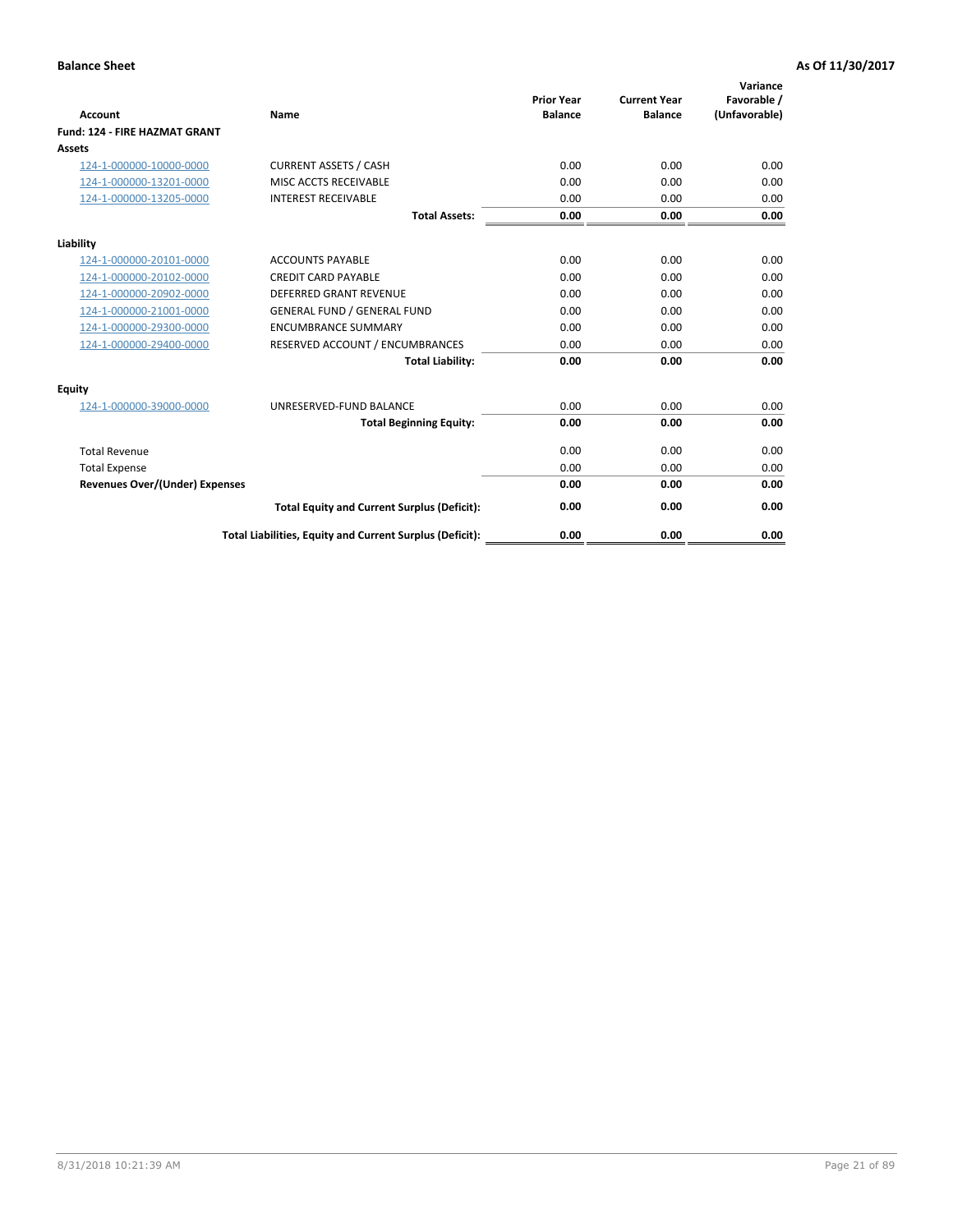**Balance Sheet** — **As Of 11/30/2017**

| Account | Name | Prior Year Balance | Current Year Balance | Variance Favorable / (Unfavorable) |
|---|---|---|---|---|
| **Fund: 124 - FIRE HAZMAT GRANT** | | | | |
| **Assets** | | | | |
| 124-1-000000-10000-0000 | CURRENT ASSETS / CASH | 0.00 | 0.00 | 0.00 |
| 124-1-000000-13201-0000 | MISC ACCTS RECEIVABLE | 0.00 | 0.00 | 0.00 |
| 124-1-000000-13205-0000 | INTEREST RECEIVABLE | 0.00 | 0.00 | 0.00 |
| | **Total Assets:** | **0.00** | **0.00** | **0.00** |
| **Liability** | | | | |
| 124-1-000000-20101-0000 | ACCOUNTS PAYABLE | 0.00 | 0.00 | 0.00 |
| 124-1-000000-20102-0000 | CREDIT CARD PAYABLE | 0.00 | 0.00 | 0.00 |
| 124-1-000000-20902-0000 | DEFERRED GRANT REVENUE | 0.00 | 0.00 | 0.00 |
| 124-1-000000-21001-0000 | GENERAL FUND / GENERAL FUND | 0.00 | 0.00 | 0.00 |
| 124-1-000000-29300-0000 | ENCUMBRANCE SUMMARY | 0.00 | 0.00 | 0.00 |
| 124-1-000000-29400-0000 | RESERVED ACCOUNT / ENCUMBRANCES | 0.00 | 0.00 | 0.00 |
| | **Total Liability:** | **0.00** | **0.00** | **0.00** |
| **Equity** | | | | |
| 124-1-000000-39000-0000 | UNRESERVED-FUND BALANCE | 0.00 | 0.00 | 0.00 |
| | **Total Beginning Equity:** | **0.00** | **0.00** | **0.00** |
| Total Revenue | | 0.00 | 0.00 | 0.00 |
| Total Expense | | 0.00 | 0.00 | 0.00 |
| **Revenues Over/(Under) Expenses** | | **0.00** | **0.00** | **0.00** |
| | **Total Equity and Current Surplus (Deficit):** | **0.00** | **0.00** | **0.00** |
| | **Total Liabilities, Equity and Current Surplus (Deficit):** | **0.00** | **0.00** | **0.00** |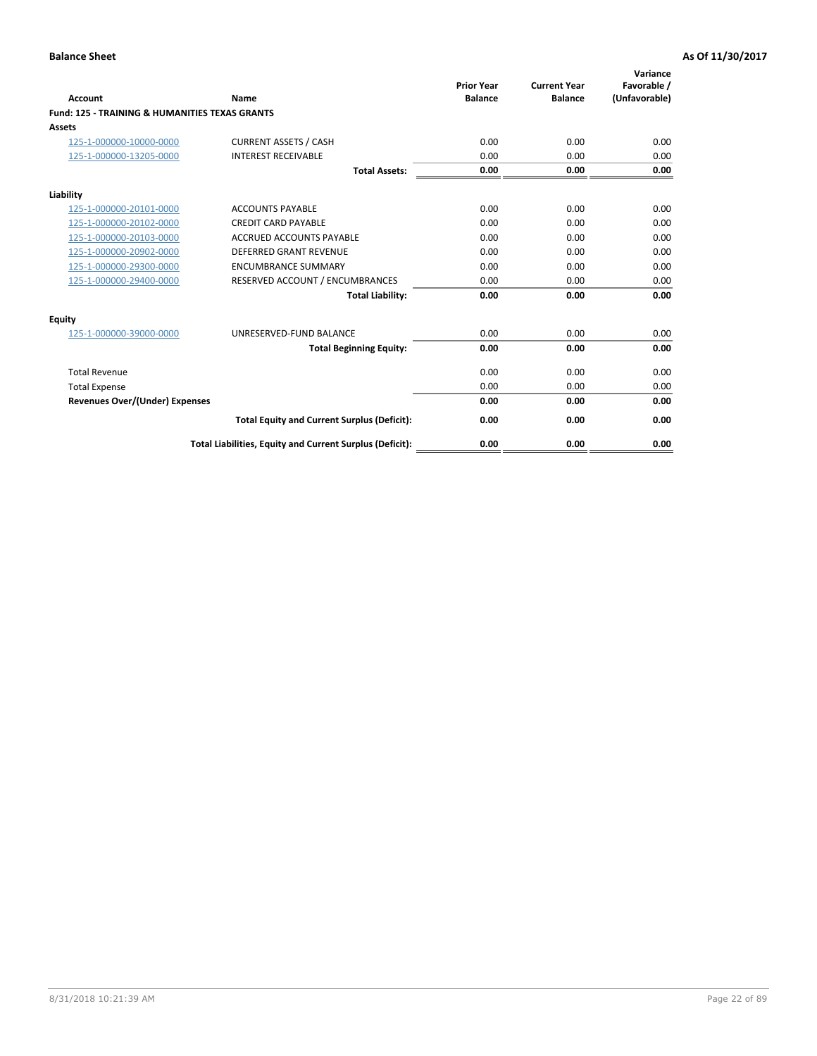**Balance Sheet** | **As Of 11/30/2017**

| Account | Name | Prior Year Balance | Current Year Balance | Variance Favorable / (Unfavorable) |
|---|---|---|---|---|
| **Fund: 125 - TRAINING & HUMANITIES TEXAS GRANTS** | | | | |
| **Assets** | | | | |
| 125-1-000000-10000-0000 | CURRENT ASSETS / CASH | 0.00 | 0.00 | 0.00 |
| 125-1-000000-13205-0000 | INTEREST RECEIVABLE | 0.00 | 0.00 | 0.00 |
| | **Total Assets:** | **0.00** | **0.00** | **0.00** |
| **Liability** | | | | |
| 125-1-000000-20101-0000 | ACCOUNTS PAYABLE | 0.00 | 0.00 | 0.00 |
| 125-1-000000-20102-0000 | CREDIT CARD PAYABLE | 0.00 | 0.00 | 0.00 |
| 125-1-000000-20103-0000 | ACCRUED ACCOUNTS PAYABLE | 0.00 | 0.00 | 0.00 |
| 125-1-000000-20902-0000 | DEFERRED GRANT REVENUE | 0.00 | 0.00 | 0.00 |
| 125-1-000000-29300-0000 | ENCUMBRANCE SUMMARY | 0.00 | 0.00 | 0.00 |
| 125-1-000000-29400-0000 | RESERVED ACCOUNT / ENCUMBRANCES | 0.00 | 0.00 | 0.00 |
| | **Total Liability:** | **0.00** | **0.00** | **0.00** |
| **Equity** | | | | |
| 125-1-000000-39000-0000 | UNRESERVED-FUND BALANCE | 0.00 | 0.00 | 0.00 |
| | **Total Beginning Equity:** | **0.00** | **0.00** | **0.00** |
| Total Revenue | | 0.00 | 0.00 | 0.00 |
| Total Expense | | 0.00 | 0.00 | 0.00 |
| **Revenues Over/(Under) Expenses** | | **0.00** | **0.00** | **0.00** |
| | **Total Equity and Current Surplus (Deficit):** | **0.00** | **0.00** | **0.00** |
| | **Total Liabilities, Equity and Current Surplus (Deficit):** | **0.00** | **0.00** | **0.00** |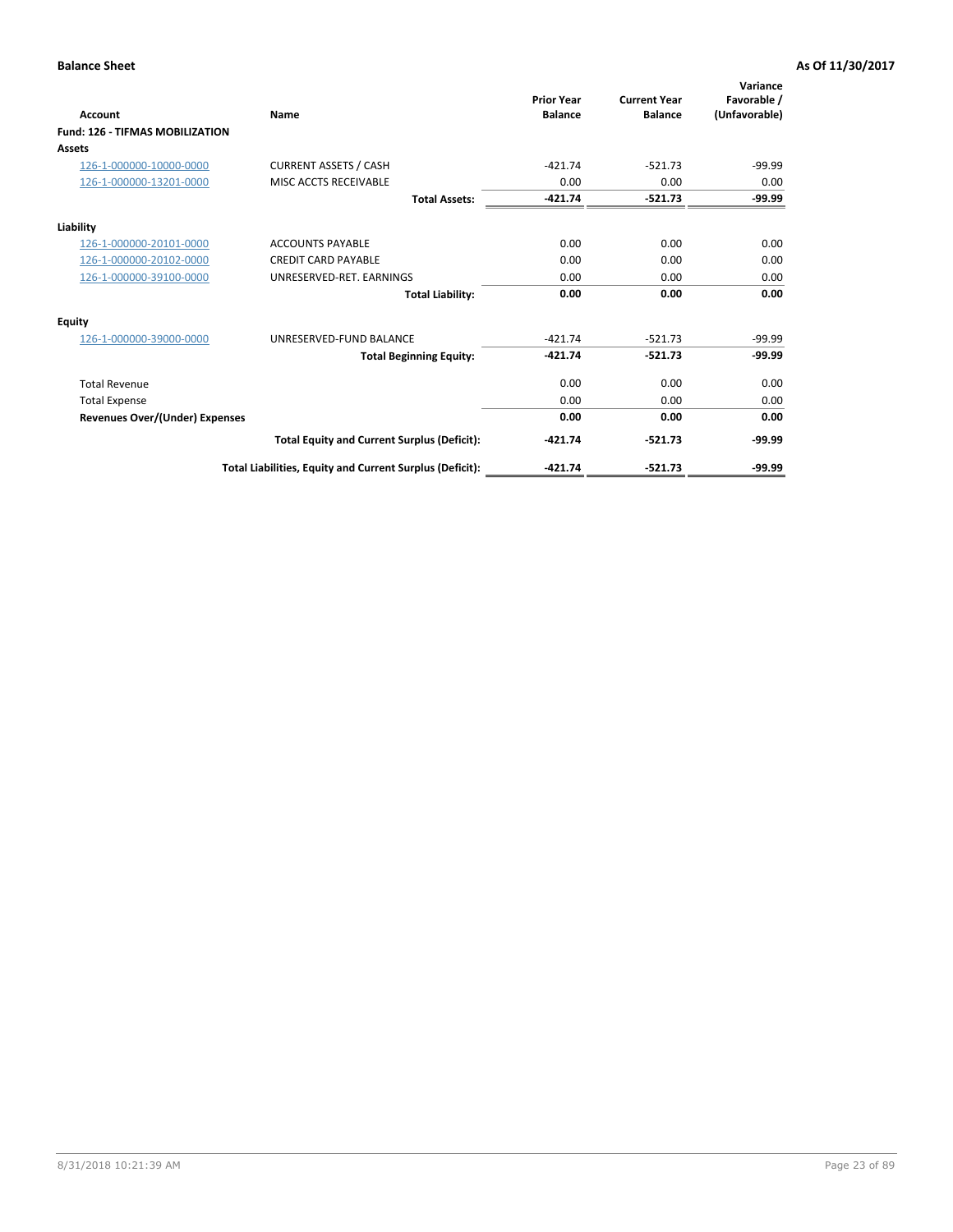**Balance Sheet** **As Of 11/30/2017**

| Account | Name | Prior Year Balance | Current Year Balance | Variance Favorable / (Unfavorable) |
|---|---|---|---|---|
| **Fund: 126 - TIFMAS MOBILIZATION** | | | | |
| **Assets** | | | | |
| 126-1-000000-10000-0000 | CURRENT ASSETS / CASH | -421.74 | -521.73 | -99.99 |
| 126-1-000000-13201-0000 | MISC ACCTS RECEIVABLE | 0.00 | 0.00 | 0.00 |
| | **Total Assets:** | **-421.74** | **-521.73** | **-99.99** |
| **Liability** | | | | |
| 126-1-000000-20101-0000 | ACCOUNTS PAYABLE | 0.00 | 0.00 | 0.00 |
| 126-1-000000-20102-0000 | CREDIT CARD PAYABLE | 0.00 | 0.00 | 0.00 |
| 126-1-000000-39100-0000 | UNRESERVED-RET. EARNINGS | 0.00 | 0.00 | 0.00 |
| | **Total Liability:** | **0.00** | **0.00** | **0.00** |
| **Equity** | | | | |
| 126-1-000000-39000-0000 | UNRESERVED-FUND BALANCE | -421.74 | -521.73 | -99.99 |
| | **Total Beginning Equity:** | **-421.74** | **-521.73** | **-99.99** |
| Total Revenue | | 0.00 | 0.00 | 0.00 |
| Total Expense | | 0.00 | 0.00 | 0.00 |
| **Revenues Over/(Under) Expenses** | | **0.00** | **0.00** | **0.00** |
| | **Total Equity and Current Surplus (Deficit):** | **-421.74** | **-521.73** | **-99.99** |
| | **Total Liabilities, Equity and Current Surplus (Deficit):** | **-421.74** | **-521.73** | **-99.99** |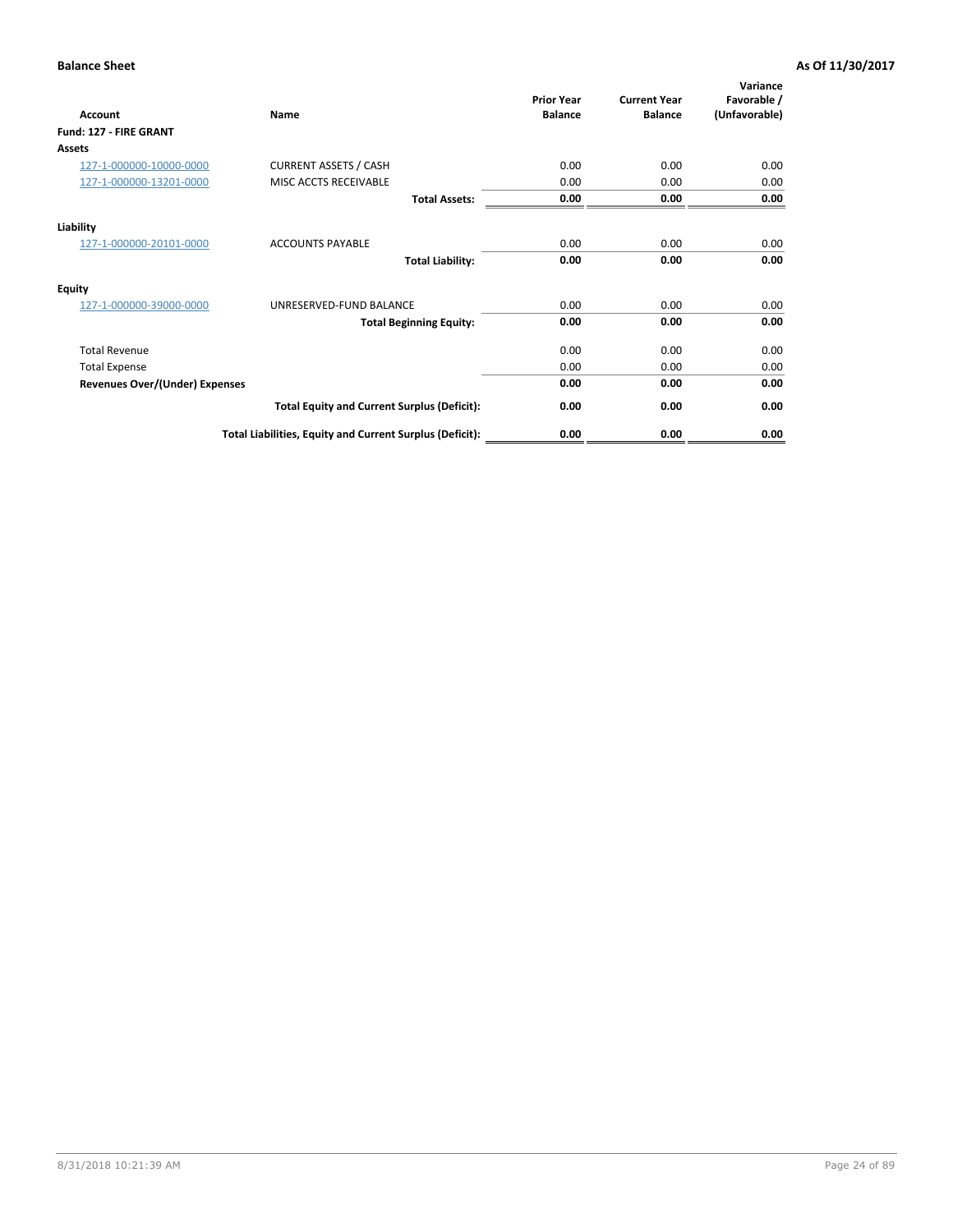**Balance Sheet** **As Of 11/30/2017**

| Account | Name | Prior Year Balance | Current Year Balance | Variance Favorable / (Unfavorable) |
|---|---|---|---|---|
| **Fund: 127 - FIRE GRANT** | | | | |
| **Assets** | | | | |
| 127-1-000000-10000-0000 | CURRENT ASSETS / CASH | 0.00 | 0.00 | 0.00 |
| 127-1-000000-13201-0000 | MISC ACCTS RECEIVABLE | 0.00 | 0.00 | 0.00 |
| | **Total Assets:** | **0.00** | **0.00** | **0.00** |
| **Liability** | | | | |
| 127-1-000000-20101-0000 | ACCOUNTS PAYABLE | 0.00 | 0.00 | 0.00 |
| | **Total Liability:** | **0.00** | **0.00** | **0.00** |
| **Equity** | | | | |
| 127-1-000000-39000-0000 | UNRESERVED-FUND BALANCE | 0.00 | 0.00 | 0.00 |
| | **Total Beginning Equity:** | **0.00** | **0.00** | **0.00** |
| Total Revenue | | 0.00 | 0.00 | 0.00 |
| Total Expense | | 0.00 | 0.00 | 0.00 |
| **Revenues Over/(Under) Expenses** | | **0.00** | **0.00** | **0.00** |
| | **Total Equity and Current Surplus (Deficit):** | **0.00** | **0.00** | **0.00** |
| | **Total Liabilities, Equity and Current Surplus (Deficit):** | **0.00** | **0.00** | **0.00** |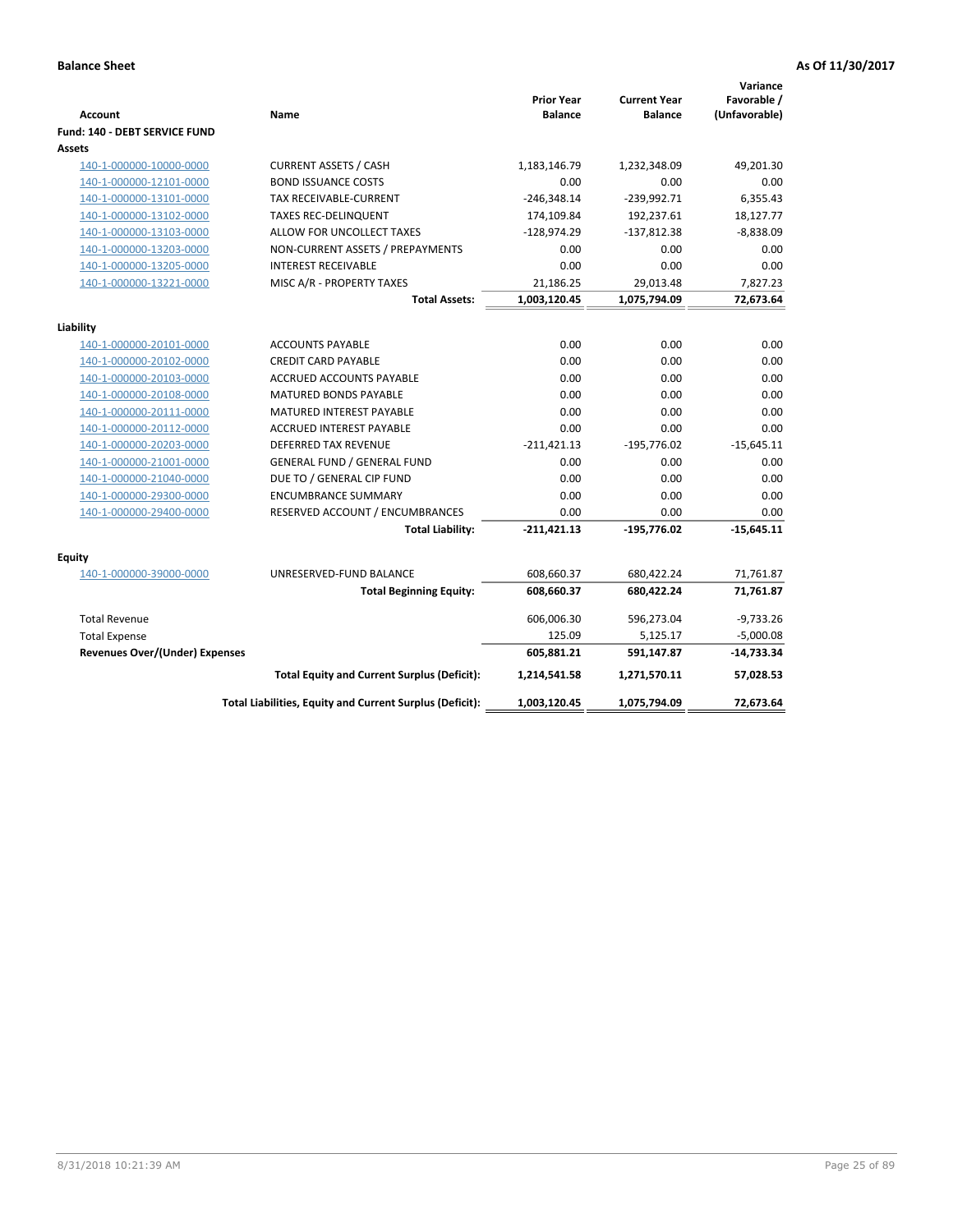**Balance Sheet** **As Of 11/30/2017**

| Account | Name | Prior Year Balance | Current Year Balance | Variance Favorable / (Unfavorable) |
|---|---|---|---|---|
| **Fund: 140 - DEBT SERVICE FUND** | | | | |
| **Assets** | | | | |
| 140-1-000000-10000-0000 | CURRENT ASSETS / CASH | 1,183,146.79 | 1,232,348.09 | 49,201.30 |
| 140-1-000000-12101-0000 | BOND ISSUANCE COSTS | 0.00 | 0.00 | 0.00 |
| 140-1-000000-13101-0000 | TAX RECEIVABLE-CURRENT | -246,348.14 | -239,992.71 | 6,355.43 |
| 140-1-000000-13102-0000 | TAXES REC-DELINQUENT | 174,109.84 | 192,237.61 | 18,127.77 |
| 140-1-000000-13103-0000 | ALLOW FOR UNCOLLECT TAXES | -128,974.29 | -137,812.38 | -8,838.09 |
| 140-1-000000-13203-0000 | NON-CURRENT ASSETS / PREPAYMENTS | 0.00 | 0.00 | 0.00 |
| 140-1-000000-13205-0000 | INTEREST RECEIVABLE | 0.00 | 0.00 | 0.00 |
| 140-1-000000-13221-0000 | MISC A/R - PROPERTY TAXES | 21,186.25 | 29,013.48 | 7,827.23 |
| | **Total Assets:** | **1,003,120.45** | **1,075,794.09** | **72,673.64** |
| **Liability** | | | | |
| 140-1-000000-20101-0000 | ACCOUNTS PAYABLE | 0.00 | 0.00 | 0.00 |
| 140-1-000000-20102-0000 | CREDIT CARD PAYABLE | 0.00 | 0.00 | 0.00 |
| 140-1-000000-20103-0000 | ACCRUED ACCOUNTS PAYABLE | 0.00 | 0.00 | 0.00 |
| 140-1-000000-20108-0000 | MATURED BONDS PAYABLE | 0.00 | 0.00 | 0.00 |
| 140-1-000000-20111-0000 | MATURED INTEREST PAYABLE | 0.00 | 0.00 | 0.00 |
| 140-1-000000-20112-0000 | ACCRUED INTEREST PAYABLE | 0.00 | 0.00 | 0.00 |
| 140-1-000000-20203-0000 | DEFERRED TAX REVENUE | -211,421.13 | -195,776.02 | -15,645.11 |
| 140-1-000000-21001-0000 | GENERAL FUND / GENERAL FUND | 0.00 | 0.00 | 0.00 |
| 140-1-000000-21040-0000 | DUE TO / GENERAL CIP FUND | 0.00 | 0.00 | 0.00 |
| 140-1-000000-29300-0000 | ENCUMBRANCE SUMMARY | 0.00 | 0.00 | 0.00 |
| 140-1-000000-29400-0000 | RESERVED ACCOUNT / ENCUMBRANCES | 0.00 | 0.00 | 0.00 |
| | **Total Liability:** | **-211,421.13** | **-195,776.02** | **-15,645.11** |
| **Equity** | | | | |
| 140-1-000000-39000-0000 | UNRESERVED-FUND BALANCE | 608,660.37 | 680,422.24 | 71,761.87 |
| | **Total Beginning Equity:** | **608,660.37** | **680,422.24** | **71,761.87** |
| Total Revenue | | 606,006.30 | 596,273.04 | -9,733.26 |
| Total Expense | | 125.09 | 5,125.17 | -5,000.08 |
| **Revenues Over/(Under) Expenses** | | **605,881.21** | **591,147.87** | **-14,733.34** |
| | **Total Equity and Current Surplus (Deficit):** | **1,214,541.58** | **1,271,570.11** | **57,028.53** |
| | **Total Liabilities, Equity and Current Surplus (Deficit):** | **1,003,120.45** | **1,075,794.09** | **72,673.64** |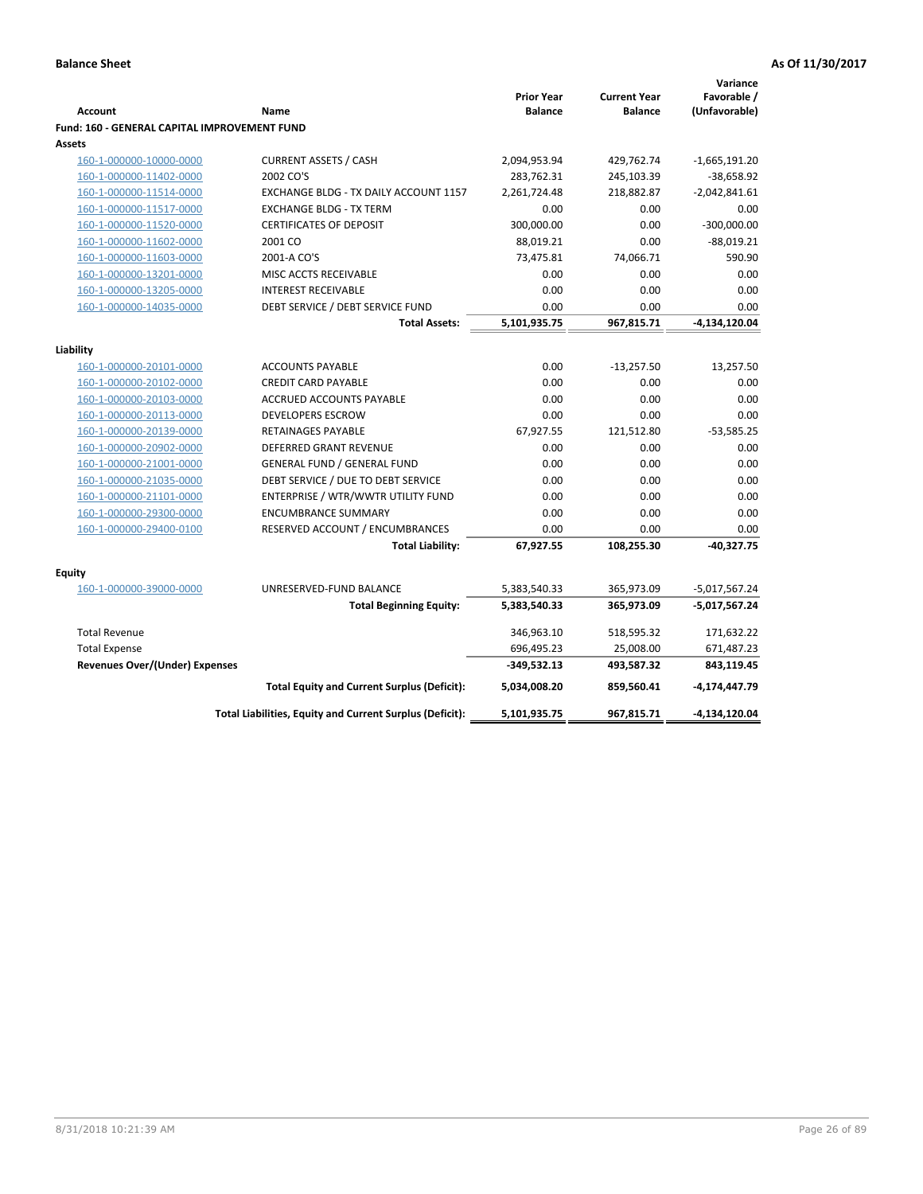**Balance Sheet** **As Of 11/30/2017**

| Account | Name | Prior Year Balance | Current Year Balance | Variance Favorable / (Unfavorable) |
|---|---|---|---|---|
| **Fund: 160 - GENERAL CAPITAL IMPROVEMENT FUND** | | | | |
| **Assets** | | | | |
| 160-1-000000-10000-0000 | CURRENT ASSETS / CASH | 2,094,953.94 | 429,762.74 | -1,665,191.20 |
| 160-1-000000-11402-0000 | 2002 CO'S | 283,762.31 | 245,103.39 | -38,658.92 |
| 160-1-000000-11514-0000 | EXCHANGE BLDG - TX DAILY ACCOUNT 1157 | 2,261,724.48 | 218,882.87 | -2,042,841.61 |
| 160-1-000000-11517-0000 | EXCHANGE BLDG - TX TERM | 0.00 | 0.00 | 0.00 |
| 160-1-000000-11520-0000 | CERTIFICATES OF DEPOSIT | 300,000.00 | 0.00 | -300,000.00 |
| 160-1-000000-11602-0000 | 2001 CO | 88,019.21 | 0.00 | -88,019.21 |
| 160-1-000000-11603-0000 | 2001-A CO'S | 73,475.81 | 74,066.71 | 590.90 |
| 160-1-000000-13201-0000 | MISC ACCTS RECEIVABLE | 0.00 | 0.00 | 0.00 |
| 160-1-000000-13205-0000 | INTEREST RECEIVABLE | 0.00 | 0.00 | 0.00 |
| 160-1-000000-14035-0000 | DEBT SERVICE / DEBT SERVICE FUND | 0.00 | 0.00 | 0.00 |
| | **Total Assets:** | **5,101,935.75** | **967,815.71** | **-4,134,120.04** |
| **Liability** | | | | |
| 160-1-000000-20101-0000 | ACCOUNTS PAYABLE | 0.00 | -13,257.50 | 13,257.50 |
| 160-1-000000-20102-0000 | CREDIT CARD PAYABLE | 0.00 | 0.00 | 0.00 |
| 160-1-000000-20103-0000 | ACCRUED ACCOUNTS PAYABLE | 0.00 | 0.00 | 0.00 |
| 160-1-000000-20113-0000 | DEVELOPERS ESCROW | 0.00 | 0.00 | 0.00 |
| 160-1-000000-20139-0000 | RETAINAGES PAYABLE | 67,927.55 | 121,512.80 | -53,585.25 |
| 160-1-000000-20902-0000 | DEFERRED GRANT REVENUE | 0.00 | 0.00 | 0.00 |
| 160-1-000000-21001-0000 | GENERAL FUND / GENERAL FUND | 0.00 | 0.00 | 0.00 |
| 160-1-000000-21035-0000 | DEBT SERVICE / DUE TO DEBT SERVICE | 0.00 | 0.00 | 0.00 |
| 160-1-000000-21101-0000 | ENTERPRISE / WTR/WWTR UTILITY FUND | 0.00 | 0.00 | 0.00 |
| 160-1-000000-29300-0000 | ENCUMBRANCE SUMMARY | 0.00 | 0.00 | 0.00 |
| 160-1-000000-29400-0100 | RESERVED ACCOUNT / ENCUMBRANCES | 0.00 | 0.00 | 0.00 |
| | **Total Liability:** | **67,927.55** | **108,255.30** | **-40,327.75** |
| **Equity** | | | | |
| 160-1-000000-39000-0000 | UNRESERVED-FUND BALANCE | 5,383,540.33 | 365,973.09 | -5,017,567.24 |
| | **Total Beginning Equity:** | **5,383,540.33** | **365,973.09** | **-5,017,567.24** |
| Total Revenue | | 346,963.10 | 518,595.32 | 171,632.22 |
| Total Expense | | 696,495.23 | 25,008.00 | 671,487.23 |
| **Revenues Over/(Under) Expenses** | | **-349,532.13** | **493,587.32** | **843,119.45** |
| | **Total Equity and Current Surplus (Deficit):** | **5,034,008.20** | **859,560.41** | **-4,174,447.79** |
| | **Total Liabilities, Equity and Current Surplus (Deficit):** | **5,101,935.75** | **967,815.71** | **-4,134,120.04** |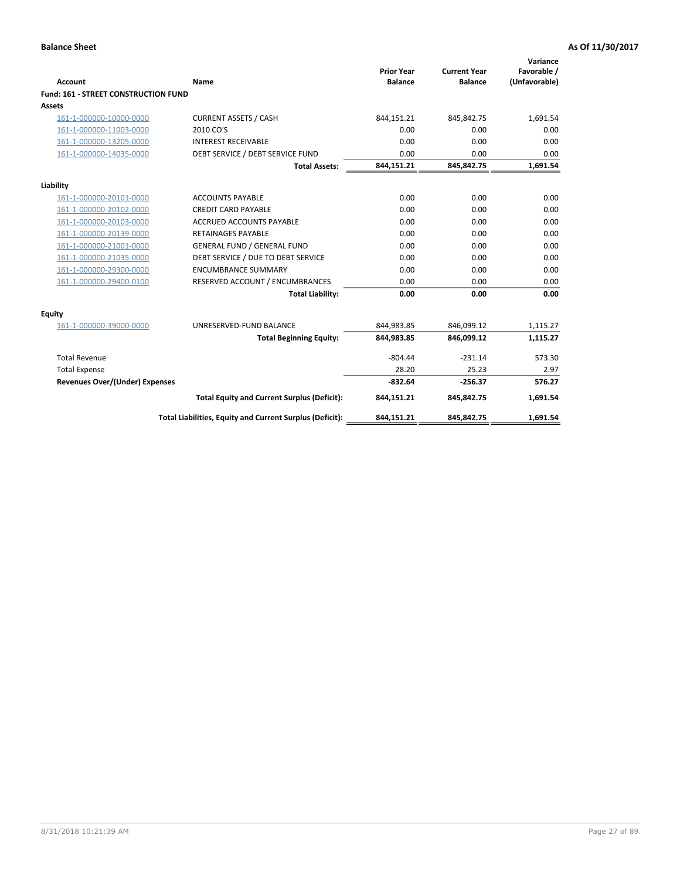**Balance Sheet** **As Of 11/30/2017**

| Account | Name | Prior Year Balance | Current Year Balance | Variance Favorable / (Unfavorable) |
|---|---|---|---|---|
| **Fund: 161 - STREET CONSTRUCTION FUND** | | | | |
| **Assets** | | | | |
| 161-1-000000-10000-0000 | CURRENT ASSETS / CASH | 844,151.21 | 845,842.75 | 1,691.54 |
| 161-1-000000-11003-0000 | 2010 CO'S | 0.00 | 0.00 | 0.00 |
| 161-1-000000-13205-0000 | INTEREST RECEIVABLE | 0.00 | 0.00 | 0.00 |
| 161-1-000000-14035-0000 | DEBT SERVICE / DEBT SERVICE FUND | 0.00 | 0.00 | 0.00 |
| | **Total Assets:** | **844,151.21** | **845,842.75** | **1,691.54** |
| **Liability** | | | | |
| 161-1-000000-20101-0000 | ACCOUNTS PAYABLE | 0.00 | 0.00 | 0.00 |
| 161-1-000000-20102-0000 | CREDIT CARD PAYABLE | 0.00 | 0.00 | 0.00 |
| 161-1-000000-20103-0000 | ACCRUED ACCOUNTS PAYABLE | 0.00 | 0.00 | 0.00 |
| 161-1-000000-20139-0000 | RETAINAGES PAYABLE | 0.00 | 0.00 | 0.00 |
| 161-1-000000-21001-0000 | GENERAL FUND / GENERAL FUND | 0.00 | 0.00 | 0.00 |
| 161-1-000000-21035-0000 | DEBT SERVICE / DUE TO DEBT SERVICE | 0.00 | 0.00 | 0.00 |
| 161-1-000000-29300-0000 | ENCUMBRANCE SUMMARY | 0.00 | 0.00 | 0.00 |
| 161-1-000000-29400-0100 | RESERVED ACCOUNT / ENCUMBRANCES | 0.00 | 0.00 | 0.00 |
| | **Total Liability:** | **0.00** | **0.00** | **0.00** |
| **Equity** | | | | |
| 161-1-000000-39000-0000 | UNRESERVED-FUND BALANCE | 844,983.85 | 846,099.12 | 1,115.27 |
| | **Total Beginning Equity:** | **844,983.85** | **846,099.12** | **1,115.27** |
| Total Revenue | | -804.44 | -231.14 | 573.30 |
| Total Expense | | 28.20 | 25.23 | 2.97 |
| **Revenues Over/(Under) Expenses** | | **-832.64** | **-256.37** | **576.27** |
| | **Total Equity and Current Surplus (Deficit):** | **844,151.21** | **845,842.75** | **1,691.54** |
| | **Total Liabilities, Equity and Current Surplus (Deficit):** | **844,151.21** | **845,842.75** | **1,691.54** |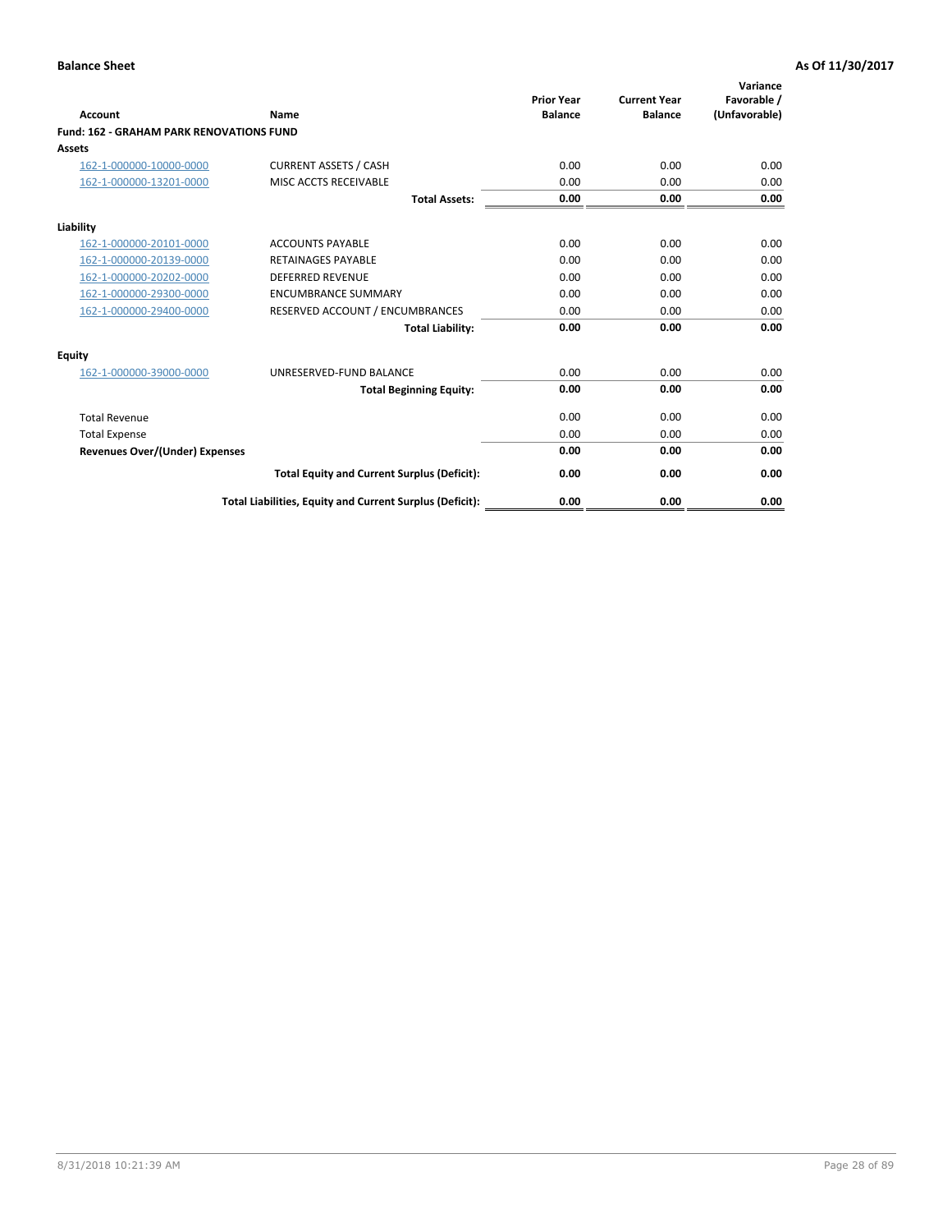**Balance Sheet** **As Of 11/30/2017**

| Account | Name | Prior Year Balance | Current Year Balance | Variance Favorable / (Unfavorable) |
|---|---|---|---|---|
| **Fund: 162 - GRAHAM PARK RENOVATIONS FUND** | | | | |
| **Assets** | | | | |
| 162-1-000000-10000-0000 | CURRENT ASSETS / CASH | 0.00 | 0.00 | 0.00 |
| 162-1-000000-13201-0000 | MISC ACCTS RECEIVABLE | 0.00 | 0.00 | 0.00 |
| | **Total Assets:** | **0.00** | **0.00** | **0.00** |
| **Liability** | | | | |
| 162-1-000000-20101-0000 | ACCOUNTS PAYABLE | 0.00 | 0.00 | 0.00 |
| 162-1-000000-20139-0000 | RETAINAGES PAYABLE | 0.00 | 0.00 | 0.00 |
| 162-1-000000-20202-0000 | DEFERRED REVENUE | 0.00 | 0.00 | 0.00 |
| 162-1-000000-29300-0000 | ENCUMBRANCE SUMMARY | 0.00 | 0.00 | 0.00 |
| 162-1-000000-29400-0000 | RESERVED ACCOUNT / ENCUMBRANCES | 0.00 | 0.00 | 0.00 |
| | **Total Liability:** | **0.00** | **0.00** | **0.00** |
| **Equity** | | | | |
| 162-1-000000-39000-0000 | UNRESERVED-FUND BALANCE | 0.00 | 0.00 | 0.00 |
| | **Total Beginning Equity:** | **0.00** | **0.00** | **0.00** |
| Total Revenue | | 0.00 | 0.00 | 0.00 |
| Total Expense | | 0.00 | 0.00 | 0.00 |
| **Revenues Over/(Under) Expenses** | | **0.00** | **0.00** | **0.00** |
| | **Total Equity and Current Surplus (Deficit):** | **0.00** | **0.00** | **0.00** |
| | **Total Liabilities, Equity and Current Surplus (Deficit):** | **0.00** | **0.00** | **0.00** |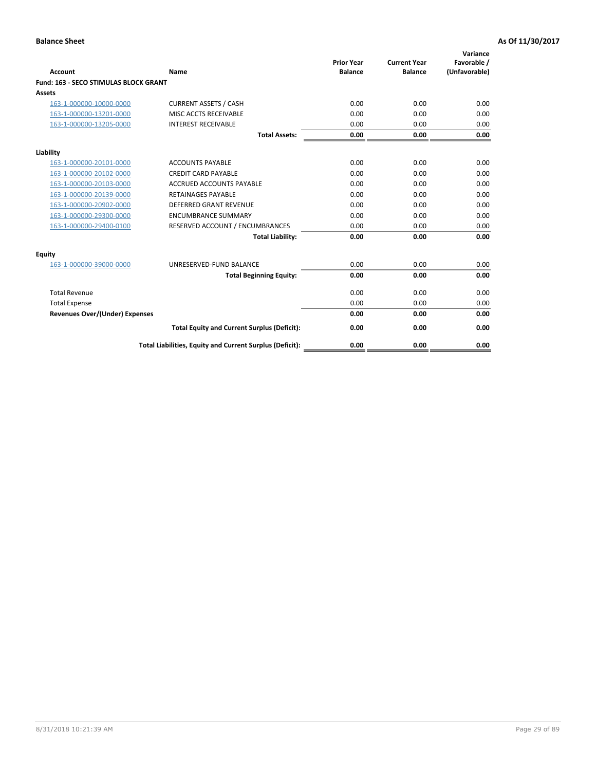**Balance Sheet** **As Of 11/30/2017**

| Account | Name | Prior Year Balance | Current Year Balance | Variance Favorable / (Unfavorable) |
|---|---|---|---|---|
| **Fund: 163 - SECO STIMULAS BLOCK GRANT** | | | | |
| **Assets** | | | | |
| 163-1-000000-10000-0000 | CURRENT ASSETS / CASH | 0.00 | 0.00 | 0.00 |
| 163-1-000000-13201-0000 | MISC ACCTS RECEIVABLE | 0.00 | 0.00 | 0.00 |
| 163-1-000000-13205-0000 | INTEREST RECEIVABLE | 0.00 | 0.00 | 0.00 |
| | **Total Assets:** | **0.00** | **0.00** | **0.00** |
| **Liability** | | | | |
| 163-1-000000-20101-0000 | ACCOUNTS PAYABLE | 0.00 | 0.00 | 0.00 |
| 163-1-000000-20102-0000 | CREDIT CARD PAYABLE | 0.00 | 0.00 | 0.00 |
| 163-1-000000-20103-0000 | ACCRUED ACCOUNTS PAYABLE | 0.00 | 0.00 | 0.00 |
| 163-1-000000-20139-0000 | RETAINAGES PAYABLE | 0.00 | 0.00 | 0.00 |
| 163-1-000000-20902-0000 | DEFERRED GRANT REVENUE | 0.00 | 0.00 | 0.00 |
| 163-1-000000-29300-0000 | ENCUMBRANCE SUMMARY | 0.00 | 0.00 | 0.00 |
| 163-1-000000-29400-0100 | RESERVED ACCOUNT / ENCUMBRANCES | 0.00 | 0.00 | 0.00 |
| | **Total Liability:** | **0.00** | **0.00** | **0.00** |
| **Equity** | | | | |
| 163-1-000000-39000-0000 | UNRESERVED-FUND BALANCE | 0.00 | 0.00 | 0.00 |
| | **Total Beginning Equity:** | **0.00** | **0.00** | **0.00** |
| Total Revenue | | 0.00 | 0.00 | 0.00 |
| Total Expense | | 0.00 | 0.00 | 0.00 |
| **Revenues Over/(Under) Expenses** | | **0.00** | **0.00** | **0.00** |
| | **Total Equity and Current Surplus (Deficit):** | **0.00** | **0.00** | **0.00** |
| | **Total Liabilities, Equity and Current Surplus (Deficit):** | **0.00** | **0.00** | **0.00** |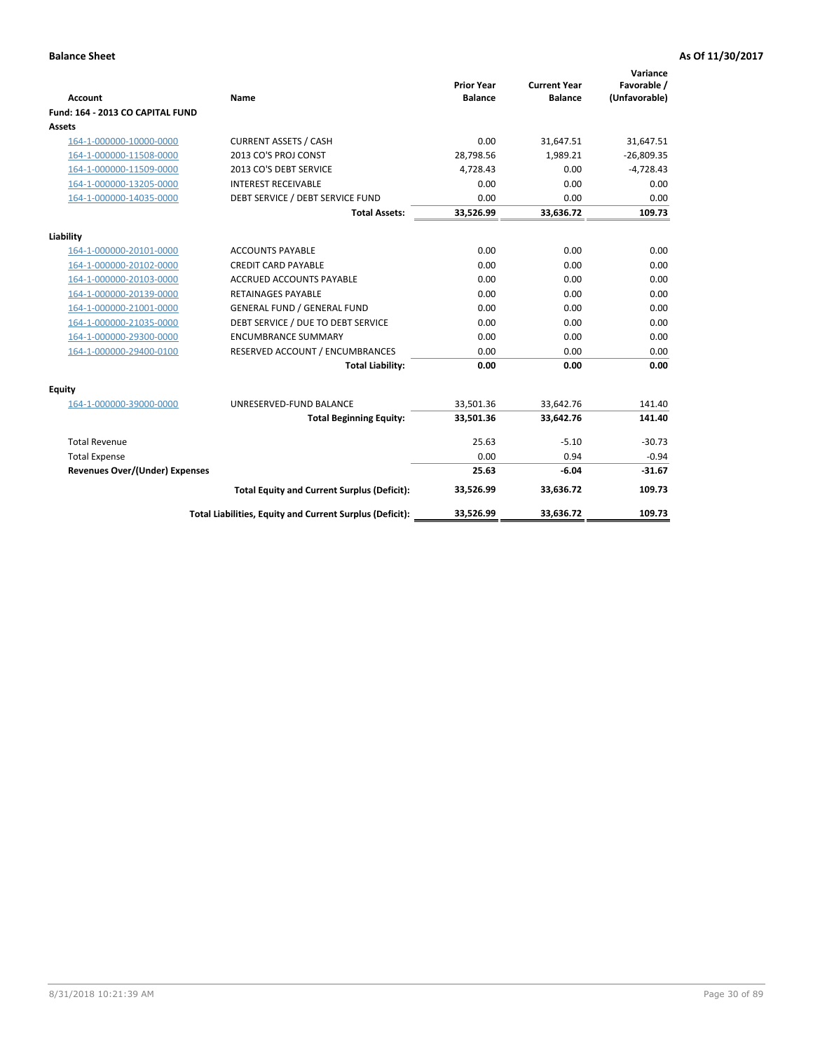**Balance Sheet** **As Of 11/30/2017**

| Account | Name | Prior Year Balance | Current Year Balance | Variance Favorable / (Unfavorable) |
|---|---|---|---|---|
| **Fund: 164 - 2013 CO CAPITAL FUND** | | | | |
| **Assets** | | | | |
| 164-1-000000-10000-0000 | CURRENT ASSETS / CASH | 0.00 | 31,647.51 | 31,647.51 |
| 164-1-000000-11508-0000 | 2013 CO'S PROJ CONST | 28,798.56 | 1,989.21 | -26,809.35 |
| 164-1-000000-11509-0000 | 2013 CO'S DEBT SERVICE | 4,728.43 | 0.00 | -4,728.43 |
| 164-1-000000-13205-0000 | INTEREST RECEIVABLE | 0.00 | 0.00 | 0.00 |
| 164-1-000000-14035-0000 | DEBT SERVICE / DEBT SERVICE FUND | 0.00 | 0.00 | 0.00 |
| | **Total Assets:** | **33,526.99** | **33,636.72** | **109.73** |
| **Liability** | | | | |
| 164-1-000000-20101-0000 | ACCOUNTS PAYABLE | 0.00 | 0.00 | 0.00 |
| 164-1-000000-20102-0000 | CREDIT CARD PAYABLE | 0.00 | 0.00 | 0.00 |
| 164-1-000000-20103-0000 | ACCRUED ACCOUNTS PAYABLE | 0.00 | 0.00 | 0.00 |
| 164-1-000000-20139-0000 | RETAINAGES PAYABLE | 0.00 | 0.00 | 0.00 |
| 164-1-000000-21001-0000 | GENERAL FUND / GENERAL FUND | 0.00 | 0.00 | 0.00 |
| 164-1-000000-21035-0000 | DEBT SERVICE / DUE TO DEBT SERVICE | 0.00 | 0.00 | 0.00 |
| 164-1-000000-29300-0000 | ENCUMBRANCE SUMMARY | 0.00 | 0.00 | 0.00 |
| 164-1-000000-29400-0100 | RESERVED ACCOUNT / ENCUMBRANCES | 0.00 | 0.00 | 0.00 |
| | **Total Liability:** | **0.00** | **0.00** | **0.00** |
| **Equity** | | | | |
| 164-1-000000-39000-0000 | UNRESERVED-FUND BALANCE | 33,501.36 | 33,642.76 | 141.40 |
| | **Total Beginning Equity:** | **33,501.36** | **33,642.76** | **141.40** |
| Total Revenue | | 25.63 | -5.10 | -30.73 |
| Total Expense | | 0.00 | 0.94 | -0.94 |
| **Revenues Over/(Under) Expenses** | | **25.63** | **-6.04** | **-31.67** |
| | **Total Equity and Current Surplus (Deficit):** | **33,526.99** | **33,636.72** | **109.73** |
| | **Total Liabilities, Equity and Current Surplus (Deficit):** | **33,526.99** | **33,636.72** | **109.73** |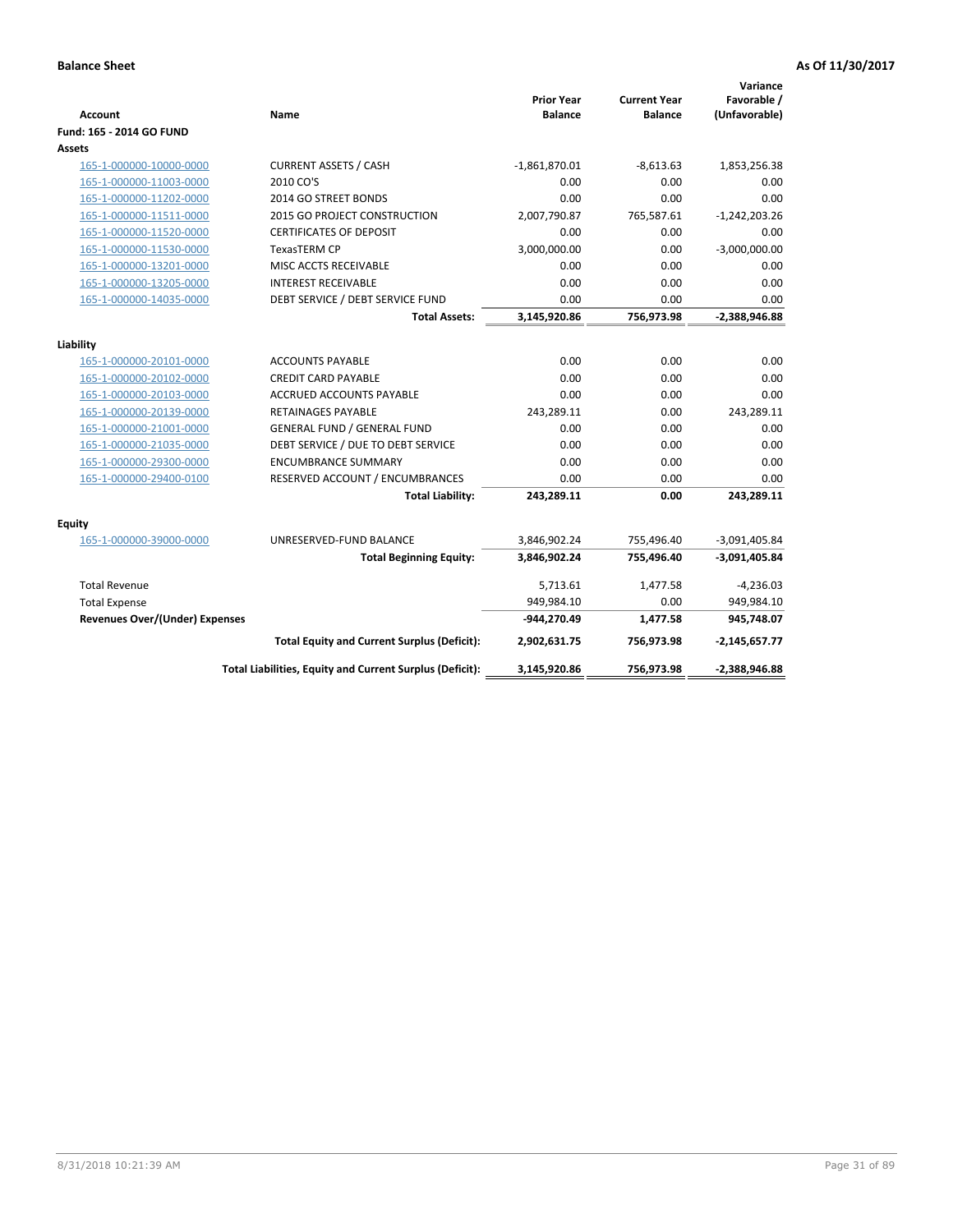**Balance Sheet** **As Of 11/30/2017**

| Account | Name | Prior Year Balance | Current Year Balance | Variance Favorable / (Unfavorable) |
|---|---|---|---|---|
| **Fund: 165 - 2014 GO FUND** | | | | |
| **Assets** | | | | |
| 165-1-000000-10000-0000 | CURRENT ASSETS / CASH | -1,861,870.01 | -8,613.63 | 1,853,256.38 |
| 165-1-000000-11003-0000 | 2010 CO'S | 0.00 | 0.00 | 0.00 |
| 165-1-000000-11202-0000 | 2014 GO STREET BONDS | 0.00 | 0.00 | 0.00 |
| 165-1-000000-11511-0000 | 2015 GO PROJECT CONSTRUCTION | 2,007,790.87 | 765,587.61 | -1,242,203.26 |
| 165-1-000000-11520-0000 | CERTIFICATES OF DEPOSIT | 0.00 | 0.00 | 0.00 |
| 165-1-000000-11530-0000 | TexasTERM CP | 3,000,000.00 | 0.00 | -3,000,000.00 |
| 165-1-000000-13201-0000 | MISC ACCTS RECEIVABLE | 0.00 | 0.00 | 0.00 |
| 165-1-000000-13205-0000 | INTEREST RECEIVABLE | 0.00 | 0.00 | 0.00 |
| 165-1-000000-14035-0000 | DEBT SERVICE / DEBT SERVICE FUND | 0.00 | 0.00 | 0.00 |
| | **Total Assets:** | **3,145,920.86** | **756,973.98** | **-2,388,946.88** |
| **Liability** | | | | |
| 165-1-000000-20101-0000 | ACCOUNTS PAYABLE | 0.00 | 0.00 | 0.00 |
| 165-1-000000-20102-0000 | CREDIT CARD PAYABLE | 0.00 | 0.00 | 0.00 |
| 165-1-000000-20103-0000 | ACCRUED ACCOUNTS PAYABLE | 0.00 | 0.00 | 0.00 |
| 165-1-000000-20139-0000 | RETAINAGES PAYABLE | 243,289.11 | 0.00 | 243,289.11 |
| 165-1-000000-21001-0000 | GENERAL FUND / GENERAL FUND | 0.00 | 0.00 | 0.00 |
| 165-1-000000-21035-0000 | DEBT SERVICE / DUE TO DEBT SERVICE | 0.00 | 0.00 | 0.00 |
| 165-1-000000-29300-0000 | ENCUMBRANCE SUMMARY | 0.00 | 0.00 | 0.00 |
| 165-1-000000-29400-0100 | RESERVED ACCOUNT / ENCUMBRANCES | 0.00 | 0.00 | 0.00 |
| | **Total Liability:** | **243,289.11** | **0.00** | **243,289.11** |
| **Equity** | | | | |
| 165-1-000000-39000-0000 | UNRESERVED-FUND BALANCE | 3,846,902.24 | 755,496.40 | -3,091,405.84 |
| | **Total Beginning Equity:** | **3,846,902.24** | **755,496.40** | **-3,091,405.84** |
| Total Revenue | | 5,713.61 | 1,477.58 | -4,236.03 |
| Total Expense | | 949,984.10 | 0.00 | 949,984.10 |
| **Revenues Over/(Under) Expenses** | | **-944,270.49** | **1,477.58** | **945,748.07** |
| | **Total Equity and Current Surplus (Deficit):** | **2,902,631.75** | **756,973.98** | **-2,145,657.77** |
| | **Total Liabilities, Equity and Current Surplus (Deficit):** | **3,145,920.86** | **756,973.98** | **-2,388,946.88** |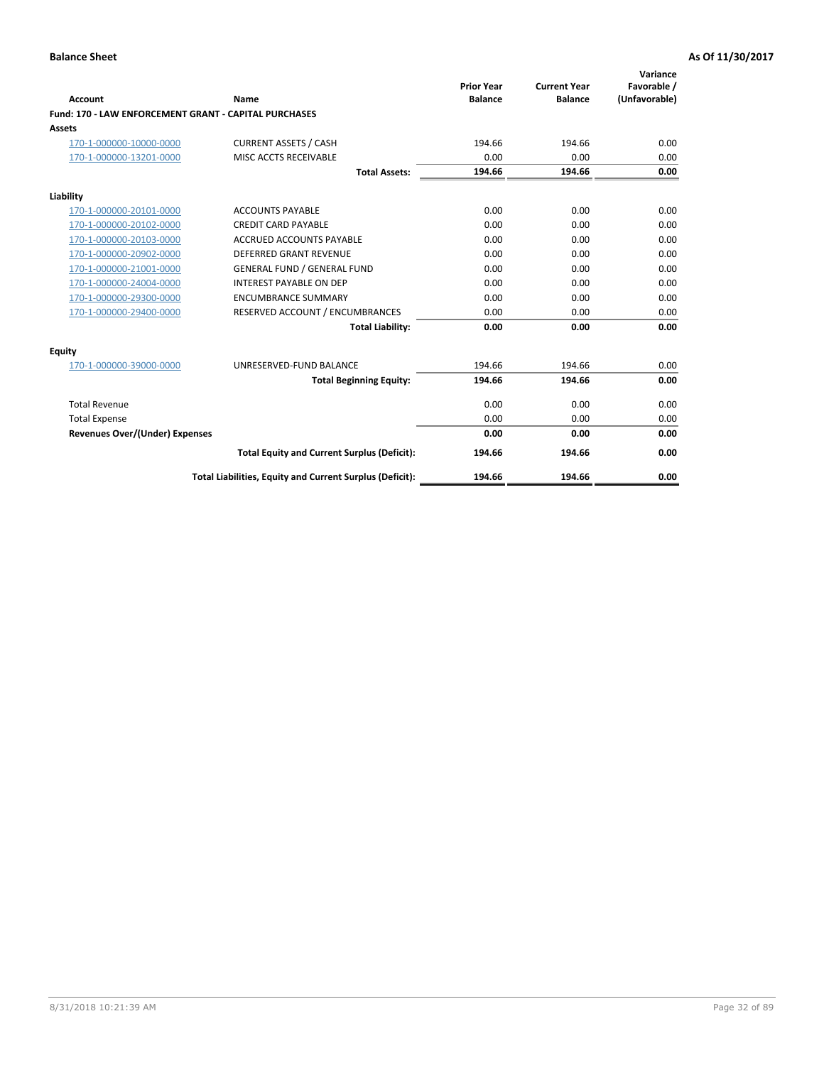**Balance Sheet** **As Of 11/30/2017**

| Account | Name | Prior Year Balance | Current Year Balance | Variance Favorable / (Unfavorable) |
|---|---|---|---|---|
| **Fund: 170 - LAW ENFORCEMENT GRANT - CAPITAL PURCHASES** | | | | |
| **Assets** | | | | |
| 170-1-000000-10000-0000 | CURRENT ASSETS / CASH | 194.66 | 194.66 | 0.00 |
| 170-1-000000-13201-0000 | MISC ACCTS RECEIVABLE | 0.00 | 0.00 | 0.00 |
| | **Total Assets:** | **194.66** | **194.66** | **0.00** |
| **Liability** | | | | |
| 170-1-000000-20101-0000 | ACCOUNTS PAYABLE | 0.00 | 0.00 | 0.00 |
| 170-1-000000-20102-0000 | CREDIT CARD PAYABLE | 0.00 | 0.00 | 0.00 |
| 170-1-000000-20103-0000 | ACCRUED ACCOUNTS PAYABLE | 0.00 | 0.00 | 0.00 |
| 170-1-000000-20902-0000 | DEFERRED GRANT REVENUE | 0.00 | 0.00 | 0.00 |
| 170-1-000000-21001-0000 | GENERAL FUND / GENERAL FUND | 0.00 | 0.00 | 0.00 |
| 170-1-000000-24004-0000 | INTEREST PAYABLE ON DEP | 0.00 | 0.00 | 0.00 |
| 170-1-000000-29300-0000 | ENCUMBRANCE SUMMARY | 0.00 | 0.00 | 0.00 |
| 170-1-000000-29400-0000 | RESERVED ACCOUNT / ENCUMBRANCES | 0.00 | 0.00 | 0.00 |
| | **Total Liability:** | **0.00** | **0.00** | **0.00** |
| **Equity** | | | | |
| 170-1-000000-39000-0000 | UNRESERVED-FUND BALANCE | 194.66 | 194.66 | 0.00 |
| | **Total Beginning Equity:** | **194.66** | **194.66** | **0.00** |
| Total Revenue | | 0.00 | 0.00 | 0.00 |
| Total Expense | | 0.00 | 0.00 | 0.00 |
| **Revenues Over/(Under) Expenses** | | **0.00** | **0.00** | **0.00** |
| | **Total Equity and Current Surplus (Deficit):** | **194.66** | **194.66** | **0.00** |
| | **Total Liabilities, Equity and Current Surplus (Deficit):** | **194.66** | **194.66** | **0.00** |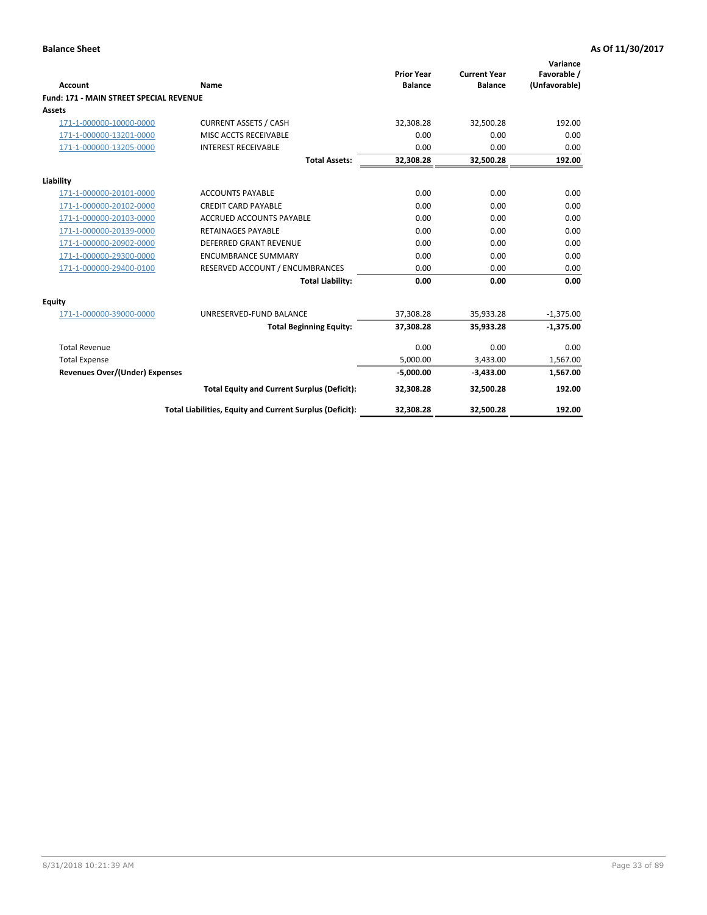**Balance Sheet** **As Of 11/30/2017**

| Account | Name | Prior Year Balance | Current Year Balance | Variance Favorable / (Unfavorable) |
|---|---|---|---|---|
| **Fund: 171 - MAIN STREET SPECIAL REVENUE** | | | | |
| **Assets** | | | | |
| 171-1-000000-10000-0000 | CURRENT ASSETS / CASH | 32,308.28 | 32,500.28 | 192.00 |
| 171-1-000000-13201-0000 | MISC ACCTS RECEIVABLE | 0.00 | 0.00 | 0.00 |
| 171-1-000000-13205-0000 | INTEREST RECEIVABLE | 0.00 | 0.00 | 0.00 |
| | **Total Assets:** | **32,308.28** | **32,500.28** | **192.00** |
| **Liability** | | | | |
| 171-1-000000-20101-0000 | ACCOUNTS PAYABLE | 0.00 | 0.00 | 0.00 |
| 171-1-000000-20102-0000 | CREDIT CARD PAYABLE | 0.00 | 0.00 | 0.00 |
| 171-1-000000-20103-0000 | ACCRUED ACCOUNTS PAYABLE | 0.00 | 0.00 | 0.00 |
| 171-1-000000-20139-0000 | RETAINAGES PAYABLE | 0.00 | 0.00 | 0.00 |
| 171-1-000000-20902-0000 | DEFERRED GRANT REVENUE | 0.00 | 0.00 | 0.00 |
| 171-1-000000-29300-0000 | ENCUMBRANCE SUMMARY | 0.00 | 0.00 | 0.00 |
| 171-1-000000-29400-0100 | RESERVED ACCOUNT / ENCUMBRANCES | 0.00 | 0.00 | 0.00 |
| | **Total Liability:** | **0.00** | **0.00** | **0.00** |
| **Equity** | | | | |
| 171-1-000000-39000-0000 | UNRESERVED-FUND BALANCE | 37,308.28 | 35,933.28 | -1,375.00 |
| | **Total Beginning Equity:** | **37,308.28** | **35,933.28** | **-1,375.00** |
| Total Revenue | | 0.00 | 0.00 | 0.00 |
| Total Expense | | 5,000.00 | 3,433.00 | 1,567.00 |
| **Revenues Over/(Under) Expenses** | | **-5,000.00** | **-3,433.00** | **1,567.00** |
| | **Total Equity and Current Surplus (Deficit):** | **32,308.28** | **32,500.28** | **192.00** |
| | **Total Liabilities, Equity and Current Surplus (Deficit):** | **32,308.28** | **32,500.28** | **192.00** |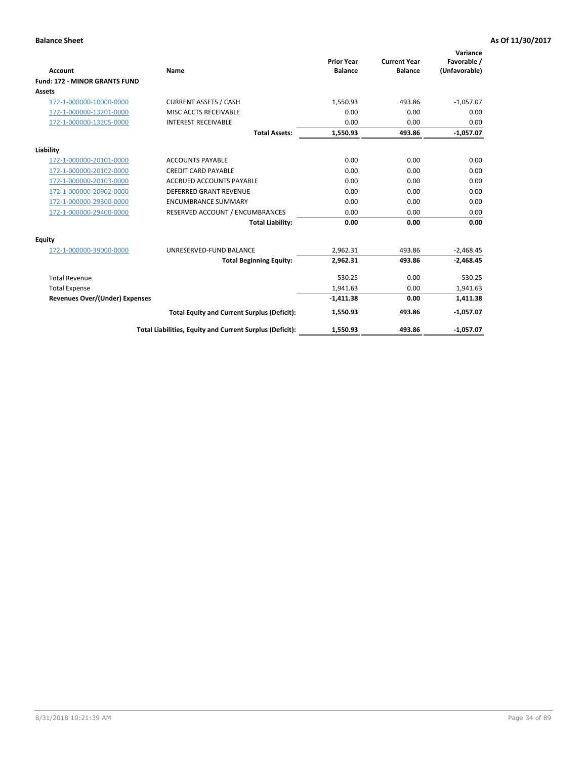**Balance Sheet** **As Of 11/30/2017**

| Account | Name | Prior Year Balance | Current Year Balance | Variance Favorable / (Unfavorable) |
|---|---|---|---|---|
| **Fund: 172 - MINOR GRANTS FUND** | | | | |
| **Assets** | | | | |
| 172-1-000000-10000-0000 | CURRENT ASSETS / CASH | 1,550.93 | 493.86 | -1,057.07 |
| 172-1-000000-13201-0000 | MISC ACCTS RECEIVABLE | 0.00 | 0.00 | 0.00 |
| 172-1-000000-13205-0000 | INTEREST RECEIVABLE | 0.00 | 0.00 | 0.00 |
| | **Total Assets:** | **1,550.93** | **493.86** | **-1,057.07** |
| **Liability** | | | | |
| 172-1-000000-20101-0000 | ACCOUNTS PAYABLE | 0.00 | 0.00 | 0.00 |
| 172-1-000000-20102-0000 | CREDIT CARD PAYABLE | 0.00 | 0.00 | 0.00 |
| 172-1-000000-20103-0000 | ACCRUED ACCOUNTS PAYABLE | 0.00 | 0.00 | 0.00 |
| 172-1-000000-20902-0000 | DEFERRED GRANT REVENUE | 0.00 | 0.00 | 0.00 |
| 172-1-000000-29300-0000 | ENCUMBRANCE SUMMARY | 0.00 | 0.00 | 0.00 |
| 172-1-000000-29400-0000 | RESERVED ACCOUNT / ENCUMBRANCES | 0.00 | 0.00 | 0.00 |
| | **Total Liability:** | **0.00** | **0.00** | **0.00** |
| **Equity** | | | | |
| 172-1-000000-39000-0000 | UNRESERVED-FUND BALANCE | 2,962.31 | 493.86 | -2,468.45 |
| | **Total Beginning Equity:** | **2,962.31** | **493.86** | **-2,468.45** |
| Total Revenue | | 530.25 | 0.00 | -530.25 |
| Total Expense | | 1,941.63 | 0.00 | 1,941.63 |
| **Revenues Over/(Under) Expenses** | | **-1,411.38** | **0.00** | **1,411.38** |
| | **Total Equity and Current Surplus (Deficit):** | **1,550.93** | **493.86** | **-1,057.07** |
| | **Total Liabilities, Equity and Current Surplus (Deficit):** | **1,550.93** | **493.86** | **-1,057.07** |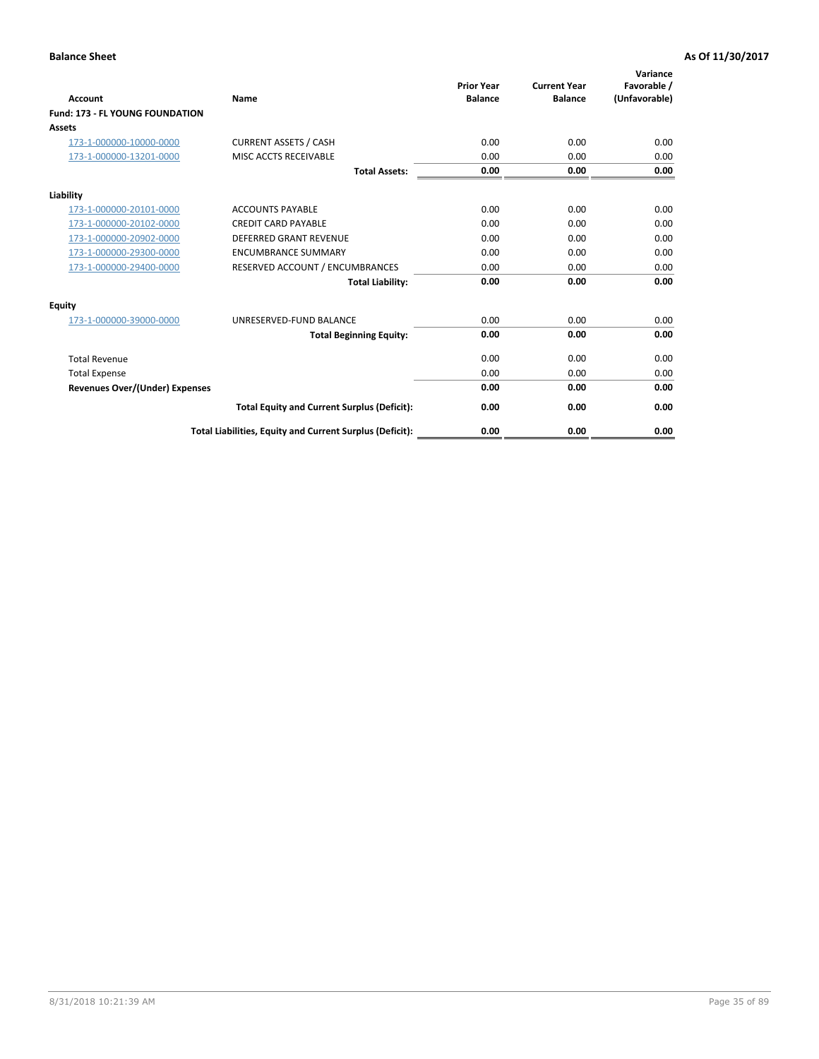**Balance Sheet** — **As Of 11/30/2017**

| Account | Name | Prior Year Balance | Current Year Balance | Variance Favorable / (Unfavorable) |
|---|---|---|---|---|
| **Fund: 173 - FL YOUNG FOUNDATION** | | | | |
| **Assets** | | | | |
| 173-1-000000-10000-0000 | CURRENT ASSETS / CASH | 0.00 | 0.00 | 0.00 |
| 173-1-000000-13201-0000 | MISC ACCTS RECEIVABLE | 0.00 | 0.00 | 0.00 |
| | **Total Assets:** | **0.00** | **0.00** | **0.00** |
| **Liability** | | | | |
| 173-1-000000-20101-0000 | ACCOUNTS PAYABLE | 0.00 | 0.00 | 0.00 |
| 173-1-000000-20102-0000 | CREDIT CARD PAYABLE | 0.00 | 0.00 | 0.00 |
| 173-1-000000-20902-0000 | DEFERRED GRANT REVENUE | 0.00 | 0.00 | 0.00 |
| 173-1-000000-29300-0000 | ENCUMBRANCE SUMMARY | 0.00 | 0.00 | 0.00 |
| 173-1-000000-29400-0000 | RESERVED ACCOUNT / ENCUMBRANCES | 0.00 | 0.00 | 0.00 |
| | **Total Liability:** | **0.00** | **0.00** | **0.00** |
| **Equity** | | | | |
| 173-1-000000-39000-0000 | UNRESERVED-FUND BALANCE | 0.00 | 0.00 | 0.00 |
| | **Total Beginning Equity:** | **0.00** | **0.00** | **0.00** |
| Total Revenue | | 0.00 | 0.00 | 0.00 |
| Total Expense | | 0.00 | 0.00 | 0.00 |
| **Revenues Over/(Under) Expenses** | | **0.00** | **0.00** | **0.00** |
| | **Total Equity and Current Surplus (Deficit):** | **0.00** | **0.00** | **0.00** |
| | **Total Liabilities, Equity and Current Surplus (Deficit):** | **0.00** | **0.00** | **0.00** |

8/31/2018 10:21:39 AM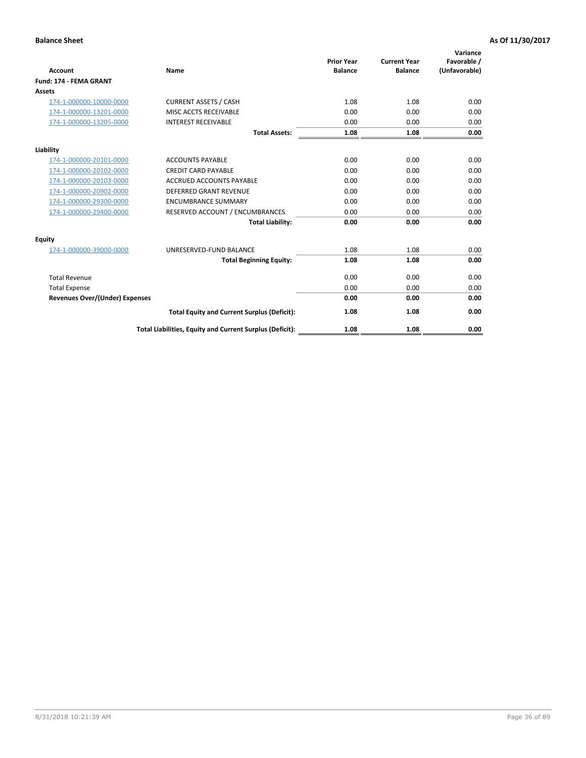**Balance Sheet** **As Of 11/30/2017**

| Account | Name | Prior Year Balance | Current Year Balance | Variance Favorable / (Unfavorable) |
|---|---|---|---|---|
| **Fund: 174 - FEMA GRANT** | | | | |
| **Assets** | | | | |
| 174-1-000000-10000-0000 | CURRENT ASSETS / CASH | 1.08 | 1.08 | 0.00 |
| 174-1-000000-13201-0000 | MISC ACCTS RECEIVABLE | 0.00 | 0.00 | 0.00 |
| 174-1-000000-13205-0000 | INTEREST RECEIVABLE | 0.00 | 0.00 | 0.00 |
| | **Total Assets:** | **1.08** | **1.08** | **0.00** |
| **Liability** | | | | |
| 174-1-000000-20101-0000 | ACCOUNTS PAYABLE | 0.00 | 0.00 | 0.00 |
| 174-1-000000-20102-0000 | CREDIT CARD PAYABLE | 0.00 | 0.00 | 0.00 |
| 174-1-000000-20103-0000 | ACCRUED ACCOUNTS PAYABLE | 0.00 | 0.00 | 0.00 |
| 174-1-000000-20902-0000 | DEFERRED GRANT REVENUE | 0.00 | 0.00 | 0.00 |
| 174-1-000000-29300-0000 | ENCUMBRANCE SUMMARY | 0.00 | 0.00 | 0.00 |
| 174-1-000000-29400-0000 | RESERVED ACCOUNT / ENCUMBRANCES | 0.00 | 0.00 | 0.00 |
| | **Total Liability:** | **0.00** | **0.00** | **0.00** |
| **Equity** | | | | |
| 174-1-000000-39000-0000 | UNRESERVED-FUND BALANCE | 1.08 | 1.08 | 0.00 |
| | **Total Beginning Equity:** | **1.08** | **1.08** | **0.00** |
| Total Revenue | | 0.00 | 0.00 | 0.00 |
| Total Expense | | 0.00 | 0.00 | 0.00 |
| **Revenues Over/(Under) Expenses** | | **0.00** | **0.00** | **0.00** |
| | **Total Equity and Current Surplus (Deficit):** | **1.08** | **1.08** | **0.00** |
| | **Total Liabilities, Equity and Current Surplus (Deficit):** | **1.08** | **1.08** | **0.00** |

8/31/2018 10:21:39 AM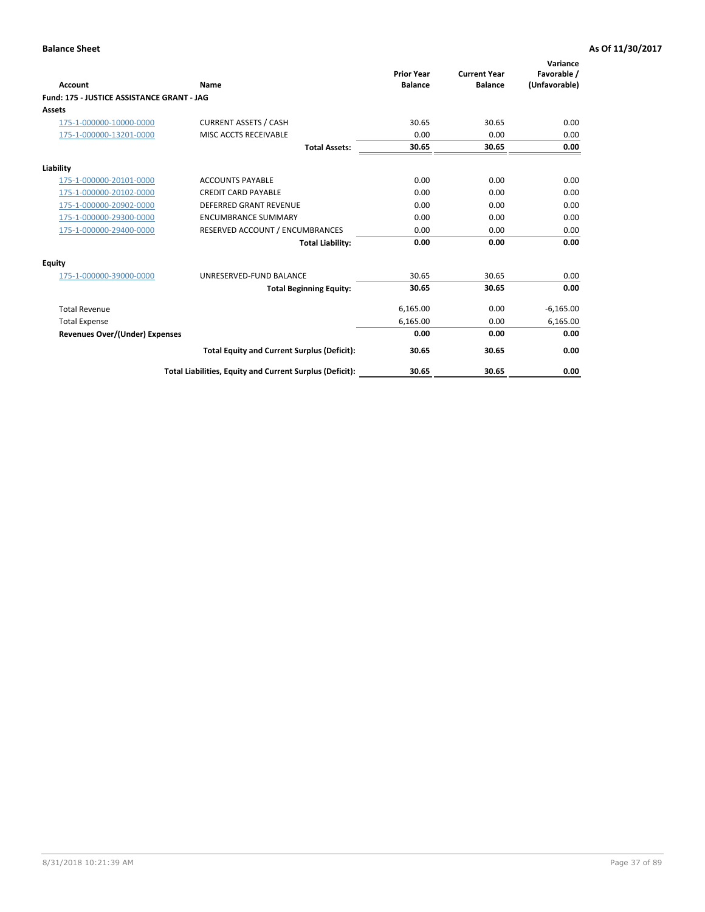**Balance Sheet** **As Of 11/30/2017**

| Account | Name | Prior Year Balance | Current Year Balance | Variance Favorable / (Unfavorable) |
|---|---|---|---|---|
| **Fund: 175 - JUSTICE ASSISTANCE GRANT - JAG** | | | | |
| **Assets** | | | | |
| 175-1-000000-10000-0000 | CURRENT ASSETS / CASH | 30.65 | 30.65 | 0.00 |
| 175-1-000000-13201-0000 | MISC ACCTS RECEIVABLE | 0.00 | 0.00 | 0.00 |
| | **Total Assets:** | **30.65** | **30.65** | **0.00** |
| **Liability** | | | | |
| 175-1-000000-20101-0000 | ACCOUNTS PAYABLE | 0.00 | 0.00 | 0.00 |
| 175-1-000000-20102-0000 | CREDIT CARD PAYABLE | 0.00 | 0.00 | 0.00 |
| 175-1-000000-20902-0000 | DEFERRED GRANT REVENUE | 0.00 | 0.00 | 0.00 |
| 175-1-000000-29300-0000 | ENCUMBRANCE SUMMARY | 0.00 | 0.00 | 0.00 |
| 175-1-000000-29400-0000 | RESERVED ACCOUNT / ENCUMBRANCES | 0.00 | 0.00 | 0.00 |
| | **Total Liability:** | **0.00** | **0.00** | **0.00** |
| **Equity** | | | | |
| 175-1-000000-39000-0000 | UNRESERVED-FUND BALANCE | 30.65 | 30.65 | 0.00 |
| | **Total Beginning Equity:** | **30.65** | **30.65** | **0.00** |
| Total Revenue | | 6,165.00 | 0.00 | -6,165.00 |
| Total Expense | | 6,165.00 | 0.00 | 6,165.00 |
| **Revenues Over/(Under) Expenses** | | **0.00** | **0.00** | **0.00** |
| | **Total Equity and Current Surplus (Deficit):** | **30.65** | **30.65** | **0.00** |
| | **Total Liabilities, Equity and Current Surplus (Deficit):** | **30.65** | **30.65** | **0.00** |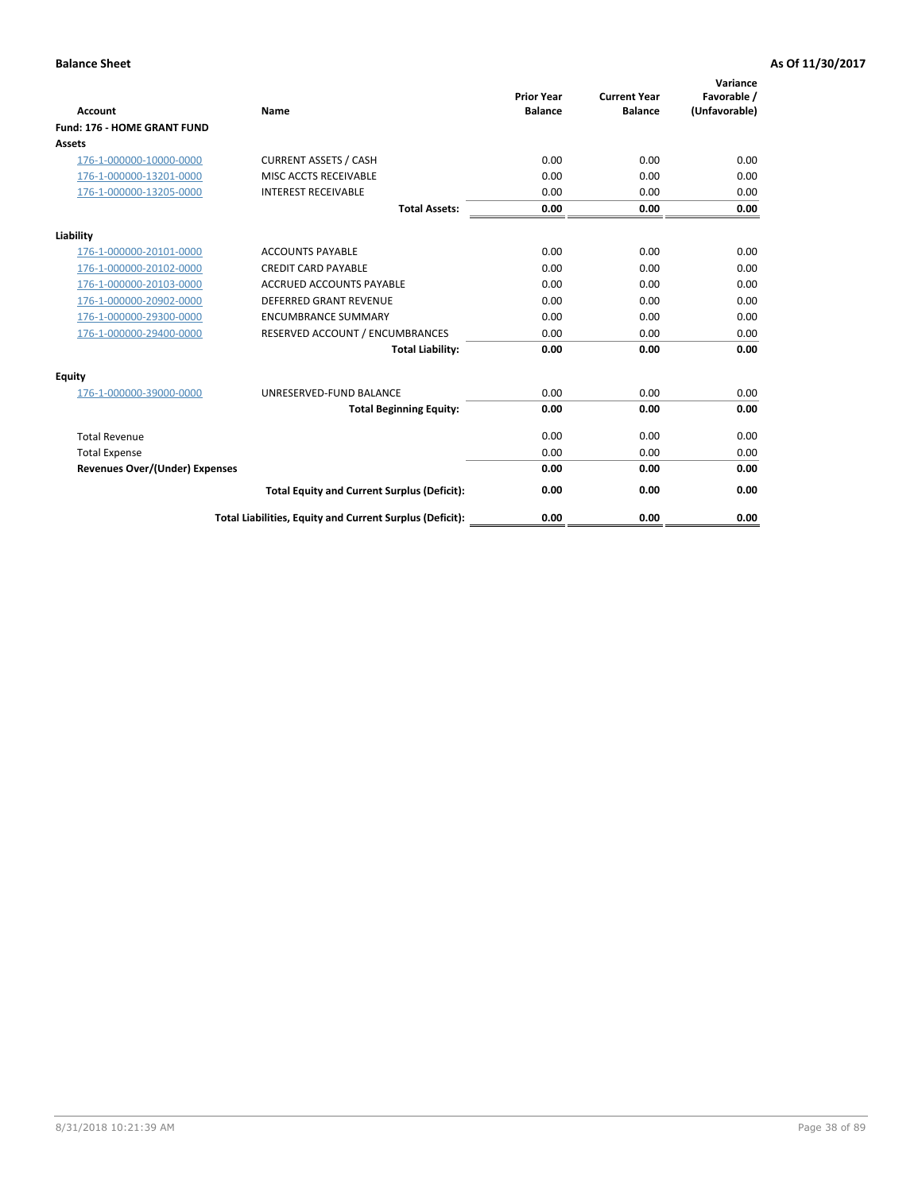**Balance Sheet** **As Of 11/30/2017**

| Account | Name | Prior Year Balance | Current Year Balance | Variance Favorable / (Unfavorable) |
|---|---|---|---|---|
| **Fund: 176 - HOME GRANT FUND** | | | | |
| **Assets** | | | | |
| 176-1-000000-10000-0000 | CURRENT ASSETS / CASH | 0.00 | 0.00 | 0.00 |
| 176-1-000000-13201-0000 | MISC ACCTS RECEIVABLE | 0.00 | 0.00 | 0.00 |
| 176-1-000000-13205-0000 | INTEREST RECEIVABLE | 0.00 | 0.00 | 0.00 |
| | **Total Assets:** | **0.00** | **0.00** | **0.00** |
| **Liability** | | | | |
| 176-1-000000-20101-0000 | ACCOUNTS PAYABLE | 0.00 | 0.00 | 0.00 |
| 176-1-000000-20102-0000 | CREDIT CARD PAYABLE | 0.00 | 0.00 | 0.00 |
| 176-1-000000-20103-0000 | ACCRUED ACCOUNTS PAYABLE | 0.00 | 0.00 | 0.00 |
| 176-1-000000-20902-0000 | DEFERRED GRANT REVENUE | 0.00 | 0.00 | 0.00 |
| 176-1-000000-29300-0000 | ENCUMBRANCE SUMMARY | 0.00 | 0.00 | 0.00 |
| 176-1-000000-29400-0000 | RESERVED ACCOUNT / ENCUMBRANCES | 0.00 | 0.00 | 0.00 |
| | **Total Liability:** | **0.00** | **0.00** | **0.00** |
| **Equity** | | | | |
| 176-1-000000-39000-0000 | UNRESERVED-FUND BALANCE | 0.00 | 0.00 | 0.00 |
| | **Total Beginning Equity:** | **0.00** | **0.00** | **0.00** |
| Total Revenue | | 0.00 | 0.00 | 0.00 |
| Total Expense | | 0.00 | 0.00 | 0.00 |
| **Revenues Over/(Under) Expenses** | | **0.00** | **0.00** | **0.00** |
| | **Total Equity and Current Surplus (Deficit):** | **0.00** | **0.00** | **0.00** |
| | **Total Liabilities, Equity and Current Surplus (Deficit):** | **0.00** | **0.00** | **0.00** |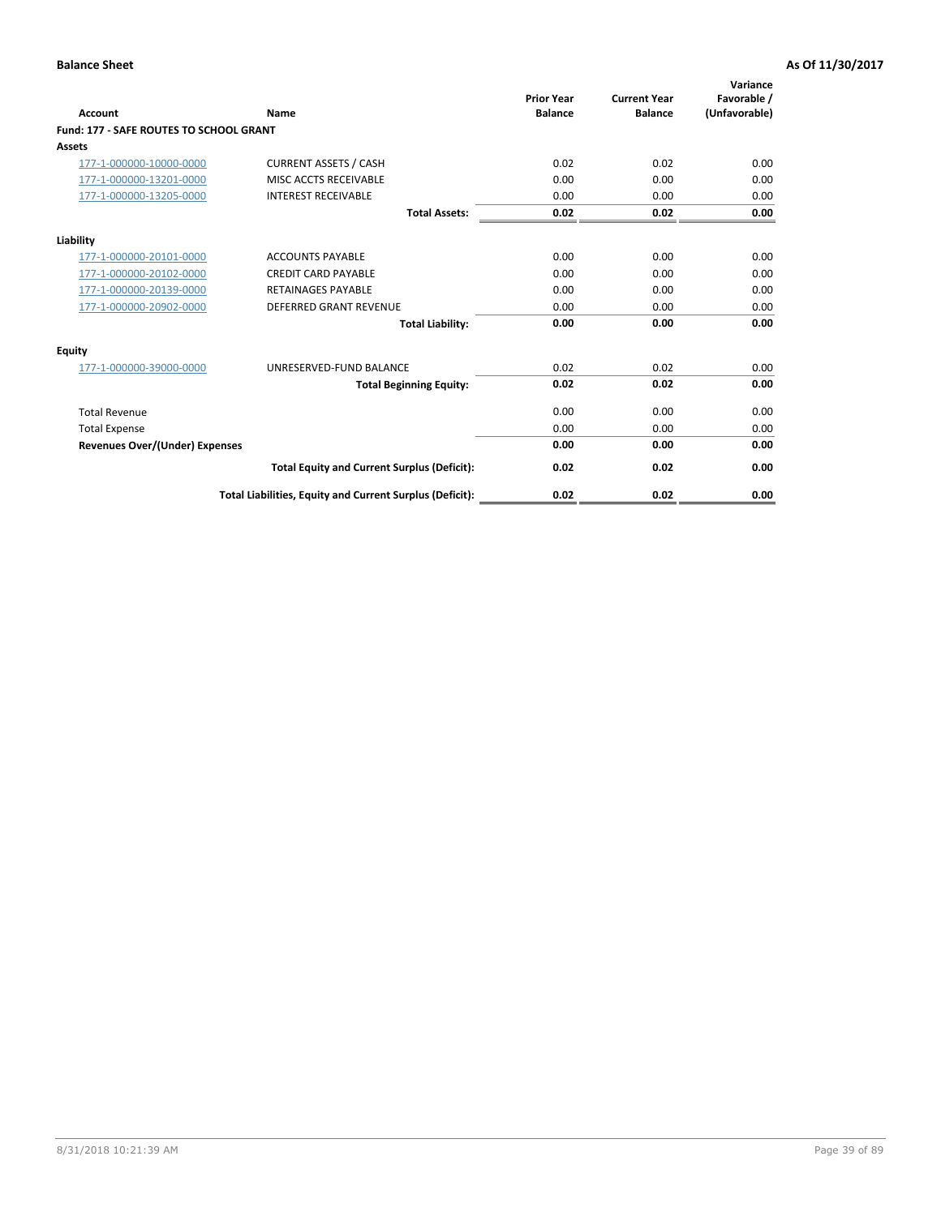**Balance Sheet** **As Of 11/30/2017**

| Account | Name | Prior Year Balance | Current Year Balance | Variance Favorable / (Unfavorable) |
|---|---|---|---|---|
| **Fund: 177 - SAFE ROUTES TO SCHOOL GRANT** | | | | |
| **Assets** | | | | |
| 177-1-000000-10000-0000 | CURRENT ASSETS / CASH | 0.02 | 0.02 | 0.00 |
| 177-1-000000-13201-0000 | MISC ACCTS RECEIVABLE | 0.00 | 0.00 | 0.00 |
| 177-1-000000-13205-0000 | INTEREST RECEIVABLE | 0.00 | 0.00 | 0.00 |
| | **Total Assets:** | **0.02** | **0.02** | **0.00** |
| **Liability** | | | | |
| 177-1-000000-20101-0000 | ACCOUNTS PAYABLE | 0.00 | 0.00 | 0.00 |
| 177-1-000000-20102-0000 | CREDIT CARD PAYABLE | 0.00 | 0.00 | 0.00 |
| 177-1-000000-20139-0000 | RETAINAGES PAYABLE | 0.00 | 0.00 | 0.00 |
| 177-1-000000-20902-0000 | DEFERRED GRANT REVENUE | 0.00 | 0.00 | 0.00 |
| | **Total Liability:** | **0.00** | **0.00** | **0.00** |
| **Equity** | | | | |
| 177-1-000000-39000-0000 | UNRESERVED-FUND BALANCE | 0.02 | 0.02 | 0.00 |
| | **Total Beginning Equity:** | **0.02** | **0.02** | **0.00** |
| Total Revenue | | 0.00 | 0.00 | 0.00 |
| Total Expense | | 0.00 | 0.00 | 0.00 |
| **Revenues Over/(Under) Expenses** | | **0.00** | **0.00** | **0.00** |
| | **Total Equity and Current Surplus (Deficit):** | **0.02** | **0.02** | **0.00** |
| | **Total Liabilities, Equity and Current Surplus (Deficit):** | **0.02** | **0.02** | **0.00** |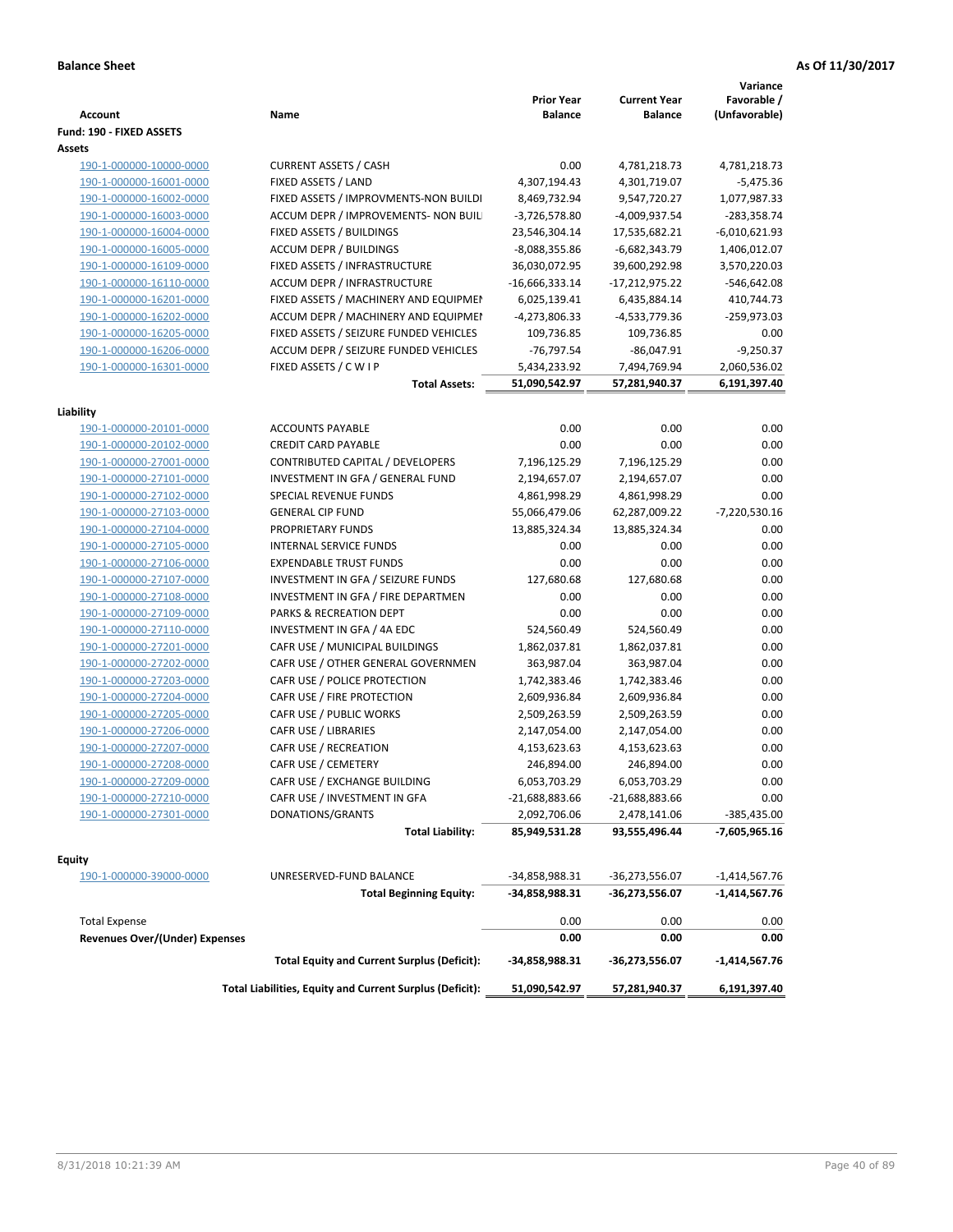**Balance Sheet** **As Of 11/30/2017**

| Account | Name | Prior Year Balance | Current Year Balance | Variance Favorable / (Unfavorable) |
|---|---|---|---|---|
| **Fund: 190 - FIXED ASSETS** | | | | |
| **Assets** | | | | |
| 190-1-000000-10000-0000 | CURRENT ASSETS / CASH | 0.00 | 4,781,218.73 | 4,781,218.73 |
| 190-1-000000-16001-0000 | FIXED ASSETS / LAND | 4,307,194.43 | 4,301,719.07 | -5,475.36 |
| 190-1-000000-16002-0000 | FIXED ASSETS / IMPROVMENTS-NON BUILDI | 8,469,732.94 | 9,547,720.27 | 1,077,987.33 |
| 190-1-000000-16003-0000 | ACCUM DEPR / IMPROVEMENTS- NON BUIL | -3,726,578.80 | -4,009,937.54 | -283,358.74 |
| 190-1-000000-16004-0000 | FIXED ASSETS / BUILDINGS | 23,546,304.14 | 17,535,682.21 | -6,010,621.93 |
| 190-1-000000-16005-0000 | ACCUM DEPR / BUILDINGS | -8,088,355.86 | -6,682,343.79 | 1,406,012.07 |
| 190-1-000000-16109-0000 | FIXED ASSETS / INFRASTRUCTURE | 36,030,072.95 | 39,600,292.98 | 3,570,220.03 |
| 190-1-000000-16110-0000 | ACCUM DEPR / INFRASTRUCTURE | -16,666,333.14 | -17,212,975.22 | -546,642.08 |
| 190-1-000000-16201-0000 | FIXED ASSETS / MACHINERY AND EQUIPMEN | 6,025,139.41 | 6,435,884.14 | 410,744.73 |
| 190-1-000000-16202-0000 | ACCUM DEPR / MACHINERY AND EQUIPMEI | -4,273,806.33 | -4,533,779.36 | -259,973.03 |
| 190-1-000000-16205-0000 | FIXED ASSETS / SEIZURE FUNDED VEHICLES | 109,736.85 | 109,736.85 | 0.00 |
| 190-1-000000-16206-0000 | ACCUM DEPR / SEIZURE FUNDED VEHICLES | -76,797.54 | -86,047.91 | -9,250.37 |
| 190-1-000000-16301-0000 | FIXED ASSETS / C W I P | 5,434,233.92 | 7,494,769.94 | 2,060,536.02 |
| | **Total Assets:** | **51,090,542.97** | **57,281,940.37** | **6,191,397.40** |
| **Liability** | | | | |
| 190-1-000000-20101-0000 | ACCOUNTS PAYABLE | 0.00 | 0.00 | 0.00 |
| 190-1-000000-20102-0000 | CREDIT CARD PAYABLE | 0.00 | 0.00 | 0.00 |
| 190-1-000000-27001-0000 | CONTRIBUTED CAPITAL / DEVELOPERS | 7,196,125.29 | 7,196,125.29 | 0.00 |
| 190-1-000000-27101-0000 | INVESTMENT IN GFA / GENERAL FUND | 2,194,657.07 | 2,194,657.07 | 0.00 |
| 190-1-000000-27102-0000 | SPECIAL REVENUE FUNDS | 4,861,998.29 | 4,861,998.29 | 0.00 |
| 190-1-000000-27103-0000 | GENERAL CIP FUND | 55,066,479.06 | 62,287,009.22 | -7,220,530.16 |
| 190-1-000000-27104-0000 | PROPRIETARY FUNDS | 13,885,324.34 | 13,885,324.34 | 0.00 |
| 190-1-000000-27105-0000 | INTERNAL SERVICE FUNDS | 0.00 | 0.00 | 0.00 |
| 190-1-000000-27106-0000 | EXPENDABLE TRUST FUNDS | 0.00 | 0.00 | 0.00 |
| 190-1-000000-27107-0000 | INVESTMENT IN GFA / SEIZURE FUNDS | 127,680.68 | 127,680.68 | 0.00 |
| 190-1-000000-27108-0000 | INVESTMENT IN GFA / FIRE DEPARTMEN | 0.00 | 0.00 | 0.00 |
| 190-1-000000-27109-0000 | PARKS & RECREATION DEPT | 0.00 | 0.00 | 0.00 |
| 190-1-000000-27110-0000 | INVESTMENT IN GFA / 4A EDC | 524,560.49 | 524,560.49 | 0.00 |
| 190-1-000000-27201-0000 | CAFR USE / MUNICIPAL BUILDINGS | 1,862,037.81 | 1,862,037.81 | 0.00 |
| 190-1-000000-27202-0000 | CAFR USE / OTHER GENERAL GOVERNMEN | 363,987.04 | 363,987.04 | 0.00 |
| 190-1-000000-27203-0000 | CAFR USE / POLICE PROTECTION | 1,742,383.46 | 1,742,383.46 | 0.00 |
| 190-1-000000-27204-0000 | CAFR USE / FIRE PROTECTION | 2,609,936.84 | 2,609,936.84 | 0.00 |
| 190-1-000000-27205-0000 | CAFR USE / PUBLIC WORKS | 2,509,263.59 | 2,509,263.59 | 0.00 |
| 190-1-000000-27206-0000 | CAFR USE / LIBRARIES | 2,147,054.00 | 2,147,054.00 | 0.00 |
| 190-1-000000-27207-0000 | CAFR USE / RECREATION | 4,153,623.63 | 4,153,623.63 | 0.00 |
| 190-1-000000-27208-0000 | CAFR USE / CEMETERY | 246,894.00 | 246,894.00 | 0.00 |
| 190-1-000000-27209-0000 | CAFR USE / EXCHANGE BUILDING | 6,053,703.29 | 6,053,703.29 | 0.00 |
| 190-1-000000-27210-0000 | CAFR USE / INVESTMENT IN GFA | -21,688,883.66 | -21,688,883.66 | 0.00 |
| 190-1-000000-27301-0000 | DONATIONS/GRANTS | 2,092,706.06 | 2,478,141.06 | -385,435.00 |
| | **Total Liability:** | **85,949,531.28** | **93,555,496.44** | **-7,605,965.16** |
| **Equity** | | | | |
| 190-1-000000-39000-0000 | UNRESERVED-FUND BALANCE | -34,858,988.31 | -36,273,556.07 | -1,414,567.76 |
| | **Total Beginning Equity:** | **-34,858,988.31** | **-36,273,556.07** | **-1,414,567.76** |
| Total Expense | | 0.00 | 0.00 | 0.00 |
| **Revenues Over/(Under) Expenses** | | **0.00** | **0.00** | **0.00** |
| | **Total Equity and Current Surplus (Deficit):** | **-34,858,988.31** | **-36,273,556.07** | **-1,414,567.76** |
| | **Total Liabilities, Equity and Current Surplus (Deficit):** | **51,090,542.97** | **57,281,940.37** | **6,191,397.40** |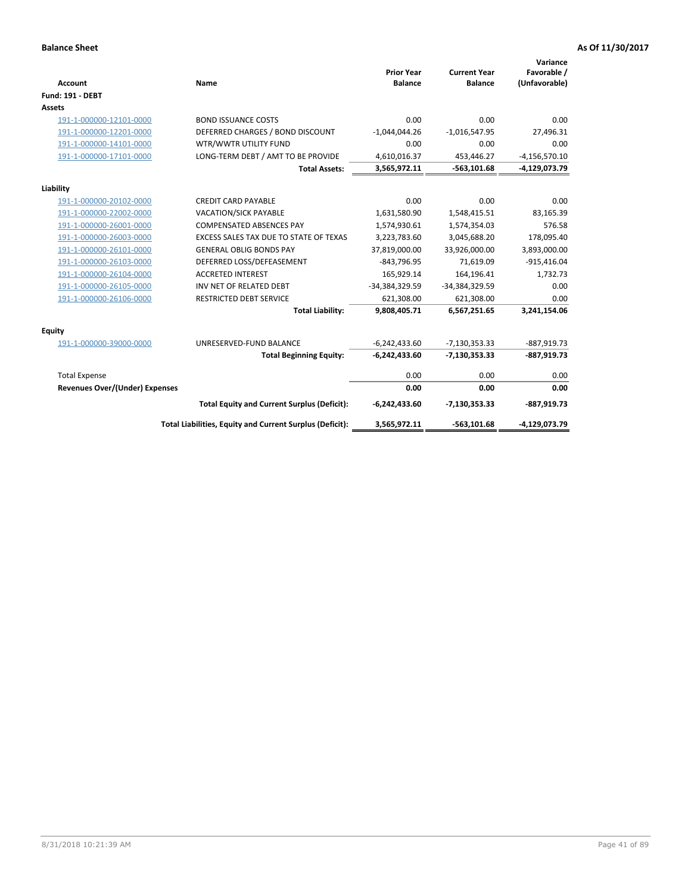**Balance Sheet** | **As Of 11/30/2017**

| Account | Name | Prior Year Balance | Current Year Balance | Variance Favorable / (Unfavorable) |
|---|---|---|---|---|
| **Fund: 191 - DEBT** | | | | |
| **Assets** | | | | |
| 191-1-000000-12101-0000 | BOND ISSUANCE COSTS | 0.00 | 0.00 | 0.00 |
| 191-1-000000-12201-0000 | DEFERRED CHARGES / BOND DISCOUNT | -1,044,044.26 | -1,016,547.95 | 27,496.31 |
| 191-1-000000-14101-0000 | WTR/WWTR UTILITY FUND | 0.00 | 0.00 | 0.00 |
| 191-1-000000-17101-0000 | LONG-TERM DEBT / AMT TO BE PROVIDE | 4,610,016.37 | 453,446.27 | -4,156,570.10 |
| | **Total Assets:** | **3,565,972.11** | **-563,101.68** | **-4,129,073.79** |
| **Liability** | | | | |
| 191-1-000000-20102-0000 | CREDIT CARD PAYABLE | 0.00 | 0.00 | 0.00 |
| 191-1-000000-22002-0000 | VACATION/SICK PAYABLE | 1,631,580.90 | 1,548,415.51 | 83,165.39 |
| 191-1-000000-26001-0000 | COMPENSATED ABSENCES PAY | 1,574,930.61 | 1,574,354.03 | 576.58 |
| 191-1-000000-26003-0000 | EXCESS SALES TAX DUE TO STATE OF TEXAS | 3,223,783.60 | 3,045,688.20 | 178,095.40 |
| 191-1-000000-26101-0000 | GENERAL OBLIG BONDS PAY | 37,819,000.00 | 33,926,000.00 | 3,893,000.00 |
| 191-1-000000-26103-0000 | DEFERRED LOSS/DEFEASEMENT | -843,796.95 | 71,619.09 | -915,416.04 |
| 191-1-000000-26104-0000 | ACCRETED INTEREST | 165,929.14 | 164,196.41 | 1,732.73 |
| 191-1-000000-26105-0000 | INV NET OF RELATED DEBT | -34,384,329.59 | -34,384,329.59 | 0.00 |
| 191-1-000000-26106-0000 | RESTRICTED DEBT SERVICE | 621,308.00 | 621,308.00 | 0.00 |
| | **Total Liability:** | **9,808,405.71** | **6,567,251.65** | **3,241,154.06** |
| **Equity** | | | | |
| 191-1-000000-39000-0000 | UNRESERVED-FUND BALANCE | -6,242,433.60 | -7,130,353.33 | -887,919.73 |
| | **Total Beginning Equity:** | **-6,242,433.60** | **-7,130,353.33** | **-887,919.73** |
| Total Expense | | 0.00 | 0.00 | 0.00 |
| **Revenues Over/(Under) Expenses** | | **0.00** | **0.00** | **0.00** |
| | **Total Equity and Current Surplus (Deficit):** | **-6,242,433.60** | **-7,130,353.33** | **-887,919.73** |
| | **Total Liabilities, Equity and Current Surplus (Deficit):** | **3,565,972.11** | **-563,101.68** | **-4,129,073.79** |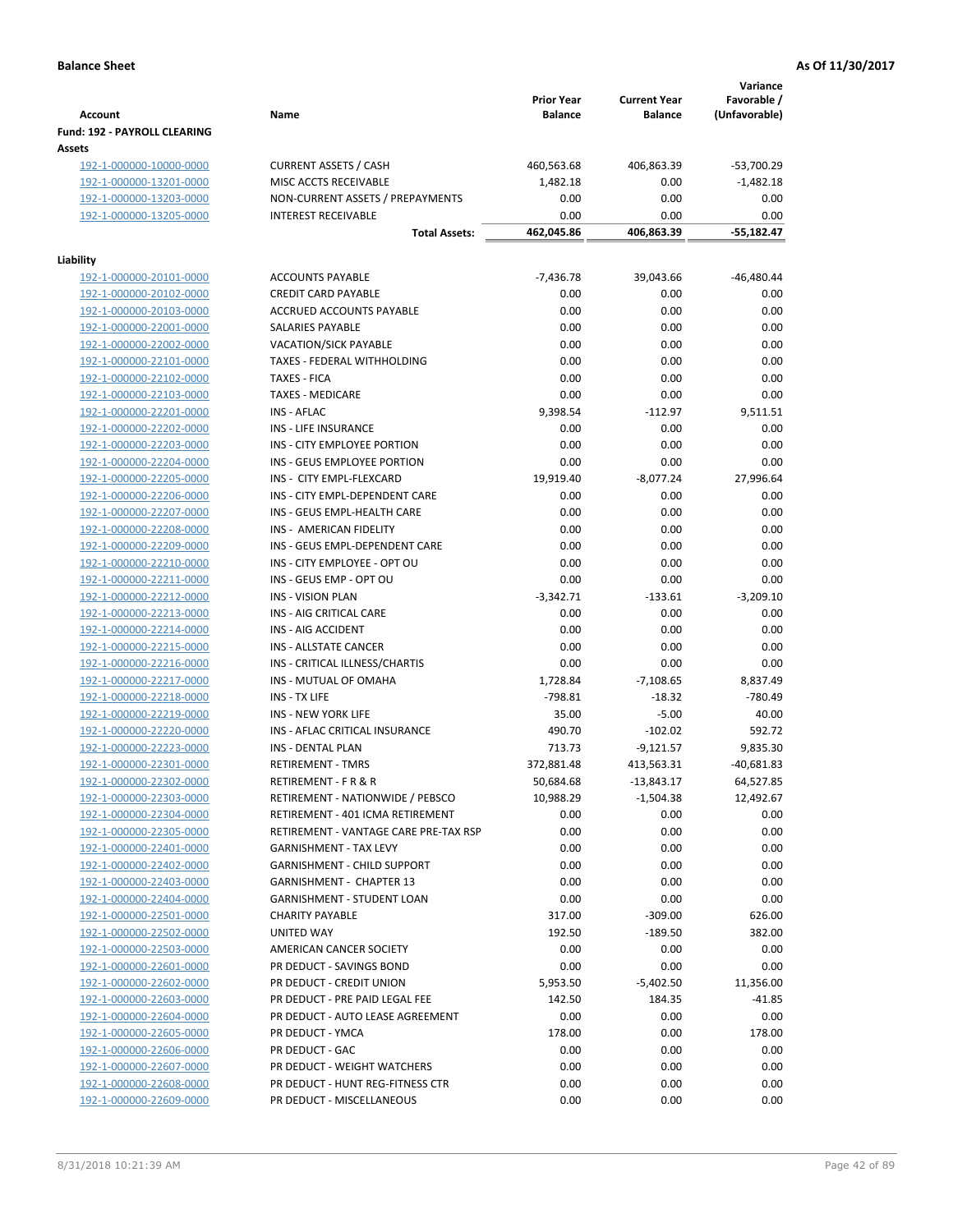**Balance Sheet** **As Of 11/30/2017**

| Account | Name | Prior Year Balance | Current Year Balance | Variance Favorable / (Unfavorable) |
|---|---|---|---|---|
| **Fund: 192 - PAYROLL CLEARING** | | | | |
| **Assets** | | | | |
| 192-1-000000-10000-0000 | CURRENT ASSETS / CASH | 460,563.68 | 406,863.39 | -53,700.29 |
| 192-1-000000-13201-0000 | MISC ACCTS RECEIVABLE | 1,482.18 | 0.00 | -1,482.18 |
| 192-1-000000-13203-0000 | NON-CURRENT ASSETS / PREPAYMENTS | 0.00 | 0.00 | 0.00 |
| 192-1-000000-13205-0000 | INTEREST RECEIVABLE | 0.00 | 0.00 | 0.00 |
| | **Total Assets:** | **462,045.86** | **406,863.39** | **-55,182.47** |
| **Liability** | | | | |
| 192-1-000000-20101-0000 | ACCOUNTS PAYABLE | -7,436.78 | 39,043.66 | -46,480.44 |
| 192-1-000000-20102-0000 | CREDIT CARD PAYABLE | 0.00 | 0.00 | 0.00 |
| 192-1-000000-20103-0000 | ACCRUED ACCOUNTS PAYABLE | 0.00 | 0.00 | 0.00 |
| 192-1-000000-22001-0000 | SALARIES PAYABLE | 0.00 | 0.00 | 0.00 |
| 192-1-000000-22002-0000 | VACATION/SICK PAYABLE | 0.00 | 0.00 | 0.00 |
| 192-1-000000-22101-0000 | TAXES - FEDERAL WITHHOLDING | 0.00 | 0.00 | 0.00 |
| 192-1-000000-22102-0000 | TAXES - FICA | 0.00 | 0.00 | 0.00 |
| 192-1-000000-22103-0000 | TAXES - MEDICARE | 0.00 | 0.00 | 0.00 |
| 192-1-000000-22201-0000 | INS - AFLAC | 9,398.54 | -112.97 | 9,511.51 |
| 192-1-000000-22202-0000 | INS - LIFE INSURANCE | 0.00 | 0.00 | 0.00 |
| 192-1-000000-22203-0000 | INS - CITY EMPLOYEE PORTION | 0.00 | 0.00 | 0.00 |
| 192-1-000000-22204-0000 | INS - GEUS EMPLOYEE PORTION | 0.00 | 0.00 | 0.00 |
| 192-1-000000-22205-0000 | INS - CITY EMPL-FLEXCARD | 19,919.40 | -8,077.24 | 27,996.64 |
| 192-1-000000-22206-0000 | INS - CITY EMPL-DEPENDENT CARE | 0.00 | 0.00 | 0.00 |
| 192-1-000000-22207-0000 | INS - GEUS EMPL-HEALTH CARE | 0.00 | 0.00 | 0.00 |
| 192-1-000000-22208-0000 | INS - AMERICAN FIDELITY | 0.00 | 0.00 | 0.00 |
| 192-1-000000-22209-0000 | INS - GEUS EMPL-DEPENDENT CARE | 0.00 | 0.00 | 0.00 |
| 192-1-000000-22210-0000 | INS - CITY EMPLOYEE - OPT OU | 0.00 | 0.00 | 0.00 |
| 192-1-000000-22211-0000 | INS - GEUS EMP - OPT OU | 0.00 | 0.00 | 0.00 |
| 192-1-000000-22212-0000 | INS - VISION PLAN | -3,342.71 | -133.61 | -3,209.10 |
| 192-1-000000-22213-0000 | INS - AIG CRITICAL CARE | 0.00 | 0.00 | 0.00 |
| 192-1-000000-22214-0000 | INS - AIG ACCIDENT | 0.00 | 0.00 | 0.00 |
| 192-1-000000-22215-0000 | INS - ALLSTATE CANCER | 0.00 | 0.00 | 0.00 |
| 192-1-000000-22216-0000 | INS - CRITICAL ILLNESS/CHARTIS | 0.00 | 0.00 | 0.00 |
| 192-1-000000-22217-0000 | INS - MUTUAL OF OMAHA | 1,728.84 | -7,108.65 | 8,837.49 |
| 192-1-000000-22218-0000 | INS - TX LIFE | -798.81 | -18.32 | -780.49 |
| 192-1-000000-22219-0000 | INS - NEW YORK LIFE | 35.00 | -5.00 | 40.00 |
| 192-1-000000-22220-0000 | INS - AFLAC CRITICAL INSURANCE | 490.70 | -102.02 | 592.72 |
| 192-1-000000-22223-0000 | INS - DENTAL PLAN | 713.73 | -9,121.57 | 9,835.30 |
| 192-1-000000-22301-0000 | RETIREMENT - TMRS | 372,881.48 | 413,563.31 | -40,681.83 |
| 192-1-000000-22302-0000 | RETIREMENT - F R & R | 50,684.68 | -13,843.17 | 64,527.85 |
| 192-1-000000-22303-0000 | RETIREMENT - NATIONWIDE / PEBSCO | 10,988.29 | -1,504.38 | 12,492.67 |
| 192-1-000000-22304-0000 | RETIREMENT - 401 ICMA RETIREMENT | 0.00 | 0.00 | 0.00 |
| 192-1-000000-22305-0000 | RETIREMENT - VANTAGE CARE PRE-TAX RSP | 0.00 | 0.00 | 0.00 |
| 192-1-000000-22401-0000 | GARNISHMENT - TAX LEVY | 0.00 | 0.00 | 0.00 |
| 192-1-000000-22402-0000 | GARNISHMENT - CHILD SUPPORT | 0.00 | 0.00 | 0.00 |
| 192-1-000000-22403-0000 | GARNISHMENT - CHAPTER 13 | 0.00 | 0.00 | 0.00 |
| 192-1-000000-22404-0000 | GARNISHMENT - STUDENT LOAN | 0.00 | 0.00 | 0.00 |
| 192-1-000000-22501-0000 | CHARITY PAYABLE | 317.00 | -309.00 | 626.00 |
| 192-1-000000-22502-0000 | UNITED WAY | 192.50 | -189.50 | 382.00 |
| 192-1-000000-22503-0000 | AMERICAN CANCER SOCIETY | 0.00 | 0.00 | 0.00 |
| 192-1-000000-22601-0000 | PR DEDUCT - SAVINGS BOND | 0.00 | 0.00 | 0.00 |
| 192-1-000000-22602-0000 | PR DEDUCT - CREDIT UNION | 5,953.50 | -5,402.50 | 11,356.00 |
| 192-1-000000-22603-0000 | PR DEDUCT - PRE PAID LEGAL FEE | 142.50 | 184.35 | -41.85 |
| 192-1-000000-22604-0000 | PR DEDUCT - AUTO LEASE AGREEMENT | 0.00 | 0.00 | 0.00 |
| 192-1-000000-22605-0000 | PR DEDUCT - YMCA | 178.00 | 0.00 | 178.00 |
| 192-1-000000-22606-0000 | PR DEDUCT - GAC | 0.00 | 0.00 | 0.00 |
| 192-1-000000-22607-0000 | PR DEDUCT - WEIGHT WATCHERS | 0.00 | 0.00 | 0.00 |
| 192-1-000000-22608-0000 | PR DEDUCT - HUNT REG-FITNESS CTR | 0.00 | 0.00 | 0.00 |
| 192-1-000000-22609-0000 | PR DEDUCT - MISCELLANEOUS | 0.00 | 0.00 | 0.00 |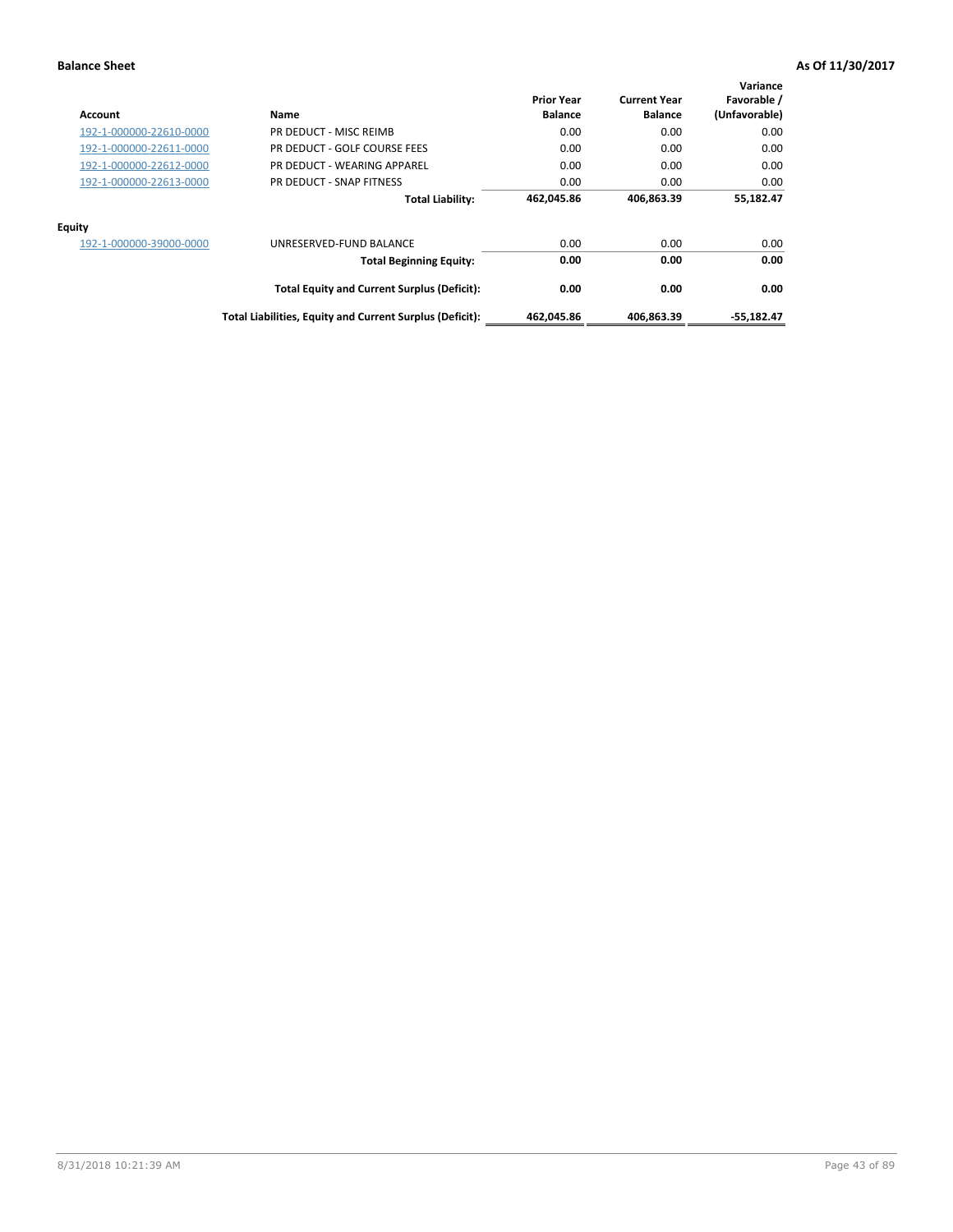**Balance Sheet** **As Of 11/30/2017**

| Account | Name | Prior Year Balance | Current Year Balance | Variance Favorable / (Unfavorable) |
|---|---|---|---|---|
| 192-1-000000-22610-0000 | PR DEDUCT - MISC REIMB | 0.00 | 0.00 | 0.00 |
| 192-1-000000-22611-0000 | PR DEDUCT - GOLF COURSE FEES | 0.00 | 0.00 | 0.00 |
| 192-1-000000-22612-0000 | PR DEDUCT - WEARING APPAREL | 0.00 | 0.00 | 0.00 |
| 192-1-000000-22613-0000 | PR DEDUCT - SNAP FITNESS | 0.00 | 0.00 | 0.00 |
| | **Total Liability:** | **462,045.86** | **406,863.39** | **55,182.47** |
| **Equity** | | | | |
| 192-1-000000-39000-0000 | UNRESERVED-FUND BALANCE | 0.00 | 0.00 | 0.00 |
| | **Total Beginning Equity:** | **0.00** | **0.00** | **0.00** |
| | **Total Equity and Current Surplus (Deficit):** | **0.00** | **0.00** | **0.00** |
| | **Total Liabilities, Equity and Current Surplus (Deficit):** | **462,045.86** | **406,863.39** | **-55,182.47** |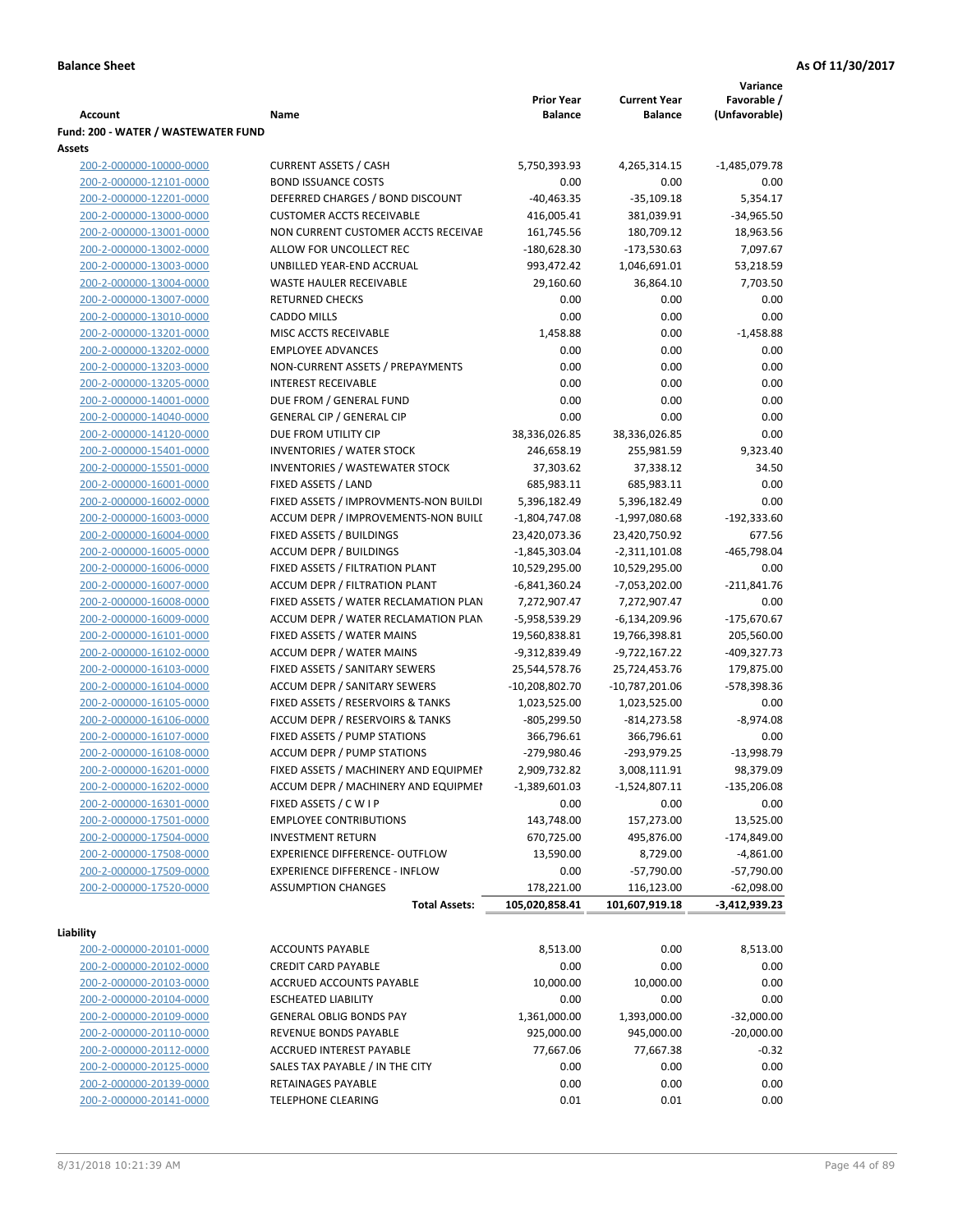**Balance Sheet** **As Of 11/30/2017**

| Account | Name | Prior Year Balance | Current Year Balance | Variance Favorable / (Unfavorable) |
|---|---|---|---|---|
| **Fund: 200 - WATER / WASTEWATER FUND** | | | | |
| **Assets** | | | | |
| 200-2-000000-10000-0000 | CURRENT ASSETS / CASH | 5,750,393.93 | 4,265,314.15 | -1,485,079.78 |
| 200-2-000000-12101-0000 | BOND ISSUANCE COSTS | 0.00 | 0.00 | 0.00 |
| 200-2-000000-12201-0000 | DEFERRED CHARGES / BOND DISCOUNT | -40,463.35 | -35,109.18 | 5,354.17 |
| 200-2-000000-13000-0000 | CUSTOMER ACCTS RECEIVABLE | 416,005.41 | 381,039.91 | -34,965.50 |
| 200-2-000000-13001-0000 | NON CURRENT CUSTOMER ACCTS RECEIVAE | 161,745.56 | 180,709.12 | 18,963.56 |
| 200-2-000000-13002-0000 | ALLOW FOR UNCOLLECT REC | -180,628.30 | -173,530.63 | 7,097.67 |
| 200-2-000000-13003-0000 | UNBILLED YEAR-END ACCRUAL | 993,472.42 | 1,046,691.01 | 53,218.59 |
| 200-2-000000-13004-0000 | WASTE HAULER RECEIVABLE | 29,160.60 | 36,864.10 | 7,703.50 |
| 200-2-000000-13007-0000 | RETURNED CHECKS | 0.00 | 0.00 | 0.00 |
| 200-2-000000-13010-0000 | CADDO MILLS | 0.00 | 0.00 | 0.00 |
| 200-2-000000-13201-0000 | MISC ACCTS RECEIVABLE | 1,458.88 | 0.00 | -1,458.88 |
| 200-2-000000-13202-0000 | EMPLOYEE ADVANCES | 0.00 | 0.00 | 0.00 |
| 200-2-000000-13203-0000 | NON-CURRENT ASSETS / PREPAYMENTS | 0.00 | 0.00 | 0.00 |
| 200-2-000000-13205-0000 | INTEREST RECEIVABLE | 0.00 | 0.00 | 0.00 |
| 200-2-000000-14001-0000 | DUE FROM / GENERAL FUND | 0.00 | 0.00 | 0.00 |
| 200-2-000000-14040-0000 | GENERAL CIP / GENERAL CIP | 0.00 | 0.00 | 0.00 |
| 200-2-000000-14120-0000 | DUE FROM UTILITY CIP | 38,336,026.85 | 38,336,026.85 | 0.00 |
| 200-2-000000-15401-0000 | INVENTORIES / WATER STOCK | 246,658.19 | 255,981.59 | 9,323.40 |
| 200-2-000000-15501-0000 | INVENTORIES / WASTEWATER STOCK | 37,303.62 | 37,338.12 | 34.50 |
| 200-2-000000-16001-0000 | FIXED ASSETS / LAND | 685,983.11 | 685,983.11 | 0.00 |
| 200-2-000000-16002-0000 | FIXED ASSETS / IMPROVMENTS-NON BUILDI | 5,396,182.49 | 5,396,182.49 | 0.00 |
| 200-2-000000-16003-0000 | ACCUM DEPR / IMPROVEMENTS-NON BUILL | -1,804,747.08 | -1,997,080.68 | -192,333.60 |
| 200-2-000000-16004-0000 | FIXED ASSETS / BUILDINGS | 23,420,073.36 | 23,420,750.92 | 677.56 |
| 200-2-000000-16005-0000 | ACCUM DEPR / BUILDINGS | -1,845,303.04 | -2,311,101.08 | -465,798.04 |
| 200-2-000000-16006-0000 | FIXED ASSETS / FILTRATION PLANT | 10,529,295.00 | 10,529,295.00 | 0.00 |
| 200-2-000000-16007-0000 | ACCUM DEPR / FILTRATION PLANT | -6,841,360.24 | -7,053,202.00 | -211,841.76 |
| 200-2-000000-16008-0000 | FIXED ASSETS / WATER RECLAMATION PLAN | 7,272,907.47 | 7,272,907.47 | 0.00 |
| 200-2-000000-16009-0000 | ACCUM DEPR / WATER RECLAMATION PLAN | -5,958,539.29 | -6,134,209.96 | -175,670.67 |
| 200-2-000000-16101-0000 | FIXED ASSETS / WATER MAINS | 19,560,838.81 | 19,766,398.81 | 205,560.00 |
| 200-2-000000-16102-0000 | ACCUM DEPR / WATER MAINS | -9,312,839.49 | -9,722,167.22 | -409,327.73 |
| 200-2-000000-16103-0000 | FIXED ASSETS / SANITARY SEWERS | 25,544,578.76 | 25,724,453.76 | 179,875.00 |
| 200-2-000000-16104-0000 | ACCUM DEPR / SANITARY SEWERS | -10,208,802.70 | -10,787,201.06 | -578,398.36 |
| 200-2-000000-16105-0000 | FIXED ASSETS / RESERVOIRS & TANKS | 1,023,525.00 | 1,023,525.00 | 0.00 |
| 200-2-000000-16106-0000 | ACCUM DEPR / RESERVOIRS & TANKS | -805,299.50 | -814,273.58 | -8,974.08 |
| 200-2-000000-16107-0000 | FIXED ASSETS / PUMP STATIONS | 366,796.61 | 366,796.61 | 0.00 |
| 200-2-000000-16108-0000 | ACCUM DEPR / PUMP STATIONS | -279,980.46 | -293,979.25 | -13,998.79 |
| 200-2-000000-16201-0000 | FIXED ASSETS / MACHINERY AND EQUIPMEI | 2,909,732.82 | 3,008,111.91 | 98,379.09 |
| 200-2-000000-16202-0000 | ACCUM DEPR / MACHINERY AND EQUIPMEI | -1,389,601.03 | -1,524,807.11 | -135,206.08 |
| 200-2-000000-16301-0000 | FIXED ASSETS / C W I P | 0.00 | 0.00 | 0.00 |
| 200-2-000000-17501-0000 | EMPLOYEE CONTRIBUTIONS | 143,748.00 | 157,273.00 | 13,525.00 |
| 200-2-000000-17504-0000 | INVESTMENT RETURN | 670,725.00 | 495,876.00 | -174,849.00 |
| 200-2-000000-17508-0000 | EXPERIENCE DIFFERENCE- OUTFLOW | 13,590.00 | 8,729.00 | -4,861.00 |
| 200-2-000000-17509-0000 | EXPERIENCE DIFFERENCE - INFLOW | 0.00 | -57,790.00 | -57,790.00 |
| 200-2-000000-17520-0000 | ASSUMPTION CHANGES | 178,221.00 | 116,123.00 | -62,098.00 |
| | **Total Assets:** | **105,020,858.41** | **101,607,919.18** | **-3,412,939.23** |
| **Liability** | | | | |
| 200-2-000000-20101-0000 | ACCOUNTS PAYABLE | 8,513.00 | 0.00 | 8,513.00 |
| 200-2-000000-20102-0000 | CREDIT CARD PAYABLE | 0.00 | 0.00 | 0.00 |
| 200-2-000000-20103-0000 | ACCRUED ACCOUNTS PAYABLE | 10,000.00 | 10,000.00 | 0.00 |
| 200-2-000000-20104-0000 | ESCHEATED LIABILITY | 0.00 | 0.00 | 0.00 |
| 200-2-000000-20109-0000 | GENERAL OBLIG BONDS PAY | 1,361,000.00 | 1,393,000.00 | -32,000.00 |
| 200-2-000000-20110-0000 | REVENUE BONDS PAYABLE | 925,000.00 | 945,000.00 | -20,000.00 |
| 200-2-000000-20112-0000 | ACCRUED INTEREST PAYABLE | 77,667.06 | 77,667.38 | -0.32 |
| 200-2-000000-20125-0000 | SALES TAX PAYABLE / IN THE CITY | 0.00 | 0.00 | 0.00 |
| 200-2-000000-20139-0000 | RETAINAGES PAYABLE | 0.00 | 0.00 | 0.00 |
| 200-2-000000-20141-0000 | TELEPHONE CLEARING | 0.01 | 0.01 | 0.00 |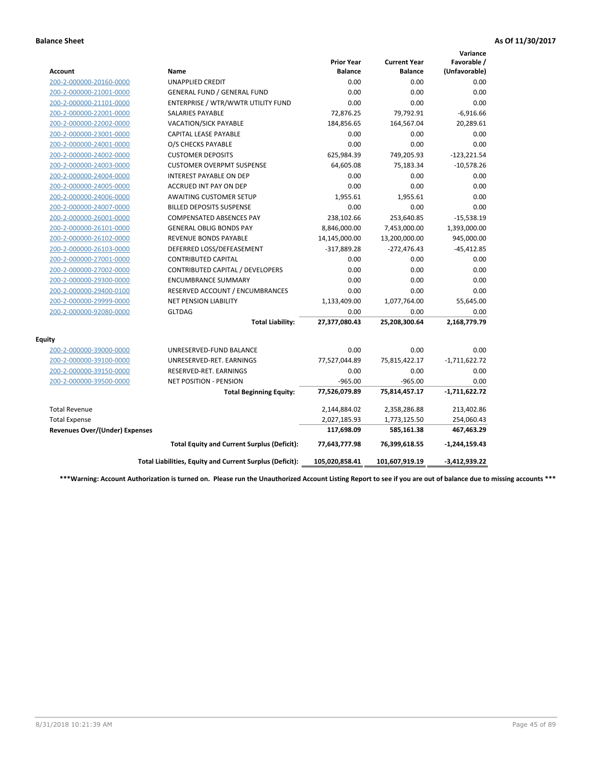**Balance Sheet** **As Of 11/30/2017**

| Account | Name | Prior Year Balance | Current Year Balance | Variance Favorable / (Unfavorable) |
|---|---|---|---|---|
| 200-2-000000-20160-0000 | UNAPPLIED CREDIT | 0.00 | 0.00 | 0.00 |
| 200-2-000000-21001-0000 | GENERAL FUND / GENERAL FUND | 0.00 | 0.00 | 0.00 |
| 200-2-000000-21101-0000 | ENTERPRISE / WTR/WWTR UTILITY FUND | 0.00 | 0.00 | 0.00 |
| 200-2-000000-22001-0000 | SALARIES PAYABLE | 72,876.25 | 79,792.91 | -6,916.66 |
| 200-2-000000-22002-0000 | VACATION/SICK PAYABLE | 184,856.65 | 164,567.04 | 20,289.61 |
| 200-2-000000-23001-0000 | CAPITAL LEASE PAYABLE | 0.00 | 0.00 | 0.00 |
| 200-2-000000-24001-0000 | O/S CHECKS PAYABLE | 0.00 | 0.00 | 0.00 |
| 200-2-000000-24002-0000 | CUSTOMER DEPOSITS | 625,984.39 | 749,205.93 | -123,221.54 |
| 200-2-000000-24003-0000 | CUSTOMER OVERPMT SUSPENSE | 64,605.08 | 75,183.34 | -10,578.26 |
| 200-2-000000-24004-0000 | INTEREST PAYABLE ON DEP | 0.00 | 0.00 | 0.00 |
| 200-2-000000-24005-0000 | ACCRUED INT PAY ON DEP | 0.00 | 0.00 | 0.00 |
| 200-2-000000-24006-0000 | AWAITING CUSTOMER SETUP | 1,955.61 | 1,955.61 | 0.00 |
| 200-2-000000-24007-0000 | BILLED DEPOSITS SUSPENSE | 0.00 | 0.00 | 0.00 |
| 200-2-000000-26001-0000 | COMPENSATED ABSENCES PAY | 238,102.66 | 253,640.85 | -15,538.19 |
| 200-2-000000-26101-0000 | GENERAL OBLIG BONDS PAY | 8,846,000.00 | 7,453,000.00 | 1,393,000.00 |
| 200-2-000000-26102-0000 | REVENUE BONDS PAYABLE | 14,145,000.00 | 13,200,000.00 | 945,000.00 |
| 200-2-000000-26103-0000 | DEFERRED LOSS/DEFEASEMENT | -317,889.28 | -272,476.43 | -45,412.85 |
| 200-2-000000-27001-0000 | CONTRIBUTED CAPITAL | 0.00 | 0.00 | 0.00 |
| 200-2-000000-27002-0000 | CONTRIBUTED CAPITAL / DEVELOPERS | 0.00 | 0.00 | 0.00 |
| 200-2-000000-29300-0000 | ENCUMBRANCE SUMMARY | 0.00 | 0.00 | 0.00 |
| 200-2-000000-29400-0100 | RESERVED ACCOUNT / ENCUMBRANCES | 0.00 | 0.00 | 0.00 |
| 200-2-000000-29999-0000 | NET PENSION LIABILITY | 1,133,409.00 | 1,077,764.00 | 55,645.00 |
| 200-2-000000-92080-0000 | GLTDAG | 0.00 | 0.00 | 0.00 |
| | **Total Liability:** | **27,377,080.43** | **25,208,300.64** | **2,168,779.79** |
| **Equity** | | | | |
| 200-2-000000-39000-0000 | UNRESERVED-FUND BALANCE | 0.00 | 0.00 | 0.00 |
| 200-2-000000-39100-0000 | UNRESERVED-RET. EARNINGS | 77,527,044.89 | 75,815,422.17 | -1,711,622.72 |
| 200-2-000000-39150-0000 | RESERVED-RET. EARNINGS | 0.00 | 0.00 | 0.00 |
| 200-2-000000-39500-0000 | NET POSITION - PENSION | -965.00 | -965.00 | 0.00 |
| | **Total Beginning Equity:** | **77,526,079.89** | **75,814,457.17** | **-1,711,622.72** |
| Total Revenue | | 2,144,884.02 | 2,358,286.88 | 213,402.86 |
| Total Expense | | 2,027,185.93 | 1,773,125.50 | 254,060.43 |
| **Revenues Over/(Under) Expenses** | | **117,698.09** | **585,161.38** | **467,463.29** |
| | **Total Equity and Current Surplus (Deficit):** | **77,643,777.98** | **76,399,618.55** | **-1,244,159.43** |
| | **Total Liabilities, Equity and Current Surplus (Deficit):** | **105,020,858.41** | **101,607,919.19** | **-3,412,939.22** |

*****Warning: Account Authorization is turned on. Please run the Unauthorized Account Listing Report to see if you are out of balance due to missing accounts *****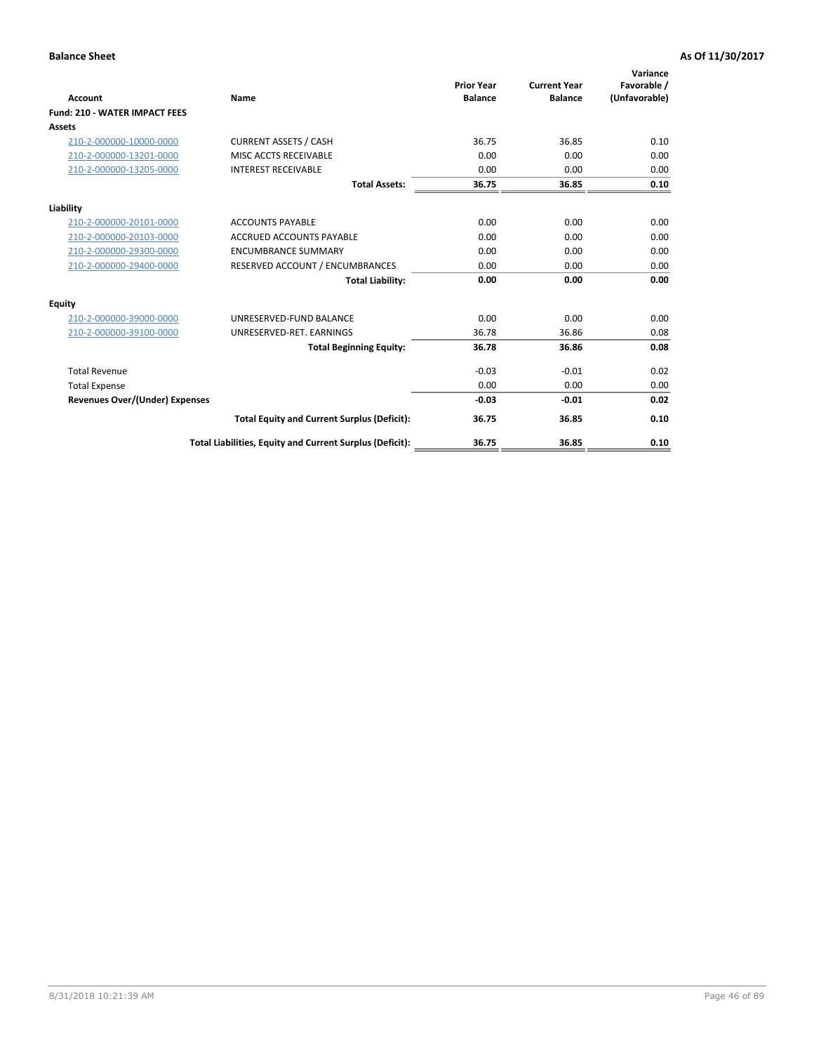**Balance Sheet** **As Of 11/30/2017**

| Account | Name | Prior Year Balance | Current Year Balance | Variance Favorable / (Unfavorable) |
|---|---|---|---|---|
| **Fund: 210 - WATER IMPACT FEES** | | | | |
| **Assets** | | | | |
| 210-2-000000-10000-0000 | CURRENT ASSETS / CASH | 36.75 | 36.85 | 0.10 |
| 210-2-000000-13201-0000 | MISC ACCTS RECEIVABLE | 0.00 | 0.00 | 0.00 |
| 210-2-000000-13205-0000 | INTEREST RECEIVABLE | 0.00 | 0.00 | 0.00 |
| | **Total Assets:** | **36.75** | **36.85** | **0.10** |
| **Liability** | | | | |
| 210-2-000000-20101-0000 | ACCOUNTS PAYABLE | 0.00 | 0.00 | 0.00 |
| 210-2-000000-20103-0000 | ACCRUED ACCOUNTS PAYABLE | 0.00 | 0.00 | 0.00 |
| 210-2-000000-29300-0000 | ENCUMBRANCE SUMMARY | 0.00 | 0.00 | 0.00 |
| 210-2-000000-29400-0000 | RESERVED ACCOUNT / ENCUMBRANCES | 0.00 | 0.00 | 0.00 |
| | **Total Liability:** | **0.00** | **0.00** | **0.00** |
| **Equity** | | | | |
| 210-2-000000-39000-0000 | UNRESERVED-FUND BALANCE | 0.00 | 0.00 | 0.00 |
| 210-2-000000-39100-0000 | UNRESERVED-RET. EARNINGS | 36.78 | 36.86 | 0.08 |
| | **Total Beginning Equity:** | **36.78** | **36.86** | **0.08** |
| Total Revenue | | -0.03 | -0.01 | 0.02 |
| Total Expense | | 0.00 | 0.00 | 0.00 |
| **Revenues Over/(Under) Expenses** | | **-0.03** | **-0.01** | **0.02** |
| | **Total Equity and Current Surplus (Deficit):** | **36.75** | **36.85** | **0.10** |
| | **Total Liabilities, Equity and Current Surplus (Deficit):** | **36.75** | **36.85** | **0.10** |

8/31/2018 10:21:39 AM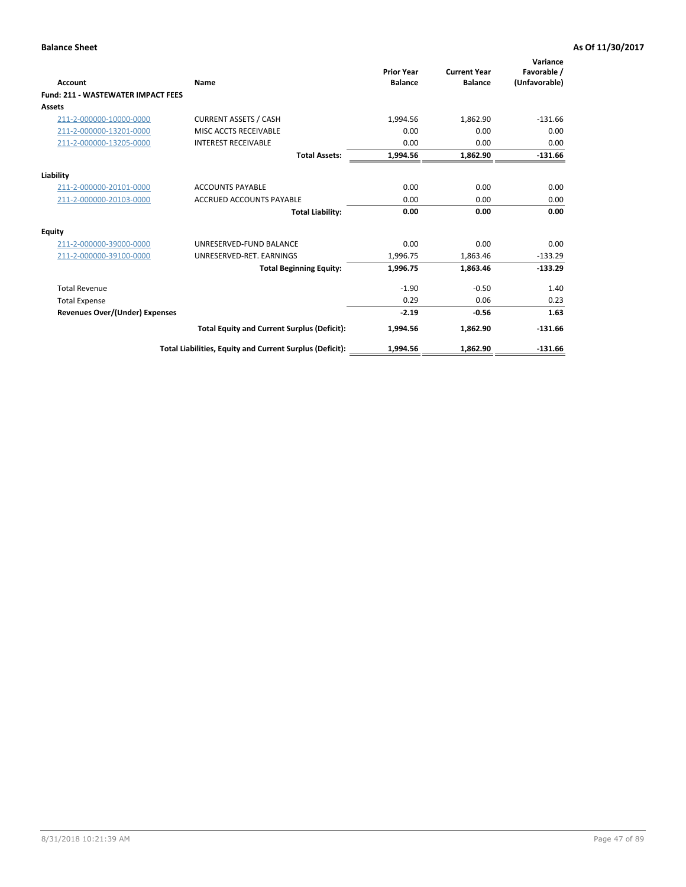**Balance Sheet** **As Of 11/30/2017**

| Account | Name | Prior Year Balance | Current Year Balance | Variance Favorable / (Unfavorable) |
|---|---|---|---|---|
| **Fund: 211 - WASTEWATER IMPACT FEES** | | | | |
| **Assets** | | | | |
| 211-2-000000-10000-0000 | CURRENT ASSETS / CASH | 1,994.56 | 1,862.90 | -131.66 |
| 211-2-000000-13201-0000 | MISC ACCTS RECEIVABLE | 0.00 | 0.00 | 0.00 |
| 211-2-000000-13205-0000 | INTEREST RECEIVABLE | 0.00 | 0.00 | 0.00 |
| | **Total Assets:** | **1,994.56** | **1,862.90** | **-131.66** |
| **Liability** | | | | |
| 211-2-000000-20101-0000 | ACCOUNTS PAYABLE | 0.00 | 0.00 | 0.00 |
| 211-2-000000-20103-0000 | ACCRUED ACCOUNTS PAYABLE | 0.00 | 0.00 | 0.00 |
| | **Total Liability:** | **0.00** | **0.00** | **0.00** |
| **Equity** | | | | |
| 211-2-000000-39000-0000 | UNRESERVED-FUND BALANCE | 0.00 | 0.00 | 0.00 |
| 211-2-000000-39100-0000 | UNRESERVED-RET. EARNINGS | 1,996.75 | 1,863.46 | -133.29 |
| | **Total Beginning Equity:** | **1,996.75** | **1,863.46** | **-133.29** |
| Total Revenue | | -1.90 | -0.50 | 1.40 |
| Total Expense | | 0.29 | 0.06 | 0.23 |
| **Revenues Over/(Under) Expenses** | | **-2.19** | **-0.56** | **1.63** |
| | **Total Equity and Current Surplus (Deficit):** | **1,994.56** | **1,862.90** | **-131.66** |
| | **Total Liabilities, Equity and Current Surplus (Deficit):** | **1,994.56** | **1,862.90** | **-131.66** |

8/31/2018 10:21:39 AM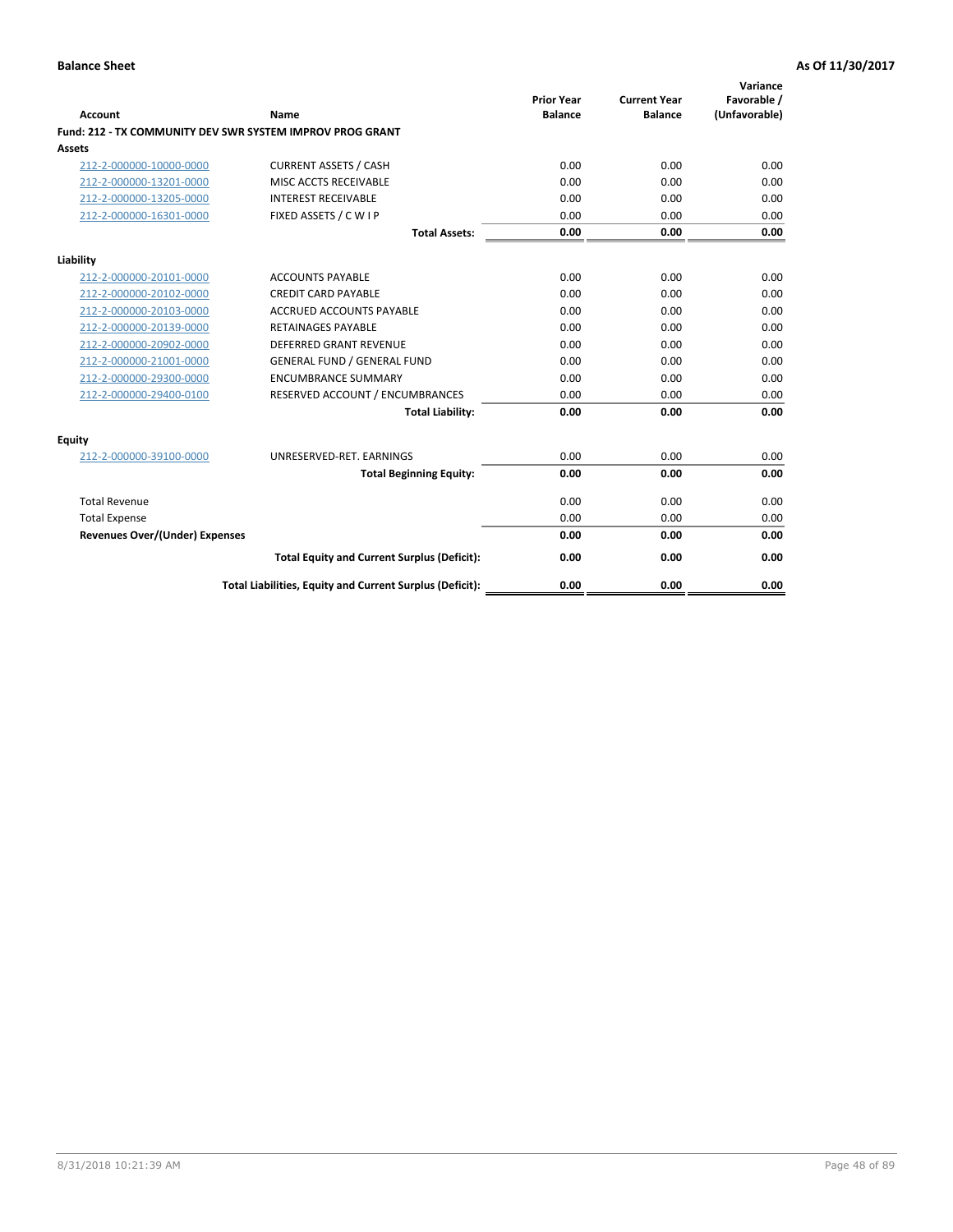**Balance Sheet** — **As Of 11/30/2017**

| Account | Name | Prior Year Balance | Current Year Balance | Variance Favorable / (Unfavorable) |
|---|---|---|---|---|
| **Fund: 212 - TX COMMUNITY DEV SWR SYSTEM IMPROV PROG GRANT** | | | | |
| **Assets** | | | | |
| 212-2-000000-10000-0000 | CURRENT ASSETS / CASH | 0.00 | 0.00 | 0.00 |
| 212-2-000000-13201-0000 | MISC ACCTS RECEIVABLE | 0.00 | 0.00 | 0.00 |
| 212-2-000000-13205-0000 | INTEREST RECEIVABLE | 0.00 | 0.00 | 0.00 |
| 212-2-000000-16301-0000 | FIXED ASSETS / C W I P | 0.00 | 0.00 | 0.00 |
| | **Total Assets:** | **0.00** | **0.00** | **0.00** |
| **Liability** | | | | |
| 212-2-000000-20101-0000 | ACCOUNTS PAYABLE | 0.00 | 0.00 | 0.00 |
| 212-2-000000-20102-0000 | CREDIT CARD PAYABLE | 0.00 | 0.00 | 0.00 |
| 212-2-000000-20103-0000 | ACCRUED ACCOUNTS PAYABLE | 0.00 | 0.00 | 0.00 |
| 212-2-000000-20139-0000 | RETAINAGES PAYABLE | 0.00 | 0.00 | 0.00 |
| 212-2-000000-20902-0000 | DEFERRED GRANT REVENUE | 0.00 | 0.00 | 0.00 |
| 212-2-000000-21001-0000 | GENERAL FUND / GENERAL FUND | 0.00 | 0.00 | 0.00 |
| 212-2-000000-29300-0000 | ENCUMBRANCE SUMMARY | 0.00 | 0.00 | 0.00 |
| 212-2-000000-29400-0100 | RESERVED ACCOUNT / ENCUMBRANCES | 0.00 | 0.00 | 0.00 |
| | **Total Liability:** | **0.00** | **0.00** | **0.00** |
| **Equity** | | | | |
| 212-2-000000-39100-0000 | UNRESERVED-RET. EARNINGS | 0.00 | 0.00 | 0.00 |
| | **Total Beginning Equity:** | **0.00** | **0.00** | **0.00** |
| Total Revenue | | 0.00 | 0.00 | 0.00 |
| Total Expense | | 0.00 | 0.00 | 0.00 |
| **Revenues Over/(Under) Expenses** | | **0.00** | **0.00** | **0.00** |
| | **Total Equity and Current Surplus (Deficit):** | **0.00** | **0.00** | **0.00** |
| | **Total Liabilities, Equity and Current Surplus (Deficit):** | **0.00** | **0.00** | **0.00** |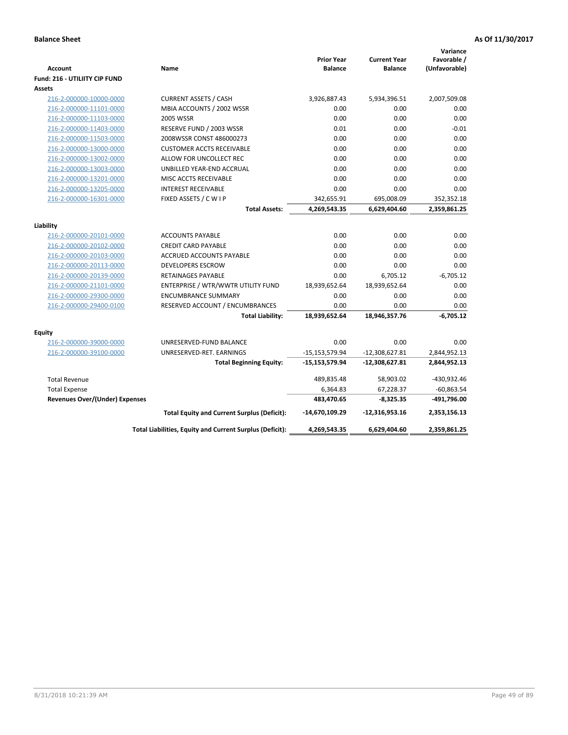**Balance Sheet** **As Of 11/30/2017**

| Account | Name | Prior Year Balance | Current Year Balance | Variance Favorable / (Unfavorable) |
|---|---|---|---|---|
| **Fund: 216 - UTILIITY CIP FUND** | | | | |
| **Assets** | | | | |
| 216-2-000000-10000-0000 | CURRENT ASSETS / CASH | 3,926,887.43 | 5,934,396.51 | 2,007,509.08 |
| 216-2-000000-11101-0000 | MBIA ACCOUNTS / 2002 WSSR | 0.00 | 0.00 | 0.00 |
| 216-2-000000-11103-0000 | 2005 WSSR | 0.00 | 0.00 | 0.00 |
| 216-2-000000-11403-0000 | RESERVE FUND / 2003 WSSR | 0.01 | 0.00 | -0.01 |
| 216-2-000000-11503-0000 | 2008WSSR CONST 486000273 | 0.00 | 0.00 | 0.00 |
| 216-2-000000-13000-0000 | CUSTOMER ACCTS RECEIVABLE | 0.00 | 0.00 | 0.00 |
| 216-2-000000-13002-0000 | ALLOW FOR UNCOLLECT REC | 0.00 | 0.00 | 0.00 |
| 216-2-000000-13003-0000 | UNBILLED YEAR-END ACCRUAL | 0.00 | 0.00 | 0.00 |
| 216-2-000000-13201-0000 | MISC ACCTS RECEIVABLE | 0.00 | 0.00 | 0.00 |
| 216-2-000000-13205-0000 | INTEREST RECEIVABLE | 0.00 | 0.00 | 0.00 |
| 216-2-000000-16301-0000 | FIXED ASSETS / C W I P | 342,655.91 | 695,008.09 | 352,352.18 |
| | **Total Assets:** | **4,269,543.35** | **6,629,404.60** | **2,359,861.25** |
| **Liability** | | | | |
| 216-2-000000-20101-0000 | ACCOUNTS PAYABLE | 0.00 | 0.00 | 0.00 |
| 216-2-000000-20102-0000 | CREDIT CARD PAYABLE | 0.00 | 0.00 | 0.00 |
| 216-2-000000-20103-0000 | ACCRUED ACCOUNTS PAYABLE | 0.00 | 0.00 | 0.00 |
| 216-2-000000-20113-0000 | DEVELOPERS ESCROW | 0.00 | 0.00 | 0.00 |
| 216-2-000000-20139-0000 | RETAINAGES PAYABLE | 0.00 | 6,705.12 | -6,705.12 |
| 216-2-000000-21101-0000 | ENTERPRISE / WTR/WWTR UTILITY FUND | 18,939,652.64 | 18,939,652.64 | 0.00 |
| 216-2-000000-29300-0000 | ENCUMBRANCE SUMMARY | 0.00 | 0.00 | 0.00 |
| 216-2-000000-29400-0100 | RESERVED ACCOUNT / ENCUMBRANCES | 0.00 | 0.00 | 0.00 |
| | **Total Liability:** | **18,939,652.64** | **18,946,357.76** | **-6,705.12** |
| **Equity** | | | | |
| 216-2-000000-39000-0000 | UNRESERVED-FUND BALANCE | 0.00 | 0.00 | 0.00 |
| 216-2-000000-39100-0000 | UNRESERVED-RET. EARNINGS | -15,153,579.94 | -12,308,627.81 | 2,844,952.13 |
| | **Total Beginning Equity:** | **-15,153,579.94** | **-12,308,627.81** | **2,844,952.13** |
| Total Revenue | | 489,835.48 | 58,903.02 | -430,932.46 |
| Total Expense | | 6,364.83 | 67,228.37 | -60,863.54 |
| **Revenues Over/(Under) Expenses** | | **483,470.65** | **-8,325.35** | **-491,796.00** |
| | **Total Equity and Current Surplus (Deficit):** | **-14,670,109.29** | **-12,316,953.16** | **2,353,156.13** |
| | **Total Liabilities, Equity and Current Surplus (Deficit):** | **4,269,543.35** | **6,629,404.60** | **2,359,861.25** |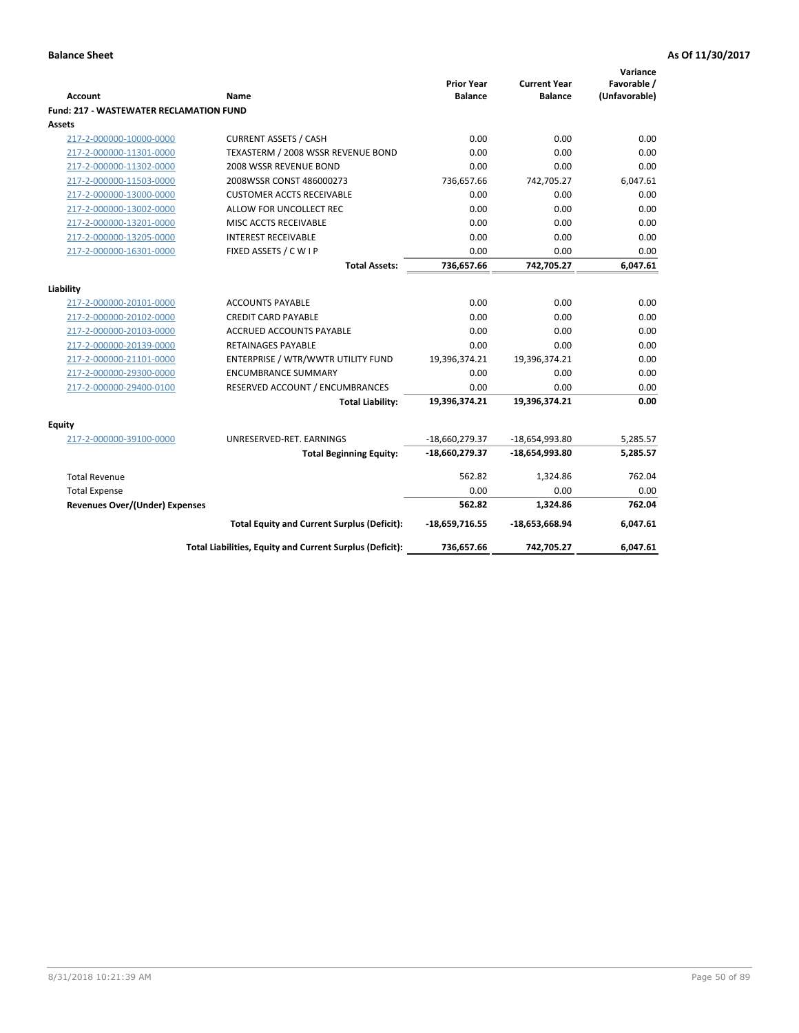**Balance Sheet** **As Of 11/30/2017**

| Account | Name | Prior Year Balance | Current Year Balance | Variance Favorable / (Unfavorable) |
|---|---|---|---|---|
| **Fund: 217 - WASTEWATER RECLAMATION FUND** | | | | |
| **Assets** | | | | |
| 217-2-000000-10000-0000 | CURRENT ASSETS / CASH | 0.00 | 0.00 | 0.00 |
| 217-2-000000-11301-0000 | TEXASTERM / 2008 WSSR REVENUE BOND | 0.00 | 0.00 | 0.00 |
| 217-2-000000-11302-0000 | 2008 WSSR REVENUE BOND | 0.00 | 0.00 | 0.00 |
| 217-2-000000-11503-0000 | 2008WSSR CONST 486000273 | 736,657.66 | 742,705.27 | 6,047.61 |
| 217-2-000000-13000-0000 | CUSTOMER ACCTS RECEIVABLE | 0.00 | 0.00 | 0.00 |
| 217-2-000000-13002-0000 | ALLOW FOR UNCOLLECT REC | 0.00 | 0.00 | 0.00 |
| 217-2-000000-13201-0000 | MISC ACCTS RECEIVABLE | 0.00 | 0.00 | 0.00 |
| 217-2-000000-13205-0000 | INTEREST RECEIVABLE | 0.00 | 0.00 | 0.00 |
| 217-2-000000-16301-0000 | FIXED ASSETS / C W I P | 0.00 | 0.00 | 0.00 |
| | **Total Assets:** | **736,657.66** | **742,705.27** | **6,047.61** |
| **Liability** | | | | |
| 217-2-000000-20101-0000 | ACCOUNTS PAYABLE | 0.00 | 0.00 | 0.00 |
| 217-2-000000-20102-0000 | CREDIT CARD PAYABLE | 0.00 | 0.00 | 0.00 |
| 217-2-000000-20103-0000 | ACCRUED ACCOUNTS PAYABLE | 0.00 | 0.00 | 0.00 |
| 217-2-000000-20139-0000 | RETAINAGES PAYABLE | 0.00 | 0.00 | 0.00 |
| 217-2-000000-21101-0000 | ENTERPRISE / WTR/WWTR UTILITY FUND | 19,396,374.21 | 19,396,374.21 | 0.00 |
| 217-2-000000-29300-0000 | ENCUMBRANCE SUMMARY | 0.00 | 0.00 | 0.00 |
| 217-2-000000-29400-0100 | RESERVED ACCOUNT / ENCUMBRANCES | 0.00 | 0.00 | 0.00 |
| | **Total Liability:** | **19,396,374.21** | **19,396,374.21** | **0.00** |
| **Equity** | | | | |
| 217-2-000000-39100-0000 | UNRESERVED-RET. EARNINGS | -18,660,279.37 | -18,654,993.80 | 5,285.57 |
| | **Total Beginning Equity:** | **-18,660,279.37** | **-18,654,993.80** | **5,285.57** |
| Total Revenue | | 562.82 | 1,324.86 | 762.04 |
| Total Expense | | 0.00 | 0.00 | 0.00 |
| **Revenues Over/(Under) Expenses** | | **562.82** | **1,324.86** | **762.04** |
| | **Total Equity and Current Surplus (Deficit):** | **-18,659,716.55** | **-18,653,668.94** | **6,047.61** |
| | **Total Liabilities, Equity and Current Surplus (Deficit):** | **736,657.66** | **742,705.27** | **6,047.61** |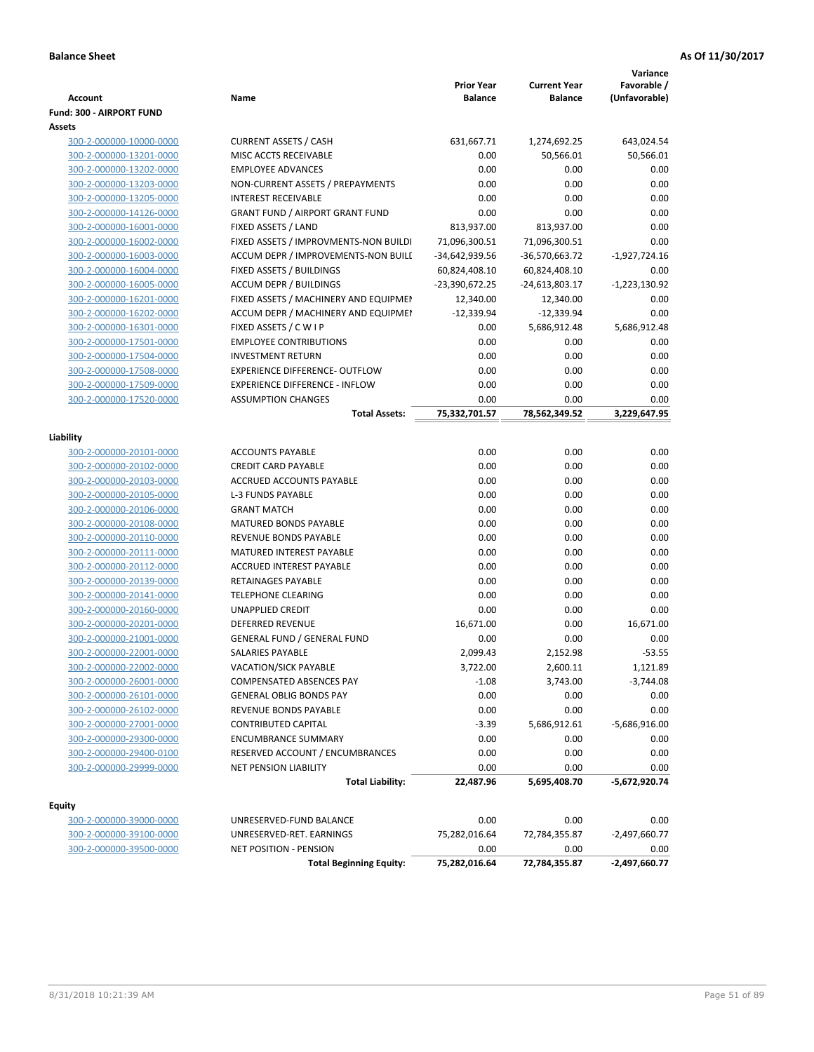**Balance Sheet** **As Of 11/30/2017**

| Account | Name | Prior Year Balance | Current Year Balance | Variance Favorable / (Unfavorable) |
|---|---|---|---|---|
| **Fund: 300 - AIRPORT FUND** | | | | |
| **Assets** | | | | |
| 300-2-000000-10000-0000 | CURRENT ASSETS / CASH | 631,667.71 | 1,274,692.25 | 643,024.54 |
| 300-2-000000-13201-0000 | MISC ACCTS RECEIVABLE | 0.00 | 50,566.01 | 50,566.01 |
| 300-2-000000-13202-0000 | EMPLOYEE ADVANCES | 0.00 | 0.00 | 0.00 |
| 300-2-000000-13203-0000 | NON-CURRENT ASSETS / PREPAYMENTS | 0.00 | 0.00 | 0.00 |
| 300-2-000000-13205-0000 | INTEREST RECEIVABLE | 0.00 | 0.00 | 0.00 |
| 300-2-000000-14126-0000 | GRANT FUND / AIRPORT GRANT FUND | 0.00 | 0.00 | 0.00 |
| 300-2-000000-16001-0000 | FIXED ASSETS / LAND | 813,937.00 | 813,937.00 | 0.00 |
| 300-2-000000-16002-0000 | FIXED ASSETS / IMPROVMENTS-NON BUILDI | 71,096,300.51 | 71,096,300.51 | 0.00 |
| 300-2-000000-16003-0000 | ACCUM DEPR / IMPROVEMENTS-NON BUILI | -34,642,939.56 | -36,570,663.72 | -1,927,724.16 |
| 300-2-000000-16004-0000 | FIXED ASSETS / BUILDINGS | 60,824,408.10 | 60,824,408.10 | 0.00 |
| 300-2-000000-16005-0000 | ACCUM DEPR / BUILDINGS | -23,390,672.25 | -24,613,803.17 | -1,223,130.92 |
| 300-2-000000-16201-0000 | FIXED ASSETS / MACHINERY AND EQUIPMEI | 12,340.00 | 12,340.00 | 0.00 |
| 300-2-000000-16202-0000 | ACCUM DEPR / MACHINERY AND EQUIPMEI | -12,339.94 | -12,339.94 | 0.00 |
| 300-2-000000-16301-0000 | FIXED ASSETS / C W I P | 0.00 | 5,686,912.48 | 5,686,912.48 |
| 300-2-000000-17501-0000 | EMPLOYEE CONTRIBUTIONS | 0.00 | 0.00 | 0.00 |
| 300-2-000000-17504-0000 | INVESTMENT RETURN | 0.00 | 0.00 | 0.00 |
| 300-2-000000-17508-0000 | EXPERIENCE DIFFERENCE- OUTFLOW | 0.00 | 0.00 | 0.00 |
| 300-2-000000-17509-0000 | EXPERIENCE DIFFERENCE - INFLOW | 0.00 | 0.00 | 0.00 |
| 300-2-000000-17520-0000 | ASSUMPTION CHANGES | 0.00 | 0.00 | 0.00 |
| | **Total Assets:** | **75,332,701.57** | **78,562,349.52** | **3,229,647.95** |
| **Liability** | | | | |
| 300-2-000000-20101-0000 | ACCOUNTS PAYABLE | 0.00 | 0.00 | 0.00 |
| 300-2-000000-20102-0000 | CREDIT CARD PAYABLE | 0.00 | 0.00 | 0.00 |
| 300-2-000000-20103-0000 | ACCRUED ACCOUNTS PAYABLE | 0.00 | 0.00 | 0.00 |
| 300-2-000000-20105-0000 | L-3 FUNDS PAYABLE | 0.00 | 0.00 | 0.00 |
| 300-2-000000-20106-0000 | GRANT MATCH | 0.00 | 0.00 | 0.00 |
| 300-2-000000-20108-0000 | MATURED BONDS PAYABLE | 0.00 | 0.00 | 0.00 |
| 300-2-000000-20110-0000 | REVENUE BONDS PAYABLE | 0.00 | 0.00 | 0.00 |
| 300-2-000000-20111-0000 | MATURED INTEREST PAYABLE | 0.00 | 0.00 | 0.00 |
| 300-2-000000-20112-0000 | ACCRUED INTEREST PAYABLE | 0.00 | 0.00 | 0.00 |
| 300-2-000000-20139-0000 | RETAINAGES PAYABLE | 0.00 | 0.00 | 0.00 |
| 300-2-000000-20141-0000 | TELEPHONE CLEARING | 0.00 | 0.00 | 0.00 |
| 300-2-000000-20160-0000 | UNAPPLIED CREDIT | 0.00 | 0.00 | 0.00 |
| 300-2-000000-20201-0000 | DEFERRED REVENUE | 16,671.00 | 0.00 | 16,671.00 |
| 300-2-000000-21001-0000 | GENERAL FUND / GENERAL FUND | 0.00 | 0.00 | 0.00 |
| 300-2-000000-22001-0000 | SALARIES PAYABLE | 2,099.43 | 2,152.98 | -53.55 |
| 300-2-000000-22002-0000 | VACATION/SICK PAYABLE | 3,722.00 | 2,600.11 | 1,121.89 |
| 300-2-000000-26001-0000 | COMPENSATED ABSENCES PAY | -1.08 | 3,743.00 | -3,744.08 |
| 300-2-000000-26101-0000 | GENERAL OBLIG BONDS PAY | 0.00 | 0.00 | 0.00 |
| 300-2-000000-26102-0000 | REVENUE BONDS PAYABLE | 0.00 | 0.00 | 0.00 |
| 300-2-000000-27001-0000 | CONTRIBUTED CAPITAL | -3.39 | 5,686,912.61 | -5,686,916.00 |
| 300-2-000000-29300-0000 | ENCUMBRANCE SUMMARY | 0.00 | 0.00 | 0.00 |
| 300-2-000000-29400-0100 | RESERVED ACCOUNT / ENCUMBRANCES | 0.00 | 0.00 | 0.00 |
| 300-2-000000-29999-0000 | NET PENSION LIABILITY | 0.00 | 0.00 | 0.00 |
| | **Total Liability:** | **22,487.96** | **5,695,408.70** | **-5,672,920.74** |
| **Equity** | | | | |
| 300-2-000000-39000-0000 | UNRESERVED-FUND BALANCE | 0.00 | 0.00 | 0.00 |
| 300-2-000000-39100-0000 | UNRESERVED-RET. EARNINGS | 75,282,016.64 | 72,784,355.87 | -2,497,660.77 |
| 300-2-000000-39500-0000 | NET POSITION - PENSION | 0.00 | 0.00 | 0.00 |
| | **Total Beginning Equity:** | **75,282,016.64** | **72,784,355.87** | **-2,497,660.77** |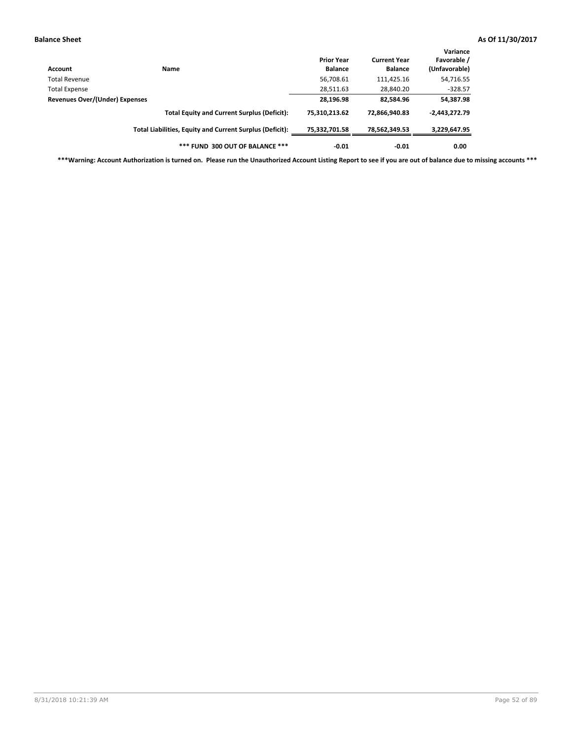**Balance Sheet** **As Of 11/30/2017**

| Account | Name | Prior Year Balance | Current Year Balance | Variance Favorable / (Unfavorable) |
|---|---|---|---|---|
| Total Revenue | | 56,708.61 | 111,425.16 | 54,716.55 |
| Total Expense | | 28,511.63 | 28,840.20 | -328.57 |
| **Revenues Over/(Under) Expenses** | | **28,196.98** | **82,584.96** | **54,387.98** |
| | **Total Equity and Current Surplus (Deficit):** | **75,310,213.62** | **72,866,940.83** | **-2,443,272.79** |
| | **Total Liabilities, Equity and Current Surplus (Deficit):** | **75,332,701.58** | **78,562,349.53** | **3,229,647.95** |
| | **\*\*\* FUND 300 OUT OF BALANCE \*\*\*** | **-0.01** | **-0.01** | **0.00** |

**\*\*\*Warning: Account Authorization is turned on. Please run the Unauthorized Account Listing Report to see if you are out of balance due to missing accounts \*\*\***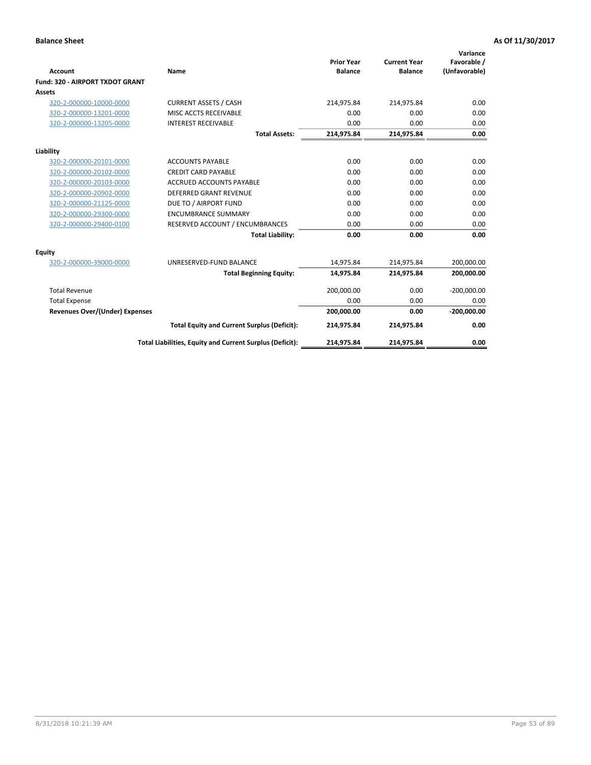**Balance Sheet** **As Of 11/30/2017**

| Account | Name | Prior Year Balance | Current Year Balance | Variance Favorable / (Unfavorable) |
|---|---|---|---|---|
| **Fund: 320 - AIRPORT TXDOT GRANT** | | | | |
| **Assets** | | | | |
| 320-2-000000-10000-0000 | CURRENT ASSETS / CASH | 214,975.84 | 214,975.84 | 0.00 |
| 320-2-000000-13201-0000 | MISC ACCTS RECEIVABLE | 0.00 | 0.00 | 0.00 |
| 320-2-000000-13205-0000 | INTEREST RECEIVABLE | 0.00 | 0.00 | 0.00 |
| | **Total Assets:** | **214,975.84** | **214,975.84** | **0.00** |
| **Liability** | | | | |
| 320-2-000000-20101-0000 | ACCOUNTS PAYABLE | 0.00 | 0.00 | 0.00 |
| 320-2-000000-20102-0000 | CREDIT CARD PAYABLE | 0.00 | 0.00 | 0.00 |
| 320-2-000000-20103-0000 | ACCRUED ACCOUNTS PAYABLE | 0.00 | 0.00 | 0.00 |
| 320-2-000000-20902-0000 | DEFERRED GRANT REVENUE | 0.00 | 0.00 | 0.00 |
| 320-2-000000-21125-0000 | DUE TO / AIRPORT FUND | 0.00 | 0.00 | 0.00 |
| 320-2-000000-29300-0000 | ENCUMBRANCE SUMMARY | 0.00 | 0.00 | 0.00 |
| 320-2-000000-29400-0100 | RESERVED ACCOUNT / ENCUMBRANCES | 0.00 | 0.00 | 0.00 |
| | **Total Liability:** | **0.00** | **0.00** | **0.00** |
| **Equity** | | | | |
| 320-2-000000-39000-0000 | UNRESERVED-FUND BALANCE | 14,975.84 | 214,975.84 | 200,000.00 |
| | **Total Beginning Equity:** | **14,975.84** | **214,975.84** | **200,000.00** |
| Total Revenue | | 200,000.00 | 0.00 | -200,000.00 |
| Total Expense | | 0.00 | 0.00 | 0.00 |
| **Revenues Over/(Under) Expenses** | | **200,000.00** | **0.00** | **-200,000.00** |
| | **Total Equity and Current Surplus (Deficit):** | **214,975.84** | **214,975.84** | **0.00** |
| | **Total Liabilities, Equity and Current Surplus (Deficit):** | **214,975.84** | **214,975.84** | **0.00** |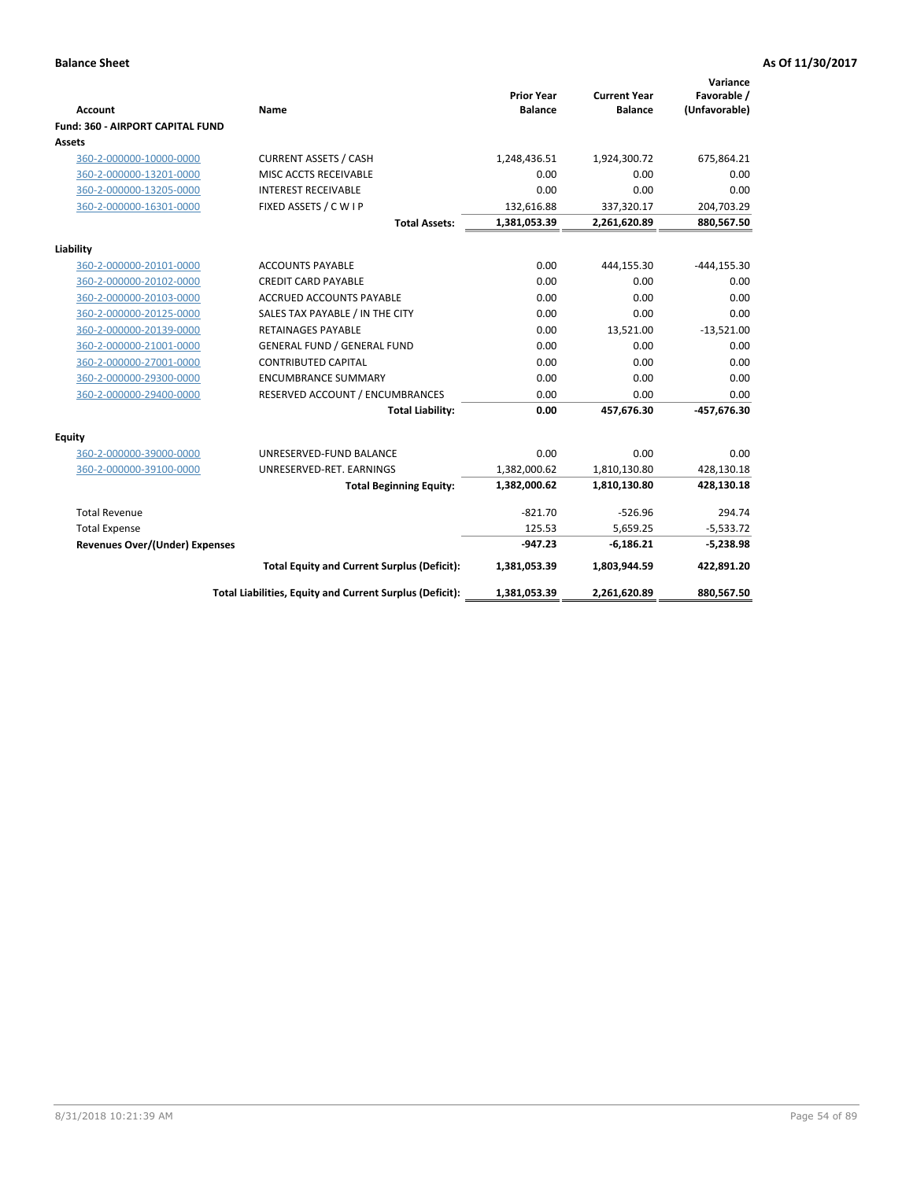**Balance Sheet** — **As Of 11/30/2017**

| Account | Name | Prior Year Balance | Current Year Balance | Variance Favorable / (Unfavorable) |
|---|---|---|---|---|
| **Fund: 360 - AIRPORT CAPITAL FUND** | | | | |
| **Assets** | | | | |
| 360-2-000000-10000-0000 | CURRENT ASSETS / CASH | 1,248,436.51 | 1,924,300.72 | 675,864.21 |
| 360-2-000000-13201-0000 | MISC ACCTS RECEIVABLE | 0.00 | 0.00 | 0.00 |
| 360-2-000000-13205-0000 | INTEREST RECEIVABLE | 0.00 | 0.00 | 0.00 |
| 360-2-000000-16301-0000 | FIXED ASSETS / C W I P | 132,616.88 | 337,320.17 | 204,703.29 |
| | **Total Assets:** | **1,381,053.39** | **2,261,620.89** | **880,567.50** |
| **Liability** | | | | |
| 360-2-000000-20101-0000 | ACCOUNTS PAYABLE | 0.00 | 444,155.30 | -444,155.30 |
| 360-2-000000-20102-0000 | CREDIT CARD PAYABLE | 0.00 | 0.00 | 0.00 |
| 360-2-000000-20103-0000 | ACCRUED ACCOUNTS PAYABLE | 0.00 | 0.00 | 0.00 |
| 360-2-000000-20125-0000 | SALES TAX PAYABLE / IN THE CITY | 0.00 | 0.00 | 0.00 |
| 360-2-000000-20139-0000 | RETAINAGES PAYABLE | 0.00 | 13,521.00 | -13,521.00 |
| 360-2-000000-21001-0000 | GENERAL FUND / GENERAL FUND | 0.00 | 0.00 | 0.00 |
| 360-2-000000-27001-0000 | CONTRIBUTED CAPITAL | 0.00 | 0.00 | 0.00 |
| 360-2-000000-29300-0000 | ENCUMBRANCE SUMMARY | 0.00 | 0.00 | 0.00 |
| 360-2-000000-29400-0000 | RESERVED ACCOUNT / ENCUMBRANCES | 0.00 | 0.00 | 0.00 |
| | **Total Liability:** | **0.00** | **457,676.30** | **-457,676.30** |
| **Equity** | | | | |
| 360-2-000000-39000-0000 | UNRESERVED-FUND BALANCE | 0.00 | 0.00 | 0.00 |
| 360-2-000000-39100-0000 | UNRESERVED-RET. EARNINGS | 1,382,000.62 | 1,810,130.80 | 428,130.18 |
| | **Total Beginning Equity:** | **1,382,000.62** | **1,810,130.80** | **428,130.18** |
| Total Revenue | | -821.70 | -526.96 | 294.74 |
| Total Expense | | 125.53 | 5,659.25 | -5,533.72 |
| **Revenues Over/(Under) Expenses** | | **-947.23** | **-6,186.21** | **-5,238.98** |
| | **Total Equity and Current Surplus (Deficit):** | **1,381,053.39** | **1,803,944.59** | **422,891.20** |
| | **Total Liabilities, Equity and Current Surplus (Deficit):** | **1,381,053.39** | **2,261,620.89** | **880,567.50** |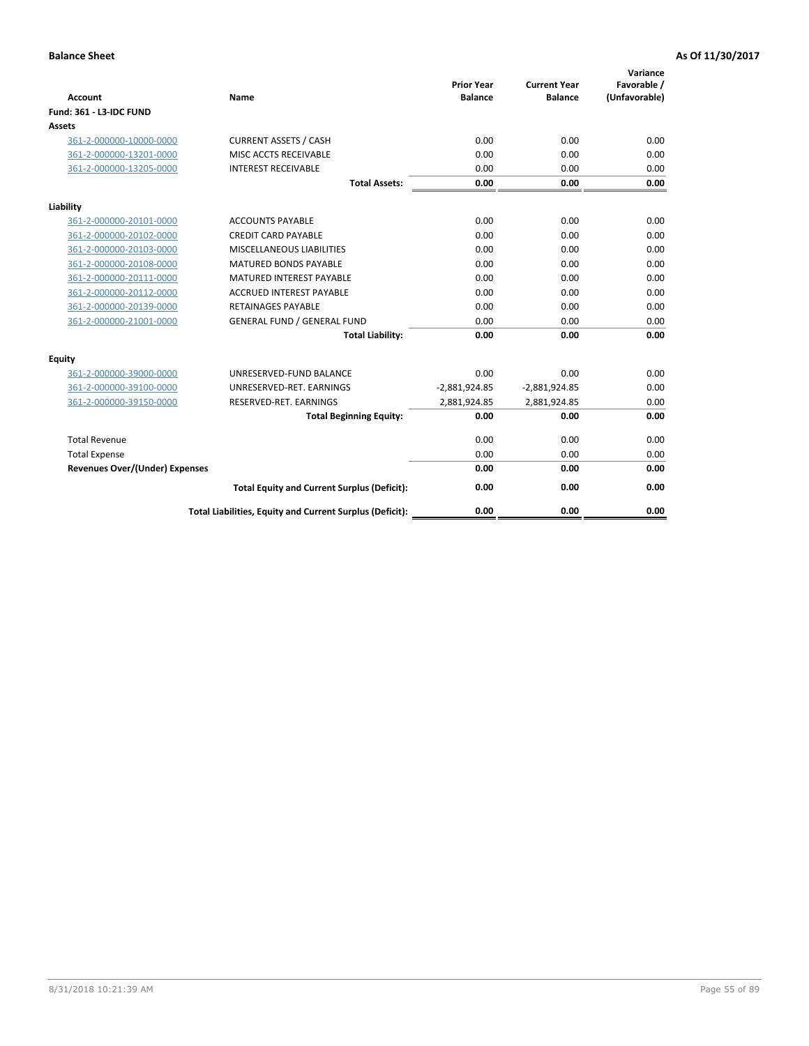**Balance Sheet** — As Of 11/30/2017

| Account | Name | Prior Year Balance | Current Year Balance | Variance Favorable / (Unfavorable) |
|---|---|---|---|---|
| **Fund: 361 - L3-IDC FUND** | | | | |
| **Assets** | | | | |
| 361-2-000000-10000-0000 | CURRENT ASSETS / CASH | 0.00 | 0.00 | 0.00 |
| 361-2-000000-13201-0000 | MISC ACCTS RECEIVABLE | 0.00 | 0.00 | 0.00 |
| 361-2-000000-13205-0000 | INTEREST RECEIVABLE | 0.00 | 0.00 | 0.00 |
| | **Total Assets:** | **0.00** | **0.00** | **0.00** |
| **Liability** | | | | |
| 361-2-000000-20101-0000 | ACCOUNTS PAYABLE | 0.00 | 0.00 | 0.00 |
| 361-2-000000-20102-0000 | CREDIT CARD PAYABLE | 0.00 | 0.00 | 0.00 |
| 361-2-000000-20103-0000 | MISCELLANEOUS LIABILITIES | 0.00 | 0.00 | 0.00 |
| 361-2-000000-20108-0000 | MATURED BONDS PAYABLE | 0.00 | 0.00 | 0.00 |
| 361-2-000000-20111-0000 | MATURED INTEREST PAYABLE | 0.00 | 0.00 | 0.00 |
| 361-2-000000-20112-0000 | ACCRUED INTEREST PAYABLE | 0.00 | 0.00 | 0.00 |
| 361-2-000000-20139-0000 | RETAINAGES PAYABLE | 0.00 | 0.00 | 0.00 |
| 361-2-000000-21001-0000 | GENERAL FUND / GENERAL FUND | 0.00 | 0.00 | 0.00 |
| | **Total Liability:** | **0.00** | **0.00** | **0.00** |
| **Equity** | | | | |
| 361-2-000000-39000-0000 | UNRESERVED-FUND BALANCE | 0.00 | 0.00 | 0.00 |
| 361-2-000000-39100-0000 | UNRESERVED-RET. EARNINGS | -2,881,924.85 | -2,881,924.85 | 0.00 |
| 361-2-000000-39150-0000 | RESERVED-RET. EARNINGS | 2,881,924.85 | 2,881,924.85 | 0.00 |
| | **Total Beginning Equity:** | **0.00** | **0.00** | **0.00** |
| Total Revenue | | 0.00 | 0.00 | 0.00 |
| Total Expense | | 0.00 | 0.00 | 0.00 |
| **Revenues Over/(Under) Expenses** | | **0.00** | **0.00** | **0.00** |
| | **Total Equity and Current Surplus (Deficit):** | **0.00** | **0.00** | **0.00** |
| | **Total Liabilities, Equity and Current Surplus (Deficit):** | **0.00** | **0.00** | **0.00** |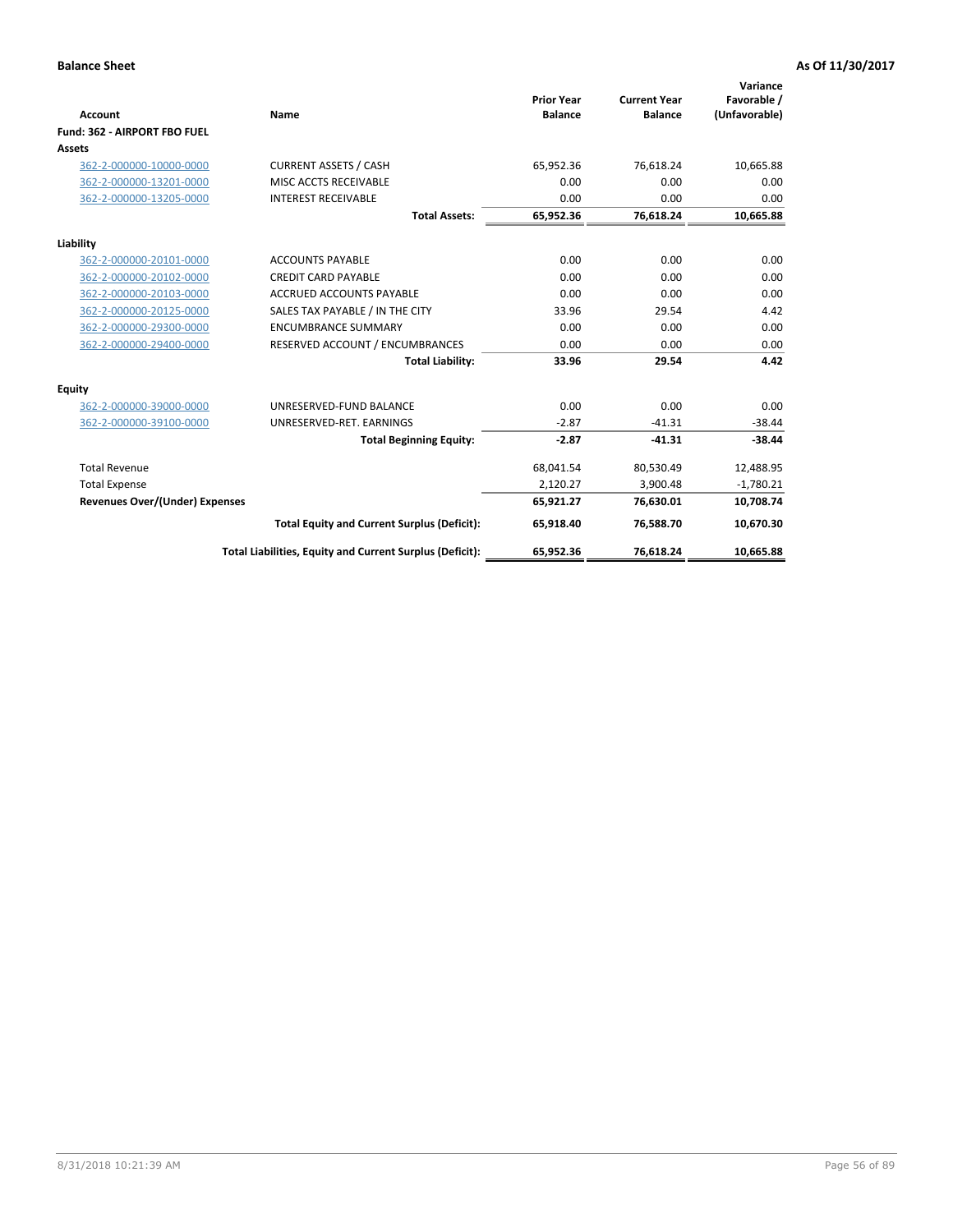**Balance Sheet** **As Of 11/30/2017**

| Account | Name | Prior Year Balance | Current Year Balance | Variance Favorable / (Unfavorable) |
|---|---|---|---|---|
| **Fund: 362 - AIRPORT FBO FUEL** | | | | |
| **Assets** | | | | |
| 362-2-000000-10000-0000 | CURRENT ASSETS / CASH | 65,952.36 | 76,618.24 | 10,665.88 |
| 362-2-000000-13201-0000 | MISC ACCTS RECEIVABLE | 0.00 | 0.00 | 0.00 |
| 362-2-000000-13205-0000 | INTEREST RECEIVABLE | 0.00 | 0.00 | 0.00 |
| | **Total Assets:** | **65,952.36** | **76,618.24** | **10,665.88** |
| **Liability** | | | | |
| 362-2-000000-20101-0000 | ACCOUNTS PAYABLE | 0.00 | 0.00 | 0.00 |
| 362-2-000000-20102-0000 | CREDIT CARD PAYABLE | 0.00 | 0.00 | 0.00 |
| 362-2-000000-20103-0000 | ACCRUED ACCOUNTS PAYABLE | 0.00 | 0.00 | 0.00 |
| 362-2-000000-20125-0000 | SALES TAX PAYABLE / IN THE CITY | 33.96 | 29.54 | 4.42 |
| 362-2-000000-29300-0000 | ENCUMBRANCE SUMMARY | 0.00 | 0.00 | 0.00 |
| 362-2-000000-29400-0000 | RESERVED ACCOUNT / ENCUMBRANCES | 0.00 | 0.00 | 0.00 |
| | **Total Liability:** | **33.96** | **29.54** | **4.42** |
| **Equity** | | | | |
| 362-2-000000-39000-0000 | UNRESERVED-FUND BALANCE | 0.00 | 0.00 | 0.00 |
| 362-2-000000-39100-0000 | UNRESERVED-RET. EARNINGS | -2.87 | -41.31 | -38.44 |
| | **Total Beginning Equity:** | **-2.87** | **-41.31** | **-38.44** |
| Total Revenue | | 68,041.54 | 80,530.49 | 12,488.95 |
| Total Expense | | 2,120.27 | 3,900.48 | -1,780.21 |
| **Revenues Over/(Under) Expenses** | | **65,921.27** | **76,630.01** | **10,708.74** |
| | **Total Equity and Current Surplus (Deficit):** | **65,918.40** | **76,588.70** | **10,670.30** |
| | **Total Liabilities, Equity and Current Surplus (Deficit):** | **65,952.36** | **76,618.24** | **10,665.88** |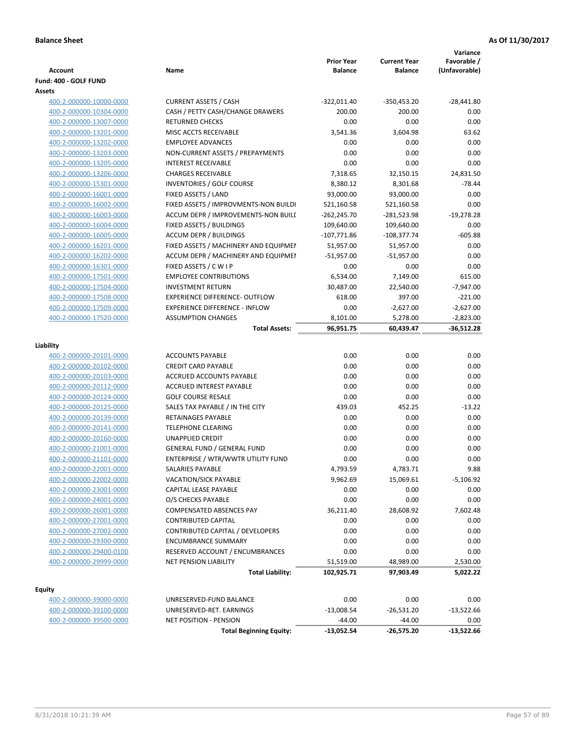**Balance Sheet** **As Of 11/30/2017**

| Account | Name | Prior Year Balance | Current Year Balance | Variance Favorable / (Unfavorable) |
|---|---|---|---|---|
| **Fund: 400 - GOLF FUND** | | | | |
| **Assets** | | | | |
| 400-2-000000-10000-0000 | CURRENT ASSETS / CASH | -322,011.40 | -350,453.20 | -28,441.80 |
| 400-2-000000-10304-0000 | CASH / PETTY CASH/CHANGE DRAWERS | 200.00 | 200.00 | 0.00 |
| 400-2-000000-13007-0000 | RETURNED CHECKS | 0.00 | 0.00 | 0.00 |
| 400-2-000000-13201-0000 | MISC ACCTS RECEIVABLE | 3,541.36 | 3,604.98 | 63.62 |
| 400-2-000000-13202-0000 | EMPLOYEE ADVANCES | 0.00 | 0.00 | 0.00 |
| 400-2-000000-13203-0000 | NON-CURRENT ASSETS / PREPAYMENTS | 0.00 | 0.00 | 0.00 |
| 400-2-000000-13205-0000 | INTEREST RECEIVABLE | 0.00 | 0.00 | 0.00 |
| 400-2-000000-13206-0000 | CHARGES RECEIVABLE | 7,318.65 | 32,150.15 | 24,831.50 |
| 400-2-000000-15301-0000 | INVENTORIES / GOLF COURSE | 8,380.12 | 8,301.68 | -78.44 |
| 400-2-000000-16001-0000 | FIXED ASSETS / LAND | 93,000.00 | 93,000.00 | 0.00 |
| 400-2-000000-16002-0000 | FIXED ASSETS / IMPROVMENTS-NON BUILDI | 521,160.58 | 521,160.58 | 0.00 |
| 400-2-000000-16003-0000 | ACCUM DEPR / IMPROVEMENTS-NON BUILI | -262,245.70 | -281,523.98 | -19,278.28 |
| 400-2-000000-16004-0000 | FIXED ASSETS / BUILDINGS | 109,640.00 | 109,640.00 | 0.00 |
| 400-2-000000-16005-0000 | ACCUM DEPR / BUILDINGS | -107,771.86 | -108,377.74 | -605.88 |
| 400-2-000000-16201-0000 | FIXED ASSETS / MACHINERY AND EQUIPMEI | 51,957.00 | 51,957.00 | 0.00 |
| 400-2-000000-16202-0000 | ACCUM DEPR / MACHINERY AND EQUIPMEI | -51,957.00 | -51,957.00 | 0.00 |
| 400-2-000000-16301-0000 | FIXED ASSETS / C W I P | 0.00 | 0.00 | 0.00 |
| 400-2-000000-17501-0000 | EMPLOYEE CONTRIBUTIONS | 6,534.00 | 7,149.00 | 615.00 |
| 400-2-000000-17504-0000 | INVESTMENT RETURN | 30,487.00 | 22,540.00 | -7,947.00 |
| 400-2-000000-17508-0000 | EXPERIENCE DIFFERENCE- OUTFLOW | 618.00 | 397.00 | -221.00 |
| 400-2-000000-17509-0000 | EXPERIENCE DIFFERENCE - INFLOW | 0.00 | -2,627.00 | -2,627.00 |
| 400-2-000000-17520-0000 | ASSUMPTION CHANGES | 8,101.00 | 5,278.00 | -2,823.00 |
| | **Total Assets:** | **96,951.75** | **60,439.47** | **-36,512.28** |
| **Liability** | | | | |
| 400-2-000000-20101-0000 | ACCOUNTS PAYABLE | 0.00 | 0.00 | 0.00 |
| 400-2-000000-20102-0000 | CREDIT CARD PAYABLE | 0.00 | 0.00 | 0.00 |
| 400-2-000000-20103-0000 | ACCRUED ACCOUNTS PAYABLE | 0.00 | 0.00 | 0.00 |
| 400-2-000000-20112-0000 | ACCRUED INTEREST PAYABLE | 0.00 | 0.00 | 0.00 |
| 400-2-000000-20124-0000 | GOLF COURSE RESALE | 0.00 | 0.00 | 0.00 |
| 400-2-000000-20125-0000 | SALES TAX PAYABLE / IN THE CITY | 439.03 | 452.25 | -13.22 |
| 400-2-000000-20139-0000 | RETAINAGES PAYABLE | 0.00 | 0.00 | 0.00 |
| 400-2-000000-20141-0000 | TELEPHONE CLEARING | 0.00 | 0.00 | 0.00 |
| 400-2-000000-20160-0000 | UNAPPLIED CREDIT | 0.00 | 0.00 | 0.00 |
| 400-2-000000-21001-0000 | GENERAL FUND / GENERAL FUND | 0.00 | 0.00 | 0.00 |
| 400-2-000000-21101-0000 | ENTERPRISE / WTR/WWTR UTILITY FUND | 0.00 | 0.00 | 0.00 |
| 400-2-000000-22001-0000 | SALARIES PAYABLE | 4,793.59 | 4,783.71 | 9.88 |
| 400-2-000000-22002-0000 | VACATION/SICK PAYABLE | 9,962.69 | 15,069.61 | -5,106.92 |
| 400-2-000000-23001-0000 | CAPITAL LEASE PAYABLE | 0.00 | 0.00 | 0.00 |
| 400-2-000000-24001-0000 | O/S CHECKS PAYABLE | 0.00 | 0.00 | 0.00 |
| 400-2-000000-26001-0000 | COMPENSATED ABSENCES PAY | 36,211.40 | 28,608.92 | 7,602.48 |
| 400-2-000000-27001-0000 | CONTRIBUTED CAPITAL | 0.00 | 0.00 | 0.00 |
| 400-2-000000-27002-0000 | CONTRIBUTED CAPITAL / DEVELOPERS | 0.00 | 0.00 | 0.00 |
| 400-2-000000-29300-0000 | ENCUMBRANCE SUMMARY | 0.00 | 0.00 | 0.00 |
| 400-2-000000-29400-0100 | RESERVED ACCOUNT / ENCUMBRANCES | 0.00 | 0.00 | 0.00 |
| 400-2-000000-29999-0000 | NET PENSION LIABILITY | 51,519.00 | 48,989.00 | 2,530.00 |
| | **Total Liability:** | **102,925.71** | **97,903.49** | **5,022.22** |
| **Equity** | | | | |
| 400-2-000000-39000-0000 | UNRESERVED-FUND BALANCE | 0.00 | 0.00 | 0.00 |
| 400-2-000000-39100-0000 | UNRESERVED-RET. EARNINGS | -13,008.54 | -26,531.20 | -13,522.66 |
| 400-2-000000-39500-0000 | NET POSITION - PENSION | -44.00 | -44.00 | 0.00 |
| | **Total Beginning Equity:** | **-13,052.54** | **-26,575.20** | **-13,522.66** |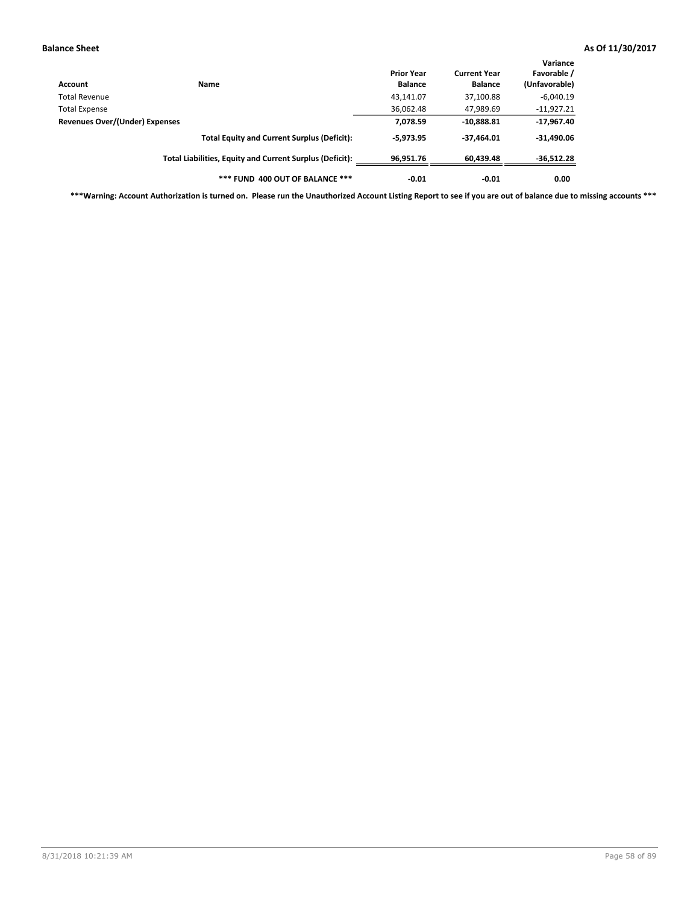**Balance Sheet** **As Of 11/30/2017**

| Account | Name | Prior Year Balance | Current Year Balance | Variance Favorable / (Unfavorable) |
|---|---|---|---|---|
| Total Revenue | | 43,141.07 | 37,100.88 | -6,040.19 |
| Total Expense | | 36,062.48 | 47,989.69 | -11,927.21 |
| **Revenues Over/(Under) Expenses** | | **7,078.59** | **-10,888.81** | **-17,967.40** |
| | **Total Equity and Current Surplus (Deficit):** | **-5,973.95** | **-37,464.01** | **-31,490.06** |
| | **Total Liabilities, Equity and Current Surplus (Deficit):** | **96,951.76** | **60,439.48** | **-36,512.28** |
| | **\*\*\* FUND 400 OUT OF BALANCE \*\*\*** | **-0.01** | **-0.01** | **0.00** |

**\*\*\*Warning: Account Authorization is turned on. Please run the Unauthorized Account Listing Report to see if you are out of balance due to missing accounts \*\*\***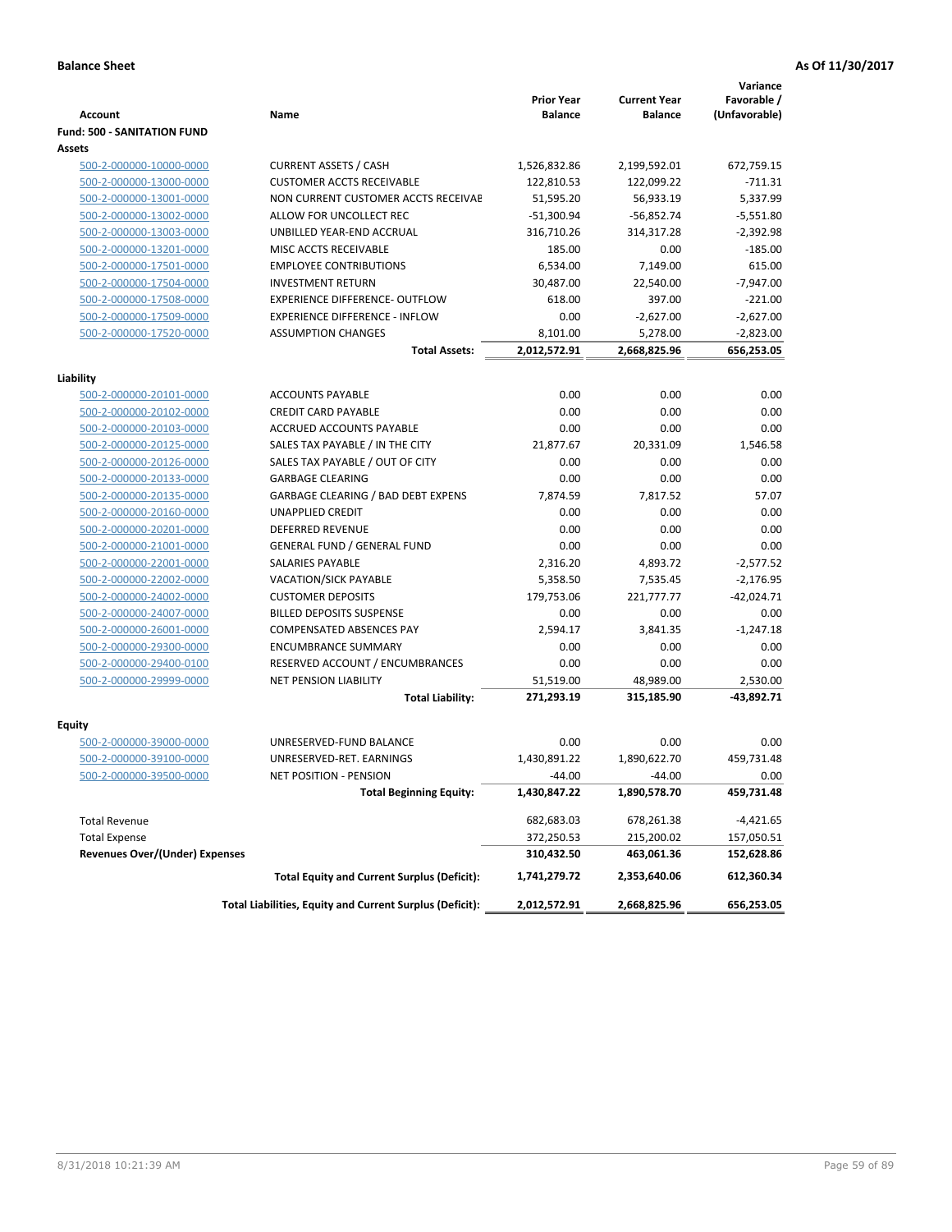**Balance Sheet** | **As Of 11/30/2017**

| Account | Name | Prior Year Balance | Current Year Balance | Variance Favorable / (Unfavorable) |
|---|---|---|---|---|
| **Fund: 500 - SANITATION FUND** | | | | |
| **Assets** | | | | |
| 500-2-000000-10000-0000 | CURRENT ASSETS / CASH | 1,526,832.86 | 2,199,592.01 | 672,759.15 |
| 500-2-000000-13000-0000 | CUSTOMER ACCTS RECEIVABLE | 122,810.53 | 122,099.22 | -711.31 |
| 500-2-000000-13001-0000 | NON CURRENT CUSTOMER ACCTS RECEIVAE | 51,595.20 | 56,933.19 | 5,337.99 |
| 500-2-000000-13002-0000 | ALLOW FOR UNCOLLECT REC | -51,300.94 | -56,852.74 | -5,551.80 |
| 500-2-000000-13003-0000 | UNBILLED YEAR-END ACCRUAL | 316,710.26 | 314,317.28 | -2,392.98 |
| 500-2-000000-13201-0000 | MISC ACCTS RECEIVABLE | 185.00 | 0.00 | -185.00 |
| 500-2-000000-17501-0000 | EMPLOYEE CONTRIBUTIONS | 6,534.00 | 7,149.00 | 615.00 |
| 500-2-000000-17504-0000 | INVESTMENT RETURN | 30,487.00 | 22,540.00 | -7,947.00 |
| 500-2-000000-17508-0000 | EXPERIENCE DIFFERENCE- OUTFLOW | 618.00 | 397.00 | -221.00 |
| 500-2-000000-17509-0000 | EXPERIENCE DIFFERENCE - INFLOW | 0.00 | -2,627.00 | -2,627.00 |
| 500-2-000000-17520-0000 | ASSUMPTION CHANGES | 8,101.00 | 5,278.00 | -2,823.00 |
| | **Total Assets:** | **2,012,572.91** | **2,668,825.96** | **656,253.05** |
| **Liability** | | | | |
| 500-2-000000-20101-0000 | ACCOUNTS PAYABLE | 0.00 | 0.00 | 0.00 |
| 500-2-000000-20102-0000 | CREDIT CARD PAYABLE | 0.00 | 0.00 | 0.00 |
| 500-2-000000-20103-0000 | ACCRUED ACCOUNTS PAYABLE | 0.00 | 0.00 | 0.00 |
| 500-2-000000-20125-0000 | SALES TAX PAYABLE / IN THE CITY | 21,877.67 | 20,331.09 | 1,546.58 |
| 500-2-000000-20126-0000 | SALES TAX PAYABLE / OUT OF CITY | 0.00 | 0.00 | 0.00 |
| 500-2-000000-20133-0000 | GARBAGE CLEARING | 0.00 | 0.00 | 0.00 |
| 500-2-000000-20135-0000 | GARBAGE CLEARING / BAD DEBT EXPENS | 7,874.59 | 7,817.52 | 57.07 |
| 500-2-000000-20160-0000 | UNAPPLIED CREDIT | 0.00 | 0.00 | 0.00 |
| 500-2-000000-20201-0000 | DEFERRED REVENUE | 0.00 | 0.00 | 0.00 |
| 500-2-000000-21001-0000 | GENERAL FUND / GENERAL FUND | 0.00 | 0.00 | 0.00 |
| 500-2-000000-22001-0000 | SALARIES PAYABLE | 2,316.20 | 4,893.72 | -2,577.52 |
| 500-2-000000-22002-0000 | VACATION/SICK PAYABLE | 5,358.50 | 7,535.45 | -2,176.95 |
| 500-2-000000-24002-0000 | CUSTOMER DEPOSITS | 179,753.06 | 221,777.77 | -42,024.71 |
| 500-2-000000-24007-0000 | BILLED DEPOSITS SUSPENSE | 0.00 | 0.00 | 0.00 |
| 500-2-000000-26001-0000 | COMPENSATED ABSENCES PAY | 2,594.17 | 3,841.35 | -1,247.18 |
| 500-2-000000-29300-0000 | ENCUMBRANCE SUMMARY | 0.00 | 0.00 | 0.00 |
| 500-2-000000-29400-0100 | RESERVED ACCOUNT / ENCUMBRANCES | 0.00 | 0.00 | 0.00 |
| 500-2-000000-29999-0000 | NET PENSION LIABILITY | 51,519.00 | 48,989.00 | 2,530.00 |
| | **Total Liability:** | **271,293.19** | **315,185.90** | **-43,892.71** |
| **Equity** | | | | |
| 500-2-000000-39000-0000 | UNRESERVED-FUND BALANCE | 0.00 | 0.00 | 0.00 |
| 500-2-000000-39100-0000 | UNRESERVED-RET. EARNINGS | 1,430,891.22 | 1,890,622.70 | 459,731.48 |
| 500-2-000000-39500-0000 | NET POSITION - PENSION | -44.00 | -44.00 | 0.00 |
| | **Total Beginning Equity:** | **1,430,847.22** | **1,890,578.70** | **459,731.48** |
| Total Revenue | | 682,683.03 | 678,261.38 | -4,421.65 |
| Total Expense | | 372,250.53 | 215,200.02 | 157,050.51 |
| **Revenues Over/(Under) Expenses** | | **310,432.50** | **463,061.36** | **152,628.86** |
| | **Total Equity and Current Surplus (Deficit):** | **1,741,279.72** | **2,353,640.06** | **612,360.34** |
| | **Total Liabilities, Equity and Current Surplus (Deficit):** | **2,012,572.91** | **2,668,825.96** | **656,253.05** |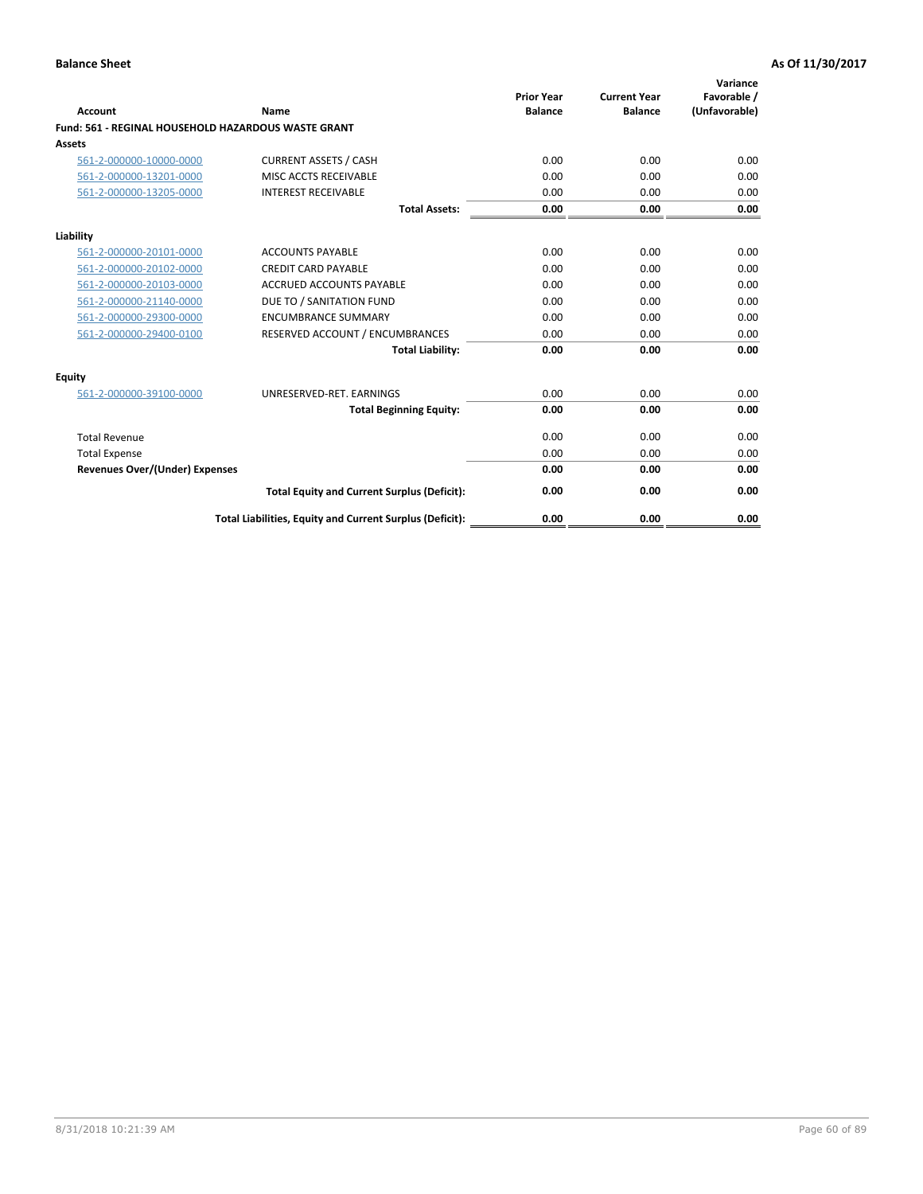**Balance Sheet** | **As Of 11/30/2017**

| Account | Name | Prior Year Balance | Current Year Balance | Variance Favorable / (Unfavorable) |
|---|---|---|---|---|
| **Fund: 561 - REGINAL HOUSEHOLD HAZARDOUS WASTE GRANT** | | | | |
| **Assets** | | | | |
| 561-2-000000-10000-0000 | CURRENT ASSETS / CASH | 0.00 | 0.00 | 0.00 |
| 561-2-000000-13201-0000 | MISC ACCTS RECEIVABLE | 0.00 | 0.00 | 0.00 |
| 561-2-000000-13205-0000 | INTEREST RECEIVABLE | 0.00 | 0.00 | 0.00 |
| | **Total Assets:** | **0.00** | **0.00** | **0.00** |
| **Liability** | | | | |
| 561-2-000000-20101-0000 | ACCOUNTS PAYABLE | 0.00 | 0.00 | 0.00 |
| 561-2-000000-20102-0000 | CREDIT CARD PAYABLE | 0.00 | 0.00 | 0.00 |
| 561-2-000000-20103-0000 | ACCRUED ACCOUNTS PAYABLE | 0.00 | 0.00 | 0.00 |
| 561-2-000000-21140-0000 | DUE TO / SANITATION FUND | 0.00 | 0.00 | 0.00 |
| 561-2-000000-29300-0000 | ENCUMBRANCE SUMMARY | 0.00 | 0.00 | 0.00 |
| 561-2-000000-29400-0100 | RESERVED ACCOUNT / ENCUMBRANCES | 0.00 | 0.00 | 0.00 |
| | **Total Liability:** | **0.00** | **0.00** | **0.00** |
| **Equity** | | | | |
| 561-2-000000-39100-0000 | UNRESERVED-RET. EARNINGS | 0.00 | 0.00 | 0.00 |
| | **Total Beginning Equity:** | **0.00** | **0.00** | **0.00** |
| Total Revenue | | 0.00 | 0.00 | 0.00 |
| Total Expense | | 0.00 | 0.00 | 0.00 |
| **Revenues Over/(Under) Expenses** | | **0.00** | **0.00** | **0.00** |
| | **Total Equity and Current Surplus (Deficit):** | **0.00** | **0.00** | **0.00** |
| | **Total Liabilities, Equity and Current Surplus (Deficit):** | **0.00** | **0.00** | **0.00** |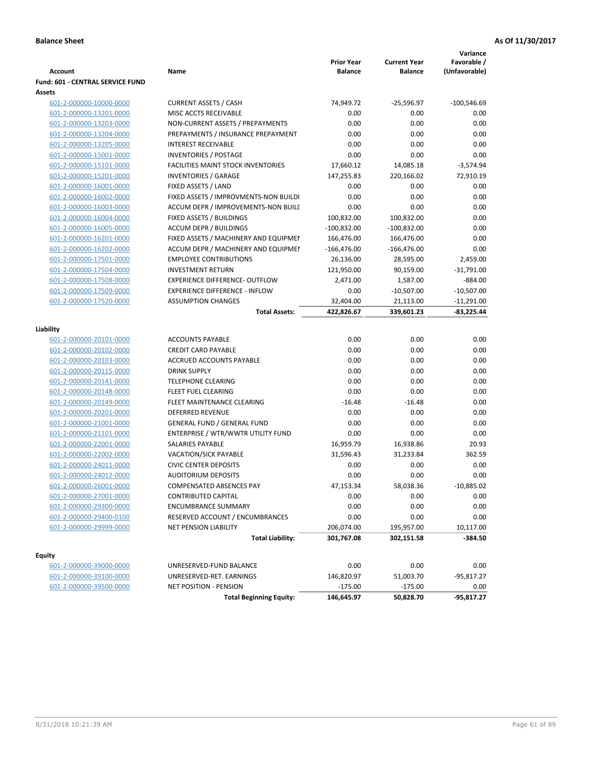**Balance Sheet** **As Of 11/30/2017**

| Account | Name | Prior Year Balance | Current Year Balance | Variance Favorable / (Unfavorable) |
|---|---|---|---|---|
| **Fund: 601 - CENTRAL SERVICE FUND** | | | | |
| **Assets** | | | | |
| 601-2-000000-10000-0000 | CURRENT ASSETS / CASH | 74,949.72 | -25,596.97 | -100,546.69 |
| 601-2-000000-13201-0000 | MISC ACCTS RECEIVABLE | 0.00 | 0.00 | 0.00 |
| 601-2-000000-13203-0000 | NON-CURRENT ASSETS / PREPAYMENTS | 0.00 | 0.00 | 0.00 |
| 601-2-000000-13204-0000 | PREPAYMENTS / INSURANCE PREPAYMENT | 0.00 | 0.00 | 0.00 |
| 601-2-000000-13205-0000 | INTEREST RECEIVABLE | 0.00 | 0.00 | 0.00 |
| 601-2-000000-15001-0000 | INVENTORIES / POSTAGE | 0.00 | 0.00 | 0.00 |
| 601-2-000000-15101-0000 | FACILITIES MAINT STOCK INVENTORIES | 17,660.12 | 14,085.18 | -3,574.94 |
| 601-2-000000-15201-0000 | INVENTORIES / GARAGE | 147,255.83 | 220,166.02 | 72,910.19 |
| 601-2-000000-16001-0000 | FIXED ASSETS / LAND | 0.00 | 0.00 | 0.00 |
| 601-2-000000-16002-0000 | FIXED ASSETS / IMPROVMENTS-NON BUILDI | 0.00 | 0.00 | 0.00 |
| 601-2-000000-16003-0000 | ACCUM DEPR / IMPROVEMENTS-NON BUILI | 0.00 | 0.00 | 0.00 |
| 601-2-000000-16004-0000 | FIXED ASSETS / BUILDINGS | 100,832.00 | 100,832.00 | 0.00 |
| 601-2-000000-16005-0000 | ACCUM DEPR / BUILDINGS | -100,832.00 | -100,832.00 | 0.00 |
| 601-2-000000-16201-0000 | FIXED ASSETS / MACHINERY AND EQUIPMEI | 166,476.00 | 166,476.00 | 0.00 |
| 601-2-000000-16202-0000 | ACCUM DEPR / MACHINERY AND EQUIPMEI | -166,476.00 | -166,476.00 | 0.00 |
| 601-2-000000-17501-0000 | EMPLOYEE CONTRIBUTIONS | 26,136.00 | 28,595.00 | 2,459.00 |
| 601-2-000000-17504-0000 | INVESTMENT RETURN | 121,950.00 | 90,159.00 | -31,791.00 |
| 601-2-000000-17508-0000 | EXPERIENCE DIFFERENCE- OUTFLOW | 2,471.00 | 1,587.00 | -884.00 |
| 601-2-000000-17509-0000 | EXPERIENCE DIFFERENCE - INFLOW | 0.00 | -10,507.00 | -10,507.00 |
| 601-2-000000-17520-0000 | ASSUMPTION CHANGES | 32,404.00 | 21,113.00 | -11,291.00 |
| | **Total Assets:** | **422,826.67** | **339,601.23** | **-83,225.44** |
| **Liability** | | | | |
| 601-2-000000-20101-0000 | ACCOUNTS PAYABLE | 0.00 | 0.00 | 0.00 |
| 601-2-000000-20102-0000 | CREDIT CARD PAYABLE | 0.00 | 0.00 | 0.00 |
| 601-2-000000-20103-0000 | ACCRUED ACCOUNTS PAYABLE | 0.00 | 0.00 | 0.00 |
| 601-2-000000-20115-0000 | DRINK SUPPLY | 0.00 | 0.00 | 0.00 |
| 601-2-000000-20141-0000 | TELEPHONE CLEARING | 0.00 | 0.00 | 0.00 |
| 601-2-000000-20148-0000 | FLEET FUEL CLEARING | 0.00 | 0.00 | 0.00 |
| 601-2-000000-20149-0000 | FLEET MAINTENANCE CLEARING | -16.48 | -16.48 | 0.00 |
| 601-2-000000-20201-0000 | DEFERRED REVENUE | 0.00 | 0.00 | 0.00 |
| 601-2-000000-21001-0000 | GENERAL FUND / GENERAL FUND | 0.00 | 0.00 | 0.00 |
| 601-2-000000-21101-0000 | ENTERPRISE / WTR/WWTR UTILITY FUND | 0.00 | 0.00 | 0.00 |
| 601-2-000000-22001-0000 | SALARIES PAYABLE | 16,959.79 | 16,938.86 | 20.93 |
| 601-2-000000-22002-0000 | VACATION/SICK PAYABLE | 31,596.43 | 31,233.84 | 362.59 |
| 601-2-000000-24011-0000 | CIVIC CENTER DEPOSITS | 0.00 | 0.00 | 0.00 |
| 601-2-000000-24012-0000 | AUDITORIUM DEPOSITS | 0.00 | 0.00 | 0.00 |
| 601-2-000000-26001-0000 | COMPENSATED ABSENCES PAY | 47,153.34 | 58,038.36 | -10,885.02 |
| 601-2-000000-27001-0000 | CONTRIBUTED CAPITAL | 0.00 | 0.00 | 0.00 |
| 601-2-000000-29300-0000 | ENCUMBRANCE SUMMARY | 0.00 | 0.00 | 0.00 |
| 601-2-000000-29400-0100 | RESERVED ACCOUNT / ENCUMBRANCES | 0.00 | 0.00 | 0.00 |
| 601-2-000000-29999-0000 | NET PENSION LIABILITY | 206,074.00 | 195,957.00 | 10,117.00 |
| | **Total Liability:** | **301,767.08** | **302,151.58** | **-384.50** |
| **Equity** | | | | |
| 601-2-000000-39000-0000 | UNRESERVED-FUND BALANCE | 0.00 | 0.00 | 0.00 |
| 601-2-000000-39100-0000 | UNRESERVED-RET. EARNINGS | 146,820.97 | 51,003.70 | -95,817.27 |
| 601-2-000000-39500-0000 | NET POSITION - PENSION | -175.00 | -175.00 | 0.00 |
| | **Total Beginning Equity:** | **146,645.97** | **50,828.70** | **-95,817.27** |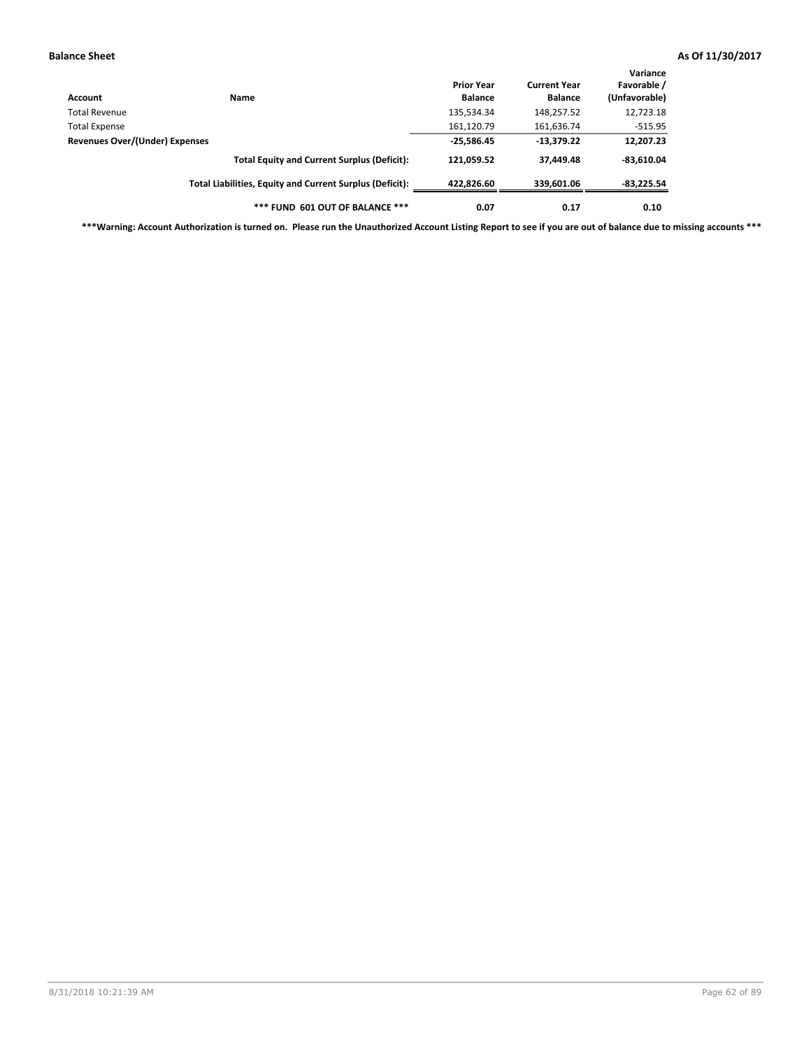**Balance Sheet** **As Of 11/30/2017**

| Account | Name | Prior Year Balance | Current Year Balance | Variance Favorable / (Unfavorable) |
|---|---|---|---|---|
| Total Revenue | | 135,534.34 | 148,257.52 | 12,723.18 |
| Total Expense | | 161,120.79 | 161,636.74 | -515.95 |
| **Revenues Over/(Under) Expenses** | | **-25,586.45** | **-13,379.22** | **12,207.23** |
| | **Total Equity and Current Surplus (Deficit):** | **121,059.52** | **37,449.48** | **-83,610.04** |
| | **Total Liabilities, Equity and Current Surplus (Deficit):** | **422,826.60** | **339,601.06** | **-83,225.54** |
| | ***** FUND 601 OUT OF BALANCE ***** | **0.07** | **0.17** | **0.10** |

*****Warning: Account Authorization is turned on. Please run the Unauthorized Account Listing Report to see if you are out of balance due to missing accounts *****

8/31/2018 10:21:39 AM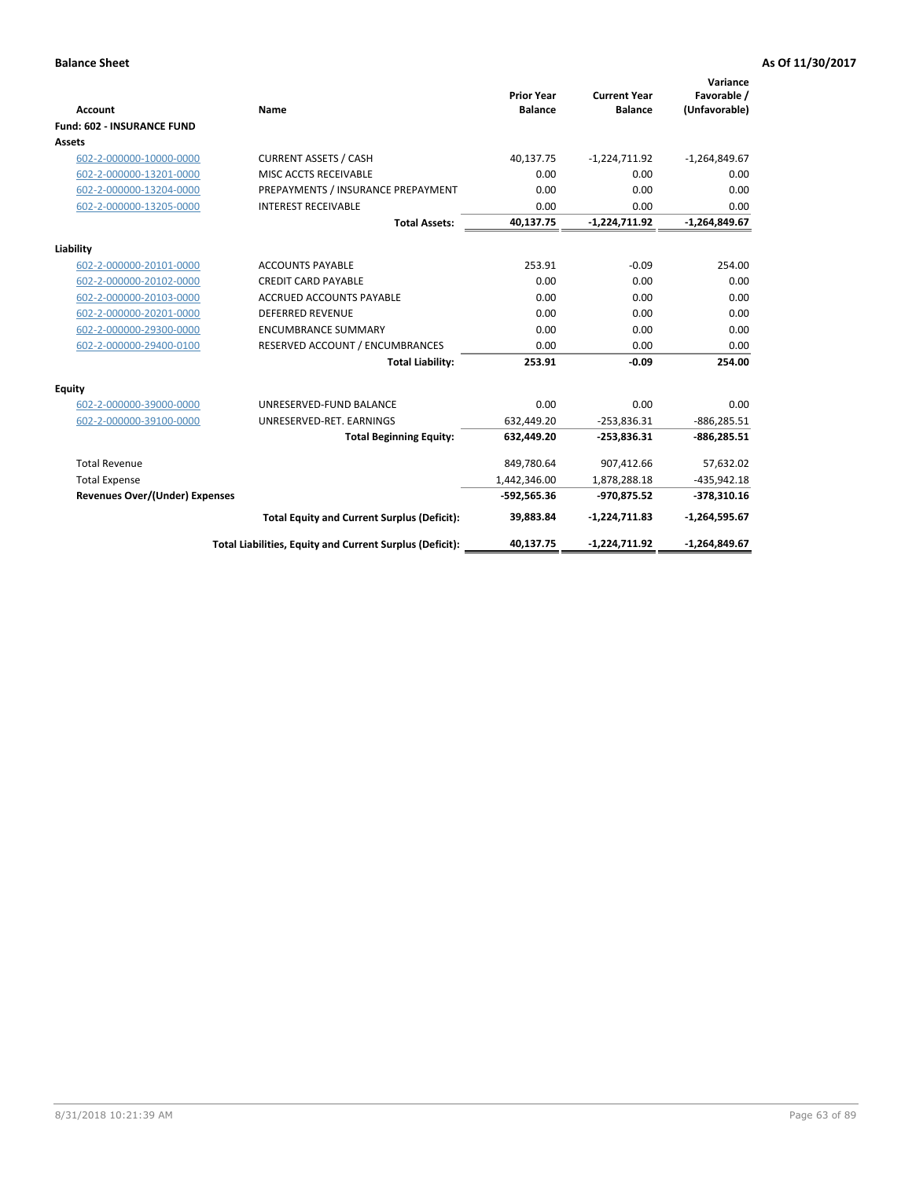**Balance Sheet** **As Of 11/30/2017**

| Account | Name | Prior Year Balance | Current Year Balance | Variance Favorable / (Unfavorable) |
|---|---|---|---|---|
| **Fund: 602 - INSURANCE FUND** | | | | |
| **Assets** | | | | |
| 602-2-000000-10000-0000 | CURRENT ASSETS / CASH | 40,137.75 | -1,224,711.92 | -1,264,849.67 |
| 602-2-000000-13201-0000 | MISC ACCTS RECEIVABLE | 0.00 | 0.00 | 0.00 |
| 602-2-000000-13204-0000 | PREPAYMENTS / INSURANCE PREPAYMENT | 0.00 | 0.00 | 0.00 |
| 602-2-000000-13205-0000 | INTEREST RECEIVABLE | 0.00 | 0.00 | 0.00 |
| | **Total Assets:** | **40,137.75** | **-1,224,711.92** | **-1,264,849.67** |
| **Liability** | | | | |
| 602-2-000000-20101-0000 | ACCOUNTS PAYABLE | 253.91 | -0.09 | 254.00 |
| 602-2-000000-20102-0000 | CREDIT CARD PAYABLE | 0.00 | 0.00 | 0.00 |
| 602-2-000000-20103-0000 | ACCRUED ACCOUNTS PAYABLE | 0.00 | 0.00 | 0.00 |
| 602-2-000000-20201-0000 | DEFERRED REVENUE | 0.00 | 0.00 | 0.00 |
| 602-2-000000-29300-0000 | ENCUMBRANCE SUMMARY | 0.00 | 0.00 | 0.00 |
| 602-2-000000-29400-0100 | RESERVED ACCOUNT / ENCUMBRANCES | 0.00 | 0.00 | 0.00 |
| | **Total Liability:** | **253.91** | **-0.09** | **254.00** |
| **Equity** | | | | |
| 602-2-000000-39000-0000 | UNRESERVED-FUND BALANCE | 0.00 | 0.00 | 0.00 |
| 602-2-000000-39100-0000 | UNRESERVED-RET. EARNINGS | 632,449.20 | -253,836.31 | -886,285.51 |
| | **Total Beginning Equity:** | **632,449.20** | **-253,836.31** | **-886,285.51** |
| Total Revenue | | 849,780.64 | 907,412.66 | 57,632.02 |
| Total Expense | | 1,442,346.00 | 1,878,288.18 | -435,942.18 |
| **Revenues Over/(Under) Expenses** | | **-592,565.36** | **-970,875.52** | **-378,310.16** |
| | **Total Equity and Current Surplus (Deficit):** | **39,883.84** | **-1,224,711.83** | **-1,264,595.67** |
| | **Total Liabilities, Equity and Current Surplus (Deficit):** | **40,137.75** | **-1,224,711.92** | **-1,264,849.67** |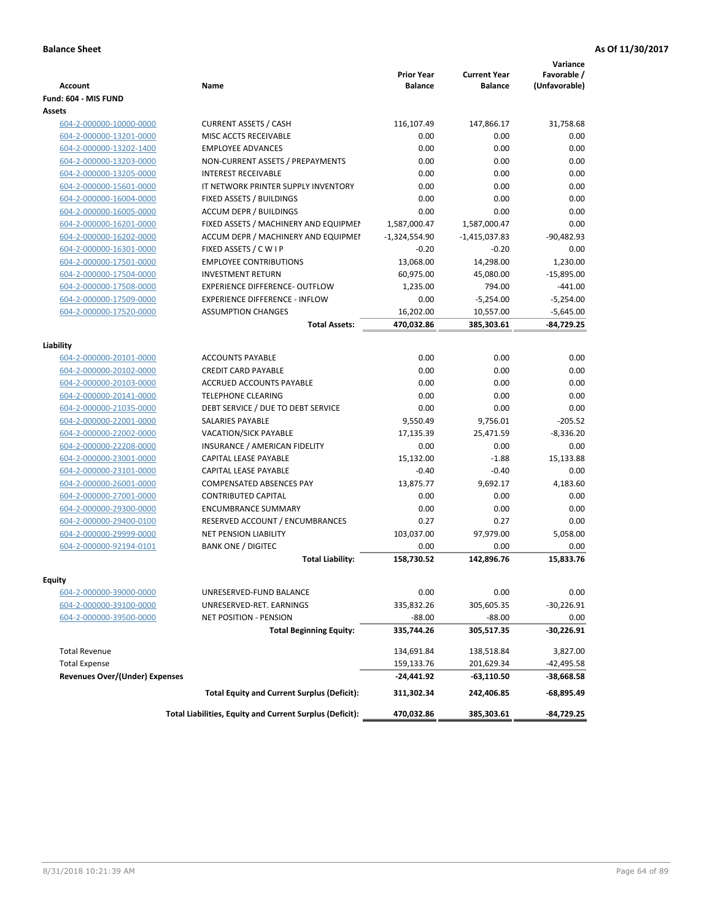**Balance Sheet** — **As Of 11/30/2017**

| Account | Name | Prior Year Balance | Current Year Balance | Variance Favorable / (Unfavorable) |
|---|---|---|---|---|
| **Fund: 604 - MIS FUND** | | | | |
| **Assets** | | | | |
| 604-2-000000-10000-0000 | CURRENT ASSETS / CASH | 116,107.49 | 147,866.17 | 31,758.68 |
| 604-2-000000-13201-0000 | MISC ACCTS RECEIVABLE | 0.00 | 0.00 | 0.00 |
| 604-2-000000-13202-1400 | EMPLOYEE ADVANCES | 0.00 | 0.00 | 0.00 |
| 604-2-000000-13203-0000 | NON-CURRENT ASSETS / PREPAYMENTS | 0.00 | 0.00 | 0.00 |
| 604-2-000000-13205-0000 | INTEREST RECEIVABLE | 0.00 | 0.00 | 0.00 |
| 604-2-000000-15601-0000 | IT NETWORK PRINTER SUPPLY INVENTORY | 0.00 | 0.00 | 0.00 |
| 604-2-000000-16004-0000 | FIXED ASSETS / BUILDINGS | 0.00 | 0.00 | 0.00 |
| 604-2-000000-16005-0000 | ACCUM DEPR / BUILDINGS | 0.00 | 0.00 | 0.00 |
| 604-2-000000-16201-0000 | FIXED ASSETS / MACHINERY AND EQUIPMEI | 1,587,000.47 | 1,587,000.47 | 0.00 |
| 604-2-000000-16202-0000 | ACCUM DEPR / MACHINERY AND EQUIPMEI | -1,324,554.90 | -1,415,037.83 | -90,482.93 |
| 604-2-000000-16301-0000 | FIXED ASSETS / C W I P | -0.20 | -0.20 | 0.00 |
| 604-2-000000-17501-0000 | EMPLOYEE CONTRIBUTIONS | 13,068.00 | 14,298.00 | 1,230.00 |
| 604-2-000000-17504-0000 | INVESTMENT RETURN | 60,975.00 | 45,080.00 | -15,895.00 |
| 604-2-000000-17508-0000 | EXPERIENCE DIFFERENCE- OUTFLOW | 1,235.00 | 794.00 | -441.00 |
| 604-2-000000-17509-0000 | EXPERIENCE DIFFERENCE - INFLOW | 0.00 | -5,254.00 | -5,254.00 |
| 604-2-000000-17520-0000 | ASSUMPTION CHANGES | 16,202.00 | 10,557.00 | -5,645.00 |
| | **Total Assets:** | **470,032.86** | **385,303.61** | **-84,729.25** |
| **Liability** | | | | |
| 604-2-000000-20101-0000 | ACCOUNTS PAYABLE | 0.00 | 0.00 | 0.00 |
| 604-2-000000-20102-0000 | CREDIT CARD PAYABLE | 0.00 | 0.00 | 0.00 |
| 604-2-000000-20103-0000 | ACCRUED ACCOUNTS PAYABLE | 0.00 | 0.00 | 0.00 |
| 604-2-000000-20141-0000 | TELEPHONE CLEARING | 0.00 | 0.00 | 0.00 |
| 604-2-000000-21035-0000 | DEBT SERVICE / DUE TO DEBT SERVICE | 0.00 | 0.00 | 0.00 |
| 604-2-000000-22001-0000 | SALARIES PAYABLE | 9,550.49 | 9,756.01 | -205.52 |
| 604-2-000000-22002-0000 | VACATION/SICK PAYABLE | 17,135.39 | 25,471.59 | -8,336.20 |
| 604-2-000000-22208-0000 | INSURANCE / AMERICAN FIDELITY | 0.00 | 0.00 | 0.00 |
| 604-2-000000-23001-0000 | CAPITAL LEASE PAYABLE | 15,132.00 | -1.88 | 15,133.88 |
| 604-2-000000-23101-0000 | CAPITAL LEASE PAYABLE | -0.40 | -0.40 | 0.00 |
| 604-2-000000-26001-0000 | COMPENSATED ABSENCES PAY | 13,875.77 | 9,692.17 | 4,183.60 |
| 604-2-000000-27001-0000 | CONTRIBUTED CAPITAL | 0.00 | 0.00 | 0.00 |
| 604-2-000000-29300-0000 | ENCUMBRANCE SUMMARY | 0.00 | 0.00 | 0.00 |
| 604-2-000000-29400-0100 | RESERVED ACCOUNT / ENCUMBRANCES | 0.27 | 0.27 | 0.00 |
| 604-2-000000-29999-0000 | NET PENSION LIABILITY | 103,037.00 | 97,979.00 | 5,058.00 |
| 604-2-000000-92194-0101 | BANK ONE / DIGITEC | 0.00 | 0.00 | 0.00 |
| | **Total Liability:** | **158,730.52** | **142,896.76** | **15,833.76** |
| **Equity** | | | | |
| 604-2-000000-39000-0000 | UNRESERVED-FUND BALANCE | 0.00 | 0.00 | 0.00 |
| 604-2-000000-39100-0000 | UNRESERVED-RET. EARNINGS | 335,832.26 | 305,605.35 | -30,226.91 |
| 604-2-000000-39500-0000 | NET POSITION - PENSION | -88.00 | -88.00 | 0.00 |
| | **Total Beginning Equity:** | **335,744.26** | **305,517.35** | **-30,226.91** |
| Total Revenue | | 134,691.84 | 138,518.84 | 3,827.00 |
| Total Expense | | 159,133.76 | 201,629.34 | -42,495.58 |
| **Revenues Over/(Under) Expenses** | | **-24,441.92** | **-63,110.50** | **-38,668.58** |
| | **Total Equity and Current Surplus (Deficit):** | **311,302.34** | **242,406.85** | **-68,895.49** |
| | **Total Liabilities, Equity and Current Surplus (Deficit):** | **470,032.86** | **385,303.61** | **-84,729.25** |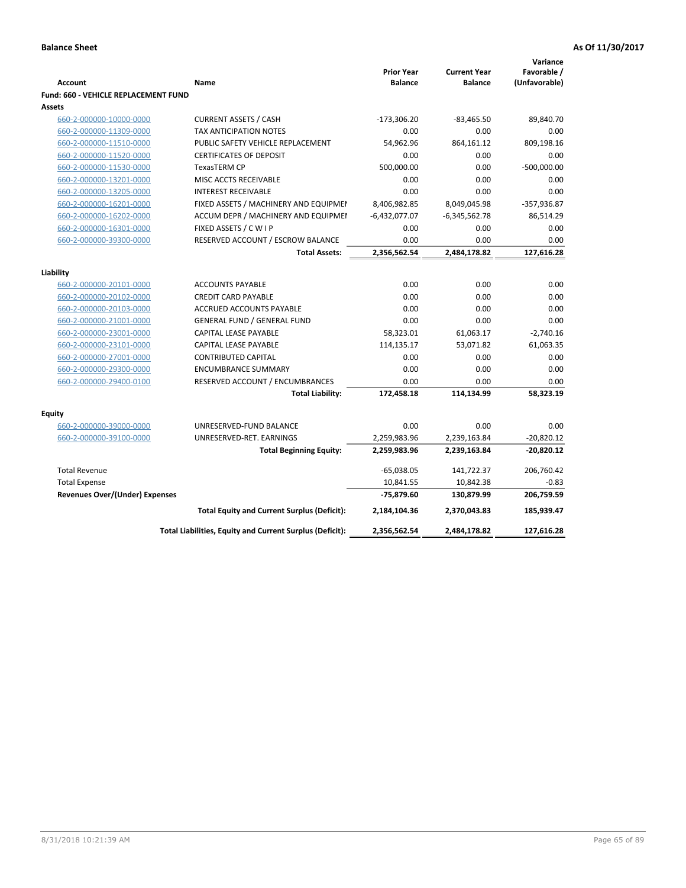**Balance Sheet** **As Of 11/30/2017**

| Account | Name | Prior Year Balance | Current Year Balance | Variance Favorable / (Unfavorable) |
|---|---|---|---|---|
| **Fund: 660 - VEHICLE REPLACEMENT FUND** | | | | |
| **Assets** | | | | |
| 660-2-000000-10000-0000 | CURRENT ASSETS / CASH | -173,306.20 | -83,465.50 | 89,840.70 |
| 660-2-000000-11309-0000 | TAX ANTICIPATION NOTES | 0.00 | 0.00 | 0.00 |
| 660-2-000000-11510-0000 | PUBLIC SAFETY VEHICLE REPLACEMENT | 54,962.96 | 864,161.12 | 809,198.16 |
| 660-2-000000-11520-0000 | CERTIFICATES OF DEPOSIT | 0.00 | 0.00 | 0.00 |
| 660-2-000000-11530-0000 | TexasTERM CP | 500,000.00 | 0.00 | -500,000.00 |
| 660-2-000000-13201-0000 | MISC ACCTS RECEIVABLE | 0.00 | 0.00 | 0.00 |
| 660-2-000000-13205-0000 | INTEREST RECEIVABLE | 0.00 | 0.00 | 0.00 |
| 660-2-000000-16201-0000 | FIXED ASSETS / MACHINERY AND EQUIPMEI | 8,406,982.85 | 8,049,045.98 | -357,936.87 |
| 660-2-000000-16202-0000 | ACCUM DEPR / MACHINERY AND EQUIPMEI | -6,432,077.07 | -6,345,562.78 | 86,514.29 |
| 660-2-000000-16301-0000 | FIXED ASSETS / C W I P | 0.00 | 0.00 | 0.00 |
| 660-2-000000-39300-0000 | RESERVED ACCOUNT / ESCROW BALANCE | 0.00 | 0.00 | 0.00 |
| | **Total Assets:** | **2,356,562.54** | **2,484,178.82** | **127,616.28** |
| **Liability** | | | | |
| 660-2-000000-20101-0000 | ACCOUNTS PAYABLE | 0.00 | 0.00 | 0.00 |
| 660-2-000000-20102-0000 | CREDIT CARD PAYABLE | 0.00 | 0.00 | 0.00 |
| 660-2-000000-20103-0000 | ACCRUED ACCOUNTS PAYABLE | 0.00 | 0.00 | 0.00 |
| 660-2-000000-21001-0000 | GENERAL FUND / GENERAL FUND | 0.00 | 0.00 | 0.00 |
| 660-2-000000-23001-0000 | CAPITAL LEASE PAYABLE | 58,323.01 | 61,063.17 | -2,740.16 |
| 660-2-000000-23101-0000 | CAPITAL LEASE PAYABLE | 114,135.17 | 53,071.82 | 61,063.35 |
| 660-2-000000-27001-0000 | CONTRIBUTED CAPITAL | 0.00 | 0.00 | 0.00 |
| 660-2-000000-29300-0000 | ENCUMBRANCE SUMMARY | 0.00 | 0.00 | 0.00 |
| 660-2-000000-29400-0100 | RESERVED ACCOUNT / ENCUMBRANCES | 0.00 | 0.00 | 0.00 |
| | **Total Liability:** | **172,458.18** | **114,134.99** | **58,323.19** |
| **Equity** | | | | |
| 660-2-000000-39000-0000 | UNRESERVED-FUND BALANCE | 0.00 | 0.00 | 0.00 |
| 660-2-000000-39100-0000 | UNRESERVED-RET. EARNINGS | 2,259,983.96 | 2,239,163.84 | -20,820.12 |
| | **Total Beginning Equity:** | **2,259,983.96** | **2,239,163.84** | **-20,820.12** |
| Total Revenue | | -65,038.05 | 141,722.37 | 206,760.42 |
| Total Expense | | 10,841.55 | 10,842.38 | -0.83 |
| **Revenues Over/(Under) Expenses** | | **-75,879.60** | **130,879.99** | **206,759.59** |
| | **Total Equity and Current Surplus (Deficit):** | **2,184,104.36** | **2,370,043.83** | **185,939.47** |
| | **Total Liabilities, Equity and Current Surplus (Deficit):** | **2,356,562.54** | **2,484,178.82** | **127,616.28** |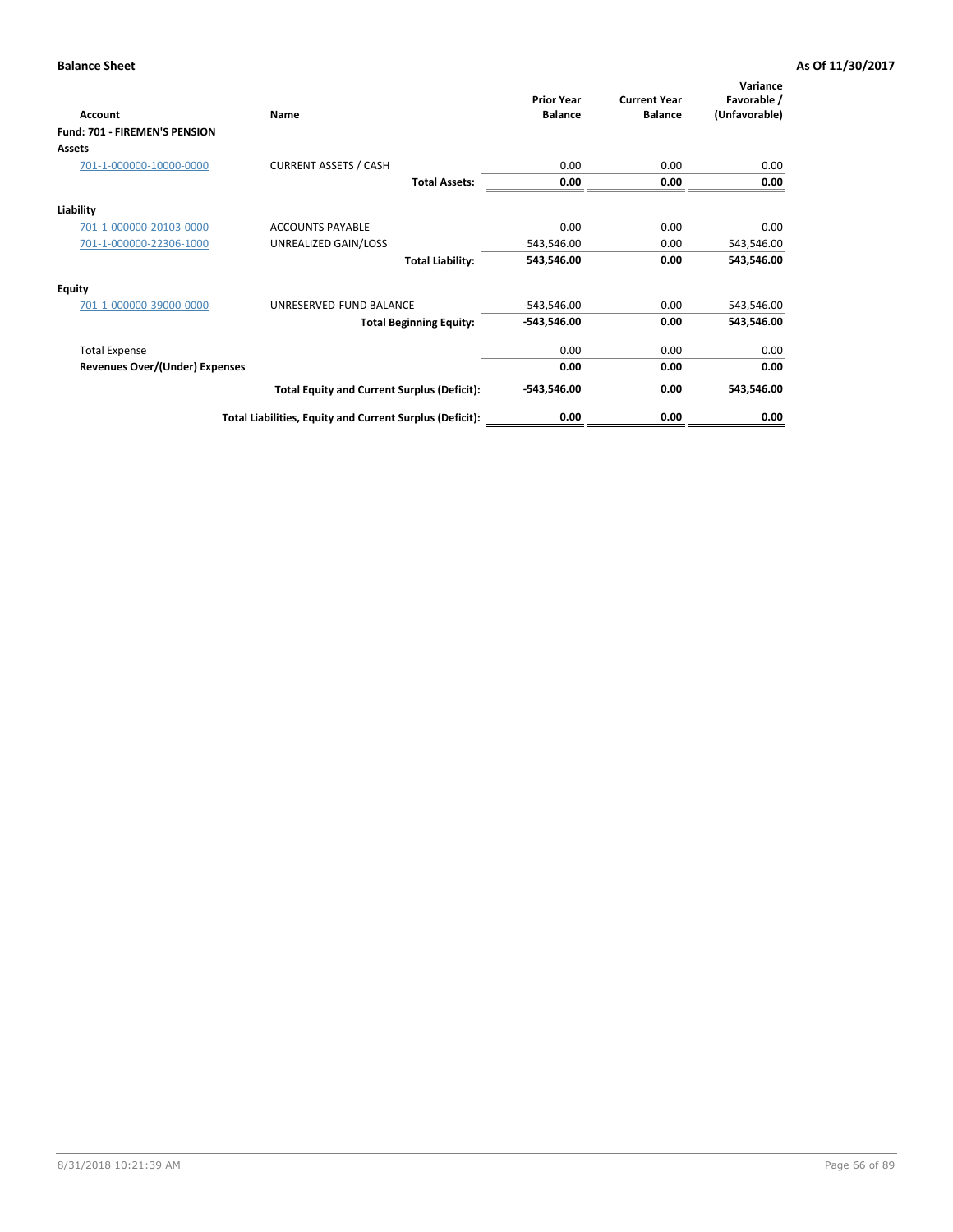**Balance Sheet** **As Of 11/30/2017**

| Account | Name | Prior Year Balance | Current Year Balance | Variance Favorable / (Unfavorable) |
|---|---|---|---|---|
| **Fund: 701 - FIREMEN'S PENSION** | | | | |
| **Assets** | | | | |
| 701-1-000000-10000-0000 | CURRENT ASSETS / CASH | 0.00 | 0.00 | 0.00 |
| | **Total Assets:** | **0.00** | **0.00** | **0.00** |
| **Liability** | | | | |
| 701-1-000000-20103-0000 | ACCOUNTS PAYABLE | 0.00 | 0.00 | 0.00 |
| 701-1-000000-22306-1000 | UNREALIZED GAIN/LOSS | 543,546.00 | 0.00 | 543,546.00 |
| | **Total Liability:** | **543,546.00** | **0.00** | **543,546.00** |
| **Equity** | | | | |
| 701-1-000000-39000-0000 | UNRESERVED-FUND BALANCE | -543,546.00 | 0.00 | 543,546.00 |
| | **Total Beginning Equity:** | **-543,546.00** | **0.00** | **543,546.00** |
| Total Expense | | 0.00 | 0.00 | 0.00 |
| **Revenues Over/(Under) Expenses** | | **0.00** | **0.00** | **0.00** |
| | **Total Equity and Current Surplus (Deficit):** | **-543,546.00** | **0.00** | **543,546.00** |
| | **Total Liabilities, Equity and Current Surplus (Deficit):** | **0.00** | **0.00** | **0.00** |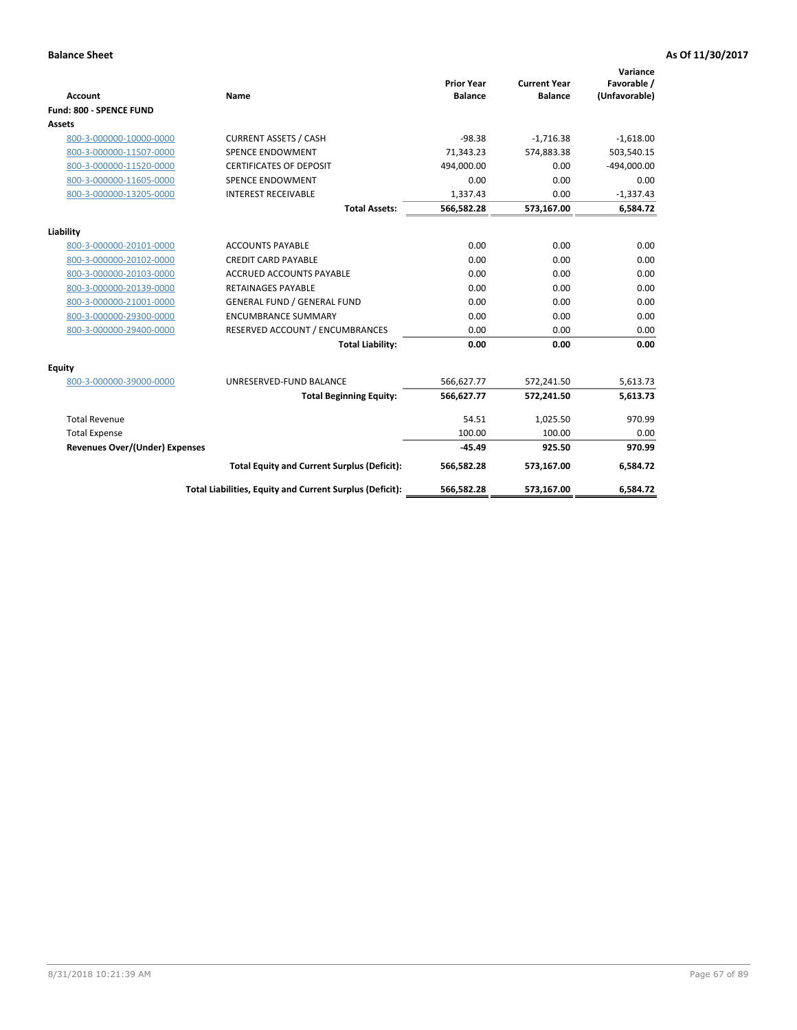**Balance Sheet** **As Of 11/30/2017**

| Account | Name | Prior Year Balance | Current Year Balance | Variance Favorable / (Unfavorable) |
|---|---|---|---|---|
| **Fund: 800 - SPENCE FUND** | | | | |
| **Assets** | | | | |
| 800-3-000000-10000-0000 | CURRENT ASSETS / CASH | -98.38 | -1,716.38 | -1,618.00 |
| 800-3-000000-11507-0000 | SPENCE ENDOWMENT | 71,343.23 | 574,883.38 | 503,540.15 |
| 800-3-000000-11520-0000 | CERTIFICATES OF DEPOSIT | 494,000.00 | 0.00 | -494,000.00 |
| 800-3-000000-11605-0000 | SPENCE ENDOWMENT | 0.00 | 0.00 | 0.00 |
| 800-3-000000-13205-0000 | INTEREST RECEIVABLE | 1,337.43 | 0.00 | -1,337.43 |
| | **Total Assets:** | **566,582.28** | **573,167.00** | **6,584.72** |
| **Liability** | | | | |
| 800-3-000000-20101-0000 | ACCOUNTS PAYABLE | 0.00 | 0.00 | 0.00 |
| 800-3-000000-20102-0000 | CREDIT CARD PAYABLE | 0.00 | 0.00 | 0.00 |
| 800-3-000000-20103-0000 | ACCRUED ACCOUNTS PAYABLE | 0.00 | 0.00 | 0.00 |
| 800-3-000000-20139-0000 | RETAINAGES PAYABLE | 0.00 | 0.00 | 0.00 |
| 800-3-000000-21001-0000 | GENERAL FUND / GENERAL FUND | 0.00 | 0.00 | 0.00 |
| 800-3-000000-29300-0000 | ENCUMBRANCE SUMMARY | 0.00 | 0.00 | 0.00 |
| 800-3-000000-29400-0000 | RESERVED ACCOUNT / ENCUMBRANCES | 0.00 | 0.00 | 0.00 |
| | **Total Liability:** | **0.00** | **0.00** | **0.00** |
| **Equity** | | | | |
| 800-3-000000-39000-0000 | UNRESERVED-FUND BALANCE | 566,627.77 | 572,241.50 | 5,613.73 |
| | **Total Beginning Equity:** | **566,627.77** | **572,241.50** | **5,613.73** |
| Total Revenue | | 54.51 | 1,025.50 | 970.99 |
| Total Expense | | 100.00 | 100.00 | 0.00 |
| **Revenues Over/(Under) Expenses** | | **-45.49** | **925.50** | **970.99** |
| | **Total Equity and Current Surplus (Deficit):** | **566,582.28** | **573,167.00** | **6,584.72** |
| | **Total Liabilities, Equity and Current Surplus (Deficit):** | **566,582.28** | **573,167.00** | **6,584.72** |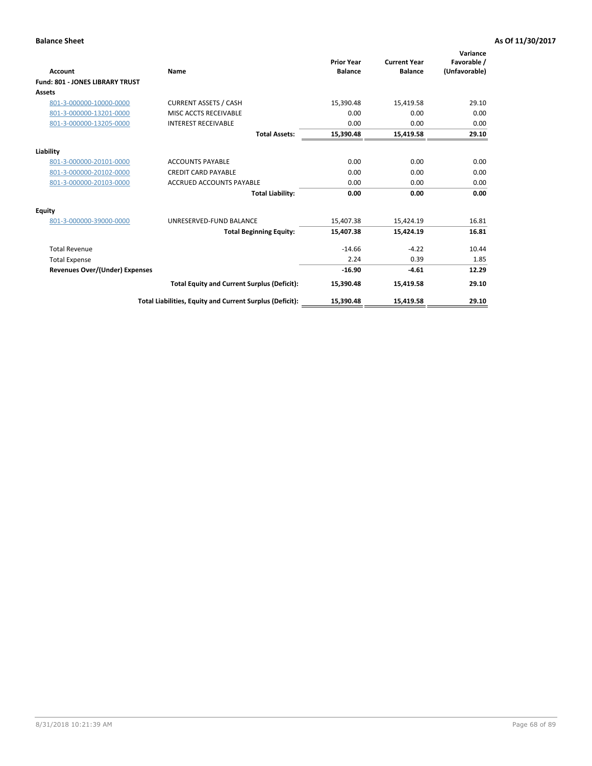**Balance Sheet** **As Of 11/30/2017**

| Account | Name | Prior Year Balance | Current Year Balance | Variance Favorable / (Unfavorable) |
|---|---|---|---|---|
| **Fund: 801 - JONES LIBRARY TRUST** | | | | |
| **Assets** | | | | |
| 801-3-000000-10000-0000 | CURRENT ASSETS / CASH | 15,390.48 | 15,419.58 | 29.10 |
| 801-3-000000-13201-0000 | MISC ACCTS RECEIVABLE | 0.00 | 0.00 | 0.00 |
| 801-3-000000-13205-0000 | INTEREST RECEIVABLE | 0.00 | 0.00 | 0.00 |
| | **Total Assets:** | **15,390.48** | **15,419.58** | **29.10** |
| **Liability** | | | | |
| 801-3-000000-20101-0000 | ACCOUNTS PAYABLE | 0.00 | 0.00 | 0.00 |
| 801-3-000000-20102-0000 | CREDIT CARD PAYABLE | 0.00 | 0.00 | 0.00 |
| 801-3-000000-20103-0000 | ACCRUED ACCOUNTS PAYABLE | 0.00 | 0.00 | 0.00 |
| | **Total Liability:** | **0.00** | **0.00** | **0.00** |
| **Equity** | | | | |
| 801-3-000000-39000-0000 | UNRESERVED-FUND BALANCE | 15,407.38 | 15,424.19 | 16.81 |
| | **Total Beginning Equity:** | **15,407.38** | **15,424.19** | **16.81** |
| Total Revenue | | -14.66 | -4.22 | 10.44 |
| Total Expense | | 2.24 | 0.39 | 1.85 |
| **Revenues Over/(Under) Expenses** | | **-16.90** | **-4.61** | **12.29** |
| | **Total Equity and Current Surplus (Deficit):** | **15,390.48** | **15,419.58** | **29.10** |
| | **Total Liabilities, Equity and Current Surplus (Deficit):** | **15,390.48** | **15,419.58** | **29.10** |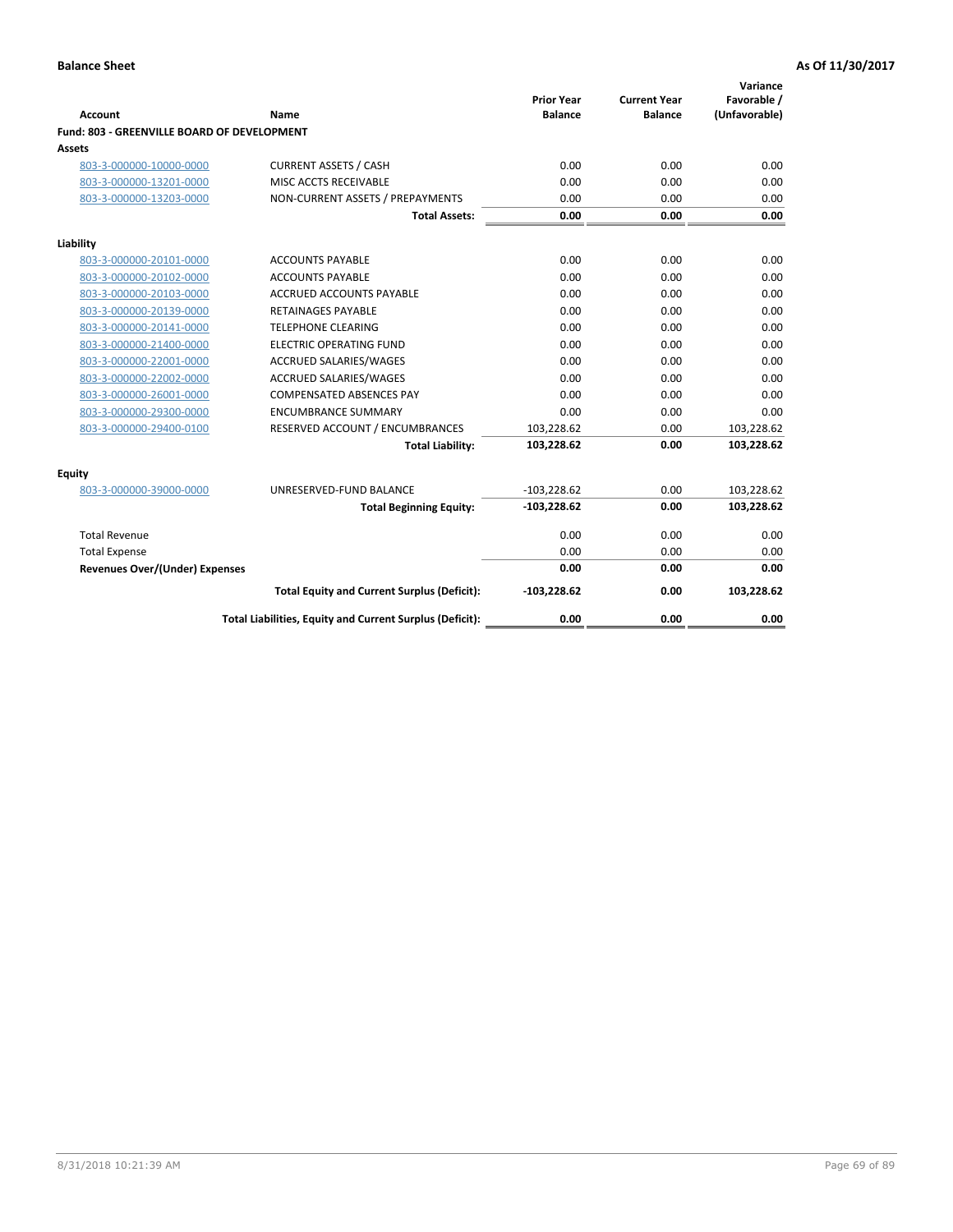**Balance Sheet** **As Of 11/30/2017**

| Account | Name | Prior Year Balance | Current Year Balance | Variance Favorable / (Unfavorable) |
|---|---|---|---|---|
| **Fund: 803 - GREENVILLE BOARD OF DEVELOPMENT** | | | | |
| **Assets** | | | | |
| 803-3-000000-10000-0000 | CURRENT ASSETS / CASH | 0.00 | 0.00 | 0.00 |
| 803-3-000000-13201-0000 | MISC ACCTS RECEIVABLE | 0.00 | 0.00 | 0.00 |
| 803-3-000000-13203-0000 | NON-CURRENT ASSETS / PREPAYMENTS | 0.00 | 0.00 | 0.00 |
| | **Total Assets:** | **0.00** | **0.00** | **0.00** |
| **Liability** | | | | |
| 803-3-000000-20101-0000 | ACCOUNTS PAYABLE | 0.00 | 0.00 | 0.00 |
| 803-3-000000-20102-0000 | ACCOUNTS PAYABLE | 0.00 | 0.00 | 0.00 |
| 803-3-000000-20103-0000 | ACCRUED ACCOUNTS PAYABLE | 0.00 | 0.00 | 0.00 |
| 803-3-000000-20139-0000 | RETAINAGES PAYABLE | 0.00 | 0.00 | 0.00 |
| 803-3-000000-20141-0000 | TELEPHONE CLEARING | 0.00 | 0.00 | 0.00 |
| 803-3-000000-21400-0000 | ELECTRIC OPERATING FUND | 0.00 | 0.00 | 0.00 |
| 803-3-000000-22001-0000 | ACCRUED SALARIES/WAGES | 0.00 | 0.00 | 0.00 |
| 803-3-000000-22002-0000 | ACCRUED SALARIES/WAGES | 0.00 | 0.00 | 0.00 |
| 803-3-000000-26001-0000 | COMPENSATED ABSENCES PAY | 0.00 | 0.00 | 0.00 |
| 803-3-000000-29300-0000 | ENCUMBRANCE SUMMARY | 0.00 | 0.00 | 0.00 |
| 803-3-000000-29400-0100 | RESERVED ACCOUNT / ENCUMBRANCES | 103,228.62 | 0.00 | 103,228.62 |
| | **Total Liability:** | **103,228.62** | **0.00** | **103,228.62** |
| **Equity** | | | | |
| 803-3-000000-39000-0000 | UNRESERVED-FUND BALANCE | -103,228.62 | 0.00 | 103,228.62 |
| | **Total Beginning Equity:** | **-103,228.62** | **0.00** | **103,228.62** |
| Total Revenue | | 0.00 | 0.00 | 0.00 |
| Total Expense | | 0.00 | 0.00 | 0.00 |
| **Revenues Over/(Under) Expenses** | | **0.00** | **0.00** | **0.00** |
| | **Total Equity and Current Surplus (Deficit):** | **-103,228.62** | **0.00** | **103,228.62** |
| | **Total Liabilities, Equity and Current Surplus (Deficit):** | **0.00** | **0.00** | **0.00** |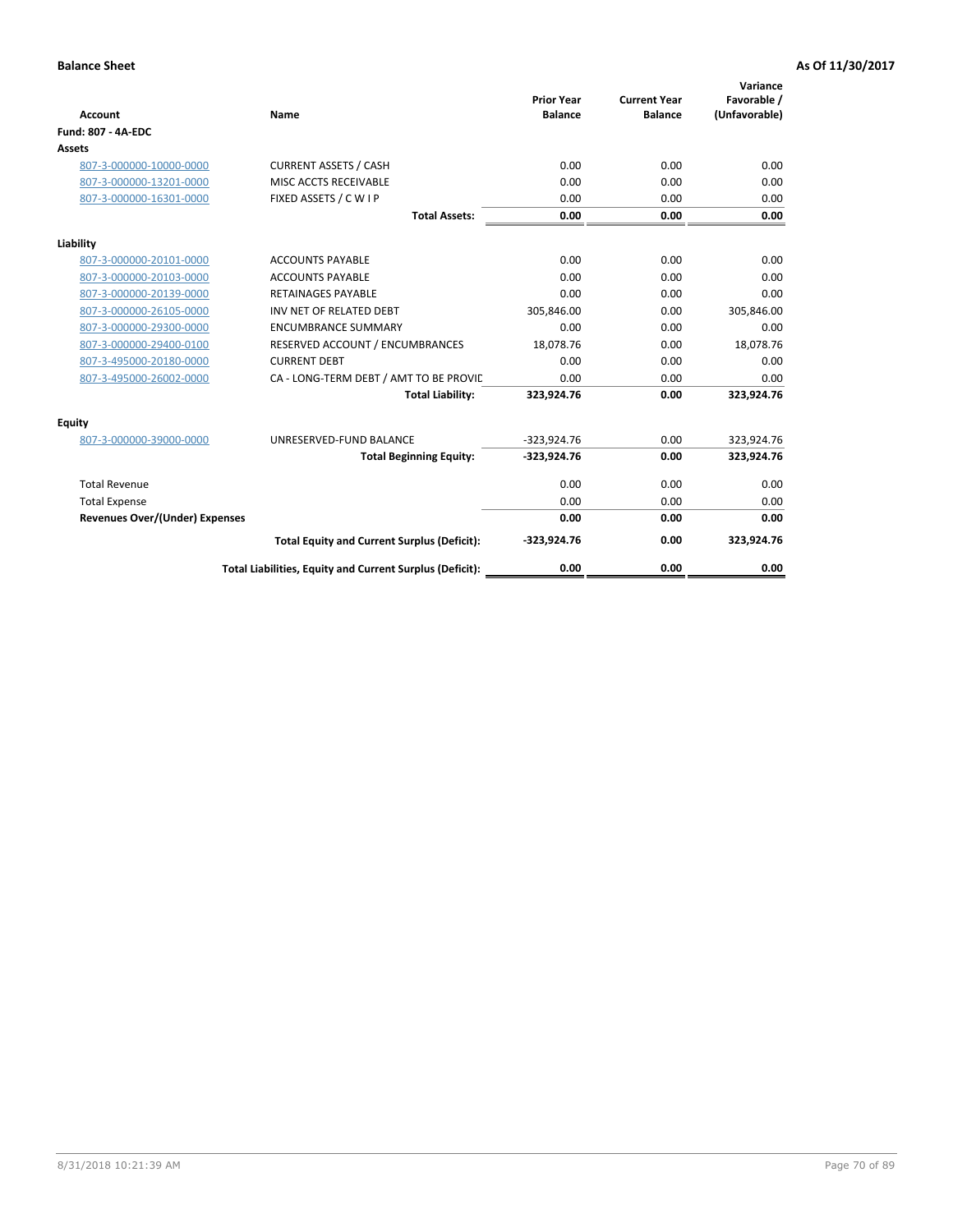**Balance Sheet** **As Of 11/30/2017**

| Account | Name | Prior Year Balance | Current Year Balance | Variance Favorable / (Unfavorable) |
|---|---|---|---|---|
| **Fund: 807 - 4A-EDC** | | | | |
| **Assets** | | | | |
| 807-3-000000-10000-0000 | CURRENT ASSETS / CASH | 0.00 | 0.00 | 0.00 |
| 807-3-000000-13201-0000 | MISC ACCTS RECEIVABLE | 0.00 | 0.00 | 0.00 |
| 807-3-000000-16301-0000 | FIXED ASSETS / C W I P | 0.00 | 0.00 | 0.00 |
| | **Total Assets:** | **0.00** | **0.00** | **0.00** |
| **Liability** | | | | |
| 807-3-000000-20101-0000 | ACCOUNTS PAYABLE | 0.00 | 0.00 | 0.00 |
| 807-3-000000-20103-0000 | ACCOUNTS PAYABLE | 0.00 | 0.00 | 0.00 |
| 807-3-000000-20139-0000 | RETAINAGES PAYABLE | 0.00 | 0.00 | 0.00 |
| 807-3-000000-26105-0000 | INV NET OF RELATED DEBT | 305,846.00 | 0.00 | 305,846.00 |
| 807-3-000000-29300-0000 | ENCUMBRANCE SUMMARY | 0.00 | 0.00 | 0.00 |
| 807-3-000000-29400-0100 | RESERVED ACCOUNT / ENCUMBRANCES | 18,078.76 | 0.00 | 18,078.76 |
| 807-3-495000-20180-0000 | CURRENT DEBT | 0.00 | 0.00 | 0.00 |
| 807-3-495000-26002-0000 | CA - LONG-TERM DEBT / AMT TO BE PROVIC | 0.00 | 0.00 | 0.00 |
| | **Total Liability:** | **323,924.76** | **0.00** | **323,924.76** |
| **Equity** | | | | |
| 807-3-000000-39000-0000 | UNRESERVED-FUND BALANCE | -323,924.76 | 0.00 | 323,924.76 |
| | **Total Beginning Equity:** | **-323,924.76** | **0.00** | **323,924.76** |
| Total Revenue | | 0.00 | 0.00 | 0.00 |
| Total Expense | | 0.00 | 0.00 | 0.00 |
| **Revenues Over/(Under) Expenses** | | **0.00** | **0.00** | **0.00** |
| | **Total Equity and Current Surplus (Deficit):** | **-323,924.76** | **0.00** | **323,924.76** |
| | **Total Liabilities, Equity and Current Surplus (Deficit):** | **0.00** | **0.00** | **0.00** |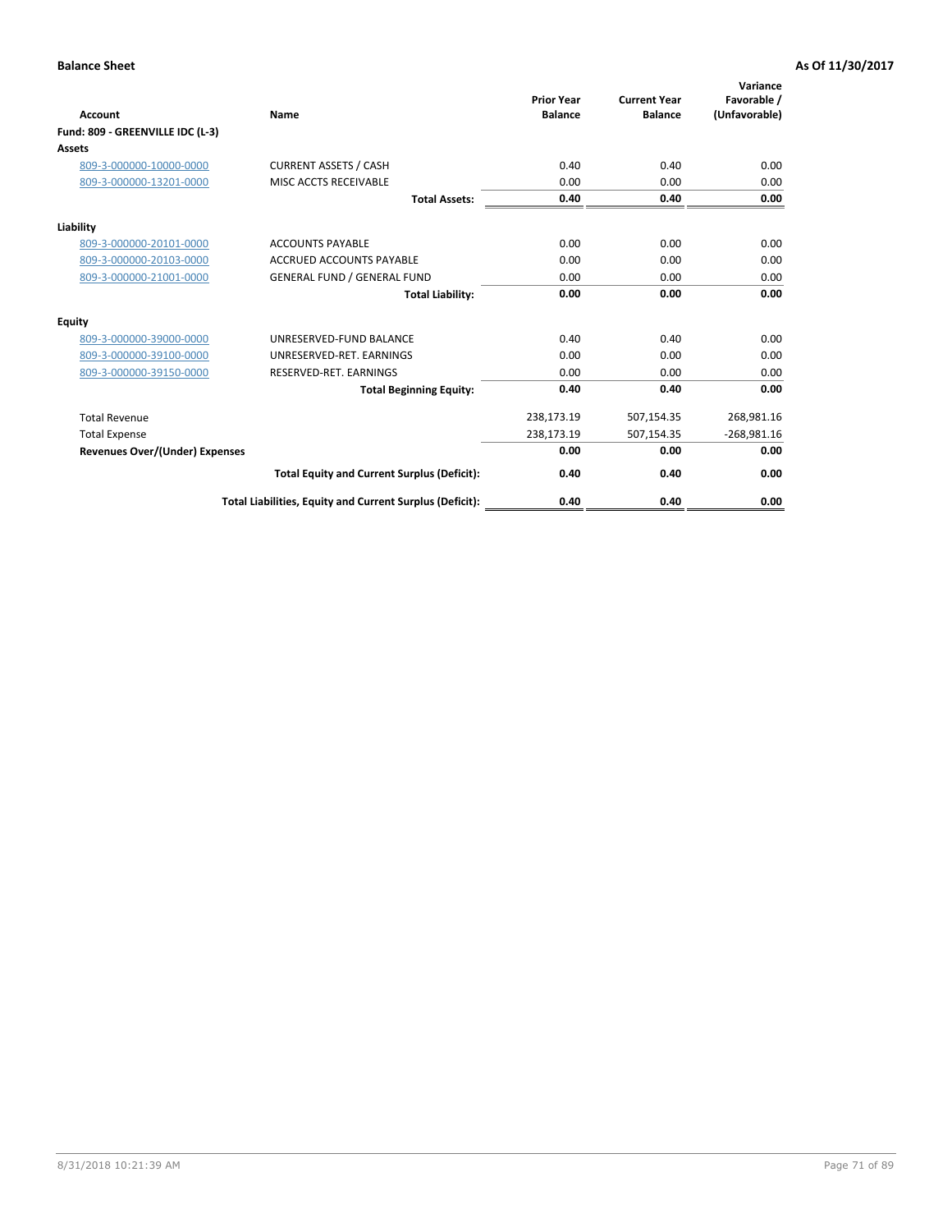**Balance Sheet** **As Of 11/30/2017**

| Account | Name | Prior Year Balance | Current Year Balance | Variance Favorable / (Unfavorable) |
|---|---|---|---|---|
| **Fund: 809 - GREENVILLE IDC (L-3)** | | | | |
| **Assets** | | | | |
| 809-3-000000-10000-0000 | CURRENT ASSETS / CASH | 0.40 | 0.40 | 0.00 |
| 809-3-000000-13201-0000 | MISC ACCTS RECEIVABLE | 0.00 | 0.00 | 0.00 |
| | **Total Assets:** | **0.40** | **0.40** | **0.00** |
| **Liability** | | | | |
| 809-3-000000-20101-0000 | ACCOUNTS PAYABLE | 0.00 | 0.00 | 0.00 |
| 809-3-000000-20103-0000 | ACCRUED ACCOUNTS PAYABLE | 0.00 | 0.00 | 0.00 |
| 809-3-000000-21001-0000 | GENERAL FUND / GENERAL FUND | 0.00 | 0.00 | 0.00 |
| | **Total Liability:** | **0.00** | **0.00** | **0.00** |
| **Equity** | | | | |
| 809-3-000000-39000-0000 | UNRESERVED-FUND BALANCE | 0.40 | 0.40 | 0.00 |
| 809-3-000000-39100-0000 | UNRESERVED-RET. EARNINGS | 0.00 | 0.00 | 0.00 |
| 809-3-000000-39150-0000 | RESERVED-RET. EARNINGS | 0.00 | 0.00 | 0.00 |
| | **Total Beginning Equity:** | **0.40** | **0.40** | **0.00** |
| Total Revenue | | 238,173.19 | 507,154.35 | 268,981.16 |
| Total Expense | | 238,173.19 | 507,154.35 | -268,981.16 |
| **Revenues Over/(Under) Expenses** | | **0.00** | **0.00** | **0.00** |
| | **Total Equity and Current Surplus (Deficit):** | **0.40** | **0.40** | **0.00** |
| | **Total Liabilities, Equity and Current Surplus (Deficit):** | **0.40** | **0.40** | **0.00** |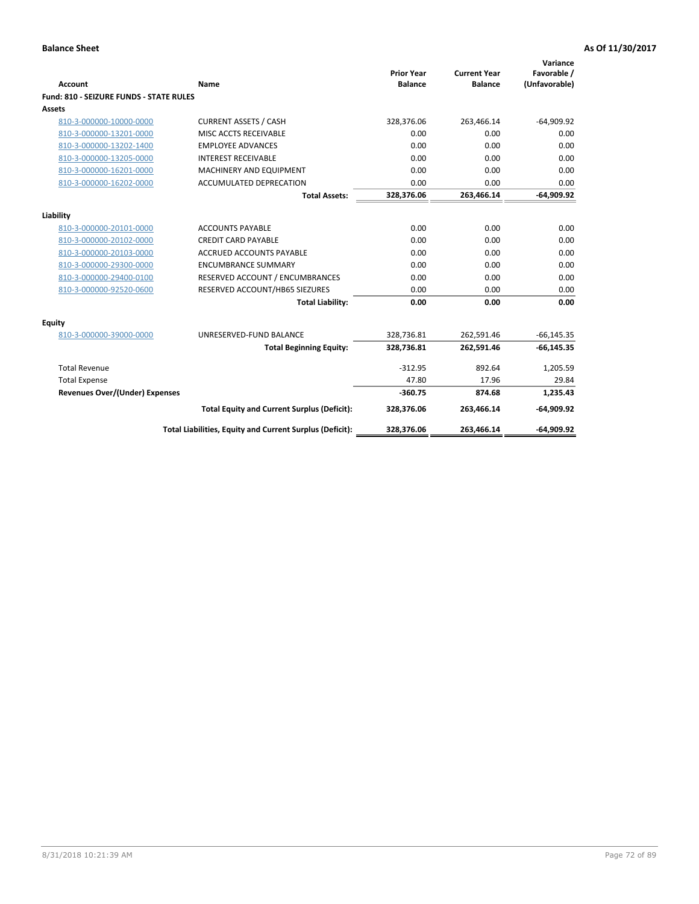**Balance Sheet** **As Of 11/30/2017**

| Account | Name | Prior Year Balance | Current Year Balance | Variance Favorable / (Unfavorable) |
|---|---|---|---|---|
| **Fund: 810 - SEIZURE FUNDS - STATE RULES** | | | | |
| **Assets** | | | | |
| 810-3-000000-10000-0000 | CURRENT ASSETS / CASH | 328,376.06 | 263,466.14 | -64,909.92 |
| 810-3-000000-13201-0000 | MISC ACCTS RECEIVABLE | 0.00 | 0.00 | 0.00 |
| 810-3-000000-13202-1400 | EMPLOYEE ADVANCES | 0.00 | 0.00 | 0.00 |
| 810-3-000000-13205-0000 | INTEREST RECEIVABLE | 0.00 | 0.00 | 0.00 |
| 810-3-000000-16201-0000 | MACHINERY AND EQUIPMENT | 0.00 | 0.00 | 0.00 |
| 810-3-000000-16202-0000 | ACCUMULATED DEPRECATION | 0.00 | 0.00 | 0.00 |
| | **Total Assets:** | **328,376.06** | **263,466.14** | **-64,909.92** |
| **Liability** | | | | |
| 810-3-000000-20101-0000 | ACCOUNTS PAYABLE | 0.00 | 0.00 | 0.00 |
| 810-3-000000-20102-0000 | CREDIT CARD PAYABLE | 0.00 | 0.00 | 0.00 |
| 810-3-000000-20103-0000 | ACCRUED ACCOUNTS PAYABLE | 0.00 | 0.00 | 0.00 |
| 810-3-000000-29300-0000 | ENCUMBRANCE SUMMARY | 0.00 | 0.00 | 0.00 |
| 810-3-000000-29400-0100 | RESERVED ACCOUNT / ENCUMBRANCES | 0.00 | 0.00 | 0.00 |
| 810-3-000000-92520-0600 | RESERVED ACCOUNT/HB65 SIEZURES | 0.00 | 0.00 | 0.00 |
| | **Total Liability:** | **0.00** | **0.00** | **0.00** |
| **Equity** | | | | |
| 810-3-000000-39000-0000 | UNRESERVED-FUND BALANCE | 328,736.81 | 262,591.46 | -66,145.35 |
| | **Total Beginning Equity:** | **328,736.81** | **262,591.46** | **-66,145.35** |
| Total Revenue | | -312.95 | 892.64 | 1,205.59 |
| Total Expense | | 47.80 | 17.96 | 29.84 |
| **Revenues Over/(Under) Expenses** | | **-360.75** | **874.68** | **1,235.43** |
| | **Total Equity and Current Surplus (Deficit):** | **328,376.06** | **263,466.14** | **-64,909.92** |
| | **Total Liabilities, Equity and Current Surplus (Deficit):** | **328,376.06** | **263,466.14** | **-64,909.92** |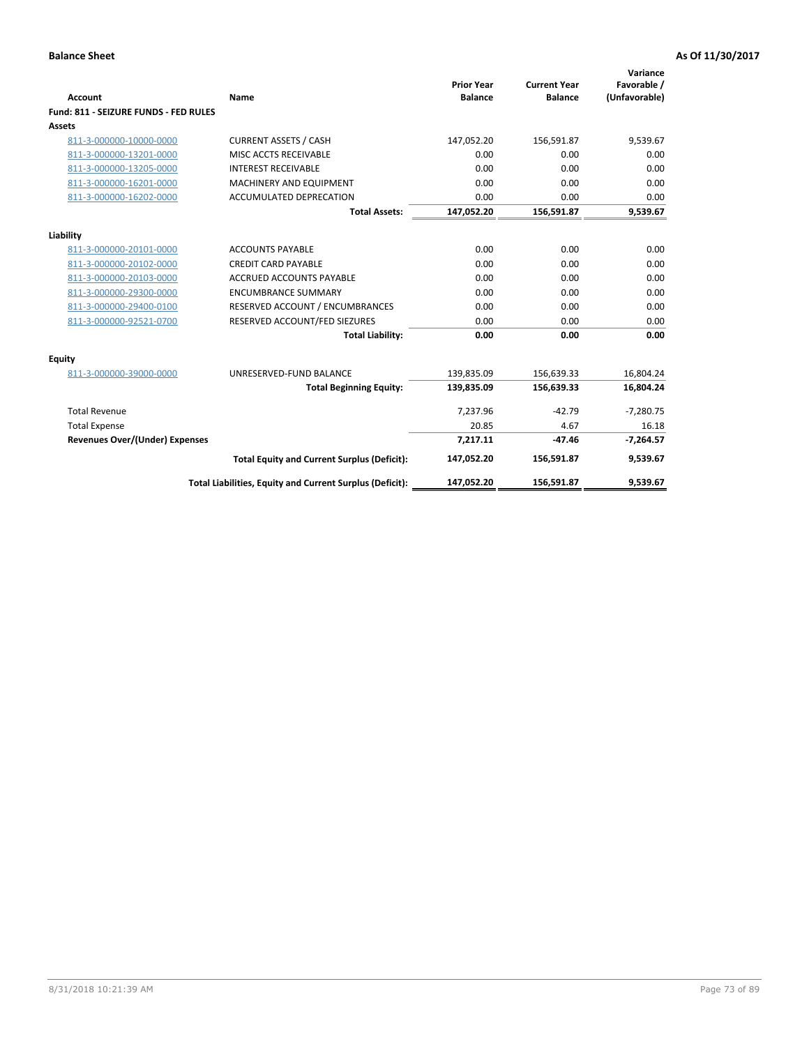**Balance Sheet** — **As Of 11/30/2017**

| Account | Name | Prior Year Balance | Current Year Balance | Variance Favorable / (Unfavorable) |
|---|---|---|---|---|
| **Fund: 811 - SEIZURE FUNDS - FED RULES** | | | | |
| **Assets** | | | | |
| 811-3-000000-10000-0000 | CURRENT ASSETS / CASH | 147,052.20 | 156,591.87 | 9,539.67 |
| 811-3-000000-13201-0000 | MISC ACCTS RECEIVABLE | 0.00 | 0.00 | 0.00 |
| 811-3-000000-13205-0000 | INTEREST RECEIVABLE | 0.00 | 0.00 | 0.00 |
| 811-3-000000-16201-0000 | MACHINERY AND EQUIPMENT | 0.00 | 0.00 | 0.00 |
| 811-3-000000-16202-0000 | ACCUMULATED DEPRECATION | 0.00 | 0.00 | 0.00 |
| | **Total Assets:** | **147,052.20** | **156,591.87** | **9,539.67** |
| **Liability** | | | | |
| 811-3-000000-20101-0000 | ACCOUNTS PAYABLE | 0.00 | 0.00 | 0.00 |
| 811-3-000000-20102-0000 | CREDIT CARD PAYABLE | 0.00 | 0.00 | 0.00 |
| 811-3-000000-20103-0000 | ACCRUED ACCOUNTS PAYABLE | 0.00 | 0.00 | 0.00 |
| 811-3-000000-29300-0000 | ENCUMBRANCE SUMMARY | 0.00 | 0.00 | 0.00 |
| 811-3-000000-29400-0100 | RESERVED ACCOUNT / ENCUMBRANCES | 0.00 | 0.00 | 0.00 |
| 811-3-000000-92521-0700 | RESERVED ACCOUNT/FED SIEZURES | 0.00 | 0.00 | 0.00 |
| | **Total Liability:** | **0.00** | **0.00** | **0.00** |
| **Equity** | | | | |
| 811-3-000000-39000-0000 | UNRESERVED-FUND BALANCE | 139,835.09 | 156,639.33 | 16,804.24 |
| | **Total Beginning Equity:** | **139,835.09** | **156,639.33** | **16,804.24** |
| Total Revenue | | 7,237.96 | -42.79 | -7,280.75 |
| Total Expense | | 20.85 | 4.67 | 16.18 |
| **Revenues Over/(Under) Expenses** | | **7,217.11** | **-47.46** | **-7,264.57** |
| | **Total Equity and Current Surplus (Deficit):** | **147,052.20** | **156,591.87** | **9,539.67** |
| | **Total Liabilities, Equity and Current Surplus (Deficit):** | **147,052.20** | **156,591.87** | **9,539.67** |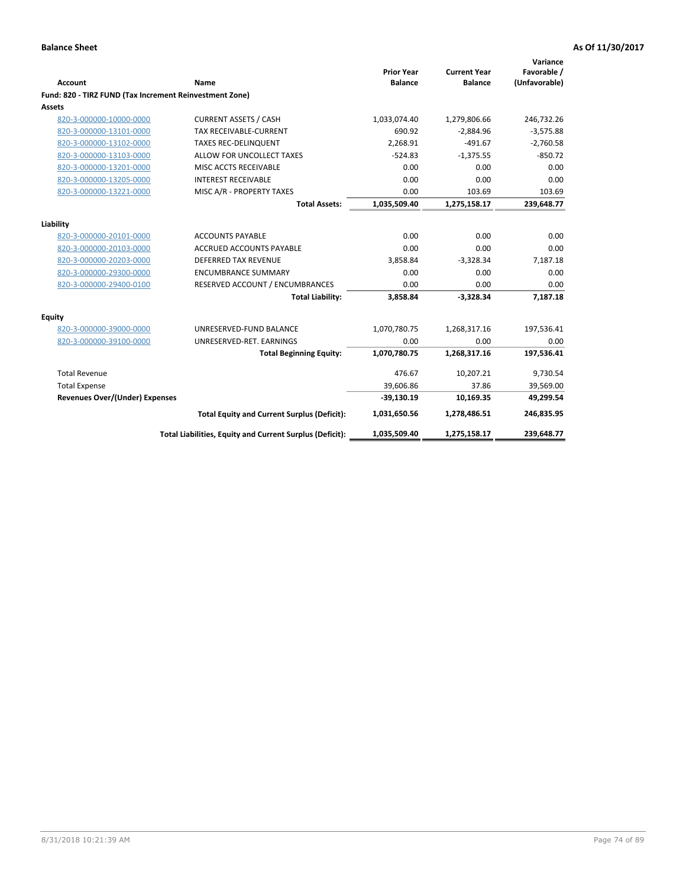**Balance Sheet** | **As Of 11/30/2017**

| Account | Name | Prior Year Balance | Current Year Balance | Variance Favorable / (Unfavorable) |
|---|---|---|---|---|
| **Fund: 820 - TIRZ FUND (Tax Increment Reinvestment Zone)** | | | | |
| **Assets** | | | | |
| 820-3-000000-10000-0000 | CURRENT ASSETS / CASH | 1,033,074.40 | 1,279,806.66 | 246,732.26 |
| 820-3-000000-13101-0000 | TAX RECEIVABLE-CURRENT | 690.92 | -2,884.96 | -3,575.88 |
| 820-3-000000-13102-0000 | TAXES REC-DELINQUENT | 2,268.91 | -491.67 | -2,760.58 |
| 820-3-000000-13103-0000 | ALLOW FOR UNCOLLECT TAXES | -524.83 | -1,375.55 | -850.72 |
| 820-3-000000-13201-0000 | MISC ACCTS RECEIVABLE | 0.00 | 0.00 | 0.00 |
| 820-3-000000-13205-0000 | INTEREST RECEIVABLE | 0.00 | 0.00 | 0.00 |
| 820-3-000000-13221-0000 | MISC A/R - PROPERTY TAXES | 0.00 | 103.69 | 103.69 |
| | **Total Assets:** | **1,035,509.40** | **1,275,158.17** | **239,648.77** |
| **Liability** | | | | |
| 820-3-000000-20101-0000 | ACCOUNTS PAYABLE | 0.00 | 0.00 | 0.00 |
| 820-3-000000-20103-0000 | ACCRUED ACCOUNTS PAYABLE | 0.00 | 0.00 | 0.00 |
| 820-3-000000-20203-0000 | DEFERRED TAX REVENUE | 3,858.84 | -3,328.34 | 7,187.18 |
| 820-3-000000-29300-0000 | ENCUMBRANCE SUMMARY | 0.00 | 0.00 | 0.00 |
| 820-3-000000-29400-0100 | RESERVED ACCOUNT / ENCUMBRANCES | 0.00 | 0.00 | 0.00 |
| | **Total Liability:** | **3,858.84** | **-3,328.34** | **7,187.18** |
| **Equity** | | | | |
| 820-3-000000-39000-0000 | UNRESERVED-FUND BALANCE | 1,070,780.75 | 1,268,317.16 | 197,536.41 |
| 820-3-000000-39100-0000 | UNRESERVED-RET. EARNINGS | 0.00 | 0.00 | 0.00 |
| | **Total Beginning Equity:** | **1,070,780.75** | **1,268,317.16** | **197,536.41** |
| Total Revenue | | 476.67 | 10,207.21 | 9,730.54 |
| Total Expense | | 39,606.86 | 37.86 | 39,569.00 |
| **Revenues Over/(Under) Expenses** | | **-39,130.19** | **10,169.35** | **49,299.54** |
| | **Total Equity and Current Surplus (Deficit):** | **1,031,650.56** | **1,278,486.51** | **246,835.95** |
| | **Total Liabilities, Equity and Current Surplus (Deficit):** | **1,035,509.40** | **1,275,158.17** | **239,648.77** |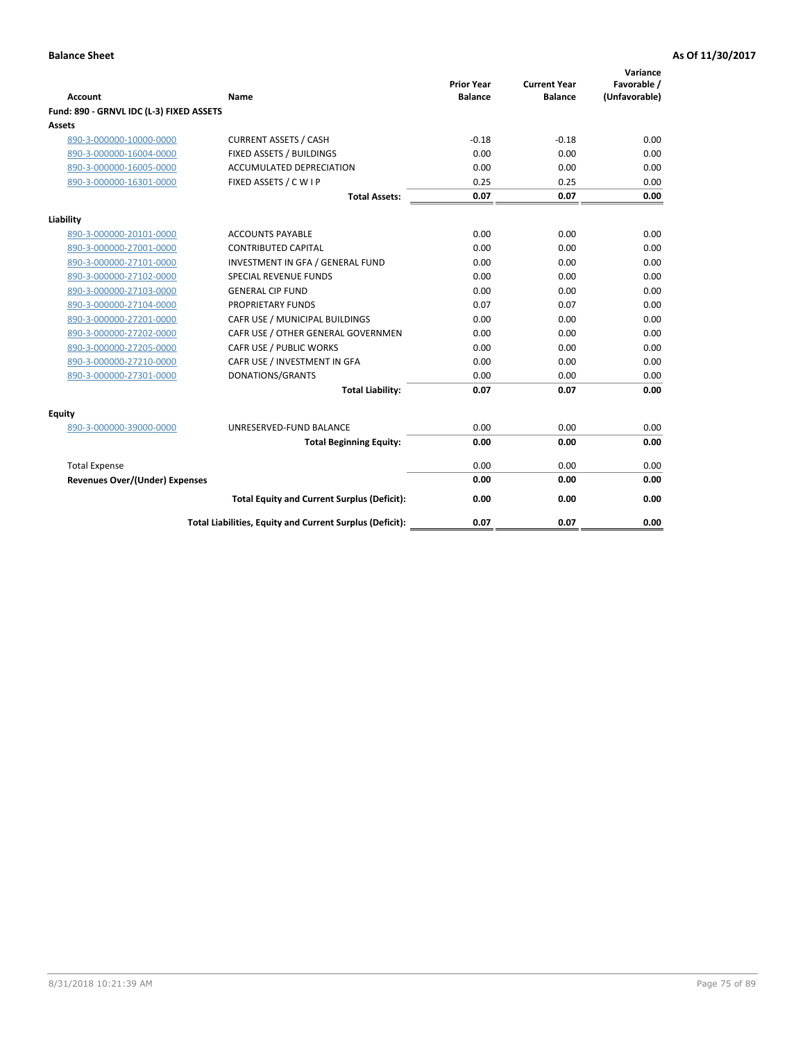**Balance Sheet** **As Of 11/30/2017**

| Account | Name | Prior Year Balance | Current Year Balance | Variance Favorable / (Unfavorable) |
|---|---|---|---|---|
| **Fund: 890 - GRNVL IDC (L-3) FIXED ASSETS** | | | | |
| **Assets** | | | | |
| 890-3-000000-10000-0000 | CURRENT ASSETS / CASH | -0.18 | -0.18 | 0.00 |
| 890-3-000000-16004-0000 | FIXED ASSETS / BUILDINGS | 0.00 | 0.00 | 0.00 |
| 890-3-000000-16005-0000 | ACCUMULATED DEPRECIATION | 0.00 | 0.00 | 0.00 |
| 890-3-000000-16301-0000 | FIXED ASSETS / C W I P | 0.25 | 0.25 | 0.00 |
| | **Total Assets:** | **0.07** | **0.07** | **0.00** |
| **Liability** | | | | |
| 890-3-000000-20101-0000 | ACCOUNTS PAYABLE | 0.00 | 0.00 | 0.00 |
| 890-3-000000-27001-0000 | CONTRIBUTED CAPITAL | 0.00 | 0.00 | 0.00 |
| 890-3-000000-27101-0000 | INVESTMENT IN GFA / GENERAL FUND | 0.00 | 0.00 | 0.00 |
| 890-3-000000-27102-0000 | SPECIAL REVENUE FUNDS | 0.00 | 0.00 | 0.00 |
| 890-3-000000-27103-0000 | GENERAL CIP FUND | 0.00 | 0.00 | 0.00 |
| 890-3-000000-27104-0000 | PROPRIETARY FUNDS | 0.07 | 0.07 | 0.00 |
| 890-3-000000-27201-0000 | CAFR USE / MUNICIPAL BUILDINGS | 0.00 | 0.00 | 0.00 |
| 890-3-000000-27202-0000 | CAFR USE / OTHER GENERAL GOVERNMEN | 0.00 | 0.00 | 0.00 |
| 890-3-000000-27205-0000 | CAFR USE / PUBLIC WORKS | 0.00 | 0.00 | 0.00 |
| 890-3-000000-27210-0000 | CAFR USE / INVESTMENT IN GFA | 0.00 | 0.00 | 0.00 |
| 890-3-000000-27301-0000 | DONATIONS/GRANTS | 0.00 | 0.00 | 0.00 |
| | **Total Liability:** | **0.07** | **0.07** | **0.00** |
| **Equity** | | | | |
| 890-3-000000-39000-0000 | UNRESERVED-FUND BALANCE | 0.00 | 0.00 | 0.00 |
| | **Total Beginning Equity:** | **0.00** | **0.00** | **0.00** |
| Total Expense | | 0.00 | 0.00 | 0.00 |
| **Revenues Over/(Under) Expenses** | | **0.00** | **0.00** | **0.00** |
| | **Total Equity and Current Surplus (Deficit):** | **0.00** | **0.00** | **0.00** |
| | **Total Liabilities, Equity and Current Surplus (Deficit):** | **0.07** | **0.07** | **0.00** |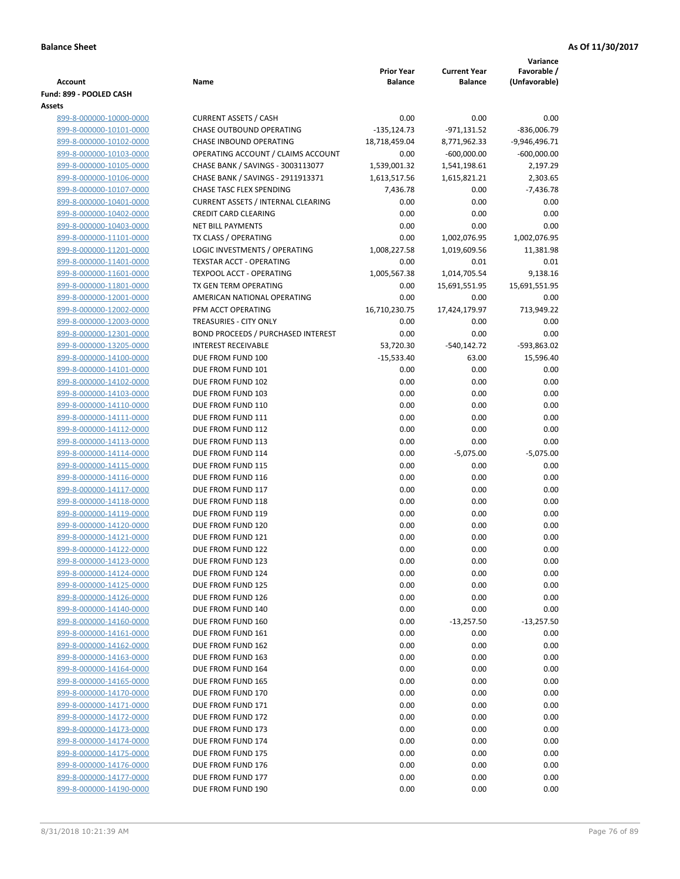**Balance Sheet** **As Of 11/30/2017**

| Account | Name | Prior Year Balance | Current Year Balance | Variance Favorable / (Unfavorable) |
|---|---|---|---|---|
| **Fund: 899 - POOLED CASH** | | | | |
| **Assets** | | | | |
| 899-8-000000-10000-0000 | CURRENT ASSETS / CASH | 0.00 | 0.00 | 0.00 |
| 899-8-000000-10101-0000 | CHASE OUTBOUND OPERATING | -135,124.73 | -971,131.52 | -836,006.79 |
| 899-8-000000-10102-0000 | CHASE INBOUND OPERATING | 18,718,459.04 | 8,771,962.33 | -9,946,496.71 |
| 899-8-000000-10103-0000 | OPERATING ACCOUNT / CLAIMS ACCOUNT | 0.00 | -600,000.00 | -600,000.00 |
| 899-8-000000-10105-0000 | CHASE BANK / SAVINGS - 3003113077 | 1,539,001.32 | 1,541,198.61 | 2,197.29 |
| 899-8-000000-10106-0000 | CHASE BANK / SAVINGS - 2911913371 | 1,613,517.56 | 1,615,821.21 | 2,303.65 |
| 899-8-000000-10107-0000 | CHASE TASC FLEX SPENDING | 7,436.78 | 0.00 | -7,436.78 |
| 899-8-000000-10401-0000 | CURRENT ASSETS / INTERNAL CLEARING | 0.00 | 0.00 | 0.00 |
| 899-8-000000-10402-0000 | CREDIT CARD CLEARING | 0.00 | 0.00 | 0.00 |
| 899-8-000000-10403-0000 | NET BILL PAYMENTS | 0.00 | 0.00 | 0.00 |
| 899-8-000000-11101-0000 | TX CLASS / OPERATING | 0.00 | 1,002,076.95 | 1,002,076.95 |
| 899-8-000000-11201-0000 | LOGIC INVESTMENTS / OPERATING | 1,008,227.58 | 1,019,609.56 | 11,381.98 |
| 899-8-000000-11401-0000 | TEXSTAR ACCT - OPERATING | 0.00 | 0.01 | 0.01 |
| 899-8-000000-11601-0000 | TEXPOOL ACCT - OPERATING | 1,005,567.38 | 1,014,705.54 | 9,138.16 |
| 899-8-000000-11801-0000 | TX GEN TERM OPERATING | 0.00 | 15,691,551.95 | 15,691,551.95 |
| 899-8-000000-12001-0000 | AMERICAN NATIONAL OPERATING | 0.00 | 0.00 | 0.00 |
| 899-8-000000-12002-0000 | PFM ACCT OPERATING | 16,710,230.75 | 17,424,179.97 | 713,949.22 |
| 899-8-000000-12003-0000 | TREASURIES - CITY ONLY | 0.00 | 0.00 | 0.00 |
| 899-8-000000-12301-0000 | BOND PROCEEDS / PURCHASED INTEREST | 0.00 | 0.00 | 0.00 |
| 899-8-000000-13205-0000 | INTEREST RECEIVABLE | 53,720.30 | -540,142.72 | -593,863.02 |
| 899-8-000000-14100-0000 | DUE FROM FUND 100 | -15,533.40 | 63.00 | 15,596.40 |
| 899-8-000000-14101-0000 | DUE FROM FUND 101 | 0.00 | 0.00 | 0.00 |
| 899-8-000000-14102-0000 | DUE FROM FUND 102 | 0.00 | 0.00 | 0.00 |
| 899-8-000000-14103-0000 | DUE FROM FUND 103 | 0.00 | 0.00 | 0.00 |
| 899-8-000000-14110-0000 | DUE FROM FUND 110 | 0.00 | 0.00 | 0.00 |
| 899-8-000000-14111-0000 | DUE FROM FUND 111 | 0.00 | 0.00 | 0.00 |
| 899-8-000000-14112-0000 | DUE FROM FUND 112 | 0.00 | 0.00 | 0.00 |
| 899-8-000000-14113-0000 | DUE FROM FUND 113 | 0.00 | 0.00 | 0.00 |
| 899-8-000000-14114-0000 | DUE FROM FUND 114 | 0.00 | -5,075.00 | -5,075.00 |
| 899-8-000000-14115-0000 | DUE FROM FUND 115 | 0.00 | 0.00 | 0.00 |
| 899-8-000000-14116-0000 | DUE FROM FUND 116 | 0.00 | 0.00 | 0.00 |
| 899-8-000000-14117-0000 | DUE FROM FUND 117 | 0.00 | 0.00 | 0.00 |
| 899-8-000000-14118-0000 | DUE FROM FUND 118 | 0.00 | 0.00 | 0.00 |
| 899-8-000000-14119-0000 | DUE FROM FUND 119 | 0.00 | 0.00 | 0.00 |
| 899-8-000000-14120-0000 | DUE FROM FUND 120 | 0.00 | 0.00 | 0.00 |
| 899-8-000000-14121-0000 | DUE FROM FUND 121 | 0.00 | 0.00 | 0.00 |
| 899-8-000000-14122-0000 | DUE FROM FUND 122 | 0.00 | 0.00 | 0.00 |
| 899-8-000000-14123-0000 | DUE FROM FUND 123 | 0.00 | 0.00 | 0.00 |
| 899-8-000000-14124-0000 | DUE FROM FUND 124 | 0.00 | 0.00 | 0.00 |
| 899-8-000000-14125-0000 | DUE FROM FUND 125 | 0.00 | 0.00 | 0.00 |
| 899-8-000000-14126-0000 | DUE FROM FUND 126 | 0.00 | 0.00 | 0.00 |
| 899-8-000000-14140-0000 | DUE FROM FUND 140 | 0.00 | 0.00 | 0.00 |
| 899-8-000000-14160-0000 | DUE FROM FUND 160 | 0.00 | -13,257.50 | -13,257.50 |
| 899-8-000000-14161-0000 | DUE FROM FUND 161 | 0.00 | 0.00 | 0.00 |
| 899-8-000000-14162-0000 | DUE FROM FUND 162 | 0.00 | 0.00 | 0.00 |
| 899-8-000000-14163-0000 | DUE FROM FUND 163 | 0.00 | 0.00 | 0.00 |
| 899-8-000000-14164-0000 | DUE FROM FUND 164 | 0.00 | 0.00 | 0.00 |
| 899-8-000000-14165-0000 | DUE FROM FUND 165 | 0.00 | 0.00 | 0.00 |
| 899-8-000000-14170-0000 | DUE FROM FUND 170 | 0.00 | 0.00 | 0.00 |
| 899-8-000000-14171-0000 | DUE FROM FUND 171 | 0.00 | 0.00 | 0.00 |
| 899-8-000000-14172-0000 | DUE FROM FUND 172 | 0.00 | 0.00 | 0.00 |
| 899-8-000000-14173-0000 | DUE FROM FUND 173 | 0.00 | 0.00 | 0.00 |
| 899-8-000000-14174-0000 | DUE FROM FUND 174 | 0.00 | 0.00 | 0.00 |
| 899-8-000000-14175-0000 | DUE FROM FUND 175 | 0.00 | 0.00 | 0.00 |
| 899-8-000000-14176-0000 | DUE FROM FUND 176 | 0.00 | 0.00 | 0.00 |
| 899-8-000000-14177-0000 | DUE FROM FUND 177 | 0.00 | 0.00 | 0.00 |
| 899-8-000000-14190-0000 | DUE FROM FUND 190 | 0.00 | 0.00 | 0.00 |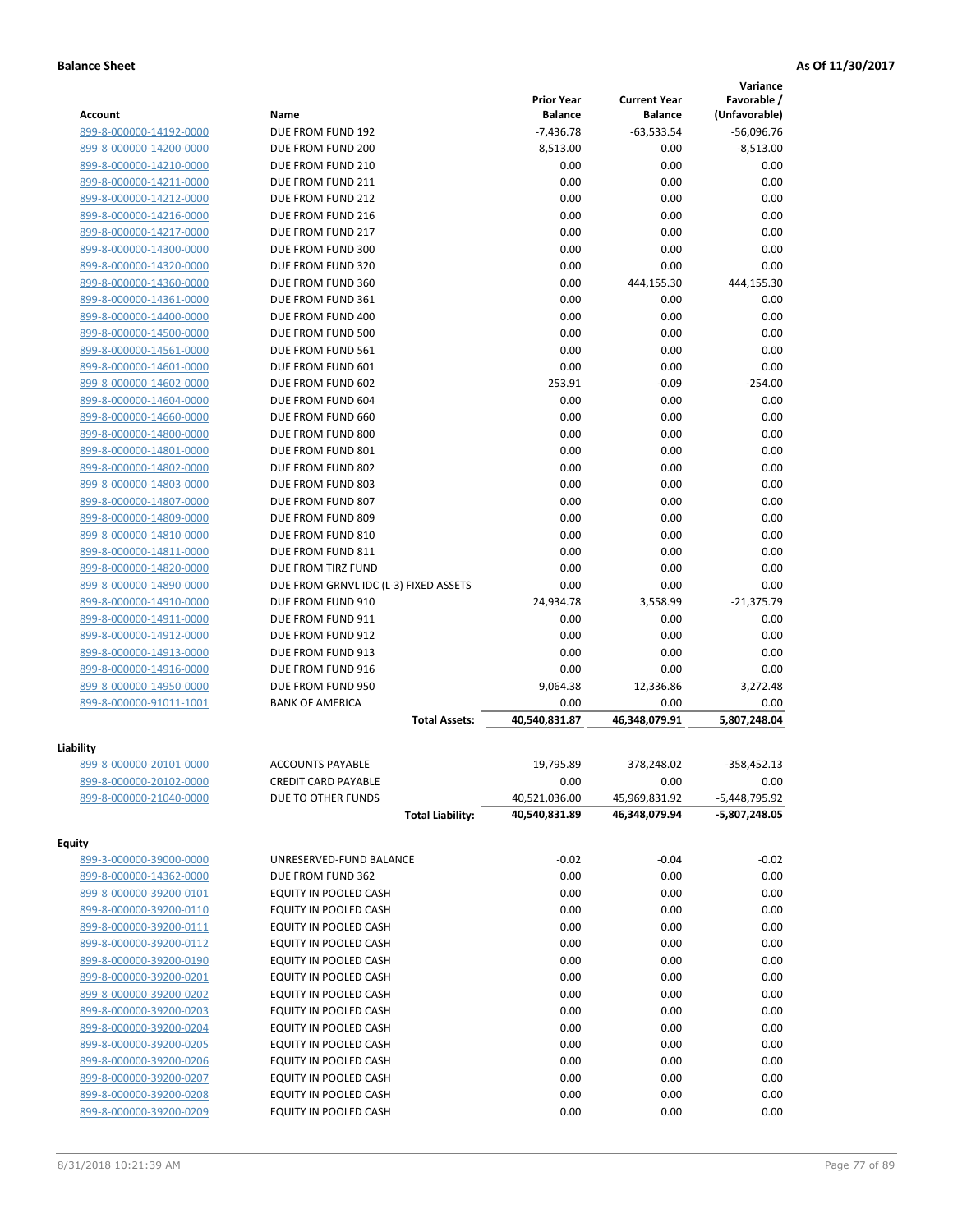**Balance Sheet** **As Of 11/30/2017**

| Account | Name | Prior Year Balance | Current Year Balance | Variance Favorable / (Unfavorable) |
|---|---|---|---|---|
| 899-8-000000-14192-0000 | DUE FROM FUND 192 | -7,436.78 | -63,533.54 | -56,096.76 |
| 899-8-000000-14200-0000 | DUE FROM FUND 200 | 8,513.00 | 0.00 | -8,513.00 |
| 899-8-000000-14210-0000 | DUE FROM FUND 210 | 0.00 | 0.00 | 0.00 |
| 899-8-000000-14211-0000 | DUE FROM FUND 211 | 0.00 | 0.00 | 0.00 |
| 899-8-000000-14212-0000 | DUE FROM FUND 212 | 0.00 | 0.00 | 0.00 |
| 899-8-000000-14216-0000 | DUE FROM FUND 216 | 0.00 | 0.00 | 0.00 |
| 899-8-000000-14217-0000 | DUE FROM FUND 217 | 0.00 | 0.00 | 0.00 |
| 899-8-000000-14300-0000 | DUE FROM FUND 300 | 0.00 | 0.00 | 0.00 |
| 899-8-000000-14320-0000 | DUE FROM FUND 320 | 0.00 | 0.00 | 0.00 |
| 899-8-000000-14360-0000 | DUE FROM FUND 360 | 0.00 | 444,155.30 | 444,155.30 |
| 899-8-000000-14361-0000 | DUE FROM FUND 361 | 0.00 | 0.00 | 0.00 |
| 899-8-000000-14400-0000 | DUE FROM FUND 400 | 0.00 | 0.00 | 0.00 |
| 899-8-000000-14500-0000 | DUE FROM FUND 500 | 0.00 | 0.00 | 0.00 |
| 899-8-000000-14561-0000 | DUE FROM FUND 561 | 0.00 | 0.00 | 0.00 |
| 899-8-000000-14601-0000 | DUE FROM FUND 601 | 0.00 | 0.00 | 0.00 |
| 899-8-000000-14602-0000 | DUE FROM FUND 602 | 253.91 | -0.09 | -254.00 |
| 899-8-000000-14604-0000 | DUE FROM FUND 604 | 0.00 | 0.00 | 0.00 |
| 899-8-000000-14660-0000 | DUE FROM FUND 660 | 0.00 | 0.00 | 0.00 |
| 899-8-000000-14800-0000 | DUE FROM FUND 800 | 0.00 | 0.00 | 0.00 |
| 899-8-000000-14801-0000 | DUE FROM FUND 801 | 0.00 | 0.00 | 0.00 |
| 899-8-000000-14802-0000 | DUE FROM FUND 802 | 0.00 | 0.00 | 0.00 |
| 899-8-000000-14803-0000 | DUE FROM FUND 803 | 0.00 | 0.00 | 0.00 |
| 899-8-000000-14807-0000 | DUE FROM FUND 807 | 0.00 | 0.00 | 0.00 |
| 899-8-000000-14809-0000 | DUE FROM FUND 809 | 0.00 | 0.00 | 0.00 |
| 899-8-000000-14810-0000 | DUE FROM FUND 810 | 0.00 | 0.00 | 0.00 |
| 899-8-000000-14811-0000 | DUE FROM FUND 811 | 0.00 | 0.00 | 0.00 |
| 899-8-000000-14820-0000 | DUE FROM TIRZ FUND | 0.00 | 0.00 | 0.00 |
| 899-8-000000-14890-0000 | DUE FROM GRNVL IDC (L-3) FIXED ASSETS | 0.00 | 0.00 | 0.00 |
| 899-8-000000-14910-0000 | DUE FROM FUND 910 | 24,934.78 | 3,558.99 | -21,375.79 |
| 899-8-000000-14911-0000 | DUE FROM FUND 911 | 0.00 | 0.00 | 0.00 |
| 899-8-000000-14912-0000 | DUE FROM FUND 912 | 0.00 | 0.00 | 0.00 |
| 899-8-000000-14913-0000 | DUE FROM FUND 913 | 0.00 | 0.00 | 0.00 |
| 899-8-000000-14916-0000 | DUE FROM FUND 916 | 0.00 | 0.00 | 0.00 |
| 899-8-000000-14950-0000 | DUE FROM FUND 950 | 9,064.38 | 12,336.86 | 3,272.48 |
| 899-8-000000-91011-1001 | BANK OF AMERICA | 0.00 | 0.00 | 0.00 |
| | **Total Assets:** | **40,540,831.87** | **46,348,079.91** | **5,807,248.04** |
| **Liability** | | | | |
| 899-8-000000-20101-0000 | ACCOUNTS PAYABLE | 19,795.89 | 378,248.02 | -358,452.13 |
| 899-8-000000-20102-0000 | CREDIT CARD PAYABLE | 0.00 | 0.00 | 0.00 |
| 899-8-000000-21040-0000 | DUE TO OTHER FUNDS | 40,521,036.00 | 45,969,831.92 | -5,448,795.92 |
| | **Total Liability:** | **40,540,831.89** | **46,348,079.94** | **-5,807,248.05** |
| **Equity** | | | | |
| 899-3-000000-39000-0000 | UNRESERVED-FUND BALANCE | -0.02 | -0.04 | -0.02 |
| 899-8-000000-14362-0000 | DUE FROM FUND 362 | 0.00 | 0.00 | 0.00 |
| 899-8-000000-39200-0101 | EQUITY IN POOLED CASH | 0.00 | 0.00 | 0.00 |
| 899-8-000000-39200-0110 | EQUITY IN POOLED CASH | 0.00 | 0.00 | 0.00 |
| 899-8-000000-39200-0111 | EQUITY IN POOLED CASH | 0.00 | 0.00 | 0.00 |
| 899-8-000000-39200-0112 | EQUITY IN POOLED CASH | 0.00 | 0.00 | 0.00 |
| 899-8-000000-39200-0190 | EQUITY IN POOLED CASH | 0.00 | 0.00 | 0.00 |
| 899-8-000000-39200-0201 | EQUITY IN POOLED CASH | 0.00 | 0.00 | 0.00 |
| 899-8-000000-39200-0202 | EQUITY IN POOLED CASH | 0.00 | 0.00 | 0.00 |
| 899-8-000000-39200-0203 | EQUITY IN POOLED CASH | 0.00 | 0.00 | 0.00 |
| 899-8-000000-39200-0204 | EQUITY IN POOLED CASH | 0.00 | 0.00 | 0.00 |
| 899-8-000000-39200-0205 | EQUITY IN POOLED CASH | 0.00 | 0.00 | 0.00 |
| 899-8-000000-39200-0206 | EQUITY IN POOLED CASH | 0.00 | 0.00 | 0.00 |
| 899-8-000000-39200-0207 | EQUITY IN POOLED CASH | 0.00 | 0.00 | 0.00 |
| 899-8-000000-39200-0208 | EQUITY IN POOLED CASH | 0.00 | 0.00 | 0.00 |
| 899-8-000000-39200-0209 | EQUITY IN POOLED CASH | 0.00 | 0.00 | 0.00 |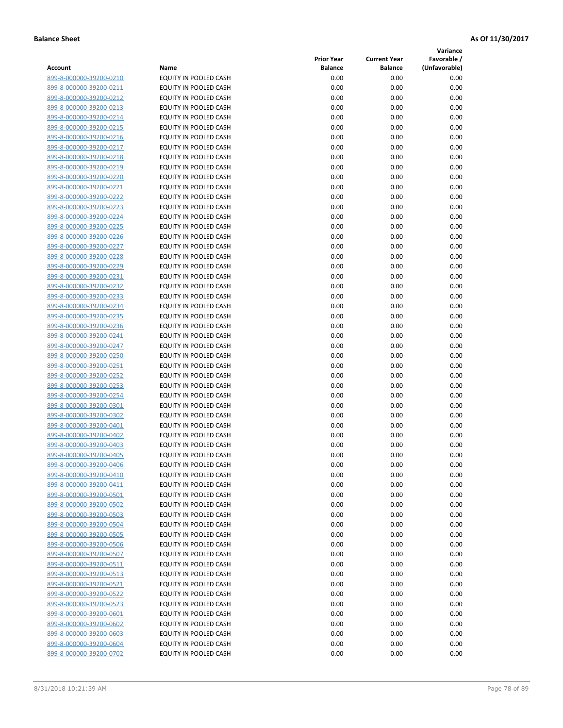**Balance Sheet** **As Of 11/30/2017**

| Account | Name | Prior Year Balance | Current Year Balance | Variance Favorable / (Unfavorable) |
|---|---|---|---|---|
| 899-8-000000-39200-0210 | EQUITY IN POOLED CASH | 0.00 | 0.00 | 0.00 |
| 899-8-000000-39200-0211 | EQUITY IN POOLED CASH | 0.00 | 0.00 | 0.00 |
| 899-8-000000-39200-0212 | EQUITY IN POOLED CASH | 0.00 | 0.00 | 0.00 |
| 899-8-000000-39200-0213 | EQUITY IN POOLED CASH | 0.00 | 0.00 | 0.00 |
| 899-8-000000-39200-0214 | EQUITY IN POOLED CASH | 0.00 | 0.00 | 0.00 |
| 899-8-000000-39200-0215 | EQUITY IN POOLED CASH | 0.00 | 0.00 | 0.00 |
| 899-8-000000-39200-0216 | EQUITY IN POOLED CASH | 0.00 | 0.00 | 0.00 |
| 899-8-000000-39200-0217 | EQUITY IN POOLED CASH | 0.00 | 0.00 | 0.00 |
| 899-8-000000-39200-0218 | EQUITY IN POOLED CASH | 0.00 | 0.00 | 0.00 |
| 899-8-000000-39200-0219 | EQUITY IN POOLED CASH | 0.00 | 0.00 | 0.00 |
| 899-8-000000-39200-0220 | EQUITY IN POOLED CASH | 0.00 | 0.00 | 0.00 |
| 899-8-000000-39200-0221 | EQUITY IN POOLED CASH | 0.00 | 0.00 | 0.00 |
| 899-8-000000-39200-0222 | EQUITY IN POOLED CASH | 0.00 | 0.00 | 0.00 |
| 899-8-000000-39200-0223 | EQUITY IN POOLED CASH | 0.00 | 0.00 | 0.00 |
| 899-8-000000-39200-0224 | EQUITY IN POOLED CASH | 0.00 | 0.00 | 0.00 |
| 899-8-000000-39200-0225 | EQUITY IN POOLED CASH | 0.00 | 0.00 | 0.00 |
| 899-8-000000-39200-0226 | EQUITY IN POOLED CASH | 0.00 | 0.00 | 0.00 |
| 899-8-000000-39200-0227 | EQUITY IN POOLED CASH | 0.00 | 0.00 | 0.00 |
| 899-8-000000-39200-0228 | EQUITY IN POOLED CASH | 0.00 | 0.00 | 0.00 |
| 899-8-000000-39200-0229 | EQUITY IN POOLED CASH | 0.00 | 0.00 | 0.00 |
| 899-8-000000-39200-0231 | EQUITY IN POOLED CASH | 0.00 | 0.00 | 0.00 |
| 899-8-000000-39200-0232 | EQUITY IN POOLED CASH | 0.00 | 0.00 | 0.00 |
| 899-8-000000-39200-0233 | EQUITY IN POOLED CASH | 0.00 | 0.00 | 0.00 |
| 899-8-000000-39200-0234 | EQUITY IN POOLED CASH | 0.00 | 0.00 | 0.00 |
| 899-8-000000-39200-0235 | EQUITY IN POOLED CASH | 0.00 | 0.00 | 0.00 |
| 899-8-000000-39200-0236 | EQUITY IN POOLED CASH | 0.00 | 0.00 | 0.00 |
| 899-8-000000-39200-0241 | EQUITY IN POOLED CASH | 0.00 | 0.00 | 0.00 |
| 899-8-000000-39200-0247 | EQUITY IN POOLED CASH | 0.00 | 0.00 | 0.00 |
| 899-8-000000-39200-0250 | EQUITY IN POOLED CASH | 0.00 | 0.00 | 0.00 |
| 899-8-000000-39200-0251 | EQUITY IN POOLED CASH | 0.00 | 0.00 | 0.00 |
| 899-8-000000-39200-0252 | EQUITY IN POOLED CASH | 0.00 | 0.00 | 0.00 |
| 899-8-000000-39200-0253 | EQUITY IN POOLED CASH | 0.00 | 0.00 | 0.00 |
| 899-8-000000-39200-0254 | EQUITY IN POOLED CASH | 0.00 | 0.00 | 0.00 |
| 899-8-000000-39200-0301 | EQUITY IN POOLED CASH | 0.00 | 0.00 | 0.00 |
| 899-8-000000-39200-0302 | EQUITY IN POOLED CASH | 0.00 | 0.00 | 0.00 |
| 899-8-000000-39200-0401 | EQUITY IN POOLED CASH | 0.00 | 0.00 | 0.00 |
| 899-8-000000-39200-0402 | EQUITY IN POOLED CASH | 0.00 | 0.00 | 0.00 |
| 899-8-000000-39200-0403 | EQUITY IN POOLED CASH | 0.00 | 0.00 | 0.00 |
| 899-8-000000-39200-0405 | EQUITY IN POOLED CASH | 0.00 | 0.00 | 0.00 |
| 899-8-000000-39200-0406 | EQUITY IN POOLED CASH | 0.00 | 0.00 | 0.00 |
| 899-8-000000-39200-0410 | EQUITY IN POOLED CASH | 0.00 | 0.00 | 0.00 |
| 899-8-000000-39200-0411 | EQUITY IN POOLED CASH | 0.00 | 0.00 | 0.00 |
| 899-8-000000-39200-0501 | EQUITY IN POOLED CASH | 0.00 | 0.00 | 0.00 |
| 899-8-000000-39200-0502 | EQUITY IN POOLED CASH | 0.00 | 0.00 | 0.00 |
| 899-8-000000-39200-0503 | EQUITY IN POOLED CASH | 0.00 | 0.00 | 0.00 |
| 899-8-000000-39200-0504 | EQUITY IN POOLED CASH | 0.00 | 0.00 | 0.00 |
| 899-8-000000-39200-0505 | EQUITY IN POOLED CASH | 0.00 | 0.00 | 0.00 |
| 899-8-000000-39200-0506 | EQUITY IN POOLED CASH | 0.00 | 0.00 | 0.00 |
| 899-8-000000-39200-0507 | EQUITY IN POOLED CASH | 0.00 | 0.00 | 0.00 |
| 899-8-000000-39200-0511 | EQUITY IN POOLED CASH | 0.00 | 0.00 | 0.00 |
| 899-8-000000-39200-0513 | EQUITY IN POOLED CASH | 0.00 | 0.00 | 0.00 |
| 899-8-000000-39200-0521 | EQUITY IN POOLED CASH | 0.00 | 0.00 | 0.00 |
| 899-8-000000-39200-0522 | EQUITY IN POOLED CASH | 0.00 | 0.00 | 0.00 |
| 899-8-000000-39200-0523 | EQUITY IN POOLED CASH | 0.00 | 0.00 | 0.00 |
| 899-8-000000-39200-0601 | EQUITY IN POOLED CASH | 0.00 | 0.00 | 0.00 |
| 899-8-000000-39200-0602 | EQUITY IN POOLED CASH | 0.00 | 0.00 | 0.00 |
| 899-8-000000-39200-0603 | EQUITY IN POOLED CASH | 0.00 | 0.00 | 0.00 |
| 899-8-000000-39200-0604 | EQUITY IN POOLED CASH | 0.00 | 0.00 | 0.00 |
| 899-8-000000-39200-0702 | EQUITY IN POOLED CASH | 0.00 | 0.00 | 0.00 |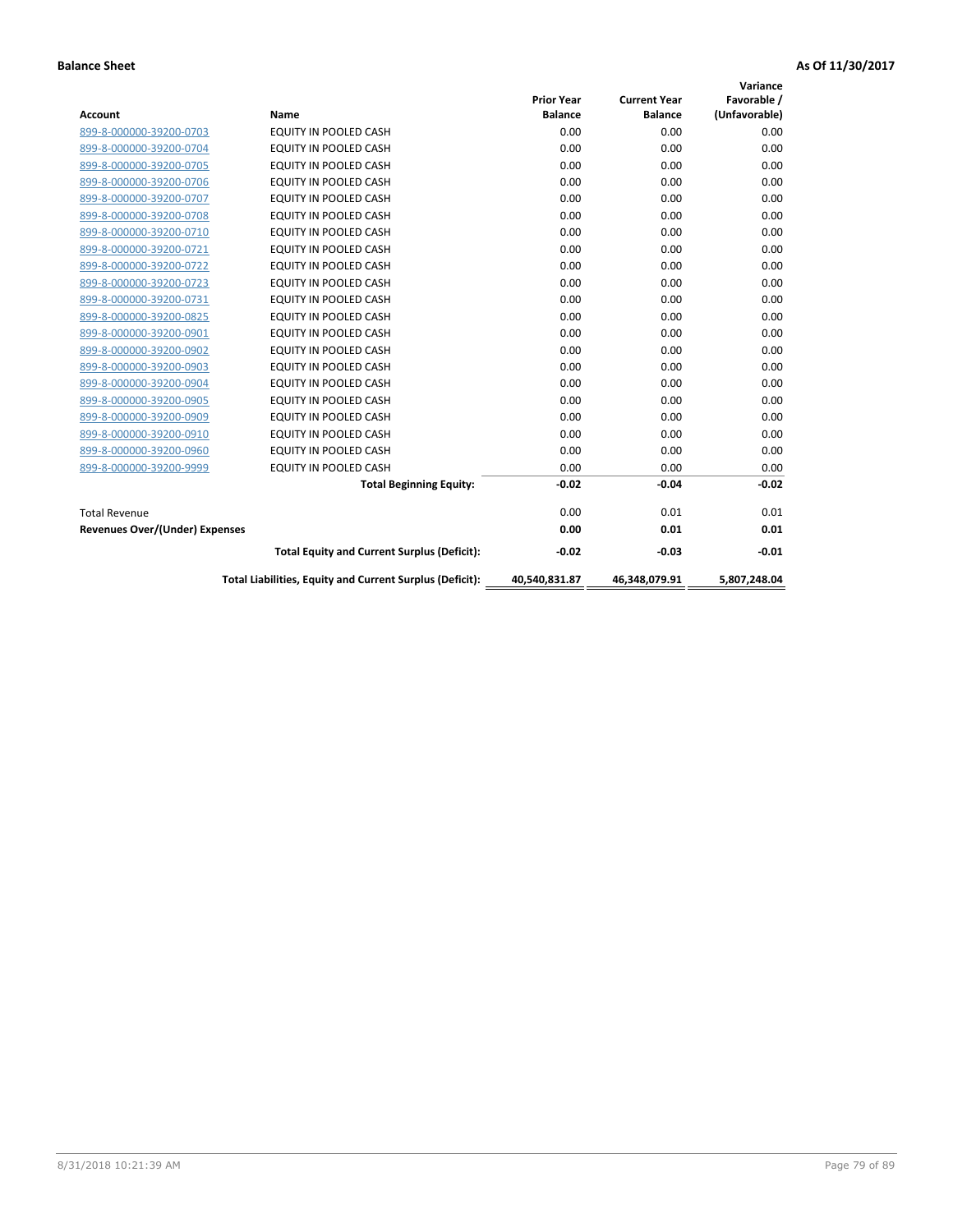**Balance Sheet** **As Of 11/30/2017**

| Account | Name | Prior Year Balance | Current Year Balance | Variance Favorable / (Unfavorable) |
|---|---|---|---|---|
| 899-8-000000-39200-0703 | EQUITY IN POOLED CASH | 0.00 | 0.00 | 0.00 |
| 899-8-000000-39200-0704 | EQUITY IN POOLED CASH | 0.00 | 0.00 | 0.00 |
| 899-8-000000-39200-0705 | EQUITY IN POOLED CASH | 0.00 | 0.00 | 0.00 |
| 899-8-000000-39200-0706 | EQUITY IN POOLED CASH | 0.00 | 0.00 | 0.00 |
| 899-8-000000-39200-0707 | EQUITY IN POOLED CASH | 0.00 | 0.00 | 0.00 |
| 899-8-000000-39200-0708 | EQUITY IN POOLED CASH | 0.00 | 0.00 | 0.00 |
| 899-8-000000-39200-0710 | EQUITY IN POOLED CASH | 0.00 | 0.00 | 0.00 |
| 899-8-000000-39200-0721 | EQUITY IN POOLED CASH | 0.00 | 0.00 | 0.00 |
| 899-8-000000-39200-0722 | EQUITY IN POOLED CASH | 0.00 | 0.00 | 0.00 |
| 899-8-000000-39200-0723 | EQUITY IN POOLED CASH | 0.00 | 0.00 | 0.00 |
| 899-8-000000-39200-0731 | EQUITY IN POOLED CASH | 0.00 | 0.00 | 0.00 |
| 899-8-000000-39200-0825 | EQUITY IN POOLED CASH | 0.00 | 0.00 | 0.00 |
| 899-8-000000-39200-0901 | EQUITY IN POOLED CASH | 0.00 | 0.00 | 0.00 |
| 899-8-000000-39200-0902 | EQUITY IN POOLED CASH | 0.00 | 0.00 | 0.00 |
| 899-8-000000-39200-0903 | EQUITY IN POOLED CASH | 0.00 | 0.00 | 0.00 |
| 899-8-000000-39200-0904 | EQUITY IN POOLED CASH | 0.00 | 0.00 | 0.00 |
| 899-8-000000-39200-0905 | EQUITY IN POOLED CASH | 0.00 | 0.00 | 0.00 |
| 899-8-000000-39200-0909 | EQUITY IN POOLED CASH | 0.00 | 0.00 | 0.00 |
| 899-8-000000-39200-0910 | EQUITY IN POOLED CASH | 0.00 | 0.00 | 0.00 |
| 899-8-000000-39200-0960 | EQUITY IN POOLED CASH | 0.00 | 0.00 | 0.00 |
| 899-8-000000-39200-9999 | EQUITY IN POOLED CASH | 0.00 | 0.00 | 0.00 |
| | **Total Beginning Equity:** | **-0.02** | **-0.04** | **-0.02** |
| Total Revenue | | 0.00 | 0.01 | 0.01 |
| **Revenues Over/(Under) Expenses** | | **0.00** | **0.01** | **0.01** |
| | **Total Equity and Current Surplus (Deficit):** | **-0.02** | **-0.03** | **-0.01** |
| | **Total Liabilities, Equity and Current Surplus (Deficit):** | **40,540,831.87** | **46,348,079.91** | **5,807,248.04** |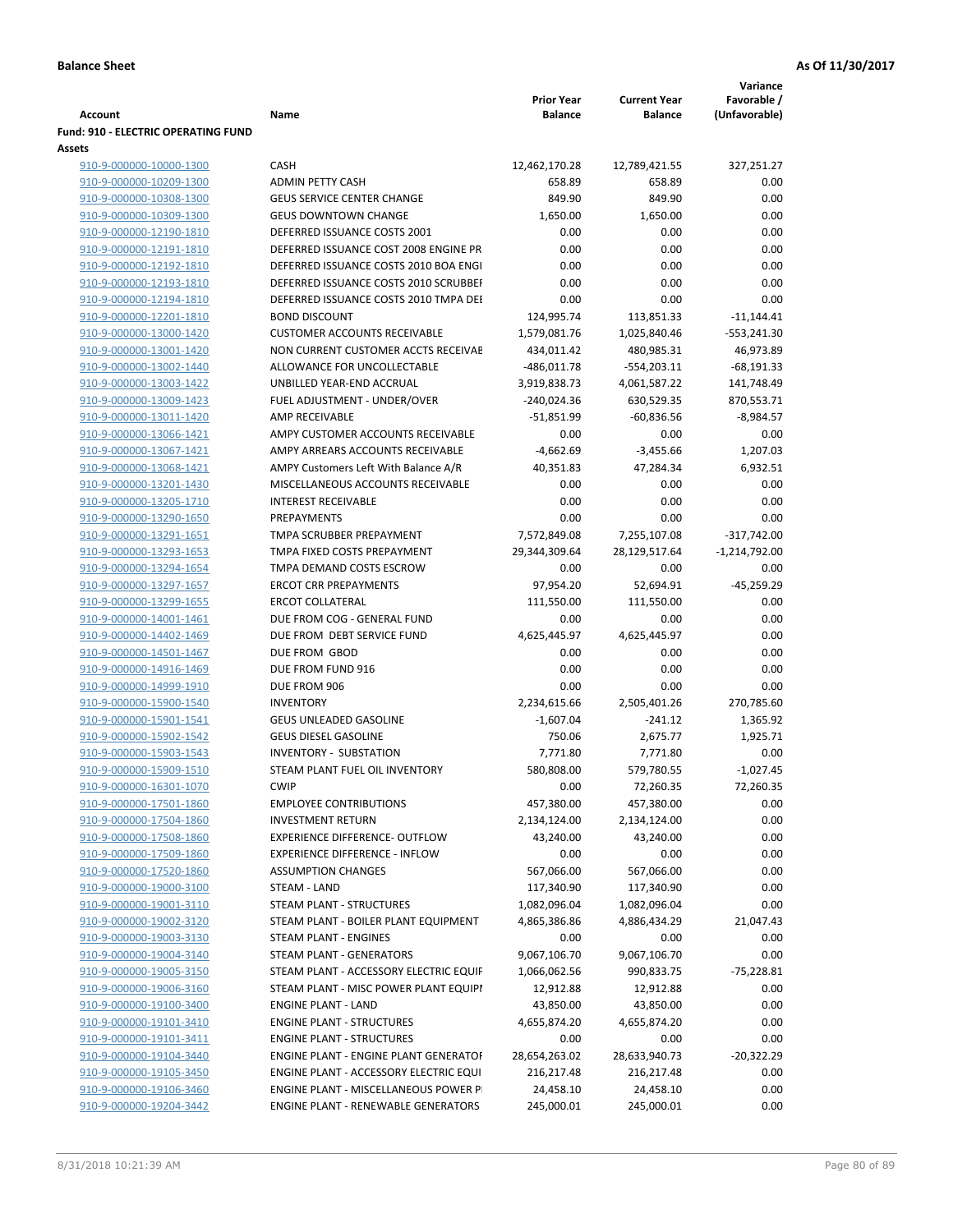**Balance Sheet** **As Of 11/30/2017**

| Account | Name | Prior Year Balance | Current Year Balance | Variance Favorable / (Unfavorable) |
|---|---|---|---|---|
| **Fund: 910 - ELECTRIC OPERATING FUND** | | | | |
| **Assets** | | | | |
| 910-9-000000-10000-1300 | CASH | 12,462,170.28 | 12,789,421.55 | 327,251.27 |
| 910-9-000000-10209-1300 | ADMIN PETTY CASH | 658.89 | 658.89 | 0.00 |
| 910-9-000000-10308-1300 | GEUS SERVICE CENTER CHANGE | 849.90 | 849.90 | 0.00 |
| 910-9-000000-10309-1300 | GEUS DOWNTOWN CHANGE | 1,650.00 | 1,650.00 | 0.00 |
| 910-9-000000-12190-1810 | DEFERRED ISSUANCE COSTS 2001 | 0.00 | 0.00 | 0.00 |
| 910-9-000000-12191-1810 | DEFERRED ISSUANCE COST 2008 ENGINE PR | 0.00 | 0.00 | 0.00 |
| 910-9-000000-12192-1810 | DEFERRED ISSUANCE COSTS 2010 BOA ENGI | 0.00 | 0.00 | 0.00 |
| 910-9-000000-12193-1810 | DEFERRED ISSUANCE COSTS 2010 SCRUBBEI | 0.00 | 0.00 | 0.00 |
| 910-9-000000-12194-1810 | DEFERRED ISSUANCE COSTS 2010 TMPA DEI | 0.00 | 0.00 | 0.00 |
| 910-9-000000-12201-1810 | BOND DISCOUNT | 124,995.74 | 113,851.33 | -11,144.41 |
| 910-9-000000-13000-1420 | CUSTOMER ACCOUNTS RECEIVABLE | 1,579,081.76 | 1,025,840.46 | -553,241.30 |
| 910-9-000000-13001-1420 | NON CURRENT CUSTOMER ACCTS RECEIVAE | 434,011.42 | 480,985.31 | 46,973.89 |
| 910-9-000000-13002-1440 | ALLOWANCE FOR UNCOLLECTABLE | -486,011.78 | -554,203.11 | -68,191.33 |
| 910-9-000000-13003-1422 | UNBILLED YEAR-END ACCRUAL | 3,919,838.73 | 4,061,587.22 | 141,748.49 |
| 910-9-000000-13009-1423 | FUEL ADJUSTMENT - UNDER/OVER | -240,024.36 | 630,529.35 | 870,553.71 |
| 910-9-000000-13011-1420 | AMP RECEIVABLE | -51,851.99 | -60,836.56 | -8,984.57 |
| 910-9-000000-13066-1421 | AMPY CUSTOMER ACCOUNTS RECEIVABLE | 0.00 | 0.00 | 0.00 |
| 910-9-000000-13067-1421 | AMPY ARREARS ACCOUNTS RECEIVABLE | -4,662.69 | -3,455.66 | 1,207.03 |
| 910-9-000000-13068-1421 | AMPY Customers Left With Balance A/R | 40,351.83 | 47,284.34 | 6,932.51 |
| 910-9-000000-13201-1430 | MISCELLANEOUS ACCOUNTS RECEIVABLE | 0.00 | 0.00 | 0.00 |
| 910-9-000000-13205-1710 | INTEREST RECEIVABLE | 0.00 | 0.00 | 0.00 |
| 910-9-000000-13290-1650 | PREPAYMENTS | 0.00 | 0.00 | 0.00 |
| 910-9-000000-13291-1651 | TMPA SCRUBBER PREPAYMENT | 7,572,849.08 | 7,255,107.08 | -317,742.00 |
| 910-9-000000-13293-1653 | TMPA FIXED COSTS PREPAYMENT | 29,344,309.64 | 28,129,517.64 | -1,214,792.00 |
| 910-9-000000-13294-1654 | TMPA DEMAND COSTS ESCROW | 0.00 | 0.00 | 0.00 |
| 910-9-000000-13297-1657 | ERCOT CRR PREPAYMENTS | 97,954.20 | 52,694.91 | -45,259.29 |
| 910-9-000000-13299-1655 | ERCOT COLLATERAL | 111,550.00 | 111,550.00 | 0.00 |
| 910-9-000000-14001-1461 | DUE FROM COG - GENERAL FUND | 0.00 | 0.00 | 0.00 |
| 910-9-000000-14402-1469 | DUE FROM DEBT SERVICE FUND | 4,625,445.97 | 4,625,445.97 | 0.00 |
| 910-9-000000-14501-1467 | DUE FROM GBOD | 0.00 | 0.00 | 0.00 |
| 910-9-000000-14916-1469 | DUE FROM FUND 916 | 0.00 | 0.00 | 0.00 |
| 910-9-000000-14999-1910 | DUE FROM 906 | 0.00 | 0.00 | 0.00 |
| 910-9-000000-15900-1540 | INVENTORY | 2,234,615.66 | 2,505,401.26 | 270,785.60 |
| 910-9-000000-15901-1541 | GEUS UNLEADED GASOLINE | -1,607.04 | -241.12 | 1,365.92 |
| 910-9-000000-15902-1542 | GEUS DIESEL GASOLINE | 750.06 | 2,675.77 | 1,925.71 |
| 910-9-000000-15903-1543 | INVENTORY - SUBSTATION | 7,771.80 | 7,771.80 | 0.00 |
| 910-9-000000-15909-1510 | STEAM PLANT FUEL OIL INVENTORY | 580,808.00 | 579,780.55 | -1,027.45 |
| 910-9-000000-16301-1070 | CWIP | 0.00 | 72,260.35 | 72,260.35 |
| 910-9-000000-17501-1860 | EMPLOYEE CONTRIBUTIONS | 457,380.00 | 457,380.00 | 0.00 |
| 910-9-000000-17504-1860 | INVESTMENT RETURN | 2,134,124.00 | 2,134,124.00 | 0.00 |
| 910-9-000000-17508-1860 | EXPERIENCE DIFFERENCE- OUTFLOW | 43,240.00 | 43,240.00 | 0.00 |
| 910-9-000000-17509-1860 | EXPERIENCE DIFFERENCE - INFLOW | 0.00 | 0.00 | 0.00 |
| 910-9-000000-17520-1860 | ASSUMPTION CHANGES | 567,066.00 | 567,066.00 | 0.00 |
| 910-9-000000-19000-3100 | STEAM - LAND | 117,340.90 | 117,340.90 | 0.00 |
| 910-9-000000-19001-3110 | STEAM PLANT - STRUCTURES | 1,082,096.04 | 1,082,096.04 | 0.00 |
| 910-9-000000-19002-3120 | STEAM PLANT - BOILER PLANT EQUIPMENT | 4,865,386.86 | 4,886,434.29 | 21,047.43 |
| 910-9-000000-19003-3130 | STEAM PLANT - ENGINES | 0.00 | 0.00 | 0.00 |
| 910-9-000000-19004-3140 | STEAM PLANT - GENERATORS | 9,067,106.70 | 9,067,106.70 | 0.00 |
| 910-9-000000-19005-3150 | STEAM PLANT - ACCESSORY ELECTRIC EQUIF | 1,066,062.56 | 990,833.75 | -75,228.81 |
| 910-9-000000-19006-3160 | STEAM PLANT - MISC POWER PLANT EQUIPI | 12,912.88 | 12,912.88 | 0.00 |
| 910-9-000000-19100-3400 | ENGINE PLANT - LAND | 43,850.00 | 43,850.00 | 0.00 |
| 910-9-000000-19101-3410 | ENGINE PLANT - STRUCTURES | 4,655,874.20 | 4,655,874.20 | 0.00 |
| 910-9-000000-19101-3411 | ENGINE PLANT - STRUCTURES | 0.00 | 0.00 | 0.00 |
| 910-9-000000-19104-3440 | ENGINE PLANT - ENGINE PLANT GENERATOF | 28,654,263.02 | 28,633,940.73 | -20,322.29 |
| 910-9-000000-19105-3450 | ENGINE PLANT - ACCESSORY ELECTRIC EQUI | 216,217.48 | 216,217.48 | 0.00 |
| 910-9-000000-19106-3460 | ENGINE PLANT - MISCELLANEOUS POWER P | 24,458.10 | 24,458.10 | 0.00 |
| 910-9-000000-19204-3442 | ENGINE PLANT - RENEWABLE GENERATORS | 245,000.01 | 245,000.01 | 0.00 |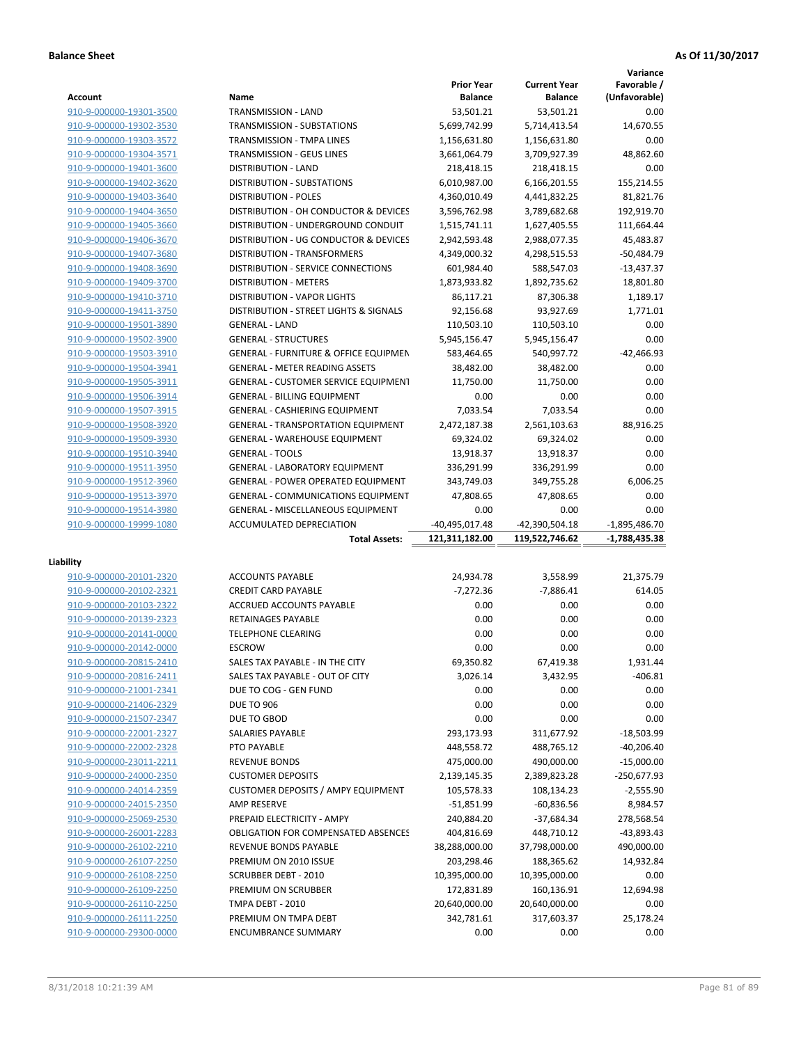**Balance Sheet** **As Of 11/30/2017**

| Account | Name | Prior Year Balance | Current Year Balance | Variance Favorable / (Unfavorable) |
|---|---|---|---|---|
| 910-9-000000-19301-3500 | TRANSMISSION - LAND | 53,501.21 | 53,501.21 | 0.00 |
| 910-9-000000-19302-3530 | TRANSMISSION - SUBSTATIONS | 5,699,742.99 | 5,714,413.54 | 14,670.55 |
| 910-9-000000-19303-3572 | TRANSMISSION - TMPA LINES | 1,156,631.80 | 1,156,631.80 | 0.00 |
| 910-9-000000-19304-3571 | TRANSMISSION - GEUS LINES | 3,661,064.79 | 3,709,927.39 | 48,862.60 |
| 910-9-000000-19401-3600 | DISTRIBUTION - LAND | 218,418.15 | 218,418.15 | 0.00 |
| 910-9-000000-19402-3620 | DISTRIBUTION - SUBSTATIONS | 6,010,987.00 | 6,166,201.55 | 155,214.55 |
| 910-9-000000-19403-3640 | DISTRIBUTION - POLES | 4,360,010.49 | 4,441,832.25 | 81,821.76 |
| 910-9-000000-19404-3650 | DISTRIBUTION - OH CONDUCTOR & DEVICES | 3,596,762.98 | 3,789,682.68 | 192,919.70 |
| 910-9-000000-19405-3660 | DISTRIBUTION - UNDERGROUND CONDUIT | 1,515,741.11 | 1,627,405.55 | 111,664.44 |
| 910-9-000000-19406-3670 | DISTRIBUTION - UG CONDUCTOR & DEVICES | 2,942,593.48 | 2,988,077.35 | 45,483.87 |
| 910-9-000000-19407-3680 | DISTRIBUTION - TRANSFORMERS | 4,349,000.32 | 4,298,515.53 | -50,484.79 |
| 910-9-000000-19408-3690 | DISTRIBUTION - SERVICE CONNECTIONS | 601,984.40 | 588,547.03 | -13,437.37 |
| 910-9-000000-19409-3700 | DISTRIBUTION - METERS | 1,873,933.82 | 1,892,735.62 | 18,801.80 |
| 910-9-000000-19410-3710 | DISTRIBUTION - VAPOR LIGHTS | 86,117.21 | 87,306.38 | 1,189.17 |
| 910-9-000000-19411-3750 | DISTRIBUTION - STREET LIGHTS & SIGNALS | 92,156.68 | 93,927.69 | 1,771.01 |
| 910-9-000000-19501-3890 | GENERAL - LAND | 110,503.10 | 110,503.10 | 0.00 |
| 910-9-000000-19502-3900 | GENERAL - STRUCTURES | 5,945,156.47 | 5,945,156.47 | 0.00 |
| 910-9-000000-19503-3910 | GENERAL - FURNITURE & OFFICE EQUIPMEN | 583,464.65 | 540,997.72 | -42,466.93 |
| 910-9-000000-19504-3941 | GENERAL - METER READING ASSETS | 38,482.00 | 38,482.00 | 0.00 |
| 910-9-000000-19505-3911 | GENERAL - CUSTOMER SERVICE EQUIPMENT | 11,750.00 | 11,750.00 | 0.00 |
| 910-9-000000-19506-3914 | GENERAL - BILLING EQUIPMENT | 0.00 | 0.00 | 0.00 |
| 910-9-000000-19507-3915 | GENERAL - CASHIERING EQUIPMENT | 7,033.54 | 7,033.54 | 0.00 |
| 910-9-000000-19508-3920 | GENERAL - TRANSPORTATION EQUIPMENT | 2,472,187.38 | 2,561,103.63 | 88,916.25 |
| 910-9-000000-19509-3930 | GENERAL - WAREHOUSE EQUIPMENT | 69,324.02 | 69,324.02 | 0.00 |
| 910-9-000000-19510-3940 | GENERAL - TOOLS | 13,918.37 | 13,918.37 | 0.00 |
| 910-9-000000-19511-3950 | GENERAL - LABORATORY EQUIPMENT | 336,291.99 | 336,291.99 | 0.00 |
| 910-9-000000-19512-3960 | GENERAL - POWER OPERATED EQUIPMENT | 343,749.03 | 349,755.28 | 6,006.25 |
| 910-9-000000-19513-3970 | GENERAL - COMMUNICATIONS EQUIPMENT | 47,808.65 | 47,808.65 | 0.00 |
| 910-9-000000-19514-3980 | GENERAL - MISCELLANEOUS EQUIPMENT | 0.00 | 0.00 | 0.00 |
| 910-9-000000-19999-1080 | ACCUMULATED DEPRECIATION | -40,495,017.48 | -42,390,504.18 | -1,895,486.70 |
| | **Total Assets:** | **121,311,182.00** | **119,522,746.62** | **-1,788,435.38** |

**Liability**

| Account | Name | Prior Year Balance | Current Year Balance | Variance Favorable / (Unfavorable) |
|---|---|---|---|---|
| 910-9-000000-20101-2320 | ACCOUNTS PAYABLE | 24,934.78 | 3,558.99 | 21,375.79 |
| 910-9-000000-20102-2321 | CREDIT CARD PAYABLE | -7,272.36 | -7,886.41 | 614.05 |
| 910-9-000000-20103-2322 | ACCRUED ACCOUNTS PAYABLE | 0.00 | 0.00 | 0.00 |
| 910-9-000000-20139-2323 | RETAINAGES PAYABLE | 0.00 | 0.00 | 0.00 |
| 910-9-000000-20141-0000 | TELEPHONE CLEARING | 0.00 | 0.00 | 0.00 |
| 910-9-000000-20142-0000 | ESCROW | 0.00 | 0.00 | 0.00 |
| 910-9-000000-20815-2410 | SALES TAX PAYABLE - IN THE CITY | 69,350.82 | 67,419.38 | 1,931.44 |
| 910-9-000000-20816-2411 | SALES TAX PAYABLE - OUT OF CITY | 3,026.14 | 3,432.95 | -406.81 |
| 910-9-000000-21001-2341 | DUE TO COG - GEN FUND | 0.00 | 0.00 | 0.00 |
| 910-9-000000-21406-2329 | DUE TO 906 | 0.00 | 0.00 | 0.00 |
| 910-9-000000-21507-2347 | DUE TO GBOD | 0.00 | 0.00 | 0.00 |
| 910-9-000000-22001-2327 | SALARIES PAYABLE | 293,173.93 | 311,677.92 | -18,503.99 |
| 910-9-000000-22002-2328 | PTO PAYABLE | 448,558.72 | 488,765.12 | -40,206.40 |
| 910-9-000000-23011-2211 | REVENUE BONDS | 475,000.00 | 490,000.00 | -15,000.00 |
| 910-9-000000-24000-2350 | CUSTOMER DEPOSITS | 2,139,145.35 | 2,389,823.28 | -250,677.93 |
| 910-9-000000-24014-2359 | CUSTOMER DEPOSITS / AMPY EQUIPMENT | 105,578.33 | 108,134.23 | -2,555.90 |
| 910-9-000000-24015-2350 | AMP RESERVE | -51,851.99 | -60,836.56 | 8,984.57 |
| 910-9-000000-25069-2530 | PREPAID ELECTRICITY - AMPY | 240,884.20 | -37,684.34 | 278,568.54 |
| 910-9-000000-26001-2283 | OBLIGATION FOR COMPENSATED ABSENCES | 404,816.69 | 448,710.12 | -43,893.43 |
| 910-9-000000-26102-2210 | REVENUE BONDS PAYABLE | 38,288,000.00 | 37,798,000.00 | 490,000.00 |
| 910-9-000000-26107-2250 | PREMIUM ON 2010 ISSUE | 203,298.46 | 188,365.62 | 14,932.84 |
| 910-9-000000-26108-2250 | SCRUBBER DEBT - 2010 | 10,395,000.00 | 10,395,000.00 | 0.00 |
| 910-9-000000-26109-2250 | PREMIUM ON SCRUBBER | 172,831.89 | 160,136.91 | 12,694.98 |
| 910-9-000000-26110-2250 | TMPA DEBT - 2010 | 20,640,000.00 | 20,640,000.00 | 0.00 |
| 910-9-000000-26111-2250 | PREMIUM ON TMPA DEBT | 342,781.61 | 317,603.37 | 25,178.24 |
| 910-9-000000-29300-0000 | ENCUMBRANCE SUMMARY | 0.00 | 0.00 | 0.00 |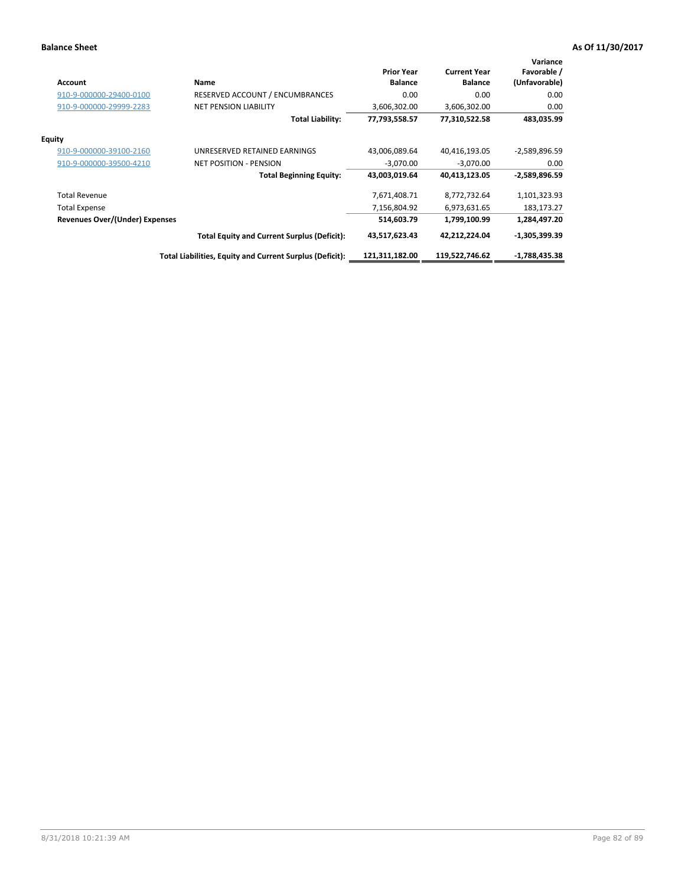**Balance Sheet** **As Of 11/30/2017**

| Account | Name | Prior Year Balance | Current Year Balance | Variance Favorable / (Unfavorable) |
|---|---|---|---|---|
| 910-9-000000-29400-0100 | RESERVED ACCOUNT / ENCUMBRANCES | 0.00 | 0.00 | 0.00 |
| 910-9-000000-29999-2283 | NET PENSION LIABILITY | 3,606,302.00 | 3,606,302.00 | 0.00 |
| | **Total Liability:** | **77,793,558.57** | **77,310,522.58** | **483,035.99** |
| **Equity** | | | | |
| 910-9-000000-39100-2160 | UNRESERVED RETAINED EARNINGS | 43,006,089.64 | 40,416,193.05 | -2,589,896.59 |
| 910-9-000000-39500-4210 | NET POSITION - PENSION | -3,070.00 | -3,070.00 | 0.00 |
| | **Total Beginning Equity:** | **43,003,019.64** | **40,413,123.05** | **-2,589,896.59** |
| Total Revenue | | 7,671,408.71 | 8,772,732.64 | 1,101,323.93 |
| Total Expense | | 7,156,804.92 | 6,973,631.65 | 183,173.27 |
| **Revenues Over/(Under) Expenses** | | **514,603.79** | **1,799,100.99** | **1,284,497.20** |
| | **Total Equity and Current Surplus (Deficit):** | **43,517,623.43** | **42,212,224.04** | **-1,305,399.39** |
| | **Total Liabilities, Equity and Current Surplus (Deficit):** | **121,311,182.00** | **119,522,746.62** | **-1,788,435.38** |

8/31/2018 10:21:39 AM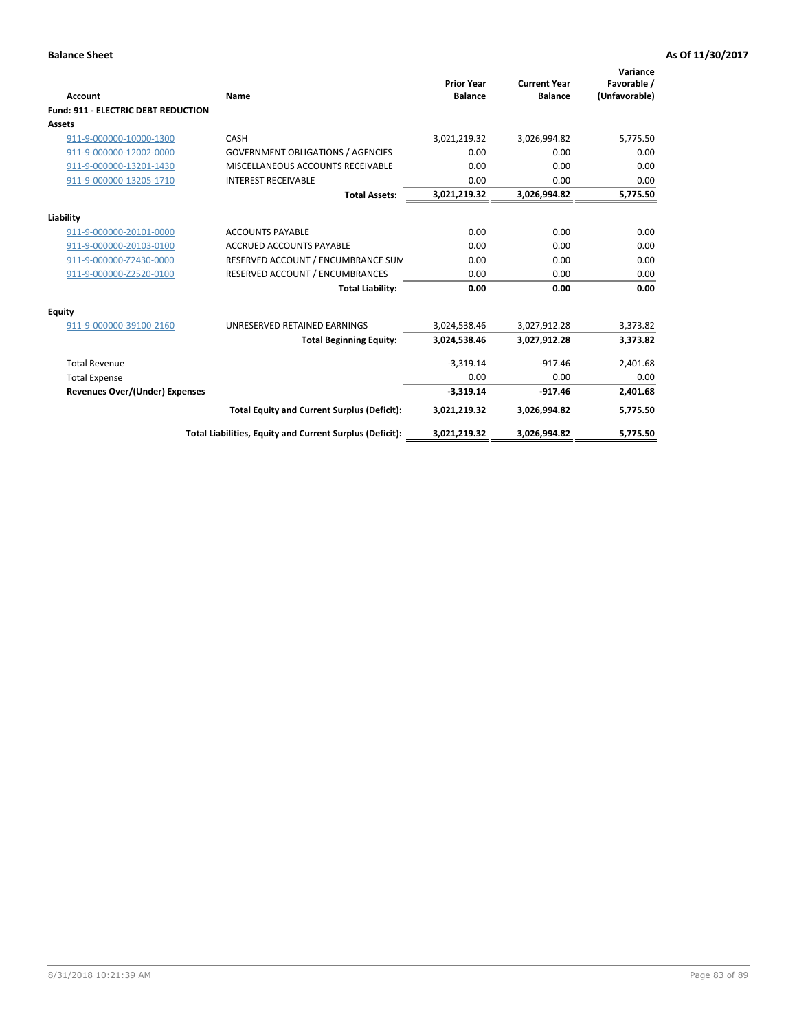**Balance Sheet** **As Of 11/30/2017**

| Account | Name | Prior Year Balance | Current Year Balance | Variance Favorable / (Unfavorable) |
|---|---|---|---|---|
| **Fund: 911 - ELECTRIC DEBT REDUCTION** | | | | |
| **Assets** | | | | |
| 911-9-000000-10000-1300 | CASH | 3,021,219.32 | 3,026,994.82 | 5,775.50 |
| 911-9-000000-12002-0000 | GOVERNMENT OBLIGATIONS / AGENCIES | 0.00 | 0.00 | 0.00 |
| 911-9-000000-13201-1430 | MISCELLANEOUS ACCOUNTS RECEIVABLE | 0.00 | 0.00 | 0.00 |
| 911-9-000000-13205-1710 | INTEREST RECEIVABLE | 0.00 | 0.00 | 0.00 |
| | **Total Assets:** | **3,021,219.32** | **3,026,994.82** | **5,775.50** |
| **Liability** | | | | |
| 911-9-000000-20101-0000 | ACCOUNTS PAYABLE | 0.00 | 0.00 | 0.00 |
| 911-9-000000-20103-0100 | ACCRUED ACCOUNTS PAYABLE | 0.00 | 0.00 | 0.00 |
| 911-9-000000-Z2430-0000 | RESERVED ACCOUNT / ENCUMBRANCE SUM | 0.00 | 0.00 | 0.00 |
| 911-9-000000-Z2520-0100 | RESERVED ACCOUNT / ENCUMBRANCES | 0.00 | 0.00 | 0.00 |
| | **Total Liability:** | **0.00** | **0.00** | **0.00** |
| **Equity** | | | | |
| 911-9-000000-39100-2160 | UNRESERVED RETAINED EARNINGS | 3,024,538.46 | 3,027,912.28 | 3,373.82 |
| | **Total Beginning Equity:** | **3,024,538.46** | **3,027,912.28** | **3,373.82** |
| Total Revenue | | -3,319.14 | -917.46 | 2,401.68 |
| Total Expense | | 0.00 | 0.00 | 0.00 |
| **Revenues Over/(Under) Expenses** | | **-3,319.14** | **-917.46** | **2,401.68** |
| | **Total Equity and Current Surplus (Deficit):** | **3,021,219.32** | **3,026,994.82** | **5,775.50** |
| | **Total Liabilities, Equity and Current Surplus (Deficit):** | **3,021,219.32** | **3,026,994.82** | **5,775.50** |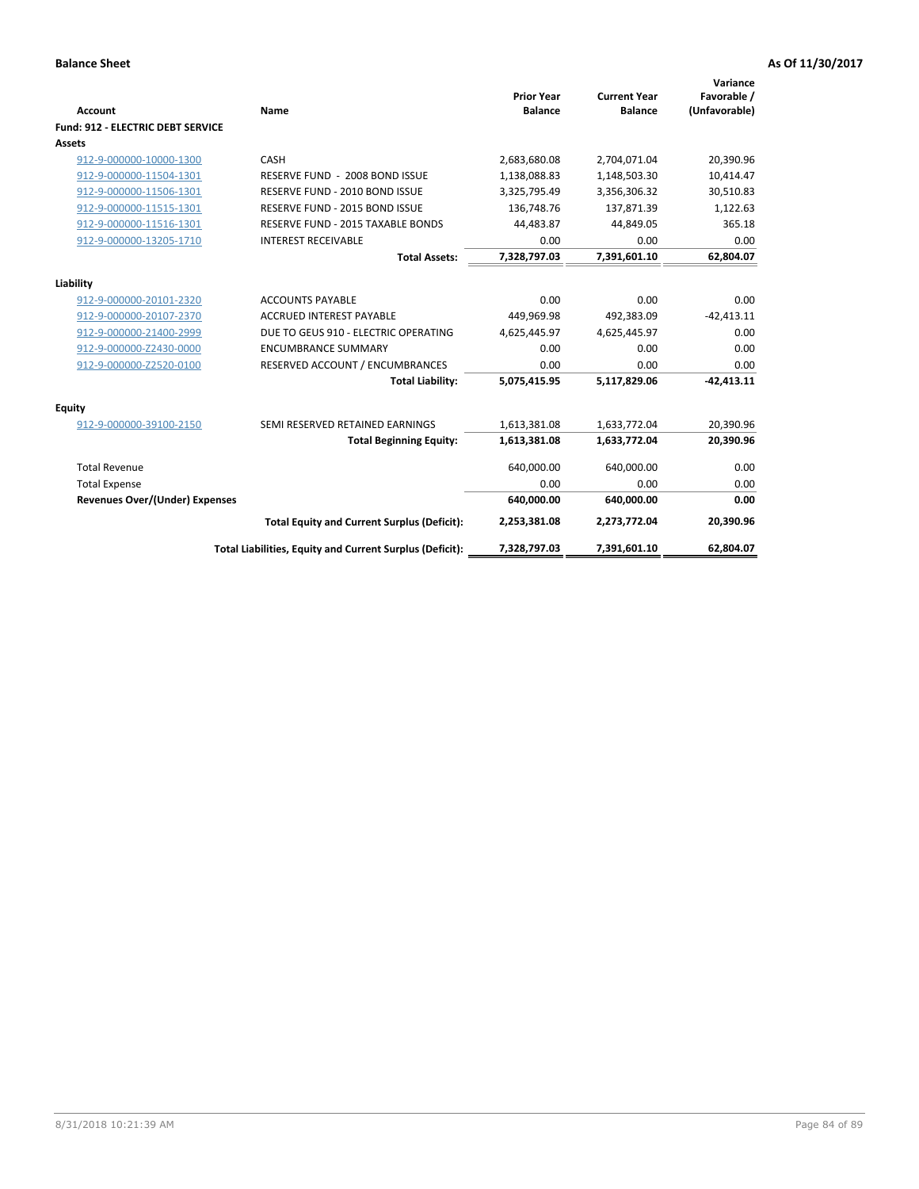**Balance Sheet** **As Of 11/30/2017**

| Account | Name | Prior Year Balance | Current Year Balance | Variance Favorable / (Unfavorable) |
|---|---|---|---|---|
| **Fund: 912 - ELECTRIC DEBT SERVICE** | | | | |
| **Assets** | | | | |
| 912-9-000000-10000-1300 | CASH | 2,683,680.08 | 2,704,071.04 | 20,390.96 |
| 912-9-000000-11504-1301 | RESERVE FUND - 2008 BOND ISSUE | 1,138,088.83 | 1,148,503.30 | 10,414.47 |
| 912-9-000000-11506-1301 | RESERVE FUND - 2010 BOND ISSUE | 3,325,795.49 | 3,356,306.32 | 30,510.83 |
| 912-9-000000-11515-1301 | RESERVE FUND - 2015 BOND ISSUE | 136,748.76 | 137,871.39 | 1,122.63 |
| 912-9-000000-11516-1301 | RESERVE FUND - 2015 TAXABLE BONDS | 44,483.87 | 44,849.05 | 365.18 |
| 912-9-000000-13205-1710 | INTEREST RECEIVABLE | 0.00 | 0.00 | 0.00 |
| | **Total Assets:** | **7,328,797.03** | **7,391,601.10** | **62,804.07** |
| **Liability** | | | | |
| 912-9-000000-20101-2320 | ACCOUNTS PAYABLE | 0.00 | 0.00 | 0.00 |
| 912-9-000000-20107-2370 | ACCRUED INTEREST PAYABLE | 449,969.98 | 492,383.09 | -42,413.11 |
| 912-9-000000-21400-2999 | DUE TO GEUS 910 - ELECTRIC OPERATING | 4,625,445.97 | 4,625,445.97 | 0.00 |
| 912-9-000000-Z2430-0000 | ENCUMBRANCE SUMMARY | 0.00 | 0.00 | 0.00 |
| 912-9-000000-Z2520-0100 | RESERVED ACCOUNT / ENCUMBRANCES | 0.00 | 0.00 | 0.00 |
| | **Total Liability:** | **5,075,415.95** | **5,117,829.06** | **-42,413.11** |
| **Equity** | | | | |
| 912-9-000000-39100-2150 | SEMI RESERVED RETAINED EARNINGS | 1,613,381.08 | 1,633,772.04 | 20,390.96 |
| | **Total Beginning Equity:** | **1,613,381.08** | **1,633,772.04** | **20,390.96** |
| Total Revenue | | 640,000.00 | 640,000.00 | 0.00 |
| Total Expense | | 0.00 | 0.00 | 0.00 |
| **Revenues Over/(Under) Expenses** | | **640,000.00** | **640,000.00** | **0.00** |
| | **Total Equity and Current Surplus (Deficit):** | **2,253,381.08** | **2,273,772.04** | **20,390.96** |
| | **Total Liabilities, Equity and Current Surplus (Deficit):** | **7,328,797.03** | **7,391,601.10** | **62,804.07** |

8/31/2018 10:21:39 AM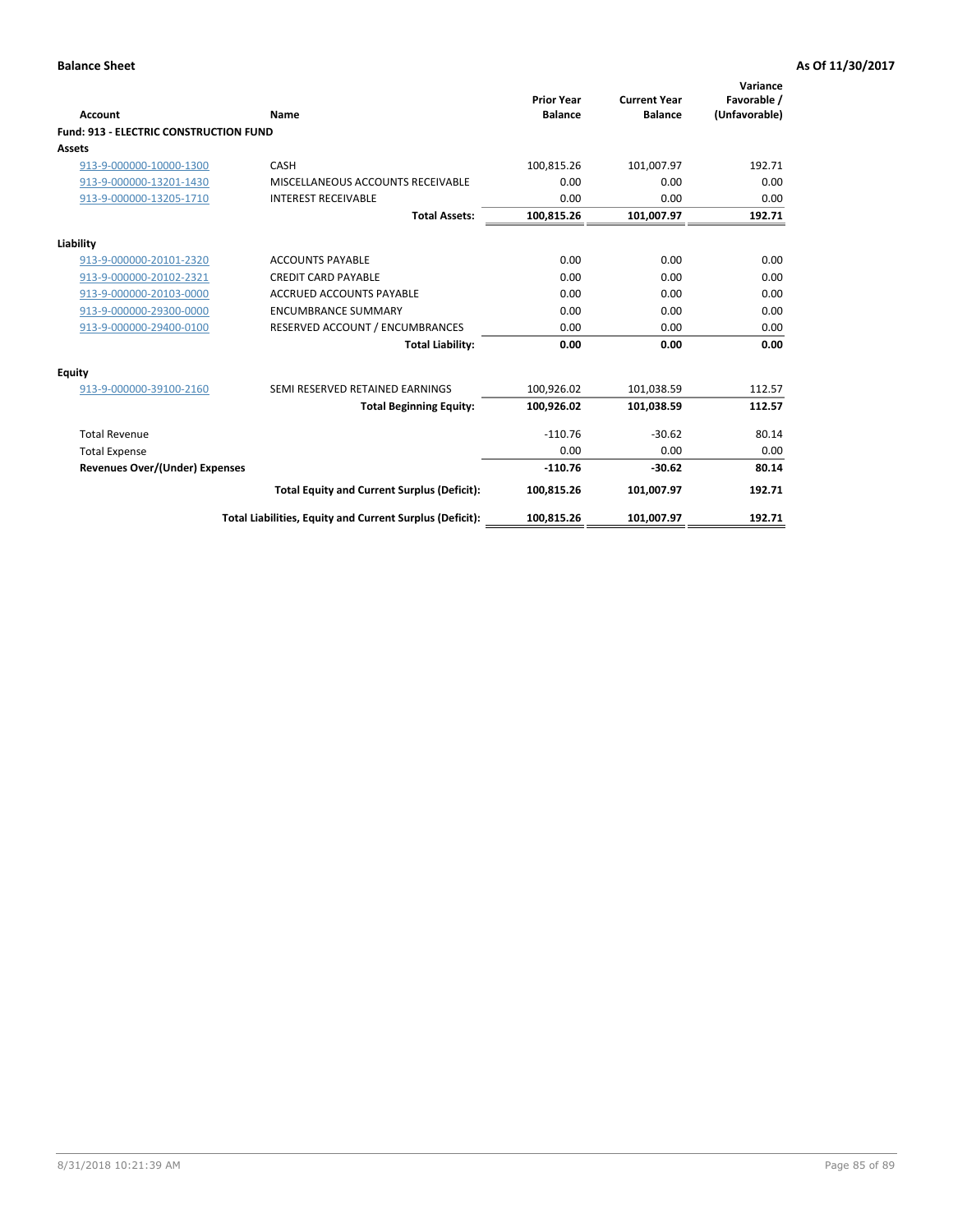**Balance Sheet** — **As Of 11/30/2017**

| Account | Name | Prior Year Balance | Current Year Balance | Variance Favorable / (Unfavorable) |
|---|---|---|---|---|
| **Fund: 913 - ELECTRIC CONSTRUCTION FUND** | | | | |
| **Assets** | | | | |
| 913-9-000000-10000-1300 | CASH | 100,815.26 | 101,007.97 | 192.71 |
| 913-9-000000-13201-1430 | MISCELLANEOUS ACCOUNTS RECEIVABLE | 0.00 | 0.00 | 0.00 |
| 913-9-000000-13205-1710 | INTEREST RECEIVABLE | 0.00 | 0.00 | 0.00 |
| | **Total Assets:** | **100,815.26** | **101,007.97** | **192.71** |
| **Liability** | | | | |
| 913-9-000000-20101-2320 | ACCOUNTS PAYABLE | 0.00 | 0.00 | 0.00 |
| 913-9-000000-20102-2321 | CREDIT CARD PAYABLE | 0.00 | 0.00 | 0.00 |
| 913-9-000000-20103-0000 | ACCRUED ACCOUNTS PAYABLE | 0.00 | 0.00 | 0.00 |
| 913-9-000000-29300-0000 | ENCUMBRANCE SUMMARY | 0.00 | 0.00 | 0.00 |
| 913-9-000000-29400-0100 | RESERVED ACCOUNT / ENCUMBRANCES | 0.00 | 0.00 | 0.00 |
| | **Total Liability:** | **0.00** | **0.00** | **0.00** |
| **Equity** | | | | |
| 913-9-000000-39100-2160 | SEMI RESERVED RETAINED EARNINGS | 100,926.02 | 101,038.59 | 112.57 |
| | **Total Beginning Equity:** | **100,926.02** | **101,038.59** | **112.57** |
| Total Revenue | | -110.76 | -30.62 | 80.14 |
| Total Expense | | 0.00 | 0.00 | 0.00 |
| **Revenues Over/(Under) Expenses** | | **-110.76** | **-30.62** | **80.14** |
| | **Total Equity and Current Surplus (Deficit):** | **100,815.26** | **101,007.97** | **192.71** |
| | **Total Liabilities, Equity and Current Surplus (Deficit):** | **100,815.26** | **101,007.97** | **192.71** |

8/31/2018 10:21:39 AM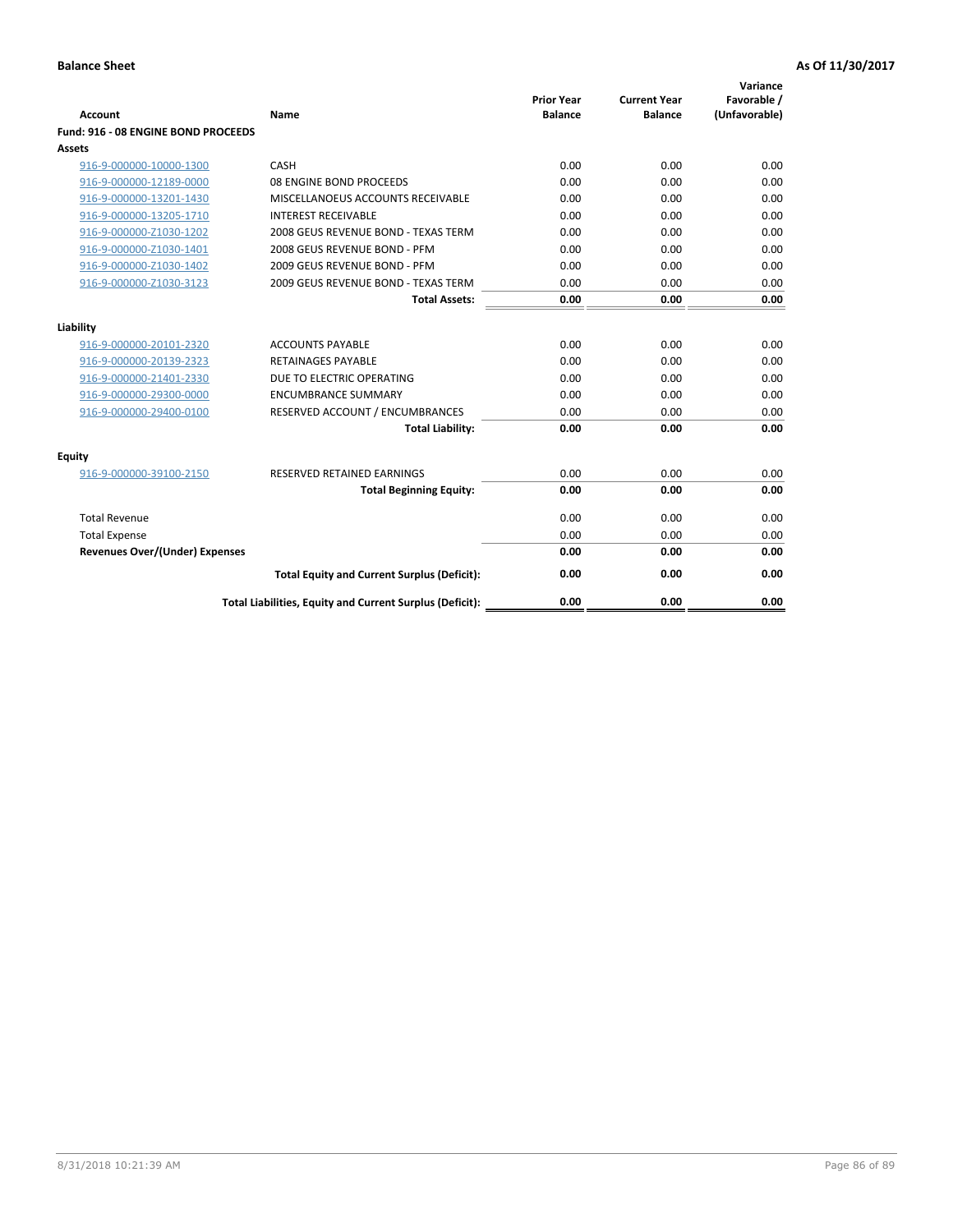**Balance Sheet** **As Of 11/30/2017**

| Account | Name | Prior Year Balance | Current Year Balance | Variance Favorable / (Unfavorable) |
|---|---|---|---|---|
| **Fund: 916 - 08 ENGINE BOND PROCEEDS** | | | | |
| **Assets** | | | | |
| 916-9-000000-10000-1300 | CASH | 0.00 | 0.00 | 0.00 |
| 916-9-000000-12189-0000 | 08 ENGINE BOND PROCEEDS | 0.00 | 0.00 | 0.00 |
| 916-9-000000-13201-1430 | MISCELLANOEUS ACCOUNTS RECEIVABLE | 0.00 | 0.00 | 0.00 |
| 916-9-000000-13205-1710 | INTEREST RECEIVABLE | 0.00 | 0.00 | 0.00 |
| 916-9-000000-Z1030-1202 | 2008 GEUS REVENUE BOND - TEXAS TERM | 0.00 | 0.00 | 0.00 |
| 916-9-000000-Z1030-1401 | 2008 GEUS REVENUE BOND - PFM | 0.00 | 0.00 | 0.00 |
| 916-9-000000-Z1030-1402 | 2009 GEUS REVENUE BOND - PFM | 0.00 | 0.00 | 0.00 |
| 916-9-000000-Z1030-3123 | 2009 GEUS REVENUE BOND - TEXAS TERM | 0.00 | 0.00 | 0.00 |
| | **Total Assets:** | **0.00** | **0.00** | **0.00** |
| **Liability** | | | | |
| 916-9-000000-20101-2320 | ACCOUNTS PAYABLE | 0.00 | 0.00 | 0.00 |
| 916-9-000000-20139-2323 | RETAINAGES PAYABLE | 0.00 | 0.00 | 0.00 |
| 916-9-000000-21401-2330 | DUE TO ELECTRIC OPERATING | 0.00 | 0.00 | 0.00 |
| 916-9-000000-29300-0000 | ENCUMBRANCE SUMMARY | 0.00 | 0.00 | 0.00 |
| 916-9-000000-29400-0100 | RESERVED ACCOUNT / ENCUMBRANCES | 0.00 | 0.00 | 0.00 |
| | **Total Liability:** | **0.00** | **0.00** | **0.00** |
| **Equity** | | | | |
| 916-9-000000-39100-2150 | RESERVED RETAINED EARNINGS | 0.00 | 0.00 | 0.00 |
| | **Total Beginning Equity:** | **0.00** | **0.00** | **0.00** |
| Total Revenue | | 0.00 | 0.00 | 0.00 |
| Total Expense | | 0.00 | 0.00 | 0.00 |
| **Revenues Over/(Under) Expenses** | | **0.00** | **0.00** | **0.00** |
| | **Total Equity and Current Surplus (Deficit):** | **0.00** | **0.00** | **0.00** |
| | **Total Liabilities, Equity and Current Surplus (Deficit):** | **0.00** | **0.00** | **0.00** |

8/31/2018 10:21:39 AM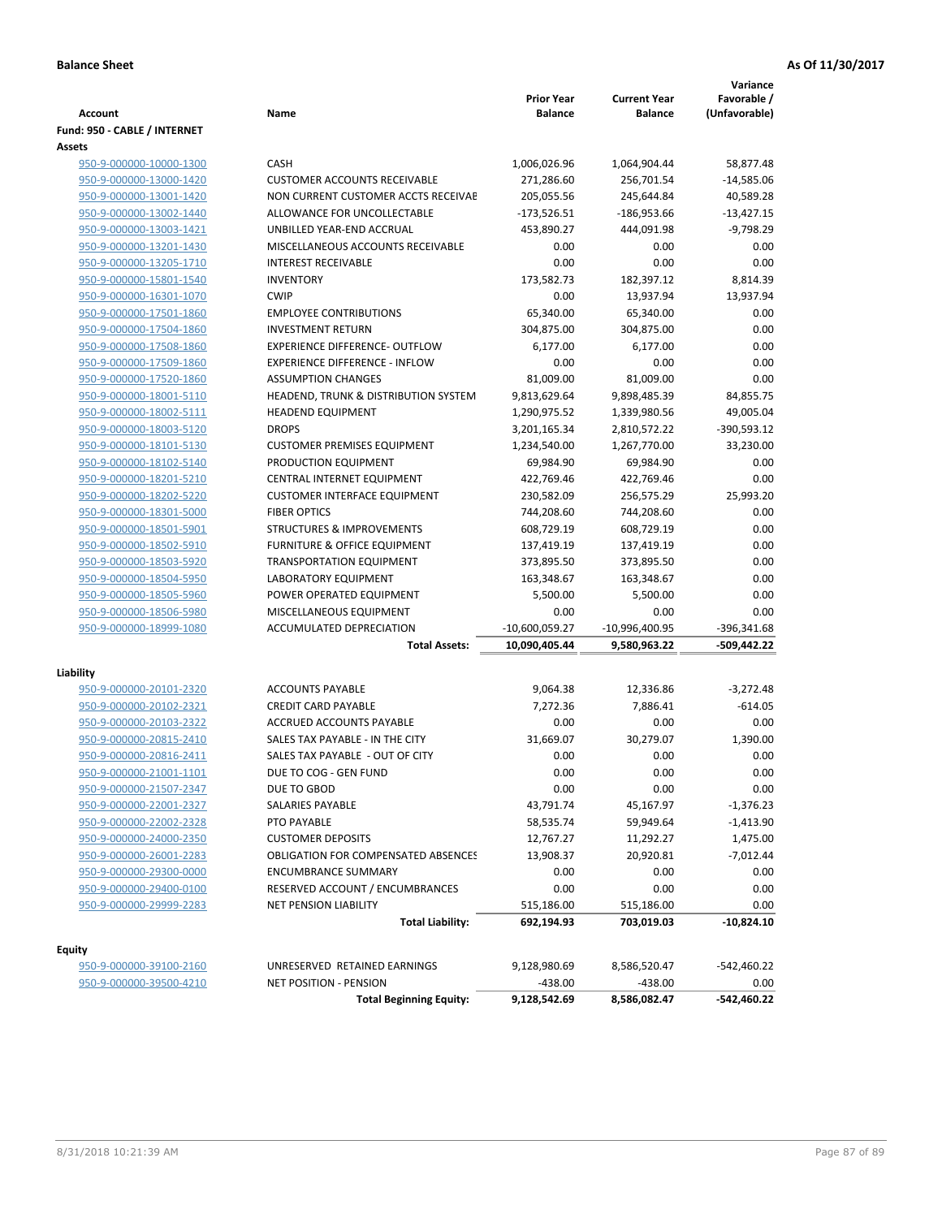**Balance Sheet** | **As Of 11/30/2017**

| Account | Name | Prior Year Balance | Current Year Balance | Variance Favorable / (Unfavorable) |
|---|---|---|---|---|
| **Fund: 950 - CABLE / INTERNET** | | | | |
| **Assets** | | | | |
| 950-9-000000-10000-1300 | CASH | 1,006,026.96 | 1,064,904.44 | 58,877.48 |
| 950-9-000000-13000-1420 | CUSTOMER ACCOUNTS RECEIVABLE | 271,286.60 | 256,701.54 | -14,585.06 |
| 950-9-000000-13001-1420 | NON CURRENT CUSTOMER ACCTS RECEIVAE | 205,055.56 | 245,644.84 | 40,589.28 |
| 950-9-000000-13002-1440 | ALLOWANCE FOR UNCOLLECTABLE | -173,526.51 | -186,953.66 | -13,427.15 |
| 950-9-000000-13003-1421 | UNBILLED YEAR-END ACCRUAL | 453,890.27 | 444,091.98 | -9,798.29 |
| 950-9-000000-13201-1430 | MISCELLANEOUS ACCOUNTS RECEIVABLE | 0.00 | 0.00 | 0.00 |
| 950-9-000000-13205-1710 | INTEREST RECEIVABLE | 0.00 | 0.00 | 0.00 |
| 950-9-000000-15801-1540 | INVENTORY | 173,582.73 | 182,397.12 | 8,814.39 |
| 950-9-000000-16301-1070 | CWIP | 0.00 | 13,937.94 | 13,937.94 |
| 950-9-000000-17501-1860 | EMPLOYEE CONTRIBUTIONS | 65,340.00 | 65,340.00 | 0.00 |
| 950-9-000000-17504-1860 | INVESTMENT RETURN | 304,875.00 | 304,875.00 | 0.00 |
| 950-9-000000-17508-1860 | EXPERIENCE DIFFERENCE- OUTFLOW | 6,177.00 | 6,177.00 | 0.00 |
| 950-9-000000-17509-1860 | EXPERIENCE DIFFERENCE - INFLOW | 0.00 | 0.00 | 0.00 |
| 950-9-000000-17520-1860 | ASSUMPTION CHANGES | 81,009.00 | 81,009.00 | 0.00 |
| 950-9-000000-18001-5110 | HEADEND, TRUNK & DISTRIBUTION SYSTEM | 9,813,629.64 | 9,898,485.39 | 84,855.75 |
| 950-9-000000-18002-5111 | HEADEND EQUIPMENT | 1,290,975.52 | 1,339,980.56 | 49,005.04 |
| 950-9-000000-18003-5120 | DROPS | 3,201,165.34 | 2,810,572.22 | -390,593.12 |
| 950-9-000000-18101-5130 | CUSTOMER PREMISES EQUIPMENT | 1,234,540.00 | 1,267,770.00 | 33,230.00 |
| 950-9-000000-18102-5140 | PRODUCTION EQUIPMENT | 69,984.90 | 69,984.90 | 0.00 |
| 950-9-000000-18201-5210 | CENTRAL INTERNET EQUIPMENT | 422,769.46 | 422,769.46 | 0.00 |
| 950-9-000000-18202-5220 | CUSTOMER INTERFACE EQUIPMENT | 230,582.09 | 256,575.29 | 25,993.20 |
| 950-9-000000-18301-5000 | FIBER OPTICS | 744,208.60 | 744,208.60 | 0.00 |
| 950-9-000000-18501-5901 | STRUCTURES & IMPROVEMENTS | 608,729.19 | 608,729.19 | 0.00 |
| 950-9-000000-18502-5910 | FURNITURE & OFFICE EQUIPMENT | 137,419.19 | 137,419.19 | 0.00 |
| 950-9-000000-18503-5920 | TRANSPORTATION EQUIPMENT | 373,895.50 | 373,895.50 | 0.00 |
| 950-9-000000-18504-5950 | LABORATORY EQUIPMENT | 163,348.67 | 163,348.67 | 0.00 |
| 950-9-000000-18505-5960 | POWER OPERATED EQUIPMENT | 5,500.00 | 5,500.00 | 0.00 |
| 950-9-000000-18506-5980 | MISCELLANEOUS EQUIPMENT | 0.00 | 0.00 | 0.00 |
| 950-9-000000-18999-1080 | ACCUMULATED DEPRECIATION | -10,600,059.27 | -10,996,400.95 | -396,341.68 |
| | **Total Assets:** | **10,090,405.44** | **9,580,963.22** | **-509,442.22** |
| **Liability** | | | | |
| 950-9-000000-20101-2320 | ACCOUNTS PAYABLE | 9,064.38 | 12,336.86 | -3,272.48 |
| 950-9-000000-20102-2321 | CREDIT CARD PAYABLE | 7,272.36 | 7,886.41 | -614.05 |
| 950-9-000000-20103-2322 | ACCRUED ACCOUNTS PAYABLE | 0.00 | 0.00 | 0.00 |
| 950-9-000000-20815-2410 | SALES TAX PAYABLE - IN THE CITY | 31,669.07 | 30,279.07 | 1,390.00 |
| 950-9-000000-20816-2411 | SALES TAX PAYABLE - OUT OF CITY | 0.00 | 0.00 | 0.00 |
| 950-9-000000-21001-1101 | DUE TO COG - GEN FUND | 0.00 | 0.00 | 0.00 |
| 950-9-000000-21507-2347 | DUE TO GBOD | 0.00 | 0.00 | 0.00 |
| 950-9-000000-22001-2327 | SALARIES PAYABLE | 43,791.74 | 45,167.97 | -1,376.23 |
| 950-9-000000-22002-2328 | PTO PAYABLE | 58,535.74 | 59,949.64 | -1,413.90 |
| 950-9-000000-24000-2350 | CUSTOMER DEPOSITS | 12,767.27 | 11,292.27 | 1,475.00 |
| 950-9-000000-26001-2283 | OBLIGATION FOR COMPENSATED ABSENCES | 13,908.37 | 20,920.81 | -7,012.44 |
| 950-9-000000-29300-0000 | ENCUMBRANCE SUMMARY | 0.00 | 0.00 | 0.00 |
| 950-9-000000-29400-0100 | RESERVED ACCOUNT / ENCUMBRANCES | 0.00 | 0.00 | 0.00 |
| 950-9-000000-29999-2283 | NET PENSION LIABILITY | 515,186.00 | 515,186.00 | 0.00 |
| | **Total Liability:** | **692,194.93** | **703,019.03** | **-10,824.10** |
| **Equity** | | | | |
| 950-9-000000-39100-2160 | UNRESERVED RETAINED EARNINGS | 9,128,980.69 | 8,586,520.47 | -542,460.22 |
| 950-9-000000-39500-4210 | NET POSITION - PENSION | -438.00 | -438.00 | 0.00 |
| | **Total Beginning Equity:** | **9,128,542.69** | **8,586,082.47** | **-542,460.22** |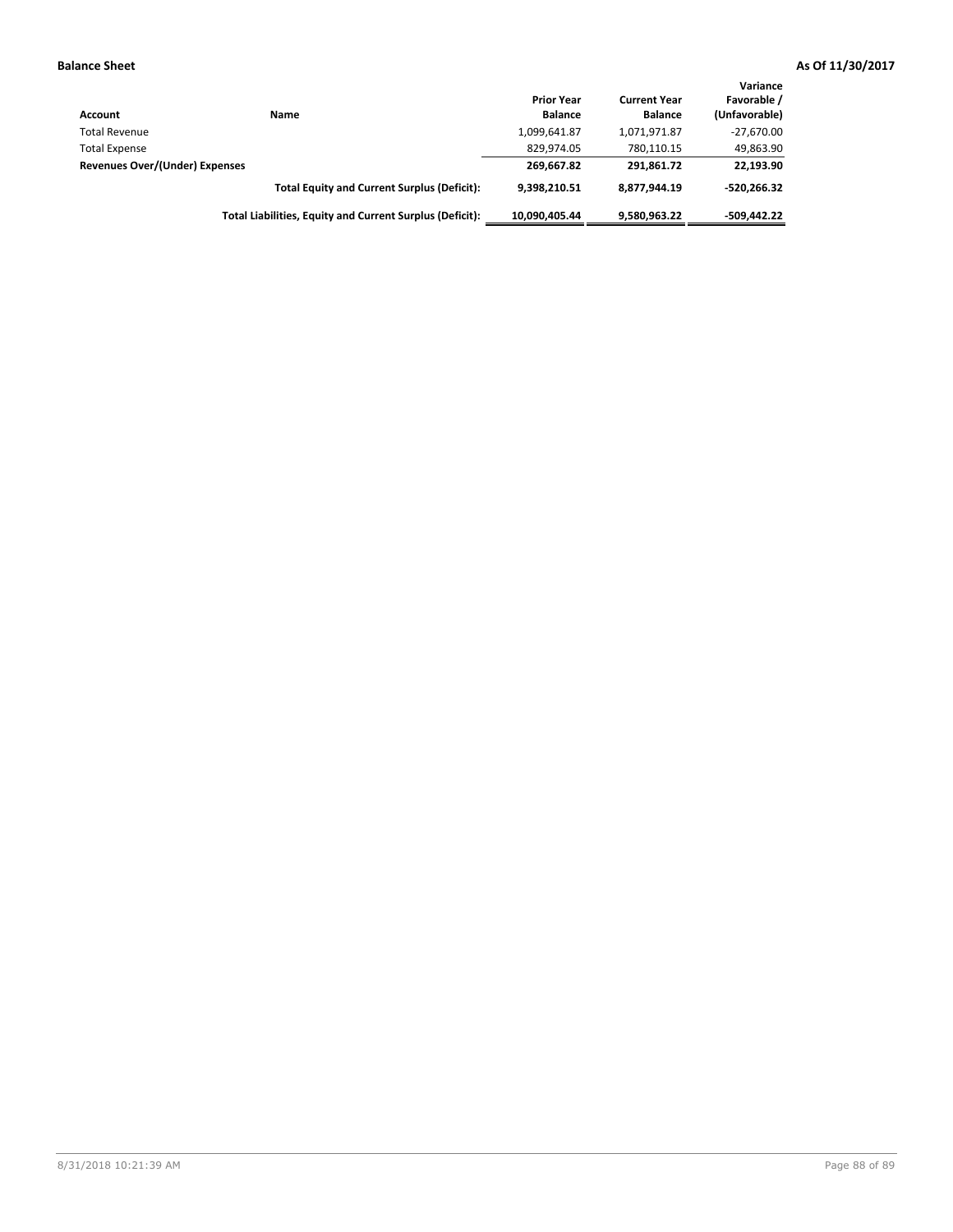**Balance Sheet** **As Of 11/30/2017**

| Account | Name | Prior Year Balance | Current Year Balance | Variance Favorable / (Unfavorable) |
|---|---|---|---|---|
| Total Revenue | | 1,099,641.87 | 1,071,971.87 | -27,670.00 |
| Total Expense | | 829,974.05 | 780,110.15 | 49,863.90 |
| **Revenues Over/(Under) Expenses** | | **269,667.82** | **291,861.72** | **22,193.90** |
| | **Total Equity and Current Surplus (Deficit):** | **9,398,210.51** | **8,877,944.19** | **-520,266.32** |
| | **Total Liabilities, Equity and Current Surplus (Deficit):** | **10,090,405.44** | **9,580,963.22** | **-509,442.22** |

8/31/2018 10:21:39 AM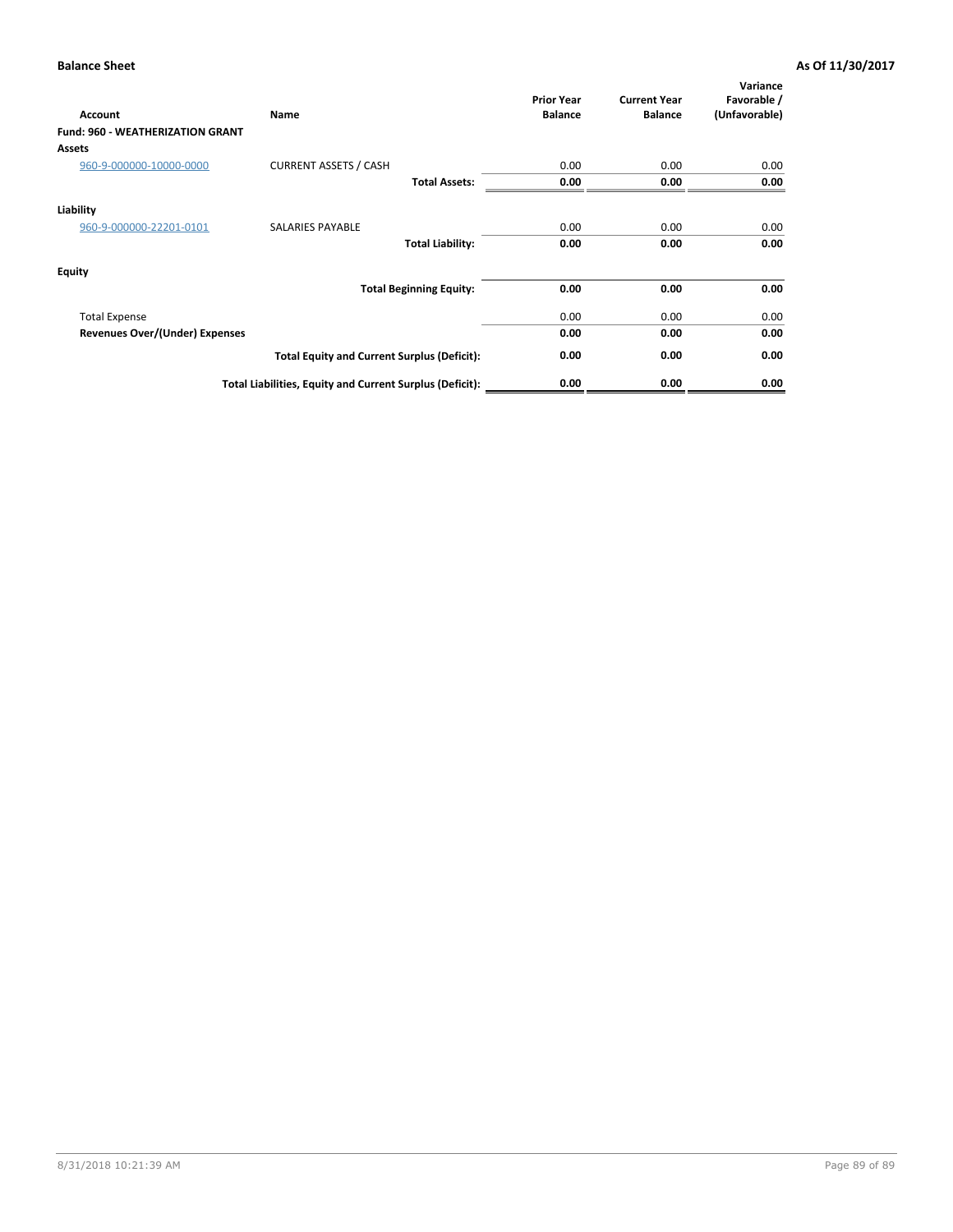**Balance Sheet** **As Of 11/30/2017**

| Account | Name | Prior Year Balance | Current Year Balance | Variance Favorable / (Unfavorable) |
|---|---|---|---|---|
| **Fund: 960 - WEATHERIZATION GRANT** | | | | |
| **Assets** | | | | |
| 960-9-000000-10000-0000 | CURRENT ASSETS / CASH | 0.00 | 0.00 | 0.00 |
| | **Total Assets:** | **0.00** | **0.00** | **0.00** |
| **Liability** | | | | |
| 960-9-000000-22201-0101 | SALARIES PAYABLE | 0.00 | 0.00 | 0.00 |
| | **Total Liability:** | **0.00** | **0.00** | **0.00** |
| **Equity** | | | | |
| | **Total Beginning Equity:** | **0.00** | **0.00** | **0.00** |
| Total Expense | | 0.00 | 0.00 | 0.00 |
| **Revenues Over/(Under) Expenses** | | **0.00** | **0.00** | **0.00** |
| | **Total Equity and Current Surplus (Deficit):** | **0.00** | **0.00** | **0.00** |
| | **Total Liabilities, Equity and Current Surplus (Deficit):** | **0.00** | **0.00** | **0.00** |